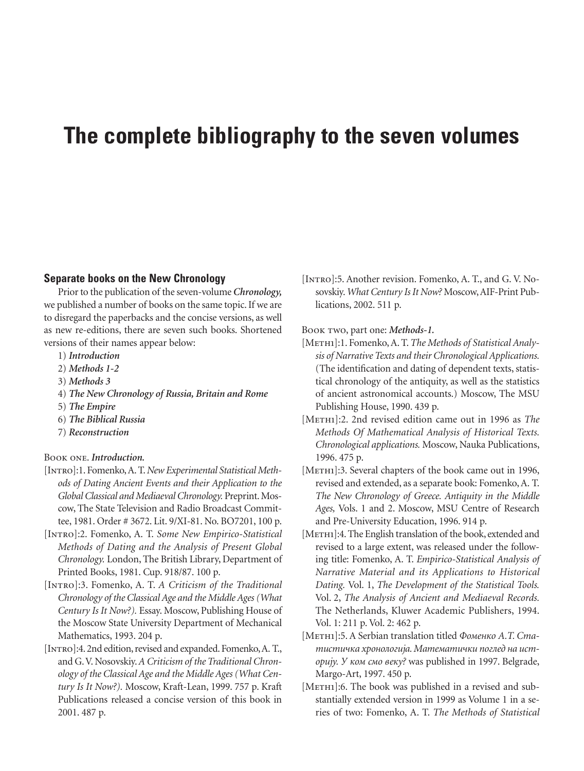# The complete bibliography to the seven volumes

## Separate books on the New Chronology

Prior to the publication of the seven-volume ***Chronology,*** we published a number of books on the same topic. If we are to disregard the paperbacks and the concise versions, as well as new re-editions, there are seven such books. Shortened versions of their names appear below:

1) ***Introduction***
2) ***Methods 1-2***
3) ***Methods 3***
4) ***The New Chronology of Russia, Britain and Rome***
5) ***The Empire***
6) ***The Biblical Russia***
7) ***Reconstruction***

Book one. ***Introduction.***

[Intro]:1. Fomenko, A. T. *New Experimental Statistical Methods of Dating Ancient Events and their Application to the Global Classical and Mediaeval Chronology.* Preprint. Moscow, The State Television and Radio Broadcast Committee, 1981. Order # 3672. Lit. 9/XI-81. No. BO7201, 100 p.

[Intro]:2. Fomenko, A. T. *Some New Empirico-Statistical Methods of Dating and the Analysis of Present Global Chronology.* London, The British Library, Department of Printed Books, 1981. Cup. 918/87. 100 p.

[Intro]:3. Fomenko, A. T. *A Criticism of the Traditional Chronology of the Classical Age and the Middle Ages (What Century Is It Now?).* Essay. Moscow, Publishing House of the Moscow State University Department of Mechanical Mathematics, 1993. 204 p.

[Intro]:4. 2nd edition, revised and expanded. Fomenko, A. T., and G. V. Nosovskiy. *A Criticism of the Traditional Chronology of the Classical Age and the Middle Ages (What Century Is It Now?).* Moscow, Kraft-Lean, 1999. 757 p. Kraft Publications released a concise version of this book in 2001. 487 p.

[Intro]:5. Another revision. Fomenko, A. T., and G. V. Nosovskiy. *What Century Is It Now?* Moscow, AIF-Print Publications, 2002. 511 p.

Book two, part one: ***Methods-1.***

[Meth1]:1. Fomenko, A. T. *The Methods of Statistical Analysis of Narrative Texts and their Chronological Applications.* (The identification and dating of dependent texts, statistical chronology of the antiquity, as well as the statistics of ancient astronomical accounts.) Moscow, The MSU Publishing House, 1990. 439 p.

[Meth1]:2. 2nd revised edition came out in 1996 as *The Methods Of Mathematical Analysis of Historical Texts. Chronological applications.* Moscow, Nauka Publications, 1996. 475 p.

[Meth1]:3. Several chapters of the book came out in 1996, revised and extended, as a separate book: Fomenko, A. T. *The New Chronology of Greece. Antiquity in the Middle Ages,* Vols. 1 and 2. Moscow, MSU Centre of Research and Pre-University Education, 1996. 914 p.

[Meth1]:4. The English translation of the book, extended and revised to a large extent, was released under the following title: Fomenko, A. T. *Empirico-Statistical Analysis of Narrative Material and its Applications to Historical Dating.* Vol. 1, *The Development of the Statistical Tools.* Vol. 2, *The Analysis of Ancient and Mediaeval Records.* The Netherlands, Kluwer Academic Publishers, 1994. Vol. 1: 211 p. Vol. 2: 462 p.

[Meth1]:5. A Serbian translation titled *Фоменко А.Т. Статистичка хронологиjа. Математички поглед на историjу. У ком смо веку?* was published in 1997. Belgrade, Margo-Art, 1997. 450 p.

[Meth1]:6. The book was published in a revised and substantially extended version in 1999 as Volume 1 in a series of two: Fomenko, A. T. *The Methods of Statistical*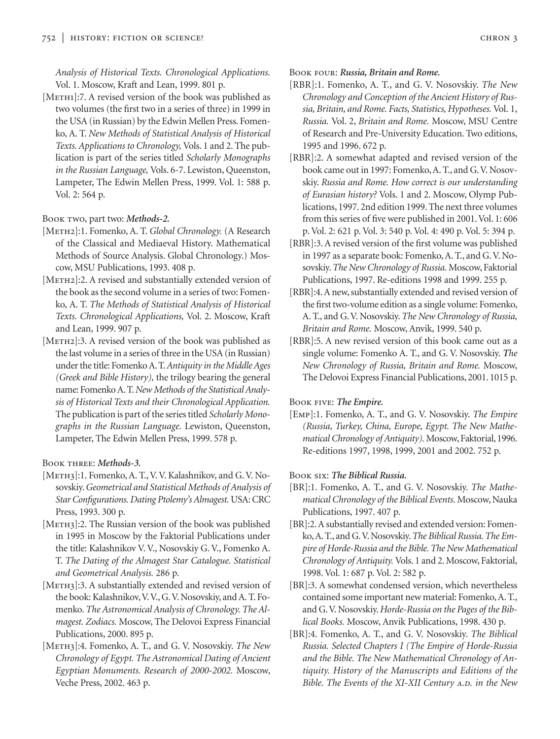*Analysis of Historical Texts. Chronological Applications.* Vol. 1. Moscow, Kraft and Lean, 1999. 801 p.

[METH1]:7. A revised version of the book was published as two volumes (the first two in a series of three) in 1999 in the USA (in Russian) by the Edwin Mellen Press. Fomenko, A. T. *New Methods of Statistical Analysis of Historical Texts. Applications to Chronology,* Vols. 1 and 2. The publication is part of the series titled *Scholarly Monographs in the Russian Language,* Vols. 6-7. Lewiston, Queenston, Lampeter, The Edwin Mellen Press, 1999. Vol. 1: 588 p. Vol. 2: 564 p.

BOOK TWO, part two: ***Methods-2.***

[METH2]:1. Fomenko, A. T. *Global Chronology.* (A Research of the Classical and Mediaeval History. Mathematical Methods of Source Analysis. Global Chronology.) Moscow, MSU Publications, 1993. 408 p.

[METH2]:2. A revised and substantially extended version of the book as the second volume in a series of two: Fomenko, A. T. *The Methods of Statistical Analysis of Historical Texts. Chronological Applications,* Vol. 2. Moscow, Kraft and Lean, 1999. 907 p.

[METH2]:3. A revised version of the book was published as the last volume in a series of three in the USA (in Russian) under the title: Fomenko A. T. *Antiquity in the Middle Ages (Greek and Bible History),* the trilogy bearing the general name: Fomenko A. T. *New Methods of the Statistical Analysis of Historical Texts and their Chronological Application.* The publication is part of the series titled *Scholarly Monographs in the Russian Language.* Lewiston, Queenston, Lampeter, The Edwin Mellen Press, 1999. 578 p.

BOOK THREE: ***Methods-3.***

[METH3]:1. Fomenko, A. T., V. V. Kalashnikov, and G. V. Nosovskiy. *Geometrical and Statistical Methods of Analysis of Star Configurations. Dating Ptolemy's Almagest.* USA: CRC Press, 1993. 300 p.

[METH3]:2. The Russian version of the book was published in 1995 in Moscow by the Faktorial Publications under the title: Kalashnikov V. V., Nosovskiy G. V., Fomenko A. T. *The Dating of the Almagest Star Catalogue. Statistical and Geometrical Analysis.* 286 p.

[METH3]:3. A substantially extended and revised version of the book: Kalashnikov, V. V., G. V. Nosovskiy, and A. T. Fomenko. *The Astronomical Analysis of Chronology. The Almagest. Zodiacs.* Moscow, The Delovoi Express Financial Publications, 2000. 895 p.

[METH3]:4. Fomenko, A. T., and G. V. Nosovskiy. *The New Chronology of Egypt. The Astronomical Dating of Ancient Egyptian Monuments. Research of 2000-2002.* Moscow, Veche Press, 2002. 463 p.

BOOK FOUR: ***Russia, Britain and Rome.***

[RBR]:1. Fomenko, A. T., and G. V. Nosovskiy. *The New Chronology and Conception of the Ancient History of Russia, Britain, and Rome. Facts, Statistics, Hypotheses.* Vol. 1, *Russia.* Vol. 2, *Britain and Rome.* Moscow, MSU Centre of Research and Pre-University Education. Two editions, 1995 and 1996. 672 p.

[RBR]:2. A somewhat adapted and revised version of the book came out in 1997: Fomenko, A. T., and G. V. Nosovskiy. *Russia and Rome. How correct is our understanding of Eurasian history?* Vols. 1 and 2. Moscow, Olymp Publications, 1997. 2nd edition 1999. The next three volumes from this series of five were published in 2001. Vol. 1: 606 p. Vol. 2: 621 p. Vol. 3: 540 p. Vol. 4: 490 p. Vol. 5: 394 p.

[RBR]:3. A revised version of the first volume was published in 1997 as a separate book: Fomenko, A. T., and G. V. Nosovskiy. *The New Chronology of Russia.* Moscow, Faktorial Publications, 1997. Re-editions 1998 and 1999. 255 p.

[RBR]:4. A new, substantially extended and revised version of the first two-volume edition as a single volume: Fomenko, A. T., and G. V. Nosovskiy. *The New Chronology of Russia, Britain and Rome.* Moscow, Anvik, 1999. 540 p.

[RBR]:5. A new revised version of this book came out as a single volume: Fomenko A. T., and G. V. Nosovskiy. *The New Chronology of Russia, Britain and Rome.* Moscow, The Delovoi Express Financial Publications, 2001. 1015 p.

BOOK FIVE: ***The Empire.***

[EMP]:1. Fomenko, A. T., and G. V. Nosovskiy. *The Empire (Russia, Turkey, China, Europe, Egypt. The New Mathematical Chronology of Antiquity).* Moscow, Faktorial, 1996. Re-editions 1997, 1998, 1999, 2001 and 2002. 752 p.

BOOK SIX: ***The Biblical Russia.***

[BR]:1. Fomenko, A. T., and G. V. Nosovskiy. *The Mathematical Chronology of the Biblical Events.* Moscow, Nauka Publications, 1997. 407 p.

[BR]:2. A substantially revised and extended version: Fomenko, A. T., and G. V. Nosovskiy. *The Biblical Russia. The Empire of Horde-Russia and the Bible. The New Mathematical Chronology of Antiquity.* Vols. 1 and 2. Moscow, Faktorial, 1998. Vol. 1: 687 p. Vol. 2: 582 p.

[BR]:3. A somewhat condensed version, which nevertheless contained some important new material: Fomenko, A. T., and G. V. Nosovskiy. *Horde-Russia on the Pages of the Biblical Books.* Moscow, Anvik Publications, 1998. 430 p.

[BR]:4. Fomenko, A. T., and G. V. Nosovskiy. *The Biblical Russia. Selected Chapters I (The Empire of Horde-Russia and the Bible. The New Mathematical Chronology of Antiquity. History of the Manuscripts and Editions of the Bible. The Events of the XI-XII Century A.D. in the New*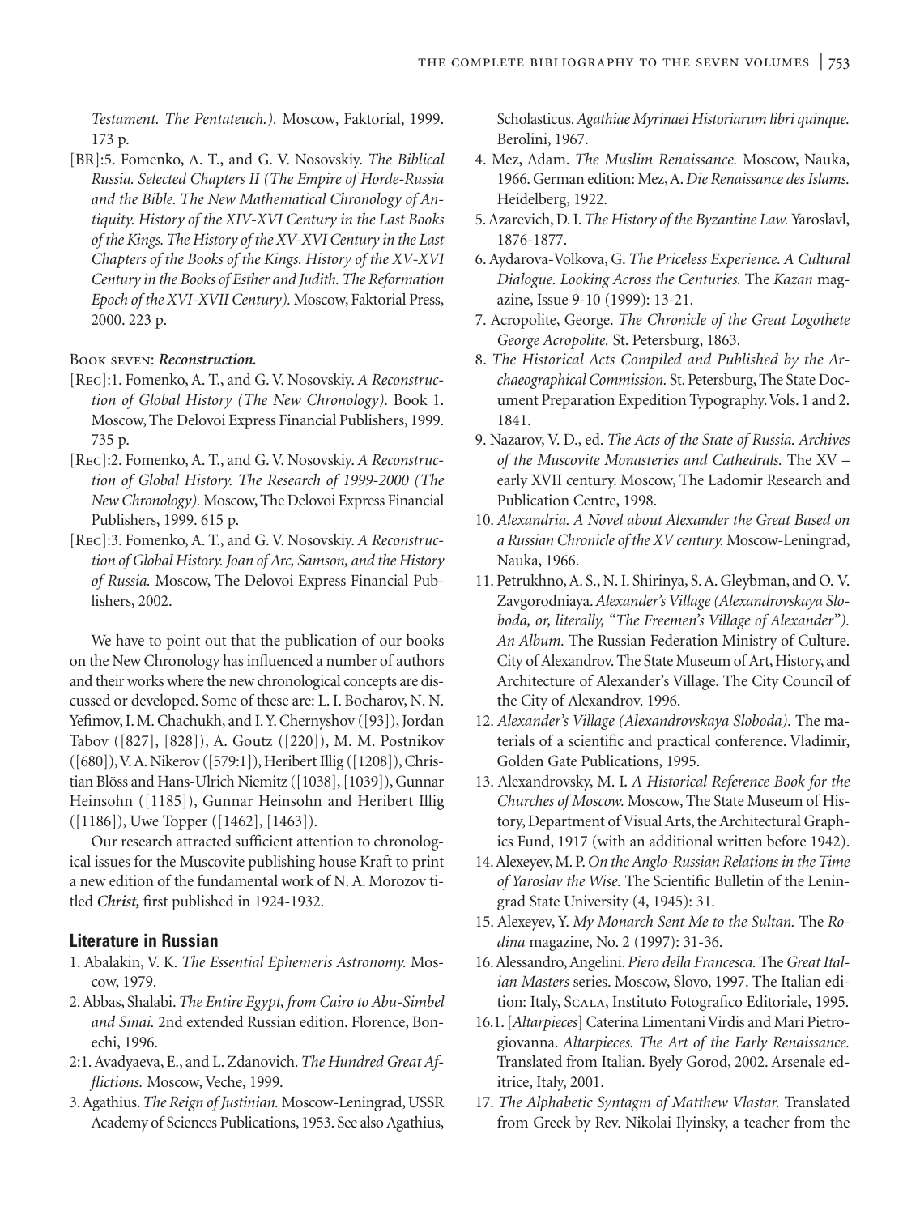*Testament. The Pentateuch.).* Moscow, Faktorial, 1999. 173 p.

[BR]:5. Fomenko, A. T., and G. V. Nosovskiy. *The Biblical Russia. Selected Chapters II (The Empire of Horde-Russia and the Bible. The New Mathematical Chronology of Antiquity. History of the XIV-XVI Century in the Last Books of the Kings. The History of the XV-XVI Century in the Last Chapters of the Books of the Kings. History of the XV-XVI Century in the Books of Esther and Judith. The Reformation Epoch of the XVI-XVII Century).* Moscow, Faktorial Press, 2000. 223 p.

Book seven: ***Reconstruction.***

[Rec]:1. Fomenko, A. T., and G. V. Nosovskiy. *A Reconstruction of Global History (The New Chronology).* Book 1. Moscow, The Delovoi Express Financial Publishers, 1999. 735 p.

[Rec]:2. Fomenko, A. T., and G. V. Nosovskiy. *A Reconstruction of Global History. The Research of 1999-2000 (The New Chronology).* Moscow, The Delovoi Express Financial Publishers, 1999. 615 p.

[Rec]:3. Fomenko, A. T., and G. V. Nosovskiy. *A Reconstruction of Global History. Joan of Arc, Samson, and the History of Russia.* Moscow, The Delovoi Express Financial Publishers, 2002.

We have to point out that the publication of our books on the New Chronology has influenced a number of authors and their works where the new chronological concepts are discussed or developed. Some of these are: L. I. Bocharov, N. N. Yefimov, I. M. Chachukh, and I. Y. Chernyshov ([93]), Jordan Tabov ([827], [828]), A. Goutz ([220]), M. M. Postnikov ([680]), V. A. Nikerov ([579:1]), Heribert Illig ([1208]), Christian Blöss and Hans-Ulrich Niemitz ([1038], [1039]), Gunnar Heinsohn ([1185]), Gunnar Heinsohn and Heribert Illig ([1186]), Uwe Topper ([1462], [1463]).

Our research attracted sufficient attention to chronological issues for the Muscovite publishing house Kraft to print a new edition of the fundamental work of N. A. Morozov titled ***Christ,*** first published in 1924-1932.

## Literature in Russian

1. Abalakin, V. K. *The Essential Ephemeris Astronomy.* Moscow, 1979.
2. Abbas, Shalabi. *The Entire Egypt, from Cairo to Abu-Simbel and Sinai.* 2nd extended Russian edition. Florence, Bonechi, 1996.

2:1. Avadyaeva, E., and L. Zdanovich. *The Hundred Great Afflictions.* Moscow, Veche, 1999.

3. Agathius. *The Reign of Justinian.* Moscow-Leningrad, USSR Academy of Sciences Publications, 1953. See also Agathius, Scholasticus. *Agathiae Myrinaei Historiarum libri quinque.* Berolini, 1967.
4. Mez, Adam. *The Muslim Renaissance.* Moscow, Nauka, 1966. German edition: Mez, A. *Die Renaissance des Islams.* Heidelberg, 1922.
5. Azarevich, D. I. *The History of the Byzantine Law.* Yaroslavl, 1876-1877.
6. Aydarova-Volkova, G. *The Priceless Experience. A Cultural Dialogue. Looking Across the Centuries.* The *Kazan* magazine, Issue 9-10 (1999): 13-21.
7. Acropolite, George. *The Chronicle of the Great Logothete George Acropolite.* St. Petersburg, 1863.
8. *The Historical Acts Compiled and Published by the Archaeographical Commission.* St. Petersburg, The State Document Preparation Expedition Typography. Vols. 1 and 2. 1841.
9. Nazarov, V. D., ed. *The Acts of the State of Russia. Archives of the Muscovite Monasteries and Cathedrals.* The XV – early XVII century. Moscow, The Ladomir Research and Publication Centre, 1998.
10. *Alexandria. A Novel about Alexander the Great Based on a Russian Chronicle of the XV century.* Moscow-Leningrad, Nauka, 1966.
11. Petrukhno, A. S., N. I. Shirinya, S. A. Gleybman, and O. V. Zavgorodniaya. *Alexander's Village (Alexandrovskaya Sloboda, or, literally, "The Freemen's Village of Alexander"). An Album.* The Russian Federation Ministry of Culture. City of Alexandrov. The State Museum of Art, History, and Architecture of Alexander's Village. The City Council of the City of Alexandrov. 1996.
12. *Alexander's Village (Alexandrovskaya Sloboda).* The materials of a scientific and practical conference. Vladimir, Golden Gate Publications, 1995.
13. Alexandrovsky, M. I. *A Historical Reference Book for the Churches of Moscow.* Moscow, The State Museum of History, Department of Visual Arts, the Architectural Graphics Fund, 1917 (with an additional written before 1942).
14. Alexeyev, M. P. *On the Anglo-Russian Relations in the Time of Yaroslav the Wise.* The Scientific Bulletin of the Leningrad State University (4, 1945): 31.
15. Alexeyev, Y. *My Monarch Sent Me to the Sultan.* The *Rodina* magazine, No. 2 (1997): 31-36.
16. Alessandro, Angelini. *Piero della Francesca.* The *Great Italian Masters* series. Moscow, Slovo, 1997. The Italian edition: Italy, Scala, Instituto Fotografico Editoriale, 1995.

16.1. [*Altarpieces*] Caterina Limentani Virdis and Mari Pietrogiovanna. *Altarpieces. The Art of the Early Renaissance.* Translated from Italian. Byely Gorod, 2002. Arsenale editrice, Italy, 2001.

17. *The Alphabetic Syntagm of Matthew Vlastar.* Translated from Greek by Rev. Nikolai Ilyinsky, a teacher from the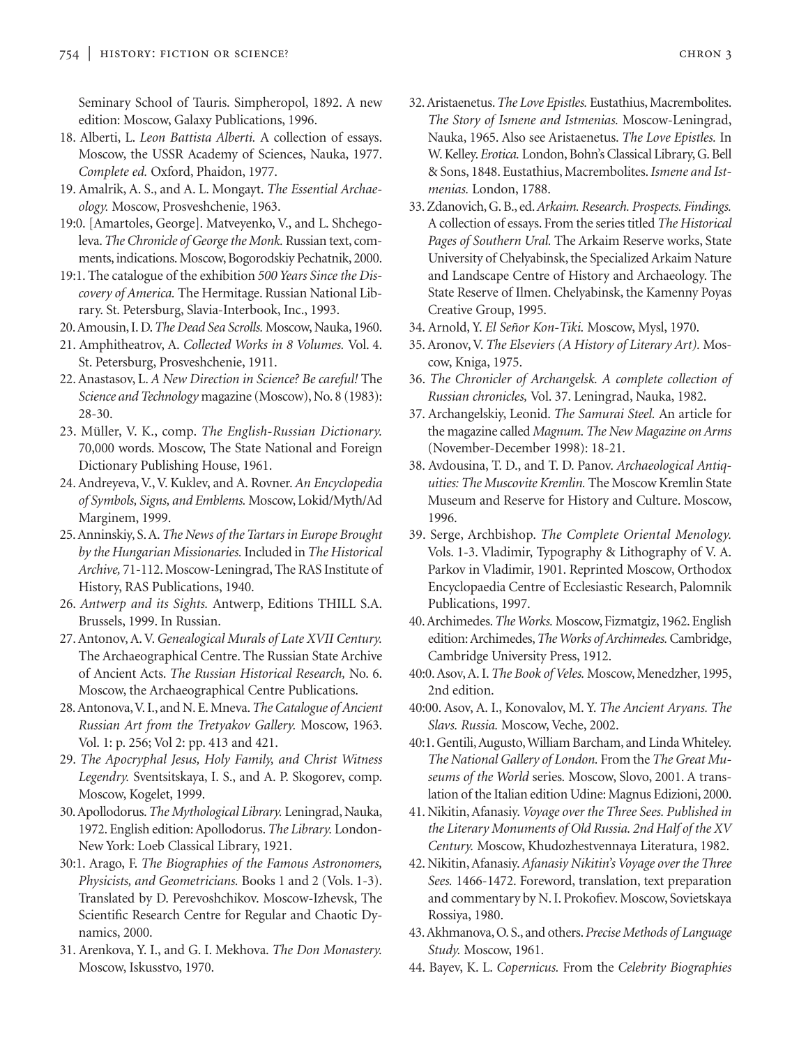Seminary School of Tauris. Simpheropol, 1892. A new edition: Moscow, Galaxy Publications, 1996.

18. Alberti, L. *Leon Battista Alberti.* A collection of essays. Moscow, the USSR Academy of Sciences, Nauka, 1977. *Complete ed.* Oxford, Phaidon, 1977.

19. Amalrik, A. S., and A. L. Mongayt. *The Essential Archaeology.* Moscow, Prosveshchenie, 1963.

19:0. [Amartoles, George]. Matveyenko, V., and L. Shchegoleva. *The Chronicle of George the Monk.* Russian text, comments, indications. Moscow, Bogorodskiy Pechatnik, 2000.

19:1. The catalogue of the exhibition *500 Years Since the Discovery of America.* The Hermitage. Russian National Library. St. Petersburg, Slavia-Interbook, Inc., 1993.

20. Amousin, I. D. *The Dead Sea Scrolls.* Moscow, Nauka, 1960.

21. Amphitheatrov, A. *Collected Works in 8 Volumes.* Vol. 4. St. Petersburg, Prosveshchenie, 1911.

22. Anastasov, L. *A New Direction in Science? Be careful!* The *Science and Technology* magazine (Moscow), No. 8 (1983): 28-30.

23. Müller, V. K., comp. *The English-Russian Dictionary.* 70,000 words. Moscow, The State National and Foreign Dictionary Publishing House, 1961.

24. Andreyeva, V., V. Kuklev, and A. Rovner. *An Encyclopedia of Symbols, Signs, and Emblems.* Moscow, Lokid/Myth/Ad Marginem, 1999.

25. Anninskiy, S. A. *The News of the Tartars in Europe Brought by the Hungarian Missionaries.* Included in *The Historical Archive,* 71-112. Moscow-Leningrad, The RAS Institute of History, RAS Publications, 1940.

26. *Antwerp and its Sights.* Antwerp, Editions THILL S.A. Brussels, 1999. In Russian.

27. Antonov, A. V. *Genealogical Murals of Late XVII Century.* The Archaeographical Centre. The Russian State Archive of Ancient Acts. *The Russian Historical Research,* No. 6. Moscow, the Archaeographical Centre Publications.

28. Antonova, V. I., and N. E. Mneva. *The Catalogue of Ancient Russian Art from the Tretyakov Gallery.* Moscow, 1963. Vol. 1: p. 256; Vol 2: pp. 413 and 421.

29. *The Apocryphal Jesus, Holy Family, and Christ Witness Legendry.* Sventsitskaya, I. S., and A. P. Skogorev, comp. Moscow, Kogelet, 1999.

30. Apollodorus. *The Mythological Library.* Leningrad, Nauka, 1972. English edition: Apollodorus. *The Library.* London-New York: Loeb Classical Library, 1921.

30:1. Arago, F. *The Biographies of the Famous Astronomers, Physicists, and Geometricians.* Books 1 and 2 (Vols. 1-3). Translated by D. Perevoshchikov. Moscow-Izhevsk, The Scientific Research Centre for Regular and Chaotic Dynamics, 2000.

31. Arenkova, Y. I., and G. I. Mekhova. *The Don Monastery.* Moscow, Iskusstvo, 1970.

32. Aristaenetus. *The Love Epistles.* Eustathius, Macrembolites. *The Story of Ismene and Istmenias.* Moscow-Leningrad, Nauka, 1965. Also see Aristaenetus. *The Love Epistles.* In W. Kelley. *Erotica.* London, Bohn's Classical Library, G. Bell & Sons, 1848. Eustathius, Macrembolites. *Ismene and Istmenias.* London, 1788.

33. Zdanovich, G. B., ed. *Arkaim. Research. Prospects. Findings.* A collection of essays. From the series titled *The Historical Pages of Southern Ural.* The Arkaim Reserve works, State University of Chelyabinsk, the Specialized Arkaim Nature and Landscape Centre of History and Archaeology. The State Reserve of Ilmen. Chelyabinsk, the Kamenny Poyas Creative Group, 1995.

34. Arnold, Y. *El Señor Kon-Tiki.* Moscow, Mysl, 1970.

35. Aronov, V. *The Elseviers (A History of Literary Art).* Moscow, Kniga, 1975.

36. *The Chronicler of Archangelsk. A complete collection of Russian chronicles,* Vol. 37. Leningrad, Nauka, 1982.

37. Archangelskiy, Leonid. *The Samurai Steel.* An article for the magazine called *Magnum. The New Magazine on Arms* (November-December 1998): 18-21.

38. Avdousina, T. D., and T. D. Panov. *Archaeological Antiquities: The Muscovite Kremlin.* The Moscow Kremlin State Museum and Reserve for History and Culture. Moscow, 1996.

39. Serge, Archbishop. *The Complete Oriental Menology.* Vols. 1-3. Vladimir, Typography & Lithography of V. A. Parkov in Vladimir, 1901. Reprinted Moscow, Orthodox Encyclopaedia Centre of Ecclesiastic Research, Palomnik Publications, 1997.

40. Archimedes. *The Works.* Moscow, Fizmatgiz, 1962. English edition: Archimedes, *The Works of Archimedes.* Cambridge, Cambridge University Press, 1912.

40:0. Asov, A. I. *The Book of Veles.* Moscow, Menedzher, 1995, 2nd edition.

40:00. Asov, A. I., Konovalov, M. Y. *The Ancient Aryans. The Slavs. Russia.* Moscow, Veche, 2002.

40:1. Gentili, Augusto, William Barcham, and Linda Whiteley. *The National Gallery of London.* From the *The Great Museums of the World* series. Moscow, Slovo, 2001. A translation of the Italian edition Udine: Magnus Edizioni, 2000.

41. Nikitin, Afanasiy. *Voyage over the Three Sees. Published in the Literary Monuments of Old Russia. 2nd Half of the XV Century.* Moscow, Khudozhestvennaya Literatura, 1982.

42. Nikitin, Afanasiy. *Afanasiy Nikitin's Voyage over the Three Sees.* 1466-1472. Foreword, translation, text preparation and commentary by N. I. Prokofiev. Moscow, Sovietskaya Rossiya, 1980.

43. Akhmanova, O. S., and others. *Precise Methods of Language Study.* Moscow, 1961.

44. Bayev, K. L. *Copernicus.* From the *Celebrity Biographies*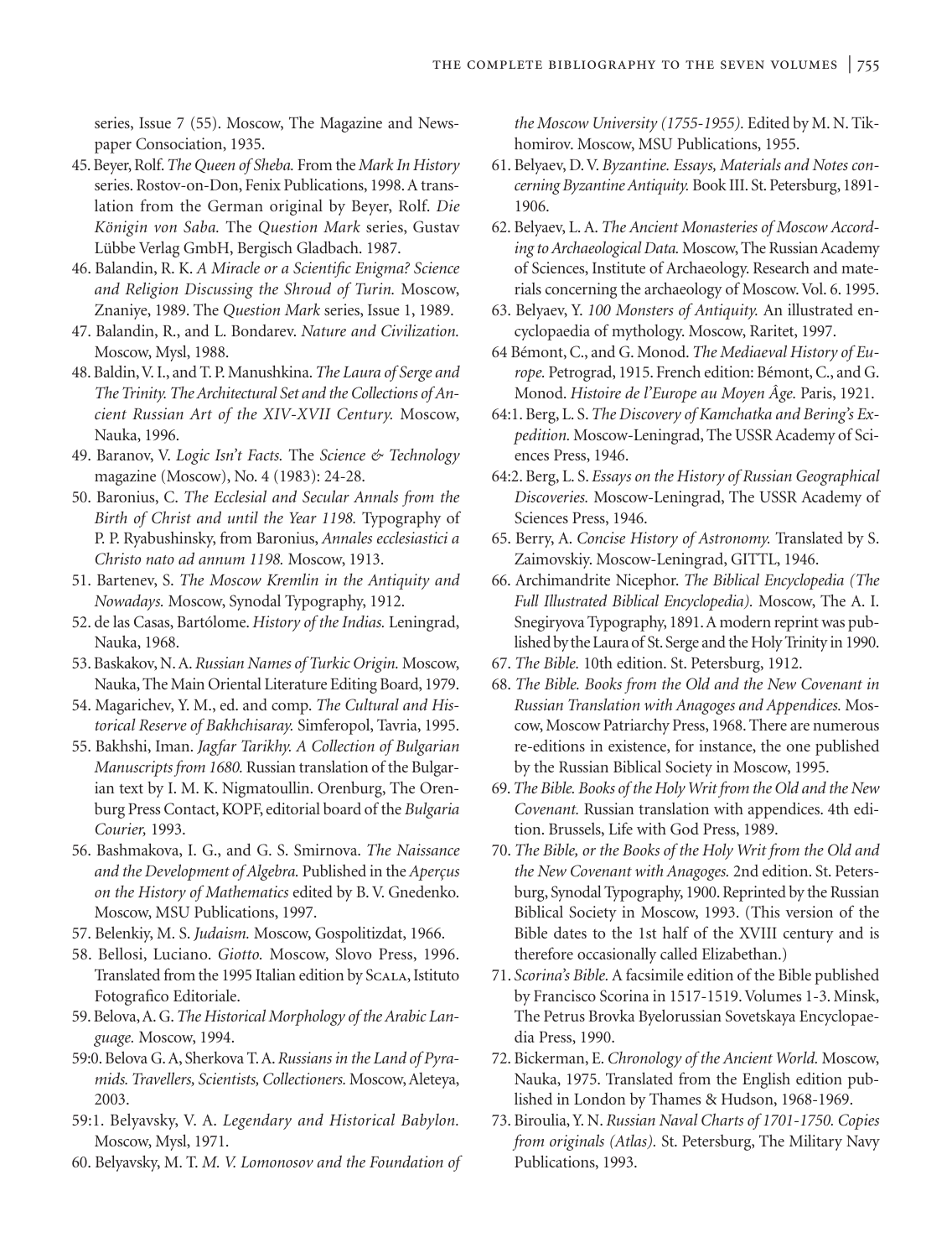series, Issue 7 (55). Moscow, The Magazine and Newspaper Consociation, 1935.

45. Beyer, Rolf. *The Queen of Sheba.* From the *Mark In History* series. Rostov-on-Don, Fenix Publications, 1998. A translation from the German original by Beyer, Rolf. *Die Königin von Saba.* The *Question Mark* series, Gustav Lübbe Verlag GmbH, Bergisch Gladbach. 1987.
46. Balandin, R. K. *A Miracle or a Scientific Enigma? Science and Religion Discussing the Shroud of Turin.* Moscow, Znaniye, 1989. The *Question Mark* series, Issue 1, 1989.
47. Balandin, R., and L. Bondarev. *Nature and Civilization.* Moscow, Mysl, 1988.
48. Baldin, V. I., and T. P. Manushkina. *The Laura of Serge and The Trinity. The Architectural Set and the Collections of Ancient Russian Art of the XIV-XVII Century.* Moscow, Nauka, 1996.
49. Baranov, V. *Logic Isn't Facts.* The *Science & Technology* magazine (Moscow), No. 4 (1983): 24-28.
50. Baronius, C. *The Ecclesial and Secular Annals from the Birth of Christ and until the Year 1198.* Typography of P. P. Ryabushinsky, from Baronius, *Annales ecclesiastici a Christo nato ad annum 1198.* Moscow, 1913.
51. Bartenev, S. *The Moscow Kremlin in the Antiquity and Nowadays.* Moscow, Synodal Typography, 1912.
52. de las Casas, Bartólome. *History of the Indias.* Leningrad, Nauka, 1968.
53. Baskakov, N. A. *Russian Names of Turkic Origin.* Moscow, Nauka, The Main Oriental Literature Editing Board, 1979.
54. Magarichev, Y. M., ed. and comp. *The Cultural and Historical Reserve of Bakhchisaray.* Simferopol, Tavria, 1995.
55. Bakhshi, Iman. *Jagfar Tarikhy. A Collection of Bulgarian Manuscripts from 1680.* Russian translation of the Bulgarian text by I. M. K. Nigmatoullin. Orenburg, The Orenburg Press Contact, KOPF, editorial board of the *Bulgaria Courier,* 1993.
56. Bashmakova, I. G., and G. S. Smirnova. *The Naissance and the Development of Algebra.* Published in the *Aperçus on the History of Mathematics* edited by B. V. Gnedenko. Moscow, MSU Publications, 1997.
57. Belenkiy, M. S. *Judaism.* Moscow, Gospolitizdat, 1966.
58. Bellosi, Luciano. *Giotto.* Moscow, Slovo Press, 1996. Translated from the 1995 Italian edition by Scala, Istituto Fotografico Editoriale.
59. Belova, A. G. *The Historical Morphology of the Arabic Language.* Moscow, 1994.

59:0. Belova G. A, Sherkova T. A. *Russians in the Land of Pyramids. Travellers, Scientists, Collectioners.* Moscow, Aleteya, 2003.

59:1. Belyavsky, V. A. *Legendary and Historical Babylon.* Moscow, Mysl, 1971.

60. Belyavsky, M. T. *M. V. Lomonosov and the Foundation of the Moscow University (1755-1955).* Edited by M. N. Tikhomirov. Moscow, MSU Publications, 1955.
61. Belyaev, D. V. *Byzantine. Essays, Materials and Notes concerning Byzantine Antiquity.* Book III. St. Petersburg, 1891-1906.
62. Belyaev, L. A. *The Ancient Monasteries of Moscow According to Archaeological Data.* Moscow, The Russian Academy of Sciences, Institute of Archaeology. Research and materials concerning the archaeology of Moscow. Vol. 6. 1995.
63. Belyaev, Y. *100 Monsters of Antiquity.* An illustrated encyclopaedia of mythology. Moscow, Raritet, 1997.

64 Bémont, C., and G. Monod. *The Mediaeval History of Europe.* Petrograd, 1915. French edition: Bémont, C., and G. Monod. *Histoire de l'Europe au Moyen Âge.* Paris, 1921.

64:1. Berg, L. S. *The Discovery of Kamchatka and Bering's Expedition.* Moscow-Leningrad, The USSR Academy of Sciences Press, 1946.

64:2. Berg, L. S. *Essays on the History of Russian Geographical Discoveries.* Moscow-Leningrad, The USSR Academy of Sciences Press, 1946.

65. Berry, A. *Concise History of Astronomy.* Translated by S. Zaimovskiy. Moscow-Leningrad, GITTL, 1946.
66. Archimandrite Nicephor. *The Biblical Encyclopedia (The Full Illustrated Biblical Encyclopedia).* Moscow, The A. I. Snegiryova Typography, 1891. A modern reprint was published by the Laura of St. Serge and the Holy Trinity in 1990.
67. *The Bible.* 10th edition. St. Petersburg, 1912.
68. *The Bible. Books from the Old and the New Covenant in Russian Translation with Anagoges and Appendices.* Moscow, Moscow Patriarchy Press, 1968. There are numerous re-editions in existence, for instance, the one published by the Russian Biblical Society in Moscow, 1995.
69. *The Bible. Books of the Holy Writ from the Old and the New Covenant.* Russian translation with appendices. 4th edition. Brussels, Life with God Press, 1989.
70. *The Bible, or the Books of the Holy Writ from the Old and the New Covenant with Anagoges.* 2nd edition. St. Petersburg, Synodal Typography, 1900. Reprinted by the Russian Biblical Society in Moscow, 1993. (This version of the Bible dates to the 1st half of the XVIII century and is therefore occasionally called Elizabethan.)
71. *Scorina's Bible.* A facsimile edition of the Bible published by Francisco Scorina in 1517-1519. Volumes 1-3. Minsk, The Petrus Brovka Byelorussian Sovetskaya Encyclopaedia Press, 1990.
72. Bickerman, E. *Chronology of the Ancient World.* Moscow, Nauka, 1975. Translated from the English edition published in London by Thames & Hudson, 1968-1969.
73. Biroulia, Y. N. *Russian Naval Charts of 1701-1750. Copies from originals (Atlas).* St. Petersburg, The Military Navy Publications, 1993.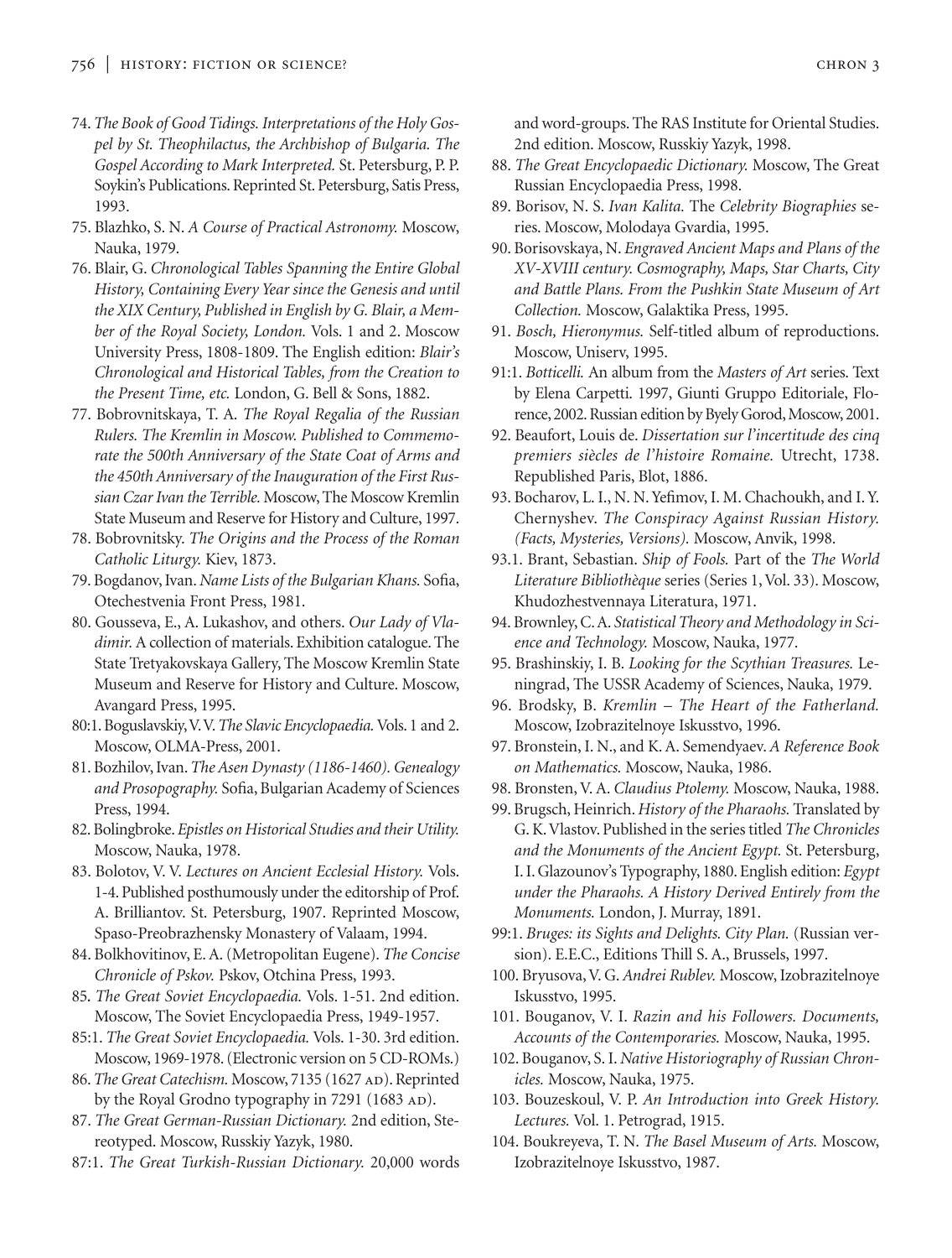74. *The Book of Good Tidings. Interpretations of the Holy Gospel by St. Theophilactus, the Archbishop of Bulgaria. The Gospel According to Mark Interpreted.* St. Petersburg, P. P. Soykin's Publications. Reprinted St. Petersburg, Satis Press, 1993.

75. Blazhko, S. N. *A Course of Practical Astronomy.* Moscow, Nauka, 1979.

76. Blair, G. *Chronological Tables Spanning the Entire Global History, Containing Every Year since the Genesis and until the XIX Century, Published in English by G. Blair, a Member of the Royal Society, London.* Vols. 1 and 2. Moscow University Press, 1808-1809. The English edition: *Blair's Chronological and Historical Tables, from the Creation to the Present Time, etc.* London, G. Bell & Sons, 1882.

77. Bobrovnitskaya, T. A. *The Royal Regalia of the Russian Rulers. The Kremlin in Moscow. Published to Commemorate the 500th Anniversary of the State Coat of Arms and the 450th Anniversary of the Inauguration of the First Russian Czar Ivan the Terrible.* Moscow, The Moscow Kremlin State Museum and Reserve for History and Culture, 1997.

78. Bobrovnitsky. *The Origins and the Process of the Roman Catholic Liturgy.* Kiev, 1873.

79. Bogdanov, Ivan. *Name Lists of the Bulgarian Khans.* Sofia, Otechestvenia Front Press, 1981.

80. Gousseva, E., A. Lukashov, and others. *Our Lady of Vladimir.* A collection of materials. Exhibition catalogue. The State Tretyakovskaya Gallery, The Moscow Kremlin State Museum and Reserve for History and Culture. Moscow, Avangard Press, 1995.

80:1. Boguslavskiy, V. V. *The Slavic Encyclopaedia.* Vols. 1 and 2. Moscow, OLMA-Press, 2001.

81. Bozhilov, Ivan. *The Asen Dynasty (1186-1460). Genealogy and Prosopography.* Sofia, Bulgarian Academy of Sciences Press, 1994.

82. Bolingbroke. *Epistles on Historical Studies and their Utility.* Moscow, Nauka, 1978.

83. Bolotov, V. V. *Lectures on Ancient Ecclesial History.* Vols. 1-4. Published posthumously under the editorship of Prof. A. Brilliantov. St. Petersburg, 1907. Reprinted Moscow, Spaso-Preobrazhensky Monastery of Valaam, 1994.

84. Bolkhovitinov, E. A. (Metropolitan Eugene). *The Concise Chronicle of Pskov.* Pskov, Otchina Press, 1993.

85. *The Great Soviet Encyclopaedia.* Vols. 1-51. 2nd edition. Moscow, The Soviet Encyclopaedia Press, 1949-1957.

85:1. *The Great Soviet Encyclopaedia.* Vols. 1-30. 3rd edition. Moscow, 1969-1978. (Electronic version on 5 CD-ROMs.)

86. *The Great Catechism.* Moscow, 7135 (1627 AD). Reprinted by the Royal Grodno typography in 7291 (1683 AD).

87. *The Great German-Russian Dictionary.* 2nd edition, Stereotyped. Moscow, Russkiy Yazyk, 1980.

87:1. *The Great Turkish-Russian Dictionary.* 20,000 words and word-groups. The RAS Institute for Oriental Studies. 2nd edition. Moscow, Russkiy Yazyk, 1998.

88. *The Great Encyclopaedic Dictionary.* Moscow, The Great Russian Encyclopaedia Press, 1998.

89. Borisov, N. S. *Ivan Kalita.* The *Celebrity Biographies* series. Moscow, Molodaya Gvardia, 1995.

90. Borisovskaya, N. *Engraved Ancient Maps and Plans of the XV-XVIII century. Cosmography, Maps, Star Charts, City and Battle Plans. From the Pushkin State Museum of Art Collection.* Moscow, Galaktika Press, 1995.

91. *Bosch, Hieronymus.* Self-titled album of reproductions. Moscow, Uniserv, 1995.

91:1. *Botticelli.* An album from the *Masters of Art* series. Text by Elena Carpetti. 1997, Giunti Gruppo Editoriale, Florence, 2002. Russian edition by Byely Gorod, Moscow, 2001.

92. Beaufort, Louis de. *Dissertation sur l'incertitude des cinq premiers siècles de l'histoire Romaine.* Utrecht, 1738. Republished Paris, Blot, 1886.

93. Bocharov, L. I., N. N. Yefimov, I. M. Chachoukh, and I. Y. Chernyshev. *The Conspiracy Against Russian History. (Facts, Mysteries, Versions).* Moscow, Anvik, 1998.

93.1. Brant, Sebastian. *Ship of Fools.* Part of the *The World Literature Bibliothèque* series (Series 1, Vol. 33). Moscow, Khudozhestvennaya Literatura, 1971.

94. Brownley, C. A. *Statistical Theory and Methodology in Science and Technology.* Moscow, Nauka, 1977.

95. Brashinskiy, I. B. *Looking for the Scythian Treasures.* Leningrad, The USSR Academy of Sciences, Nauka, 1979.

96. Brodsky, B. *Kremlin – The Heart of the Fatherland.* Moscow, Izobrazitelnoye Iskusstvo, 1996.

97. Bronstein, I. N., and K. A. Semendyaev. *A Reference Book on Mathematics.* Moscow, Nauka, 1986.

98. Bronsten, V. A. *Claudius Ptolemy.* Moscow, Nauka, 1988.

99. Brugsch, Heinrich. *History of the Pharaohs.* Translated by G. K. Vlastov. Published in the series titled *The Chronicles and the Monuments of the Ancient Egypt.* St. Petersburg, I. I. Glazounov's Typography, 1880. English edition: *Egypt under the Pharaohs. A History Derived Entirely from the Monuments.* London, J. Murray, 1891.

99:1. *Bruges: its Sights and Delights. City Plan.* (Russian version). E.E.C., Editions Thill S. A., Brussels, 1997.

100. Bryusova, V. G. *Andrei Rublev.* Moscow, Izobrazitelnoye Iskusstvo, 1995.

101. Bouganov, V. I. *Razin and his Followers. Documents, Accounts of the Contemporaries.* Moscow, Nauka, 1995.

102. Bouganov, S. I. *Native Historiography of Russian Chronicles.* Moscow, Nauka, 1975.

103. Bouzeskoul, V. P. *An Introduction into Greek History. Lectures.* Vol. 1. Petrograd, 1915.

104. Boukreyeva, T. N. *The Basel Museum of Arts.* Moscow, Izobrazitelnoye Iskusstvo, 1987.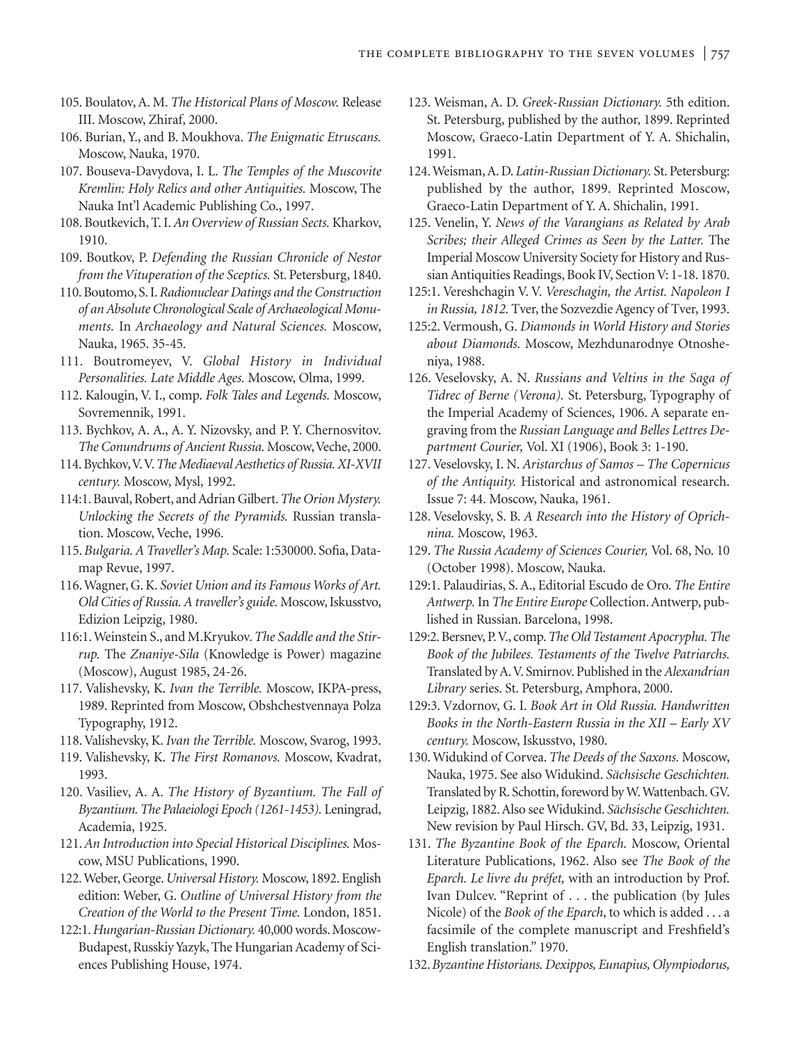105. Boulatov, A. M. *The Historical Plans of Moscow.* Release III. Moscow, Zhiraf, 2000.

106. Burian, Y., and B. Moukhova. *The Enigmatic Etruscans.* Moscow, Nauka, 1970.

107. Bouseva-Davydova, I. L. *The Temples of the Muscovite Kremlin: Holy Relics and other Antiquities.* Moscow, The Nauka Int'l Academic Publishing Co., 1997.

108. Boutkevich, T. I. *An Overview of Russian Sects.* Kharkov, 1910.

109. Boutkov, P. *Defending the Russian Chronicle of Nestor from the Vituperation of the Sceptics.* St. Petersburg, 1840.

110. Boutomo, S. I. *Radionuclear Datings and the Construction of an Absolute Chronological Scale of Archaeological Monuments.* In *Archaeology and Natural Sciences.* Moscow, Nauka, 1965. 35-45.

111. Boutromeyev, V. *Global History in Individual Personalities. Late Middle Ages.* Moscow, Olma, 1999.

112. Kalougin, V. I., comp. *Folk Tales and Legends.* Moscow, Sovremennik, 1991.

113. Bychkov, A. A., A. Y. Nizovsky, and P. Y. Chernosvitov. *The Conundrums of Ancient Russia.* Moscow, Veche, 2000.

114. Bychkov, V. V. *The Mediaeval Aesthetics of Russia. XI-XVII century.* Moscow, Mysl, 1992.

114:1. Bauval, Robert, and Adrian Gilbert. *The Orion Mystery. Unlocking the Secrets of the Pyramids.* Russian translation. Moscow, Veche, 1996.

115. *Bulgaria. A Traveller's Map.* Scale: 1:530000. Sofia, Datamap Revue, 1997.

116. Wagner, G. K. *Soviet Union and its Famous Works of Art. Old Cities of Russia. A traveller's guide.* Moscow, Iskusstvo, Edizion Leipzig, 1980.

116:1. Weinstein S., and M.Kryukov. *The Saddle and the Stirrup.* The *Znaniye-Sila* (Knowledge is Power) magazine (Moscow), August 1985, 24-26.

117. Valishevsky, K. *Ivan the Terrible.* Moscow, IKPA-press, 1989. Reprinted from Moscow, Obshchestvennaya Polza Typography, 1912.

118. Valishevsky, K. *Ivan the Terrible.* Moscow, Svarog, 1993.

119. Valishevsky, K. *The First Romanovs.* Moscow, Kvadrat, 1993.

120. Vasiliev, A. A. *The History of Byzantium. The Fall of Byzantium. The Palaeiologi Epoch (1261-1453).* Leningrad, Academia, 1925.

121. *An Introduction into Special Historical Disciplines.* Moscow, MSU Publications, 1990.

122. Weber, George. *Universal History.* Moscow, 1892. English edition: Weber, G. *Outline of Universal History from the Creation of the World to the Present Time.* London, 1851.

122:1. *Hungarian-Russian Dictionary.* 40,000 words. Moscow-Budapest, Russkiy Yazyk, The Hungarian Academy of Sciences Publishing House, 1974.

123. Weisman, A. D. *Greek-Russian Dictionary.* 5th edition. St. Petersburg, published by the author, 1899. Reprinted Moscow, Graeco-Latin Department of Y. A. Shichalin, 1991.

124. Weisman, A. D. *Latin-Russian Dictionary.* St. Petersburg: published by the author, 1899. Reprinted Moscow, Graeco-Latin Department of Y. A. Shichalin, 1991.

125. Venelin, Y. *News of the Varangians as Related by Arab Scribes; their Alleged Crimes as Seen by the Latter.* The Imperial Moscow University Society for History and Russian Antiquities Readings, Book IV, Section V: 1-18. 1870.

125:1. Vereshchagin V. V. *Vereschagin, the Artist. Napoleon I in Russia, 1812.* Tver, the Sozvezdie Agency of Tver, 1993.

125:2. Vermoush, G. *Diamonds in World History and Stories about Diamonds.* Moscow, Mezhdunarodnye Otnosheniya, 1988.

126. Veselovsky, A. N. *Russians and Veltins in the Saga of Tidrec of Berne (Verona).* St. Petersburg, Typography of the Imperial Academy of Sciences, 1906. A separate engraving from the *Russian Language and Belles Lettres Department Courier,* Vol. XI (1906), Book 3: 1-190.

127. Veselovsky, I. N. *Aristarchus of Samos – The Copernicus of the Antiquity.* Historical and astronomical research. Issue 7: 44. Moscow, Nauka, 1961.

128. Veselovsky, S. B. *A Research into the History of Oprichnina.* Moscow, 1963.

129. *The Russia Academy of Sciences Courier,* Vol. 68, No. 10 (October 1998). Moscow, Nauka.

129:1. Palaudirias, S. A., Editorial Escudo de Oro. *The Entire Antwerp.* In *The Entire Europe* Collection. Antwerp, published in Russian. Barcelona, 1998.

129:2. Bersnev, P. V., comp. *The Old Testament Apocrypha. The Book of the Jubilees. Testaments of the Twelve Patriarchs.* Translated by A. V. Smirnov. Published in the *Alexandrian Library* series. St. Petersburg, Amphora, 2000.

129:3. Vzdornov, G. I. *Book Art in Old Russia. Handwritten Books in the North-Eastern Russia in the XII – Early XV century.* Moscow, Iskusstvo, 1980.

130. Widukind of Corvea. *The Deeds of the Saxons.* Moscow, Nauka, 1975. See also Widukind. *Sächsische Geschichten.* Translated by R. Schottin, foreword by W. Wattenbach. GV. Leipzig, 1882. Also see Widukind. *Sächsische Geschichten.* New revision by Paul Hirsch. GV, Bd. 33, Leipzig, 1931.

131. *The Byzantine Book of the Eparch.* Moscow, Oriental Literature Publications, 1962. Also see *The Book of the Eparch. Le livre du préfet,* with an introduction by Prof. Ivan Dulcev. "Reprint of . . . the publication (by Jules Nicole) of the *Book of the Eparch*, to which is added . . . a facsimile of the complete manuscript and Freshfield's English translation." 1970.

132. *Byzantine Historians. Dexippos, Eunapius, Olympiodorus,*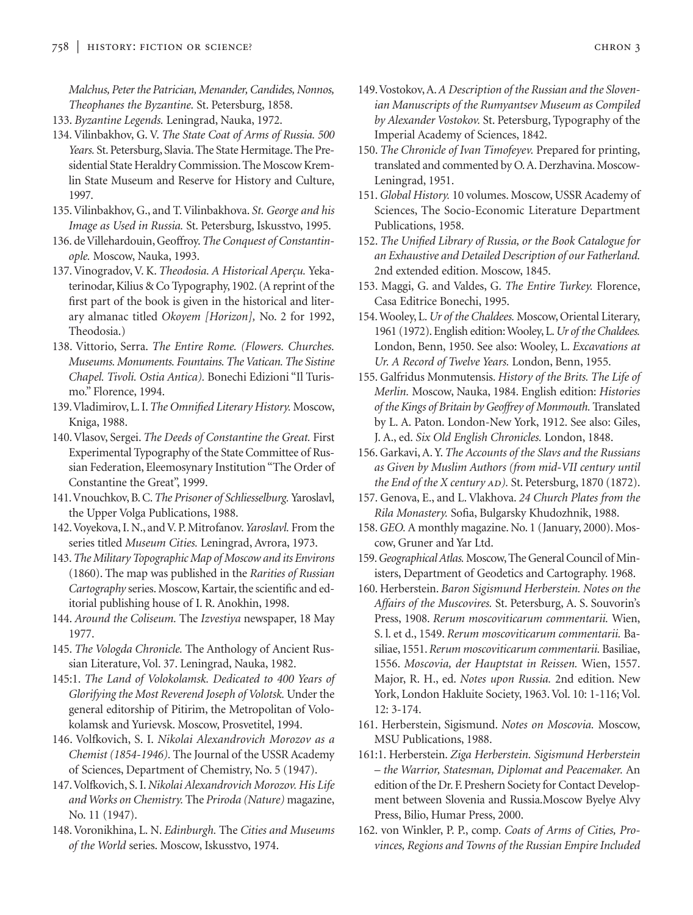*Malchus, Peter the Patrician, Menander, Candides, Nonnos, Theophanes the Byzantine.* St. Petersburg, 1858.

133. *Byzantine Legends.* Leningrad, Nauka, 1972.

134. Vilinbakhov, G. V. *The State Coat of Arms of Russia. 500 Years.* St. Petersburg, Slavia. The State Hermitage. The Presidential State Heraldry Commission. The Moscow Kremlin State Museum and Reserve for History and Culture, 1997.

135. Vilinbakhov, G., and T. Vilinbakhova. *St. George and his Image as Used in Russia.* St. Petersburg, Iskusstvo, 1995.

136. de Villehardouin, Geoffroy. *The Conquest of Constantinople.* Moscow, Nauka, 1993.

137. Vinogradov, V. K. *Theodosia. A Historical Aperçu.* Yekaterinodar, Kilius & Co Typography, 1902. (A reprint of the first part of the book is given in the historical and literary almanac titled *Okoyem [Horizon],* No. 2 for 1992, Theodosia.)

138. Vittorio, Serra. *The Entire Rome. (Flowers. Churches. Museums. Monuments. Fountains. The Vatican. The Sistine Chapel. Tivoli. Ostia Antica).* Bonechi Edizioni "Il Turismo." Florence, 1994.

139. Vladimirov, L. I. *The Omnified Literary History.* Moscow, Kniga, 1988.

140. Vlasov, Sergei. *The Deeds of Constantine the Great.* First Experimental Typography of the State Committee of Russian Federation, Eleemosynary Institution "The Order of Constantine the Great", 1999.

141. Vnouchkov, B. C. *The Prisoner of Schliesselburg.* Yaroslavl, the Upper Volga Publications, 1988.

142. Voyekova, I. N., and V. P. Mitrofanov. *Yaroslavl.* From the series titled *Museum Cities.* Leningrad, Avrora, 1973.

143. *The Military Topographic Map of Moscow and its Environs* (1860). The map was published in the *Rarities of Russian Cartography* series. Moscow, Kartair, the scientific and editorial publishing house of I. R. Anokhin, 1998.

144. *Around the Coliseum.* The *Izvestiya* newspaper, 18 May 1977.

145. *The Vologda Chronicle.* The Anthology of Ancient Russian Literature, Vol. 37. Leningrad, Nauka, 1982.

145:1. *The Land of Volokolamsk. Dedicated to 400 Years of Glorifying the Most Reverend Joseph of Volotsk.* Under the general editorship of Pitirim, the Metropolitan of Volokolamsk and Yurievsk. Moscow, Prosvetitel, 1994.

146. Volfkovich, S. I. *Nikolai Alexandrovich Morozov as a Chemist (1854-1946).* The Journal of the USSR Academy of Sciences, Department of Chemistry, No. 5 (1947).

147. Volfkovich, S. I. *Nikolai Alexandrovich Morozov. His Life and Works on Chemistry.* The *Priroda (Nature)* magazine, No. 11 (1947).

148. Voronikhina, L. N. *Edinburgh.* The *Cities and Museums of the World* series. Moscow, Iskusstvo, 1974.

149. Vostokov, A. *A Description of the Russian and the Slovenian Manuscripts of the Rumyantsev Museum as Compiled by Alexander Vostokov.* St. Petersburg, Typography of the Imperial Academy of Sciences, 1842.

150. *The Chronicle of Ivan Timofeyev.* Prepared for printing, translated and commented by O. A. Derzhavina. Moscow-Leningrad, 1951.

151. *Global History.* 10 volumes. Moscow, USSR Academy of Sciences, The Socio-Economic Literature Department Publications, 1958.

152. *The Unified Library of Russia, or the Book Catalogue for an Exhaustive and Detailed Description of our Fatherland.* 2nd extended edition. Moscow, 1845.

153. Maggi, G. and Valdes, G. *The Entire Turkey.* Florence, Casa Editrice Bonechi, 1995.

154. Wooley, L. *Ur of the Chaldees.* Moscow, Oriental Literary, 1961 (1972). English edition: Wooley, L. *Ur of the Chaldees.* London, Benn, 1950. See also: Wooley, L. *Excavations at Ur. A Record of Twelve Years.* London, Benn, 1955.

155. Galfridus Monmutensis. *History of the Brits. The Life of Merlin.* Moscow, Nauka, 1984. English edition: *Histories of the Kings of Britain by Geoffrey of Monmouth.* Translated by L. A. Paton. London-New York, 1912. See also: Giles, J. A., ed. *Six Old English Chronicles.* London, 1848.

156. Garkavi, A. Y. *The Accounts of the Slavs and the Russians as Given by Muslim Authors (from mid-VII century until the End of the X century AD).* St. Petersburg, 1870 (1872).

157. Genova, E., and L. Vlakhova. *24 Church Plates from the Rila Monastery.* Sofia, Bulgarsky Khudozhnik, 1988.

158. *GEO.* A monthly magazine. No. 1 (January, 2000). Moscow, Gruner and Yar Ltd.

159. *Geographical Atlas.* Moscow, The General Council of Ministers, Department of Geodetics and Cartography. 1968.

160. Herberstein. *Baron Sigismund Herberstein. Notes on the Affairs of the Muscovires.* St. Petersburg, A. S. Souvorin's Press, 1908. *Rerum moscoviticarum commentarii.* Wien, S. l. et d., 1549. *Rerum moscoviticarum commentarii.* Basiliae, 1551. *Rerum moscoviticarum commentarii.* Basiliae, 1556. *Moscovia, der Hauptstat in Reissen.* Wien, 1557. Major, R. H., ed. *Notes upon Russia.* 2nd edition. New York, London Hakluite Society, 1963. Vol. 10: 1-116; Vol. 12: 3-174.

161. Herberstein, Sigismund. *Notes on Moscovia.* Moscow, MSU Publications, 1988.

161:1. Herberstein. *Ziga Herberstein. Sigismund Herberstein – the Warrior, Statesman, Diplomat and Peacemaker.* An edition of the Dr. F. Preshern Society for Contact Development between Slovenia and Russia.Moscow Byelye Alvy Press, Bilio, Humar Press, 2000.

162. von Winkler, P. P., comp. *Coats of Arms of Cities, Provinces, Regions and Towns of the Russian Empire Included*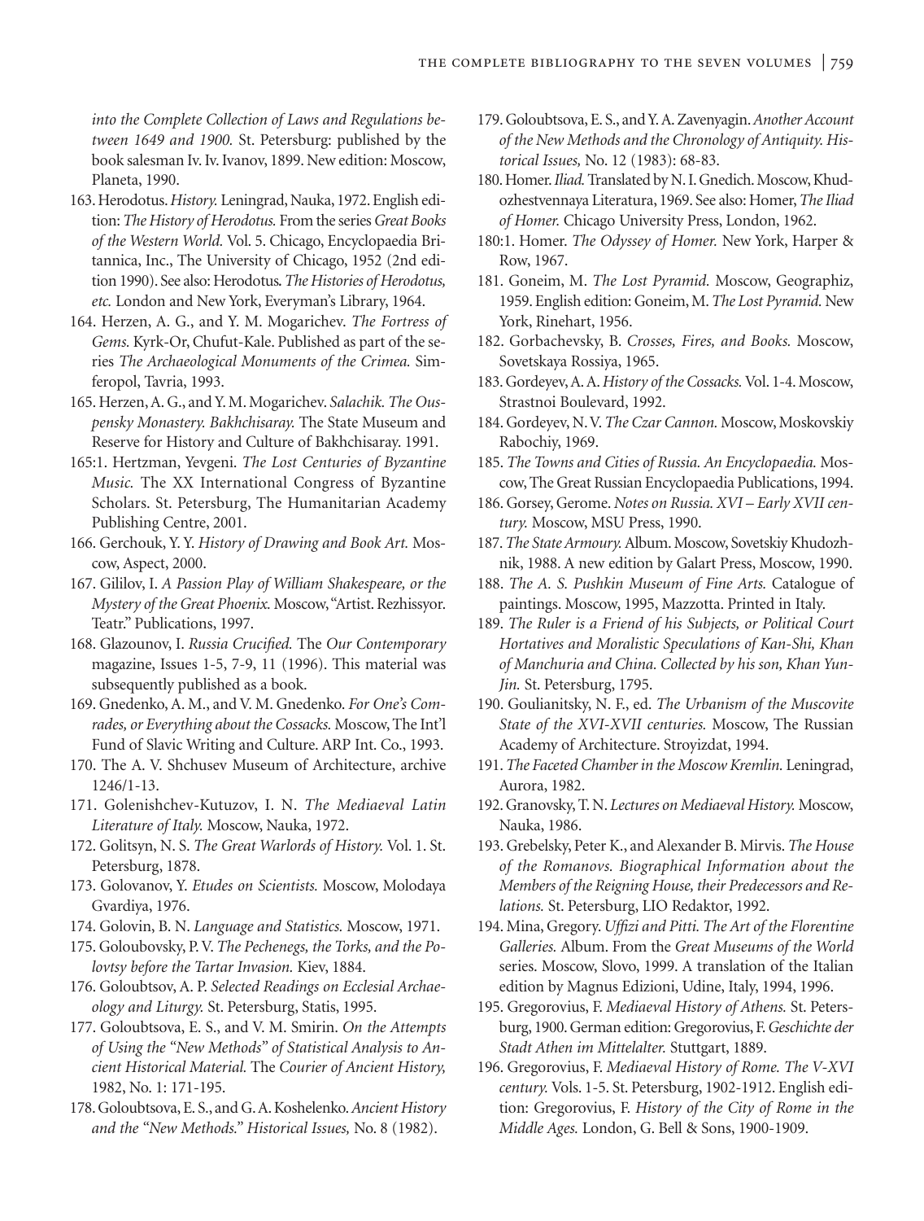*into the Complete Collection of Laws and Regulations between 1649 and 1900.* St. Petersburg: published by the book salesman Iv. Iv. Ivanov, 1899. New edition: Moscow, Planeta, 1990.

163. Herodotus. *History.* Leningrad, Nauka, 1972. English edition: *The History of Herodotus.* From the series *Great Books of the Western World.* Vol. 5. Chicago, Encyclopaedia Britannica, Inc., The University of Chicago, 1952 (2nd edition 1990). See also: Herodotus. *The Histories of Herodotus, etc.* London and New York, Everyman's Library, 1964.

164. Herzen, A. G., and Y. M. Mogarichev. *The Fortress of Gems.* Kyrk-Or, Chufut-Kale. Published as part of the series *The Archaeological Monuments of the Crimea.* Simferopol, Tavria, 1993.

165. Herzen, A. G., and Y. M. Mogarichev. *Salachik. The Ouspensky Monastery. Bakhchisaray.* The State Museum and Reserve for History and Culture of Bakhchisaray. 1991.

165:1. Hertzman, Yevgeni. *The Lost Centuries of Byzantine Music.* The XX International Congress of Byzantine Scholars. St. Petersburg, The Humanitarian Academy Publishing Centre, 2001.

166. Gerchouk, Y. Y. *History of Drawing and Book Art.* Moscow, Aspect, 2000.

167. Gililov, I. *A Passion Play of William Shakespeare, or the Mystery of the Great Phoenix.* Moscow, "Artist. Rezhissyor. Teatr." Publications, 1997.

168. Glazounov, I. *Russia Crucified.* The *Our Contemporary* magazine, Issues 1-5, 7-9, 11 (1996). This material was subsequently published as a book.

169. Gnedenko, A. M., and V. M. Gnedenko. *For One's Comrades, or Everything about the Cossacks.* Moscow, The Int'l Fund of Slavic Writing and Culture. ARP Int. Co., 1993.

170. The A. V. Shchusev Museum of Architecture, archive 1246/1-13.

171. Golenishchev-Kutuzov, I. N. *The Mediaeval Latin Literature of Italy.* Moscow, Nauka, 1972.

172. Golitsyn, N. S. *The Great Warlords of History.* Vol. 1. St. Petersburg, 1878.

173. Golovanov, Y. *Etudes on Scientists.* Moscow, Molodaya Gvardiya, 1976.

174. Golovin, B. N. *Language and Statistics.* Moscow, 1971.

175. Goloubovsky, P. V. *The Pechenegs, the Torks, and the Polovtsy before the Tartar Invasion.* Kiev, 1884.

176. Goloubtsov, A. P. *Selected Readings on Ecclesial Archaeology and Liturgy.* St. Petersburg, Statis, 1995.

177. Goloubtsova, E. S., and V. M. Smirin. *On the Attempts of Using the "New Methods" of Statistical Analysis to Ancient Historical Material.* The *Courier of Ancient History,* 1982, No. 1: 171-195.

178. Goloubtsova, E. S., and G. A. Koshelenko. *Ancient History and the "New Methods." Historical Issues,* No. 8 (1982).

179. Goloubtsova, E. S., and Y. A. Zavenyagin. *Another Account of the New Methods and the Chronology of Antiquity. Historical Issues,* No. 12 (1983): 68-83.

180. Homer. *Iliad.* Translated by N. I. Gnedich. Moscow, Khudozhestvennaya Literatura, 1969. See also: Homer, *The Iliad of Homer.* Chicago University Press, London, 1962.

180:1. Homer. *The Odyssey of Homer.* New York, Harper & Row, 1967.

181. Goneim, M. *The Lost Pyramid.* Moscow, Geographiz, 1959. English edition: Goneim, M. *The Lost Pyramid.* New York, Rinehart, 1956.

182. Gorbachevsky, B. *Crosses, Fires, and Books.* Moscow, Sovetskaya Rossiya, 1965.

183. Gordeyev, A. A. *History of the Cossacks.* Vol. 1-4. Moscow, Strastnoi Boulevard, 1992.

184. Gordeyev, N. V. *The Czar Cannon.* Moscow, Moskovskiy Rabochiy, 1969.

185. *The Towns and Cities of Russia. An Encyclopaedia.* Moscow, The Great Russian Encyclopaedia Publications, 1994.

186. Gorsey, Gerome. *Notes on Russia. XVI – Early XVII century.* Moscow, MSU Press, 1990.

187. *The State Armoury.* Album. Moscow, Sovetskiy Khudozhnik, 1988. A new edition by Galart Press, Moscow, 1990.

188. *The A. S. Pushkin Museum of Fine Arts.* Catalogue of paintings. Moscow, 1995, Mazzotta. Printed in Italy.

189. *The Ruler is a Friend of his Subjects, or Political Court Hortatives and Moralistic Speculations of Kan-Shi, Khan of Manchuria and China. Collected by his son, Khan Yun-Jin.* St. Petersburg, 1795.

190. Goulianitsky, N. F., ed. *The Urbanism of the Muscovite State of the XVI-XVII centuries.* Moscow, The Russian Academy of Architecture. Stroyizdat, 1994.

191. *The Faceted Chamber in the Moscow Kremlin.* Leningrad, Aurora, 1982.

192. Granovsky, T. N. *Lectures on Mediaeval History.* Moscow, Nauka, 1986.

193. Grebelsky, Peter K., and Alexander B. Mirvis. *The House of the Romanovs. Biographical Information about the Members of the Reigning House, their Predecessors and Relations.* St. Petersburg, LIO Redaktor, 1992.

194. Mina, Gregory. *Uffizi and Pitti. The Art of the Florentine Galleries.* Album. From the *Great Museums of the World* series. Moscow, Slovo, 1999. A translation of the Italian edition by Magnus Edizioni, Udine, Italy, 1994, 1996.

195. Gregorovius, F. *Mediaeval History of Athens.* St. Petersburg, 1900. German edition: Gregorovius, F. *Geschichte der Stadt Athen im Mittelalter.* Stuttgart, 1889.

196. Gregorovius, F. *Mediaeval History of Rome. The V-XVI century.* Vols. 1-5. St. Petersburg, 1902-1912. English edition: Gregorovius, F. *History of the City of Rome in the Middle Ages.* London, G. Bell & Sons, 1900-1909.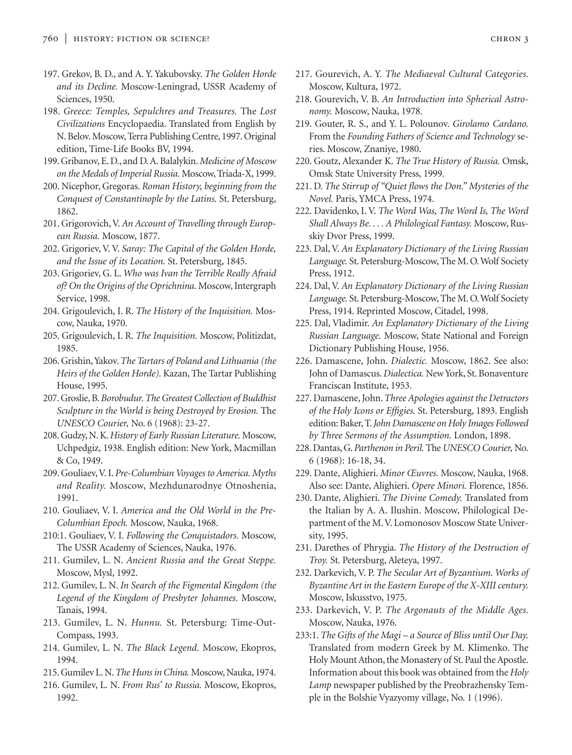197. Grekov, B. D., and A. Y. Yakubovsky. *The Golden Horde and its Decline.* Moscow-Leningrad, USSR Academy of Sciences, 1950.

198. *Greece: Temples, Sepulchres and Treasures.* The *Lost Civilizations* Encyclopaedia. Translated from English by N. Belov. Moscow, Terra Publishing Centre, 1997. Original edition, Time-Life Books BV, 1994.

199. Gribanov, E. D., and D. A. Balalykin. *Medicine of Moscow on the Medals of Imperial Russia.* Moscow, Triada-X, 1999.

200. Nicephor, Gregoras. *Roman History, beginning from the Conquest of Constantinople by the Latins.* St. Petersburg, 1862.

201. Grigorovich, V. *An Account of Travelling through European Russia.* Moscow, 1877.

202. Grigoriev, V. V. *Saray: The Capital of the Golden Horde, and the Issue of its Location.* St. Petersburg, 1845.

203. Grigoriev, G. L. *Who was Ivan the Terrible Really Afraid of? On the Origins of the Oprichnina.* Moscow, Intergraph Service, 1998.

204. Grigoulevich, I. R. *The History of the Inquisition.* Moscow, Nauka, 1970.

205. Grigoulevich, I. R. *The Inquisition.* Moscow, Politizdat, 1985.

206. Grishin, Yakov. *The Tartars of Poland and Lithuania (the Heirs of the Golden Horde).* Kazan, The Tartar Publishing House, 1995.

207. Groslie, B. *Borobudur. The Greatest Collection of Buddhist Sculpture in the World is being Destroyed by Erosion.* The *UNESCO Courier,* No. 6 (1968): 23-27.

208. Gudzy, N. K. *History of Early Russian Literature.* Moscow, Uchpedgiz, 1938. English edition: New York, Macmillan & Co, 1949.

209. Gouliaev, V. I. *Pre-Columbian Voyages to America. Myths and Reality.* Moscow, Mezhdunarodnye Otnoshenia, 1991.

210. Gouliaev, V. I. *America and the Old World in the Pre-Columbian Epoch.* Moscow, Nauka, 1968.

210:1. Gouliaev, V. I. *Following the Conquistadors.* Moscow, The USSR Academy of Sciences, Nauka, 1976.

211. Gumilev, L. N. *Ancient Russia and the Great Steppe.* Moscow, Mysl, 1992.

212. Gumilev, L. N. *In Search of the Figmental Kingdom (the Legend of the Kingdom of Presbyter Johannes.* Moscow, Tanais, 1994.

213. Gumilev, L. N. *Hunnu.* St. Petersburg: Time-Out-Compass, 1993.

214. Gumilev, L. N. *The Black Legend.* Moscow, Ekopros, 1994.

215. Gumilev L. N. *The Huns in China.* Moscow, Nauka, 1974.

216. Gumilev, L. N. *From Rus' to Russia.* Moscow, Ekopros, 1992.

217. Gourevich, A. Y. *The Mediaeval Cultural Categories.* Moscow, Kultura, 1972.

218. Gourevich, V. B. *An Introduction into Spherical Astronomy.* Moscow, Nauka, 1978.

219. Gouter, R. S., and Y. L. Polounov. *Girolamo Cardano.* From the *Founding Fathers of Science and Technology* series. Moscow, Znaniye, 1980.

220. Goutz, Alexander K. *The True History of Russia.* Omsk, Omsk State University Press, 1999.

221. D. *The Stirrup of "Quiet flows the Don." Mysteries of the Novel.* Paris, YMCA Press, 1974.

222. Davidenko, I. V. *The Word Was, The Word Is, The Word Shall Always Be. . . . A Philological Fantasy.* Moscow, Russkiy Dvor Press, 1999.

223. Dal, V. *An Explanatory Dictionary of the Living Russian Language.* St. Petersburg-Moscow, The M. O. Wolf Society Press, 1912.

224. Dal, V. *An Explanatory Dictionary of the Living Russian Language.* St. Petersburg-Moscow, The M. O. Wolf Society Press, 1914. Reprinted Moscow, Citadel, 1998.

225. Dal, Vladimir. *An Explanatory Dictionary of the Living Russian Language.* Moscow, State National and Foreign Dictionary Publishing House, 1956.

226. Damascene, John. *Dialectic.* Moscow, 1862. See also: John of Damascus. *Dialectica.* New York, St. Bonaventure Franciscan Institute, 1953.

227. Damascene, John. *Three Apologies against the Detractors of the Holy Icons or Effigies.* St. Petersburg, 1893. English edition: Baker, T. *John Damascene on Holy Images Followed by Three Sermons of the Assumption.* London, 1898.

228. Dantas, G. *Parthenon in Peril.* The *UNESCO Courier,* No. 6 (1968): 16-18, 34.

229. Dante, Alighieri. *Minor Œuvres.* Moscow, Nauka, 1968. Also see: Dante, Alighieri. *Opere Minori.* Florence, 1856.

230. Dante, Alighieri. *The Divine Comedy.* Translated from the Italian by A. A. Ilushin. Moscow, Philological Department of the M. V. Lomonosov Moscow State University, 1995.

231. Darethes of Phrygia. *The History of the Destruction of Troy.* St. Petersburg, Aleteya, 1997.

232. Darkevich, V. P. *The Secular Art of Byzantium. Works of Byzantine Art in the Eastern Europe of the X-XIII century.* Moscow, Iskusstvo, 1975.

233. Darkevich, V. P. *The Argonauts of the Middle Ages.* Moscow, Nauka, 1976.

233:1. *The Gifts of the Magi – a Source of Bliss until Our Day.* Translated from modern Greek by M. Klimenko. The Holy Mount Athon, the Monastery of St. Paul the Apostle. Information about this book was obtained from the *Holy Lamp* newspaper published by the Preobrazhensky Temple in the Bolshie Vyazyomy village, No. 1 (1996).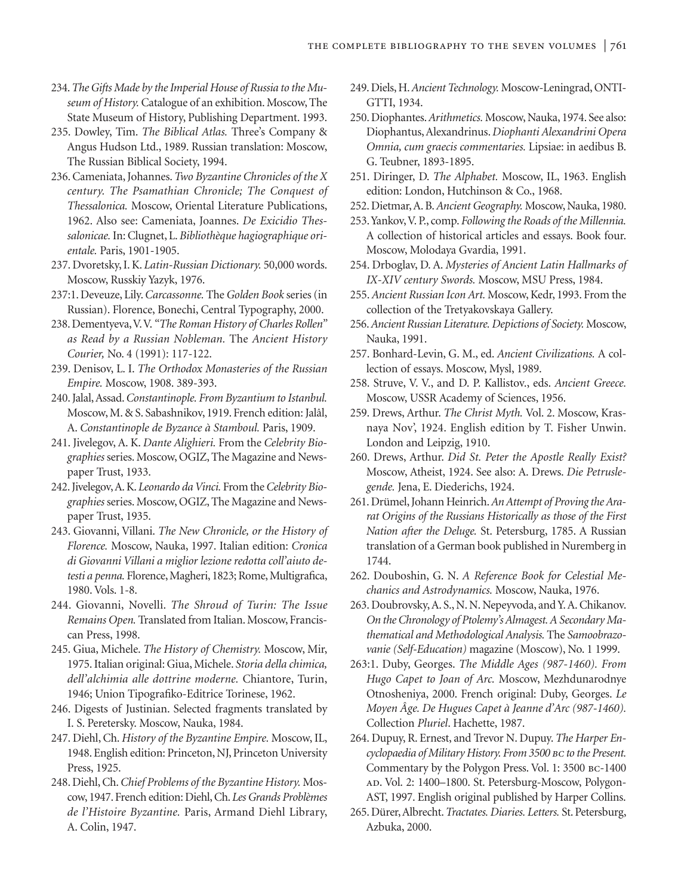234. *The Gifts Made by the Imperial House of Russia to the Museum of History.* Catalogue of an exhibition. Moscow, The State Museum of History, Publishing Department. 1993.

235. Dowley, Tim. *The Biblical Atlas.* Three's Company & Angus Hudson Ltd., 1989. Russian translation: Moscow, The Russian Biblical Society, 1994.

236. Cameniata, Johannes. *Two Byzantine Chronicles of the X century. The Psamathian Chronicle; The Conquest of Thessalonica.* Moscow, Oriental Literature Publications, 1962. Also see: Cameniata, Joannes. *De Exicidio Thessalonicae.* In: Clugnet, L. *Bibliothèque hagiographique orientale.* Paris, 1901-1905.

237. Dvoretsky, I. K. *Latin-Russian Dictionary.* 50,000 words. Moscow, Russkiy Yazyk, 1976.

237:1. Deveuze, Lily. *Carcassonne.* The *Golden Book* series (in Russian). Florence, Bonechi, Central Typography, 2000.

238. Dementyeva, V. V. "*The Roman History of Charles Rollen*" *as Read by a Russian Nobleman.* The *Ancient History Courier,* No. 4 (1991): 117-122.

239. Denisov, L. I. *The Orthodox Monasteries of the Russian Empire.* Moscow, 1908. 389-393.

240. Jalal, Assad. *Constantinople. From Byzantium to Istanbul.* Moscow, M. & S. Sabashnikov, 1919. French edition: Jalâl, A. *Constantinople de Byzance à Stamboul.* Paris, 1909.

241. Jivelegov, A. K. *Dante Alighieri.* From the *Celebrity Biographies* series. Moscow, OGIZ, The Magazine and Newspaper Trust, 1933.

242. Jivelegov, A. K. *Leonardo da Vinci.* From the *Celebrity Biographies* series. Moscow, OGIZ, The Magazine and Newspaper Trust, 1935.

243. Giovanni, Villani. *The New Chronicle, or the History of Florence.* Moscow, Nauka, 1997. Italian edition: *Cronica di Giovanni Villani a miglior lezione redotta coll'aiuto de testi a penna.* Florence, Magheri, 1823; Rome, Multigrafica, 1980. Vols. 1-8.

244. Giovanni, Novelli. *The Shroud of Turin: The Issue Remains Open.* Translated from Italian. Moscow, Franciscan Press, 1998.

245. Giua, Michele. *The History of Chemistry.* Moscow, Mir, 1975. Italian original: Giua, Michele. *Storia della chimica, dell'alchimia alle dottrine moderne.* Chiantore, Turin, 1946; Union Tipografiko-Editrice Torinese, 1962.

246. Digests of Justinian. Selected fragments translated by I. S. Peretersky. Moscow, Nauka, 1984.

247. Diehl, Ch. *History of the Byzantine Empire.* Moscow, IL, 1948. English edition: Princeton, NJ, Princeton University Press, 1925.

248. Diehl, Ch. *Chief Problems of the Byzantine History.* Moscow, 1947. French edition: Diehl, Ch. *Les Grands Problèmes de l'Histoire Byzantine.* Paris, Armand Diehl Library, A. Colin, 1947.

249. Diels, H. *Ancient Technology.* Moscow-Leningrad, ONTI-GTTI, 1934.

250. Diophantes. *Arithmetics.* Moscow, Nauka, 1974. See also: Diophantus, Alexandrinus. *Diophanti Alexandrini Opera Omnia, cum graecis commentaries.* Lipsiae: in aedibus B. G. Teubner, 1893-1895.

251. Diringer, D. *The Alphabet.* Moscow, IL, 1963. English edition: London, Hutchinson & Co., 1968.

252. Dietmar, A. B. *Ancient Geography.* Moscow, Nauka, 1980.

253. Yankov, V. P., comp. *Following the Roads of the Millennia.* A collection of historical articles and essays. Book four. Moscow, Molodaya Gvardia, 1991.

254. Drboglav, D. A. *Mysteries of Ancient Latin Hallmarks of IX-XIV century Swords.* Moscow, MSU Press, 1984.

255. *Ancient Russian Icon Art.* Moscow, Kedr, 1993. From the collection of the Tretyakovskaya Gallery.

256. *Ancient Russian Literature. Depictions of Society.* Moscow, Nauka, 1991.

257. Bonhard-Levin, G. M., ed. *Ancient Civilizations.* A collection of essays. Moscow, Mysl, 1989.

258. Struve, V. V., and D. P. Kallistov., eds. *Ancient Greece.* Moscow, USSR Academy of Sciences, 1956.

259. Drews, Arthur. *The Christ Myth.* Vol. 2. Moscow, Krasnaya Nov', 1924. English edition by T. Fisher Unwin. London and Leipzig, 1910.

260. Drews, Arthur. *Did St. Peter the Apostle Really Exist?* Moscow, Atheist, 1924. See also: A. Drews. *Die Petruslegende.* Jena, E. Diederichs, 1924.

261. Drümel, Johann Heinrich. *An Attempt of Proving the Ararat Origins of the Russians Historically as those of the First Nation after the Deluge.* St. Petersburg, 1785. A Russian translation of a German book published in Nuremberg in 1744.

262. Douboshin, G. N. *A Reference Book for Celestial Mechanics and Astrodynamics.* Moscow, Nauka, 1976.

263. Doubrovsky, A. S., N. N. Nepeyvoda, and Y. A. Chikanov. *On the Chronology of Ptolemy's Almagest. A Secondary Mathematical and Methodological Analysis.* The *Samoobrazovanie (Self-Education)* magazine (Moscow), No. 1 1999.

263:1. Duby, Georges. *The Middle Ages (987-1460). From Hugo Capet to Joan of Arc.* Moscow, Mezhdunarodnye Otnosheniya, 2000. French original: Duby, Georges. *Le Moyen Âge. De Hugues Capet à Jeanne d'Arc (987-1460).* Collection *Pluriel*. Hachette, 1987.

264. Dupuy, R. Ernest, and Trevor N. Dupuy. *The Harper Encyclopaedia of Military History. From 3500 BC to the Present.* Commentary by the Polygon Press. Vol. 1: 3500 BC-1400 AD. Vol. 2: 1400–1800. St. Petersburg-Moscow, Polygon-AST, 1997. English original published by Harper Collins.

265. Dürer, Albrecht. *Tractates. Diaries. Letters.* St. Petersburg, Azbuka, 2000.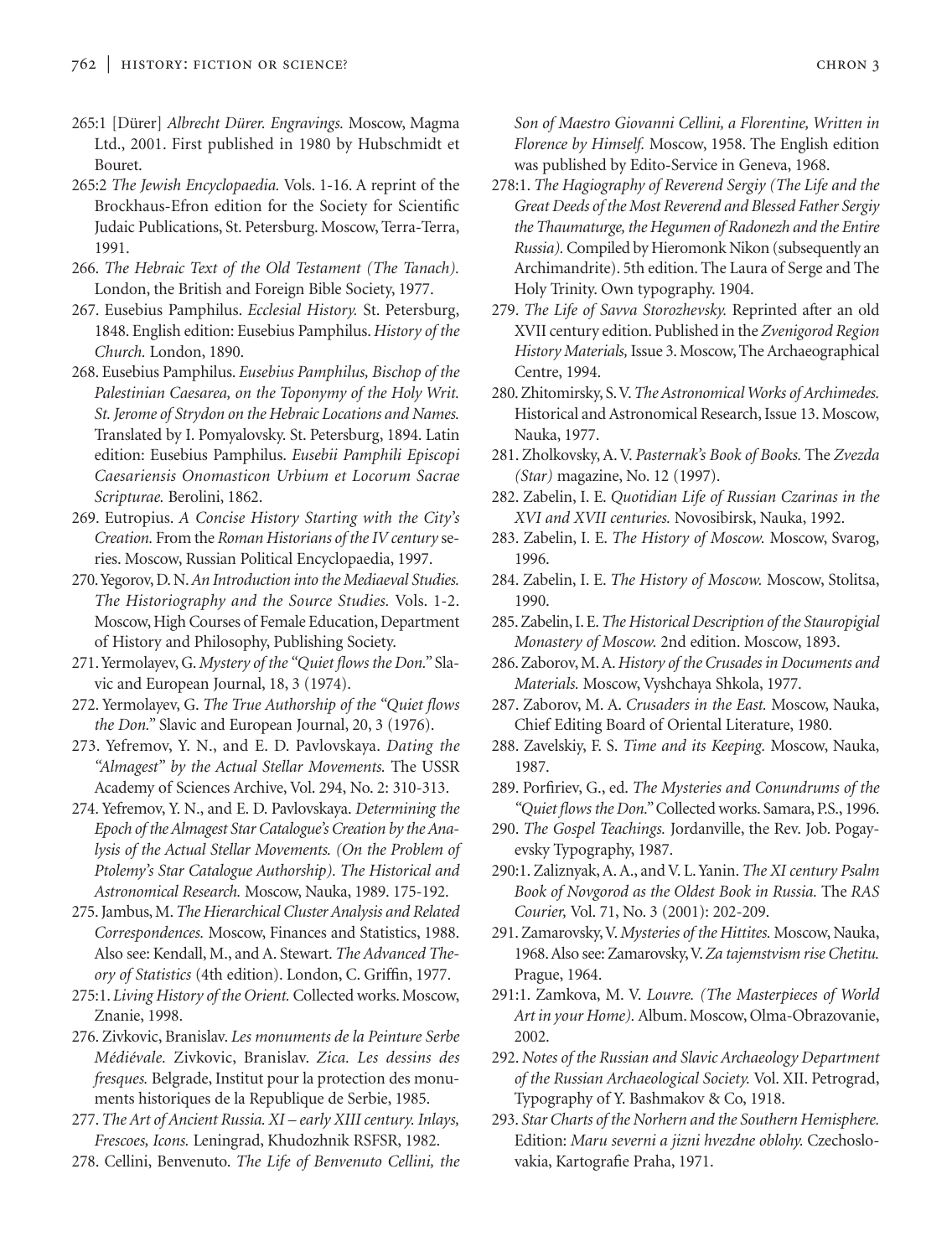265:1 [Dürer] *Albrecht Dürer. Engravings.* Moscow, Magma Ltd., 2001. First published in 1980 by Hubschmidt et Bouret.

265:2 *The Jewish Encyclopaedia.* Vols. 1-16. A reprint of the Brockhaus-Efron edition for the Society for Scientific Judaic Publications, St. Petersburg. Moscow, Terra-Terra, 1991.

266. *The Hebraic Text of the Old Testament (The Tanach).* London, the British and Foreign Bible Society, 1977.

267. Eusebius Pamphilus. *Ecclesial History.* St. Petersburg, 1848. English edition: Eusebius Pamphilus. *History of the Church.* London, 1890.

268. Eusebius Pamphilus. *Eusebius Pamphilus, Bischop of the Palestinian Caesarea, on the Toponymy of the Holy Writ. St. Jerome of Strydon on the Hebraic Locations and Names.* Translated by I. Pomyalovsky. St. Petersburg, 1894. Latin edition: Eusebius Pamphilus. *Eusebii Pamphili Episcopi Caesariensis Onomasticon Urbium et Locorum Sacrae Scripturae.* Berolini, 1862.

269. Eutropius. *A Concise History Starting with the City's Creation.* From the *Roman Historians of the IV century* series. Moscow, Russian Political Encyclopaedia, 1997.

270. Yegorov, D. N. *An Introduction into the Mediaeval Studies. The Historiography and the Source Studies.* Vols. 1-2. Moscow, High Courses of Female Education, Department of History and Philosophy, Publishing Society.

271. Yermolayev, G. *Mystery of the "Quiet flows the Don."* Slavic and European Journal, 18, 3 (1974).

272. Yermolayev, G. *The True Authorship of the "Quiet flows the Don."* Slavic and European Journal, 20, 3 (1976).

273. Yefremov, Y. N., and E. D. Pavlovskaya. *Dating the "Almagest" by the Actual Stellar Movements.* The USSR Academy of Sciences Archive, Vol. 294, No. 2: 310-313.

274. Yefremov, Y. N., and E. D. Pavlovskaya. *Determining the Epoch of the Almagest Star Catalogue's Creation by the Analysis of the Actual Stellar Movements. (On the Problem of Ptolemy's Star Catalogue Authorship). The Historical and Astronomical Research.* Moscow, Nauka, 1989. 175-192.

275. Jambus, M. *The Hierarchical Cluster Analysis and Related Correspondences.* Moscow, Finances and Statistics, 1988. Also see: Kendall, M., and A. Stewart. *The Advanced Theory of Statistics* (4th edition). London, C. Griffin, 1977.

275:1. *Living History of the Orient.* Collected works. Moscow, Znanie, 1998.

276. Zivkovic, Branislav. *Les monuments de la Peinture Serbe Médiévale.* Zivkovic, Branislav. *Zica. Les dessins des fresques.* Belgrade, Institut pour la protection des monuments historiques de la Republique de Serbie, 1985.

277. *The Art of Ancient Russia. XI – early XIII century. Inlays, Frescoes, Icons.* Leningrad, Khudozhnik RSFSR, 1982.

278. Cellini, Benvenuto. *The Life of Benvenuto Cellini, the Son of Maestro Giovanni Cellini, a Florentine, Written in Florence by Himself.* Moscow, 1958. The English edition was published by Edito-Service in Geneva, 1968.

278:1. *The Hagiography of Reverend Sergiy (The Life and the Great Deeds of the Most Reverend and Blessed Father Sergiy the Thaumaturge, the Hegumen of Radonezh and the Entire Russia).* Compiled by Hieromonk Nikon (subsequently an Archimandrite). 5th edition. The Laura of Serge and The Holy Trinity. Own typography. 1904.

279. *The Life of Savva Storozhevsky.* Reprinted after an old XVII century edition. Published in the *Zvenigorod Region History Materials,* Issue 3. Moscow, The Archaeographical Centre, 1994.

280. Zhitomirsky, S. V. *The Astronomical Works of Archimedes.* Historical and Astronomical Research, Issue 13. Moscow, Nauka, 1977.

281. Zholkovsky, A. V. *Pasternak's Book of Books.* The *Zvezda (Star)* magazine, No. 12 (1997).

282. Zabelin, I. E. *Quotidian Life of Russian Czarinas in the XVI and XVII centuries.* Novosibirsk, Nauka, 1992.

283. Zabelin, I. E. *The History of Moscow.* Moscow, Svarog, 1996.

284. Zabelin, I. E. *The History of Moscow.* Moscow, Stolitsa, 1990.

285. Zabelin, I. E. *The Historical Description of the Stauropigial Monastery of Moscow.* 2nd edition. Moscow, 1893.

286. Zaborov, M. A. *History of the Crusades in Documents and Materials.* Moscow, Vyshchaya Shkola, 1977.

287. Zaborov, M. A. *Crusaders in the East.* Moscow, Nauka, Chief Editing Board of Oriental Literature, 1980.

288. Zavelskiy, F. S. *Time and its Keeping.* Moscow, Nauka, 1987.

289. Porfiriev, G., ed. *The Mysteries and Conundrums of the "Quiet flows the Don."* Collected works. Samara, P.S., 1996.

290. *The Gospel Teachings.* Jordanville, the Rev. Job. Pogayevsky Typography, 1987.

290:1. Zaliznyak, A. A., and V. L. Yanin. *The XI century Psalm Book of Novgorod as the Oldest Book in Russia.* The *RAS Courier,* Vol. 71, No. 3 (2001): 202-209.

291. Zamarovsky, V. *Mysteries of the Hittites.* Moscow, Nauka, 1968. Also see: Zamarovsky, V. *Za tajemstvism rise Chetitu.* Prague, 1964.

291:1. Zamkova, M. V. *Louvre. (The Masterpieces of World Art in your Home).* Album. Moscow, Olma-Obrazovanie, 2002.

292. *Notes of the Russian and Slavic Archaeology Department of the Russian Archaeological Society.* Vol. XII. Petrograd, Typography of Y. Bashmakov & Co, 1918.

293. *Star Charts of the Norhern and the Southern Hemisphere.* Edition: *Maru severni a jizni hvezdne oblohy.* Czechoslovakia, Kartografie Praha, 1971.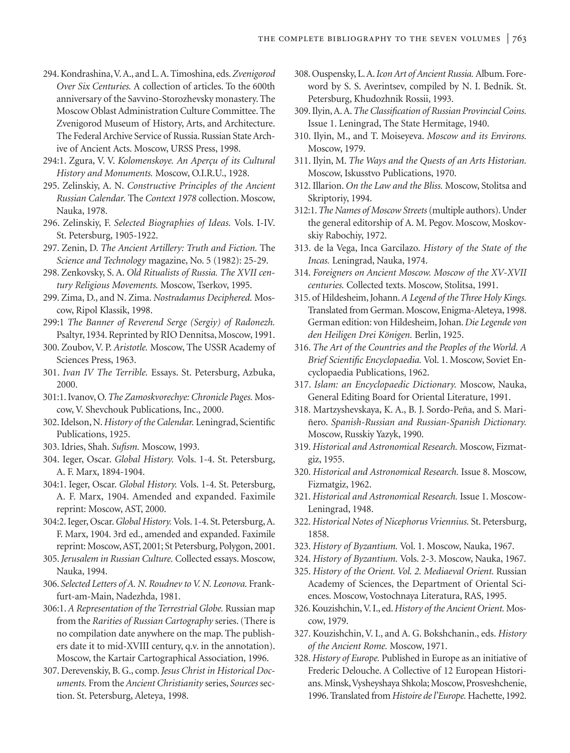294. Kondrashina, V. A., and L. A. Timoshina, eds. *Zvenigorod Over Six Centuries.* A collection of articles. To the 600th anniversary of the Savvino-Storozhevsky monastery. The Moscow Oblast Administration Culture Committee. The Zvenigorod Museum of History, Arts, and Architecture. The Federal Archive Service of Russia. Russian State Archive of Ancient Acts. Moscow, URSS Press, 1998.

294:1. Zgura, V. V. *Kolomenskoye. An Aperçu of its Cultural History and Monuments.* Moscow, O.I.R.U., 1928.

295. Zelinskiy, A. N. *Constructive Principles of the Ancient Russian Calendar.* The *Context 1978* collection. Moscow, Nauka, 1978.

296. Zelinskiy, F. *Selected Biographies of Ideas.* Vols. I-IV. St. Petersburg, 1905-1922.

297. Zenin, D. *The Ancient Artillery: Truth and Fiction.* The *Science and Technology* magazine, No. 5 (1982): 25-29.

298. Zenkovsky, S. A. *Old Ritualists of Russia. The XVII century Religious Movements.* Moscow, Tserkov, 1995.

299. Zima, D., and N. Zima. *Nostradamus Deciphered.* Moscow, Ripol Klassik, 1998.

299:1 *The Banner of Reverend Serge (Sergiy) of Radonezh.* Psaltyr, 1934. Reprinted by RIO Dennitsa, Moscow, 1991.

300. Zoubov, V. P. *Aristotle.* Moscow, The USSR Academy of Sciences Press, 1963.

301. *Ivan IV The Terrible.* Essays. St. Petersburg, Azbuka, 2000.

301:1. Ivanov, O. *The Zamoskvorechye: Chronicle Pages.* Moscow, V. Shevchouk Publications, Inc., 2000.

302. Idelson, N. *History of the Calendar.* Leningrad, Scientific Publications, 1925.

303. Idries, Shah. *Sufism.* Moscow, 1993.

304. Ieger, Oscar. *Global History.* Vols. 1-4. St. Petersburg, A. F. Marx, 1894-1904.

304:1. Ieger, Oscar. *Global History.* Vols. 1-4. St. Petersburg, A. F. Marx, 1904. Amended and expanded. Faximile reprint: Moscow, AST, 2000.

304:2. Ieger, Oscar. *Global History.* Vols. 1-4. St. Petersburg, A. F. Marx, 1904. 3rd ed., amended and expanded. Faximile reprint: Moscow, AST, 2001; St Petersburg, Polygon, 2001.

305. *Jerusalem in Russian Culture.* Collected essays. Moscow, Nauka, 1994.

306. *Selected Letters of A. N. Roudnev to V. N. Leonova.* Frankfurt-am-Main, Nadezhda, 1981.

306:1. *A Representation of the Terrestrial Globe.* Russian map from the *Rarities of Russian Cartography* series. (There is no compilation date anywhere on the map. The publishers date it to mid-XVIII century, q.v. in the annotation). Moscow, the Kartair Cartographical Association, 1996.

307. Derevenskiy, B. G., comp. *Jesus Christ in Historical Documents.* From the *Ancient Christianity* series, *Sources* section. St. Petersburg, Aleteya, 1998.

308. Ouspensky, L. A. *Icon Art of Ancient Russia.* Album. Foreword by S. S. Averintsev, compiled by N. I. Bednik. St. Petersburg, Khudozhnik Rossii, 1993.

309. Ilyin, A. A. *The Classification of Russian Provincial Coins.* Issue 1. Leningrad, The State Hermitage, 1940.

310. Ilyin, M., and T. Moiseyeva. *Moscow and its Environs.* Moscow, 1979.

311. Ilyin, M. *The Ways and the Quests of an Arts Historian.* Moscow, Iskusstvo Publications, 1970.

312. Illarion. *On the Law and the Bliss.* Moscow, Stolitsa and Skriptoriy, 1994.

312:1. *The Names of Moscow Streets* (multiple authors). Under the general editorship of A. M. Pegov. Moscow, Moskovskiy Rabochiy, 1972.

313. de la Vega, Inca Garcilazo. *History of the State of the Incas.* Leningrad, Nauka, 1974.

314. *Foreigners on Ancient Moscow. Moscow of the XV-XVII centuries.* Collected texts. Moscow, Stolitsa, 1991.

315. of Hildesheim, Johann. *A Legend of the Three Holy Kings.* Translated from German. Moscow, Enigma-Aleteya, 1998. German edition: von Hildesheim, Johan. *Die Legende von den Heiligen Drei Königen.* Berlin, 1925.

316. *The Art of the Countries and the Peoples of the World. A Brief Scientific Encyclopaedia.* Vol. 1. Moscow, Soviet Encyclopaedia Publications, 1962.

317. *Islam: an Encyclopaedic Dictionary.* Moscow, Nauka, General Editing Board for Oriental Literature, 1991.

318. Martzyshevskaya, K. A., B. J. Sordo-Peña, and S. Mariñero. *Spanish-Russian and Russian-Spanish Dictionary.* Moscow, Russkiy Yazyk, 1990.

319. *Historical and Astronomical Research.* Moscow, Fizmatgiz, 1955.

320. *Historical and Astronomical Research.* Issue 8. Moscow, Fizmatgiz, 1962.

321. *Historical and Astronomical Research.* Issue 1. Moscow-Leningrad, 1948.

322. *Historical Notes of Nicephorus Vriennius.* St. Petersburg, 1858.

323. *History of Byzantium.* Vol. 1. Moscow, Nauka, 1967.

324. *History of Byzantium.* Vols. 2-3. Moscow, Nauka, 1967.

325. *History of the Orient. Vol. 2. Mediaeval Orient.* Russian Academy of Sciences, the Department of Oriental Sciences. Moscow, Vostochnaya Literatura, RAS, 1995.

326. Kouzishchin, V. I., ed. *History of the Ancient Orient.* Moscow, 1979.

327. Kouzishchin, V. I., and A. G. Bokshchanin., eds. *History of the Ancient Rome.* Moscow, 1971.

328. *History of Europe.* Published in Europe as an initiative of Frederic Delouche. A Collective of 12 European Historians. Minsk, Vysheyshaya Shkola; Moscow, Prosveshchenie, 1996. Translated from *Histoire de l'Europe.* Hachette, 1992.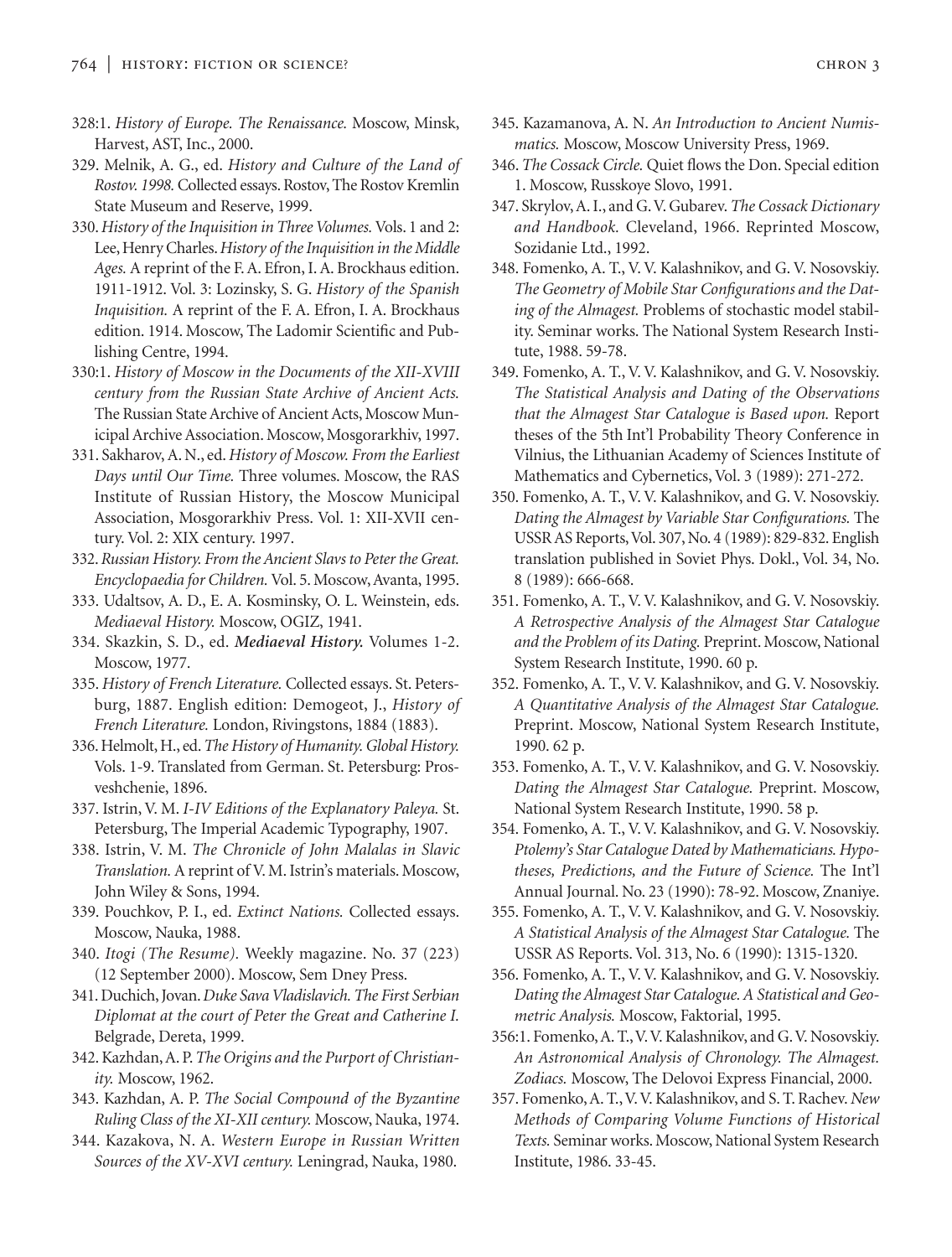328:1. *History of Europe. The Renaissance.* Moscow, Minsk, Harvest, AST, Inc., 2000.

329. Melnik, A. G., ed. *History and Culture of the Land of Rostov. 1998.* Collected essays. Rostov, The Rostov Kremlin State Museum and Reserve, 1999.

330. *History of the Inquisition in Three Volumes.* Vols. 1 and 2: Lee, Henry Charles. *History of the Inquisition in the Middle Ages.* A reprint of the F. A. Efron, I. A. Brockhaus edition. 1911-1912. Vol. 3: Lozinsky, S. G. *History of the Spanish Inquisition.* A reprint of the F. A. Efron, I. A. Brockhaus edition. 1914. Moscow, The Ladomir Scientific and Publishing Centre, 1994.

330:1. *History of Moscow in the Documents of the XII-XVIII century from the Russian State Archive of Ancient Acts.* The Russian State Archive of Ancient Acts, Moscow Municipal Archive Association. Moscow, Mosgorarkhiv, 1997.

331. Sakharov, A. N., ed. *History of Moscow. From the Earliest Days until Our Time.* Three volumes. Moscow, the RAS Institute of Russian History, the Moscow Municipal Association, Mosgorarkhiv Press. Vol. 1: XII-XVII century. Vol. 2: XIX century. 1997.

332. *Russian History. From the Ancient Slavs to Peter the Great. Encyclopaedia for Children.* Vol. 5. Moscow, Avanta, 1995.

333. Udaltsov, A. D., E. A. Kosminsky, O. L. Weinstein, eds. *Mediaeval History.* Moscow, OGIZ, 1941.

334. Skazkin, S. D., ed. ***Mediaeval History.*** Volumes 1-2. Moscow, 1977.

335. *History of French Literature.* Collected essays. St. Petersburg, 1887. English edition: Demogeot, J., *History of French Literature.* London, Rivingstons, 1884 (1883).

336. Helmolt, H., ed. *The History of Humanity. Global History.* Vols. 1-9. Translated from German. St. Petersburg: Prosveshchenie, 1896.

337. Istrin, V. M. *I-IV Editions of the Explanatory Paleya.* St. Petersburg, The Imperial Academic Typography, 1907.

338. Istrin, V. M. *The Chronicle of John Malalas in Slavic Translation.* A reprint of V. M. Istrin's materials. Moscow, John Wiley & Sons, 1994.

339. Pouchkov, P. I., ed. *Extinct Nations.* Collected essays. Moscow, Nauka, 1988.

340. *Itogi (The Resume).* Weekly magazine. No. 37 (223) (12 September 2000). Moscow, Sem Dney Press.

341. Duchich, Jovan. *Duke Sava Vladislavich. The First Serbian Diplomat at the court of Peter the Great and Catherine I.* Belgrade, Dereta, 1999.

342. Kazhdan, A. P. *The Origins and the Purport of Christianity.* Moscow, 1962.

343. Kazhdan, A. P. *The Social Compound of the Byzantine Ruling Class of the XI-XII century.* Moscow, Nauka, 1974.

344. Kazakova, N. A. *Western Europe in Russian Written Sources of the XV-XVI century.* Leningrad, Nauka, 1980.

345. Kazamanova, A. N. *An Introduction to Ancient Numismatics.* Moscow, Moscow University Press, 1969.

346. *The Cossack Circle.* Quiet flows the Don. Special edition 1. Moscow, Russkoye Slovo, 1991.

347. Skrylov, A. I., and G. V. Gubarev. *The Cossack Dictionary and Handbook.* Cleveland, 1966. Reprinted Moscow, Sozidanie Ltd., 1992.

348. Fomenko, A. T., V. V. Kalashnikov, and G. V. Nosovskiy. *The Geometry of Mobile Star Configurations and the Dating of the Almagest.* Problems of stochastic model stability. Seminar works. The National System Research Institute, 1988. 59-78.

349. Fomenko, A. T., V. V. Kalashnikov, and G. V. Nosovskiy. *The Statistical Analysis and Dating of the Observations that the Almagest Star Catalogue is Based upon.* Report theses of the 5th Int'l Probability Theory Conference in Vilnius, the Lithuanian Academy of Sciences Institute of Mathematics and Cybernetics, Vol. 3 (1989): 271-272.

350. Fomenko, A. T., V. V. Kalashnikov, and G. V. Nosovskiy. *Dating the Almagest by Variable Star Configurations.* The USSR AS Reports, Vol. 307, No. 4 (1989): 829-832. English translation published in Soviet Phys. Dokl., Vol. 34, No. 8 (1989): 666-668.

351. Fomenko, A. T., V. V. Kalashnikov, and G. V. Nosovskiy. *A Retrospective Analysis of the Almagest Star Catalogue and the Problem of its Dating.* Preprint. Moscow, National System Research Institute, 1990. 60 p.

352. Fomenko, A. T., V. V. Kalashnikov, and G. V. Nosovskiy. *A Quantitative Analysis of the Almagest Star Catalogue.* Preprint. Moscow, National System Research Institute, 1990. 62 p.

353. Fomenko, A. T., V. V. Kalashnikov, and G. V. Nosovskiy. *Dating the Almagest Star Catalogue.* Preprint. Moscow, National System Research Institute, 1990. 58 p.

354. Fomenko, A. T., V. V. Kalashnikov, and G. V. Nosovskiy. *Ptolemy's Star Catalogue Dated by Mathematicians. Hypotheses, Predictions, and the Future of Science.* The Int'l Annual Journal. No. 23 (1990): 78-92. Moscow, Znaniye.

355. Fomenko, A. T., V. V. Kalashnikov, and G. V. Nosovskiy. *A Statistical Analysis of the Almagest Star Catalogue.* The USSR AS Reports. Vol. 313, No. 6 (1990): 1315-1320.

356. Fomenko, A. T., V. V. Kalashnikov, and G. V. Nosovskiy. *Dating the Almagest Star Catalogue. A Statistical and Geometric Analysis.* Moscow, Faktorial, 1995.

356:1. Fomenko, A. T., V. V. Kalashnikov, and G. V. Nosovskiy. *An Astronomical Analysis of Chronology. The Almagest. Zodiacs.* Moscow, The Delovoi Express Financial, 2000.

357. Fomenko, A. T., V. V. Kalashnikov, and S. T. Rachev. *New Methods of Comparing Volume Functions of Historical Texts.* Seminar works. Moscow, National System Research Institute, 1986. 33-45.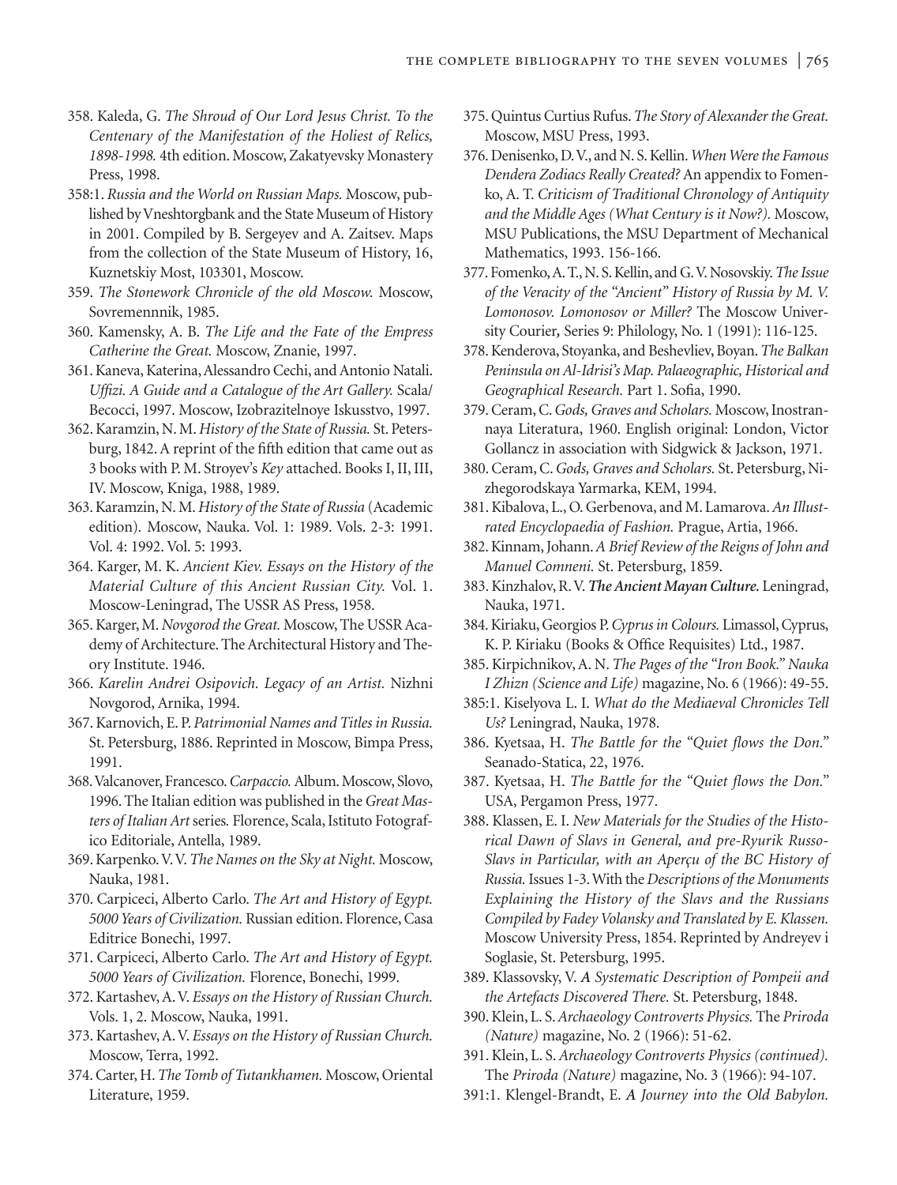358. Kaleda, G. *The Shroud of Our Lord Jesus Christ. To the Centenary of the Manifestation of the Holiest of Relics, 1898-1998.* 4th edition. Moscow, Zakatyevsky Monastery Press, 1998.

358:1. *Russia and the World on Russian Maps.* Moscow, published by Vneshtorgbank and the State Museum of History in 2001. Compiled by B. Sergeyev and A. Zaitsev. Maps from the collection of the State Museum of History, 16, Kuznetskiy Most, 103301, Moscow.

359. *The Stonework Chronicle of the old Moscow.* Moscow, Sovremennnik, 1985.

360. Kamensky, A. B. *The Life and the Fate of the Empress Catherine the Great.* Moscow, Znanie, 1997.

361. Kaneva, Katerina, Alessandro Cechi, and Antonio Natali. *Uffizi. A Guide and a Catalogue of the Art Gallery.* Scala/ Becocci, 1997. Moscow, Izobrazitelnoye Iskusstvo, 1997.

362. Karamzin, N. M. *History of the State of Russia.* St. Petersburg, 1842. A reprint of the fifth edition that came out as 3 books with P. M. Stroyev's *Key* attached. Books I, II, III, IV. Moscow, Kniga, 1988, 1989.

363. Karamzin, N. M. *History of the State of Russia* (Academic edition). Moscow, Nauka. Vol. 1: 1989. Vols. 2-3: 1991. Vol. 4: 1992. Vol. 5: 1993.

364. Karger, M. K. *Ancient Kiev. Essays on the History of the Material Culture of this Ancient Russian City.* Vol. 1. Moscow-Leningrad, The USSR AS Press, 1958.

365. Karger, M. *Novgorod the Great.* Moscow, The USSR Academy of Architecture. The Architectural History and Theory Institute. 1946.

366. *Karelin Andrei Osipovich. Legacy of an Artist.* Nizhni Novgorod, Arnika, 1994.

367. Karnovich, E. P. *Patrimonial Names and Titles in Russia.* St. Petersburg, 1886. Reprinted in Moscow, Bimpa Press, 1991.

368. Valcanover, Francesco. *Carpaccio.* Album. Moscow, Slovo, 1996. The Italian edition was published in the *Great Masters of Italian Art* series. Florence, Scala, Istituto Fotografico Editoriale, Antella, 1989.

369. Karpenko. V. V. *The Names on the Sky at Night.* Moscow, Nauka, 1981.

370. Carpiceci, Alberto Carlo. *The Art and History of Egypt. 5000 Years of Civilization.* Russian edition. Florence, Casa Editrice Bonechi, 1997.

371. Carpiceci, Alberto Carlo. *The Art and History of Egypt. 5000 Years of Civilization.* Florence, Bonechi, 1999.

372. Kartashev, A. V. *Essays on the History of Russian Church.* Vols. 1, 2. Moscow, Nauka, 1991.

373. Kartashev, A. V. *Essays on the History of Russian Church.* Moscow, Terra, 1992.

374. Carter, H. *The Tomb of Tutankhamen.* Moscow, Oriental Literature, 1959.

375. Quintus Curtius Rufus. *The Story of Alexander the Great.* Moscow, MSU Press, 1993.

376. Denisenko, D. V., and N. S. Kellin. *When Were the Famous Dendera Zodiacs Really Created?* An appendix to Fomenko, A. T. *Criticism of Traditional Chronology of Antiquity and the Middle Ages (What Century is it Now?).* Moscow, MSU Publications, the MSU Department of Mechanical Mathematics, 1993. 156-166.

377. Fomenko, A. T., N. S. Kellin, and G. V. Nosovskiy. *The Issue of the Veracity of the "Ancient" History of Russia by M. V. Lomonosov. Lomonosov or Miller?* The Moscow University Courier*,* Series 9: Philology, No. 1 (1991): 116-125.

378. Kenderova, Stoyanka, and Beshevliev, Boyan. *The Balkan Peninsula on Al-Idrisi's Map. Palaeographic, Historical and Geographical Research.* Part 1. Sofia, 1990.

379. Ceram, C. *Gods, Graves and Scholars.* Moscow, Inostrannaya Literatura, 1960. English original: London, Victor Gollancz in association with Sidgwick & Jackson, 1971.

380. Ceram, C. *Gods, Graves and Scholars.* St. Petersburg, Nizhegorodskaya Yarmarka, KEM, 1994.

381. Kibalova, L., O. Gerbenova, and M. Lamarova. *An Illustrated Encyclopaedia of Fashion.* Prague, Artia, 1966.

382. Kinnam, Johann. *A Brief Review of the Reigns of John and Manuel Comneni.* St. Petersburg, 1859.

383. Kinzhalov, R. V. ***The Ancient Mayan Culture.*** Leningrad, Nauka, 1971.

384. Kiriaku, Georgios P. *Cyprus in Colours.* Limassol, Cyprus, K. P. Kiriaku (Books & Office Requisites) Ltd., 1987.

385. Kirpichnikov, A. N. *The Pages of the "Iron Book." Nauka I Zhizn (Science and Life)* magazine, No. 6 (1966): 49-55.

385:1. Kiselyova L. I. *What do the Mediaeval Chronicles Tell Us?* Leningrad, Nauka, 1978.

386. Kyetsaa, H. *The Battle for the "Quiet flows the Don."* Seanado-Statica, 22, 1976.

387. Kyetsaa, H. *The Battle for the "Quiet flows the Don."* USA, Pergamon Press, 1977.

388. Klassen, E. I. *New Materials for the Studies of the Historical Dawn of Slavs in General, and pre-Ryurik Russo-Slavs in Particular, with an Aperçu of the BC History of Russia.* Issues 1-3. With the *Descriptions of the Monuments Explaining the History of the Slavs and the Russians Compiled by Fadey Volansky and Translated by E. Klassen.* Moscow University Press, 1854. Reprinted by Andreyev i Soglasie, St. Petersburg, 1995.

389. Klassovsky, V. *A Systematic Description of Pompeii and the Artefacts Discovered There.* St. Petersburg, 1848.

390. Klein, L. S. *Archaeology Controverts Physics.* The *Priroda (Nature)* magazine, No. 2 (1966): 51-62.

391. Klein, L. S. *Archaeology Controverts Physics (continued).* The *Priroda (Nature)* magazine, No. 3 (1966): 94-107.

391:1. Klengel-Brandt, E. ***A Journey into the Old Babylon.***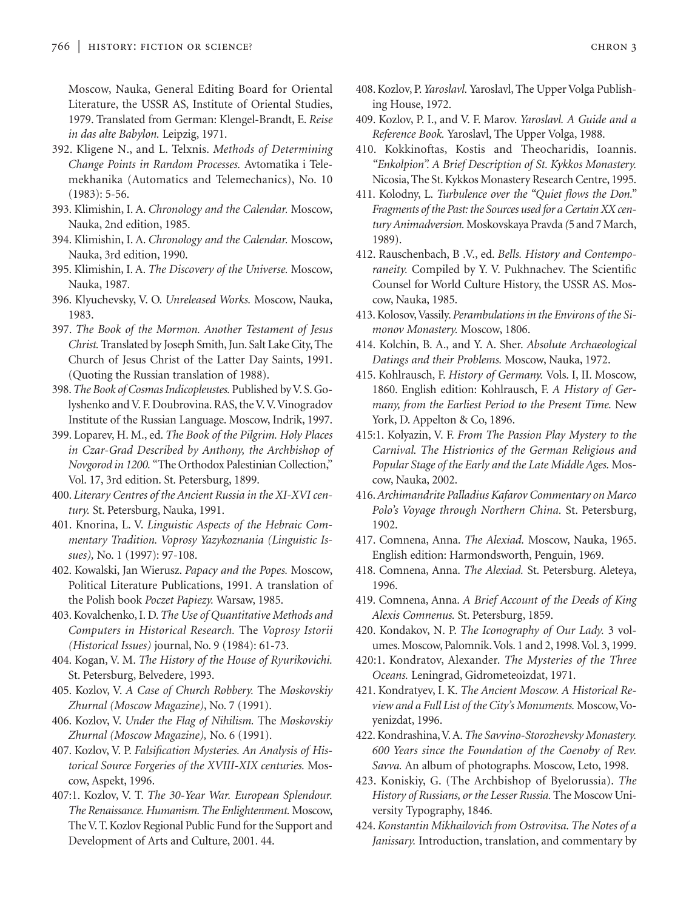Moscow, Nauka, General Editing Board for Oriental Literature, the USSR AS, Institute of Oriental Studies, 1979. Translated from German: Klengel-Brandt, E. *Reise in das alte Babylon.* Leipzig, 1971.

392. Kligene N., and L. Telxnis. *Methods of Determining Change Points in Random Processes.* Avtomatika i Telemekhanika (Automatics and Telemechanics), No. 10 (1983): 5-56.

393. Klimishin, I. A. *Chronology and the Calendar.* Moscow, Nauka, 2nd edition, 1985.

394. Klimishin, I. A. *Chronology and the Calendar.* Moscow, Nauka, 3rd edition, 1990.

395. Klimishin, I. A. *The Discovery of the Universe.* Moscow, Nauka, 1987.

396. Klyuchevsky, V. O. *Unreleased Works.* Moscow, Nauka, 1983.

397. *The Book of the Mormon. Another Testament of Jesus Christ.* Translated by Joseph Smith, Jun. Salt Lake City, The Church of Jesus Christ of the Latter Day Saints, 1991. (Quoting the Russian translation of 1988).

398. *The Book of Cosmas Indicopleustes.* Published by V. S. Golyshenko and V. F. Doubrovina. RAS, the V. V. Vinogradov Institute of the Russian Language. Moscow, Indrik, 1997.

399. Loparev, H. M., ed. *The Book of the Pilgrim. Holy Places in Czar-Grad Described by Anthony, the Archbishop of Novgorod in 1200.* "The Orthodox Palestinian Collection," Vol. 17, 3rd edition. St. Petersburg, 1899.

400. *Literary Centres of the Ancient Russia in the XI-XVI century.* St. Petersburg, Nauka, 1991.

401. Knorina, L. V. *Linguistic Aspects of the Hebraic Commentary Tradition. Voprosy Yazykoznania (Linguistic Issues),* No. 1 (1997): 97-108.

402. Kowalski, Jan Wierusz. *Papacy and the Popes.* Moscow, Political Literature Publications, 1991. A translation of the Polish book *Poczet Papiezy.* Warsaw, 1985.

403. Kovalchenko, I. D. *The Use of Quantitative Methods and Computers in Historical Research.* The *Voprosy Istorii (Historical Issues)* journal, No. 9 (1984): 61-73.

404. Kogan, V. M. *The History of the House of Ryurikovichi.* St. Petersburg, Belvedere, 1993.

405. Kozlov, V. *A Case of Church Robbery.* The *Moskovskiy Zhurnal (Moscow Magazine)*, No. 7 (1991).

406. Kozlov, V. *Under the Flag of Nihilism.* The *Moskovskiy Zhurnal (Moscow Magazine),* No. 6 (1991).

407. Kozlov, V. P. *Falsification Mysteries. An Analysis of Historical Source Forgeries of the XVIII-XIX centuries.* Moscow, Aspekt, 1996.

407:1. Kozlov, V. T. *The 30-Year War. European Splendour. The Renaissance. Humanism. The Enlightenment.* Moscow, The V. T. Kozlov Regional Public Fund for the Support and Development of Arts and Culture, 2001. 44.

408. Kozlov, P. *Yaroslavl.* Yaroslavl, The Upper Volga Publishing House, 1972.

409. Kozlov, P. I., and V. F. Marov. *Yaroslavl. A Guide and a Reference Book.* Yaroslavl, The Upper Volga, 1988.

410. Kokkinoftas, Kostis and Theocharidis, Ioannis. *"Enkolpion". A Brief Description of St. Kykkos Monastery.* Nicosia, The St. Kykkos Monastery Research Centre, 1995.

411. Kolodny, L. *Turbulence over the "Quiet flows the Don." Fragments of the Past: the Sources used for a Certain XX century Animadversion.* Moskovskaya Pravda *(*5 and 7 March, 1989).

412. Rauschenbach, B .V., ed. *Bells. History and Contemporaneity.* Compiled by Y. V. Pukhnachev. The Scientific Counsel for World Culture History, the USSR AS. Moscow, Nauka, 1985.

413. Kolosov, Vassily. *Perambulations in the Environs of the Simonov Monastery.* Moscow, 1806.

414. Kolchin, B. A., and Y. A. Sher. *Absolute Archaeological Datings and their Problems.* Moscow, Nauka, 1972.

415. Kohlrausch, F. *History of Germany.* Vols. I, II. Moscow, 1860. English edition: Kohlrausch, F. *A History of Germany, from the Earliest Period to the Present Time.* New York, D. Appelton & Co, 1896.

415:1. Kolyazin, V. F. *From The Passion Play Mystery to the Carnival. The Histrionics of the German Religious and Popular Stage of the Early and the Late Middle Ages.* Moscow, Nauka, 2002.

416. *Archimandrite Palladius Kafarov Commentary on Marco Polo's Voyage through Northern China.* St. Petersburg, 1902.

417. Comnena, Anna. *The Alexiad.* Moscow, Nauka, 1965. English edition: Harmondsworth, Penguin, 1969.

418. Comnena, Anna. *The Alexiad.* St. Petersburg. Aleteya, 1996.

419. Comnena, Anna. *A Brief Account of the Deeds of King Alexis Comnenus.* St. Petersburg, 1859.

420. Kondakov, N. P. *The Iconography of Our Lady.* 3 volumes. Moscow, Palomnik. Vols. 1 and 2, 1998. Vol. 3, 1999.

420:1. Kondratov, Alexander. *The Mysteries of the Three Oceans.* Leningrad, Gidrometeoizdat, 1971.

421. Kondratyev, I. K. *The Ancient Moscow. A Historical Review and a Full List of the City's Monuments.* Moscow, Voyenizdat, 1996.

422. Kondrashina, V. A. *The Savvino-Storozhevsky Monastery. 600 Years since the Foundation of the Coenoby of Rev. Savva.* An album of photographs. Moscow, Leto, 1998.

423. Koniskiy, G. (The Archbishop of Byelorussia). *The History of Russians, or the Lesser Russia.* The Moscow University Typography, 1846.

424. *Konstantin Mikhailovich from Ostrovitsa. The Notes of a Janissary.* Introduction, translation, and commentary by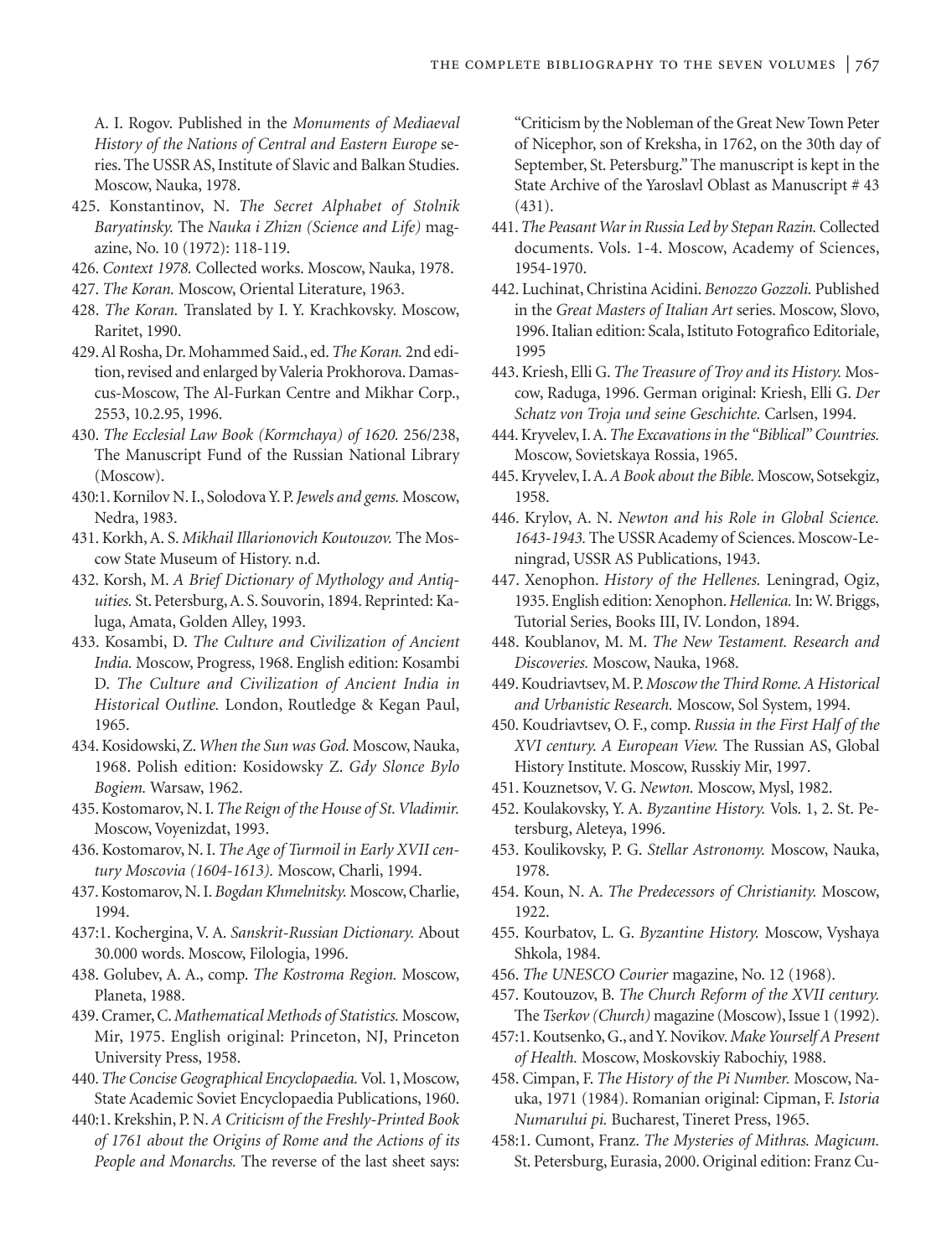A. I. Rogov. Published in the *Monuments of Mediaeval History of the Nations of Central and Eastern Europe* series. The USSR AS, Institute of Slavic and Balkan Studies. Moscow, Nauka, 1978.

425. Konstantinov, N. *The Secret Alphabet of Stolnik Baryatinsky.* The *Nauka i Zhizn (Science and Life)* magazine, No. 10 (1972): 118-119.

426. *Context 1978.* Collected works. Moscow, Nauka, 1978.

427. *The Koran.* Moscow, Oriental Literature, 1963.

428. *The Koran.* Translated by I. Y. Krachkovsky. Moscow, Raritet, 1990.

429. Al Rosha, Dr. Mohammed Said., ed. *The Koran.* 2nd edition, revised and enlarged by Valeria Prokhorova. Damascus-Moscow, The Al-Furkan Centre and Mikhar Corp., 2553, 10.2.95, 1996.

430. *The Ecclesial Law Book (Kormchaya) of 1620.* 256/238, The Manuscript Fund of the Russian National Library (Moscow).

430:1. Kornilov N. I., Solodova Y. P. *Jewels and gems.* Moscow, Nedra, 1983.

431. Korkh, A. S. *Mikhail Illarionovich Koutouzov.* The Moscow State Museum of History. n.d.

432. Korsh, M. *A Brief Dictionary of Mythology and Antiquities.* St. Petersburg, A. S. Souvorin, 1894. Reprinted: Kaluga, Amata, Golden Alley, 1993.

433. Kosambi, D. *The Culture and Civilization of Ancient India.* Moscow, Progress, 1968. English edition: Kosambi D. *The Culture and Civilization of Ancient India in Historical Outline.* London, Routledge & Kegan Paul, 1965.

434. Kosidowski, Z. *When the Sun was God.* Moscow, Nauka, 1968. Polish edition: Kosidowsky Z. *Gdy Slonce Bylo Bogiem.* Warsaw, 1962.

435. Kostomarov, N. I. *The Reign of the House of St. Vladimir.* Moscow, Voyenizdat, 1993.

436. Kostomarov, N. I. *The Age of Turmoil in Early XVII century Moscovia (1604-1613).* Moscow, Charli, 1994.

437. Kostomarov, N. I. *Bogdan Khmelnitsky.* Moscow, Charlie, 1994.

437:1. Kochergina, V. A. *Sanskrit-Russian Dictionary.* About 30.000 words. Moscow, Filologia, 1996.

438. Golubev, A. A., comp. *The Kostroma Region.* Moscow, Planeta, 1988.

439. Cramer, C. *Mathematical Methods of Statistics.* Moscow, Mir, 1975. English original: Princeton, NJ, Princeton University Press, 1958.

440. *The Concise Geographical Encyclopaedia.* Vol. 1, Moscow, State Academic Soviet Encyclopaedia Publications, 1960.

440:1. Krekshin, P. N. *A Criticism of the Freshly-Printed Book of 1761 about the Origins of Rome and the Actions of its People and Monarchs.* The reverse of the last sheet says: "Criticism by the Nobleman of the Great New Town Peter of Nicephor, son of Kreksha, in 1762, on the 30th day of September, St. Petersburg." The manuscript is kept in the State Archive of the Yaroslavl Oblast as Manuscript # 43 (431).

441. *The Peasant War in Russia Led by Stepan Razin.* Collected documents. Vols. 1-4. Moscow, Academy of Sciences, 1954-1970.

442. Luchinat, Christina Acidini. *Benozzo Gozzoli.* Published in the *Great Masters of Italian Art* series. Moscow, Slovo, 1996. Italian edition: Scala, Istituto Fotografico Editoriale, 1995

443. Kriesh, Elli G. *The Treasure of Troy and its History.* Moscow, Raduga, 1996. German original: Kriesh, Elli G. *Der Schatz von Troja und seine Geschichte.* Carlsen, 1994.

444. Kryvelev, I. A. *The Excavations in the "Biblical" Countries.* Moscow, Sovietskaya Rossia, 1965.

445. Kryvelev, I. A. *A Book about the Bible.* Moscow, Sotsekgiz, 1958.

446. Krylov, A. N. *Newton and his Role in Global Science. 1643-1943.* The USSR Academy of Sciences. Moscow-Leningrad, USSR AS Publications, 1943.

447. Xenophon. *History of the Hellenes.* Leningrad, Ogiz, 1935. English edition: Xenophon. *Hellenica.* In: W. Briggs, Tutorial Series, Books III, IV. London, 1894.

448. Koublanov, M. M. *The New Testament. Research and Discoveries.* Moscow, Nauka, 1968.

449. Koudriavtsev, M. P. *Moscow the Third Rome. A Historical and Urbanistic Research.* Moscow, Sol System, 1994.

450. Koudriavtsev, O. F., comp. *Russia in the First Half of the XVI century. A European View.* The Russian AS, Global History Institute. Moscow, Russkiy Mir, 1997.

451. Kouznetsov, V. G. *Newton.* Moscow, Mysl, 1982.

452. Koulakovsky, Y. A. *Byzantine History.* Vols. 1, 2. St. Petersburg, Aleteya, 1996.

453. Koulikovsky, P. G. *Stellar Astronomy.* Moscow, Nauka, 1978.

454. Koun, N. A. *The Predecessors of Christianity.* Moscow, 1922.

455. Kourbatov, L. G. *Byzantine History.* Moscow, Vyshaya Shkola, 1984.

456. *The UNESCO Courier* magazine, No. 12 (1968).

457. Koutouzov, B. *The Church Reform of the XVII century.* The *Tserkov (Church)* magazine (Moscow), Issue 1 (1992).

457:1. Koutsenko, G., and Y. Novikov. *Make Yourself A Present of Health.* Moscow, Moskovskiy Rabochiy, 1988.

458. Cimpan, F. *The History of the Pi Number.* Moscow, Nauka, 1971 (1984). Romanian original: Cipman, F. *Istoria Numarului pi.* Bucharest, Tineret Press, 1965.

458:1. Cumont, Franz. *The Mysteries of Mithras. Magicum.* St. Petersburg, Eurasia, 2000. Original edition: Franz Cu-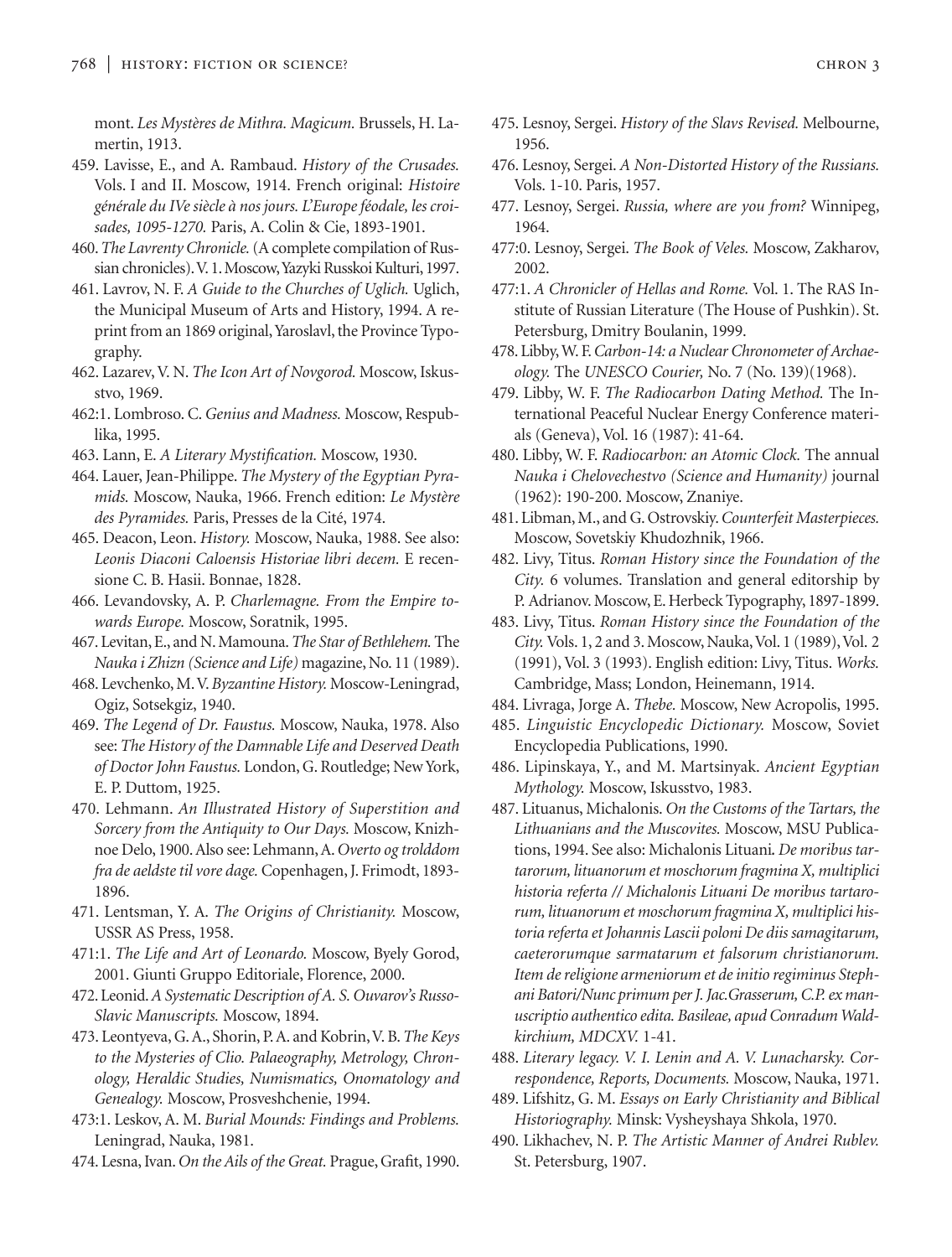mont. *Les Mystères de Mithra. Magicum.* Brussels, H. Lamertin, 1913.

459. Lavisse, E., and A. Rambaud. *History of the Crusades.* Vols. I and II. Moscow, 1914. French original: *Histoire générale du IVe siècle à nos jours. L'Europe féodale, les croisades, 1095-1270.* Paris, A. Colin & Cie, 1893-1901.

460. *The Lavrenty Chronicle.* (A complete compilation of Russian chronicles). V. 1. Moscow, Yazyki Russkoi Kulturi, 1997.

461. Lavrov, N. F. *A Guide to the Churches of Uglich.* Uglich, the Municipal Museum of Arts and History, 1994. A reprint from an 1869 original, Yaroslavl, the Province Typography.

462. Lazarev, V. N. *The Icon Art of Novgorod.* Moscow, Iskusstvo, 1969.

462:1. Lombroso. C. *Genius and Madness.* Moscow, Respublika, 1995.

463. Lann, E. *A Literary Mystification.* Moscow, 1930.

464. Lauer, Jean-Philippe. *The Mystery of the Egyptian Pyramids.* Moscow, Nauka, 1966. French edition: *Le Mystère des Pyramides.* Paris, Presses de la Cité, 1974.

465. Deacon, Leon. *History.* Moscow, Nauka, 1988. See also: *Leonis Diaconi Caloensis Historiae libri decem.* E recensione C. B. Hasii. Bonnae, 1828.

466. Levandovsky, A. P. *Charlemagne. From the Empire towards Europe.* Moscow, Soratnik, 1995.

467. Levitan, E., and N. Mamouna. *The Star of Bethlehem.* The *Nauka i Zhizn (Science and Life)* magazine, No. 11 (1989).

468. Levchenko, M. V. *Byzantine History.* Moscow-Leningrad, Ogiz, Sotsekgiz, 1940.

469. *The Legend of Dr. Faustus.* Moscow, Nauka, 1978. Also see: *The History of the Damnable Life and Deserved Death of Doctor John Faustus.* London, G. Routledge; New York, E. P. Duttom, 1925.

470. Lehmann. *An Illustrated History of Superstition and Sorcery from the Antiquity to Our Days.* Moscow, Knizhnoe Delo, 1900. Also see: Lehmann, A. *Overto og trolddom fra de aeldste til vore dage.* Copenhagen, J. Frimodt, 1893-1896.

471. Lentsman, Y. A. *The Origins of Christianity.* Moscow, USSR AS Press, 1958.

471:1. *The Life and Art of Leonardo.* Moscow, Byely Gorod, 2001. Giunti Gruppo Editoriale, Florence, 2000.

472. Leonid. *A Systematic Description of A. S. Ouvarov's Russo-Slavic Manuscripts.* Moscow, 1894.

473. Leontyeva, G. A., Shorin, P. A. and Kobrin, V. B. *The Keys to the Mysteries of Clio. Palaeography, Metrology, Chronology, Heraldic Studies, Numismatics, Onomatology and Genealogy.* Moscow, Prosveshchenie, 1994.

473:1. Leskov, A. M. *Burial Mounds: Findings and Problems.* Leningrad, Nauka, 1981.

474. Lesna, Ivan. *On the Ails of the Great.* Prague, Grafit, 1990.

475. Lesnoy, Sergei. *History of the Slavs Revised.* Melbourne, 1956.

476. Lesnoy, Sergei. *A Non-Distorted History of the Russians.* Vols. 1-10. Paris, 1957.

477. Lesnoy, Sergei. *Russia, where are you from?* Winnipeg, 1964.

477:0. Lesnoy, Sergei. *The Book of Veles.* Moscow, Zakharov, 2002.

477:1. *A Chronicler of Hellas and Rome.* Vol. 1. The RAS Institute of Russian Literature (The House of Pushkin). St. Petersburg, Dmitry Boulanin, 1999.

478. Libby, W. F. *Carbon-14: a Nuclear Chronometer of Archaeology.* The *UNESCO Courier,* No. 7 (No. 139)(1968).

479. Libby, W. F. *The Radiocarbon Dating Method.* The International Peaceful Nuclear Energy Conference materials (Geneva), Vol. 16 (1987): 41-64.

480. Libby, W. F. *Radiocarbon: an Atomic Clock.* The annual *Nauka i Chelovechestvo (Science and Humanity)* journal (1962): 190-200. Moscow, Znaniye.

481. Libman, M., and G. Ostrovskiy. *Counterfeit Masterpieces.* Moscow, Sovetskiy Khudozhnik, 1966.

482. Livy, Titus. *Roman History since the Foundation of the City.* 6 volumes. Translation and general editorship by P. Adrianov. Moscow, E. Herbeck Typography, 1897-1899.

483. Livy, Titus. *Roman History since the Foundation of the City.* Vols. 1, 2 and 3. Moscow, Nauka, Vol. 1 (1989), Vol. 2 (1991), Vol. 3 (1993). English edition: Livy, Titus. *Works.* Cambridge, Mass; London, Heinemann, 1914.

484. Livraga, Jorge A. *Thebe.* Moscow, New Acropolis, 1995.

485. *Linguistic Encyclopedic Dictionary.* Moscow, Soviet Encyclopedia Publications, 1990.

486. Lipinskaya, Y., and M. Martsinyak. *Ancient Egyptian Mythology.* Moscow, Iskusstvo, 1983.

487. Lituanus, Michalonis. *On the Customs of the Tartars, the Lithuanians and the Muscovites.* Moscow, MSU Publications, 1994. See also: Michalonis Lituani. *De moribus tartarorum, lituanorum et moschorum fragmina X, multiplici historia referta // Michalonis Lituani De moribus tartarorum, lituanorum et moschorum fragmina X, multiplici historia referta et Johannis Lascii poloni De diis samagitarum, caeterorumque sarmatarum et falsorum christianorum. Item de religione armeniorum et de initio regiminus Stephani Batori/Nunc primum per J. Jac.Grasserum, C.P. ex manuscriptio authentico edita. Basileae, apud Conradum Waldkirchium, MDCXV.* 1-41.

488. *Literary legacy. V. I. Lenin and A. V. Lunacharsky. Correspondence, Reports, Documents.* Moscow, Nauka, 1971.

489. Lifshitz, G. M. *Essays on Early Christianity and Biblical Historiography.* Minsk: Vysheyshaya Shkola, 1970.

490. Likhachev, N. P. *The Artistic Manner of Andrei Rublev.* St. Petersburg, 1907.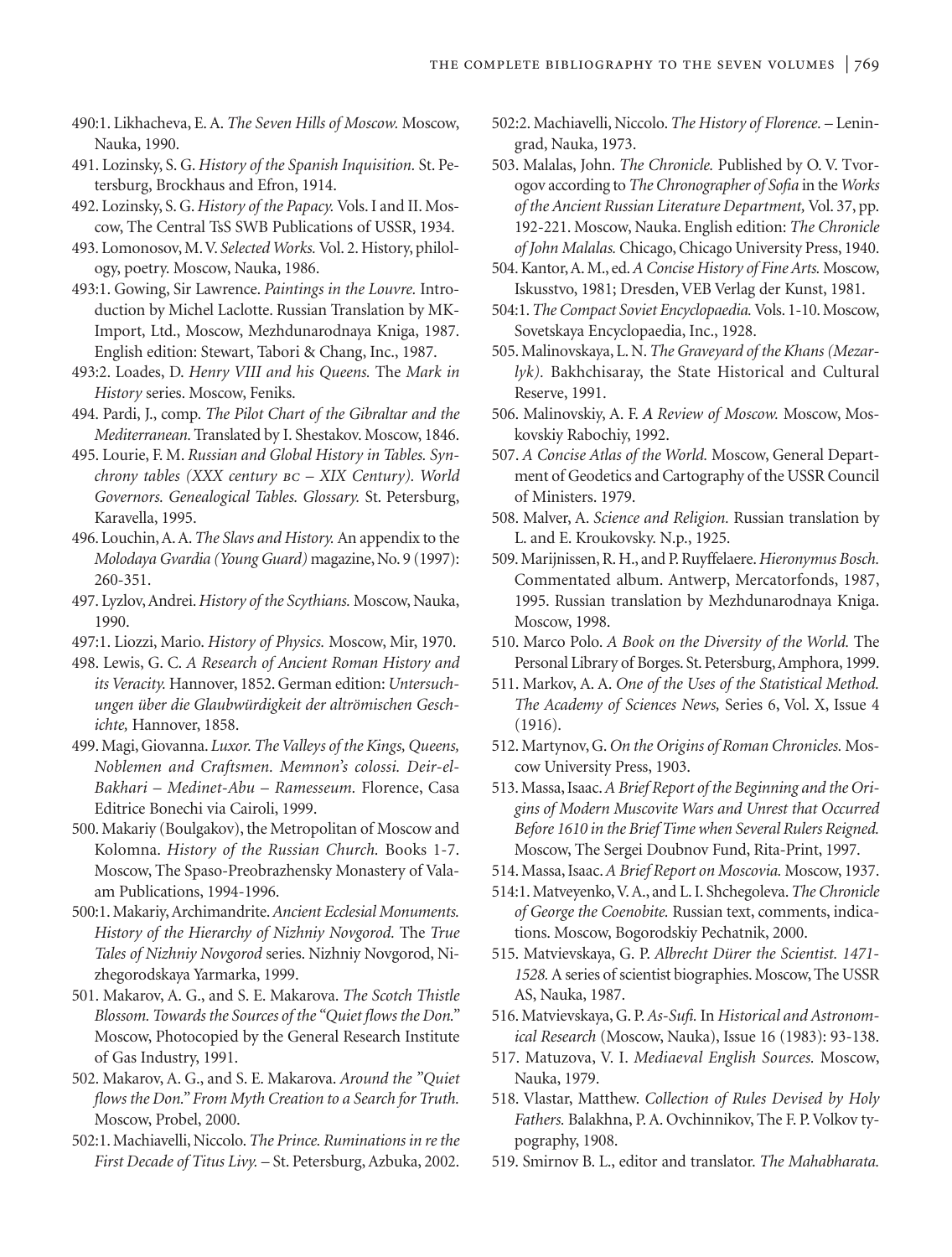490:1. Likhacheva, E. A. *The Seven Hills of Moscow.* Moscow, Nauka, 1990.

491. Lozinsky, S. G. *History of the Spanish Inquisition.* St. Petersburg, Brockhaus and Efron, 1914.

492. Lozinsky, S. G. *History of the Papacy.* Vols. I and II. Moscow, The Central TsS SWB Publications of USSR, 1934.

493. Lomonosov, M. V. *Selected Works.* Vol. 2. History, philology, poetry. Moscow, Nauka, 1986.

493:1. Gowing, Sir Lawrence. *Paintings in the Louvre.* Introduction by Michel Laclotte. Russian Translation by MK-Import, Ltd., Moscow, Mezhdunarodnaya Kniga, 1987. English edition: Stewart, Tabori & Chang, Inc., 1987.

493:2. Loades, D. *Henry VIII and his Queens.* The *Mark in History* series. Moscow, Feniks.

494. Pardi, J., comp. *The Pilot Chart of the Gibraltar and the Mediterranean.* Translated by I. Shestakov. Moscow, 1846.

495. Lourie, F. M. *Russian and Global History in Tables. Synchrony tables (XXX century BC – XIX Century). World Governors. Genealogical Tables. Glossary.* St. Petersburg, Karavella, 1995.

496. Louchin, A. A. *The Slavs and History.* An appendix to the *Molodaya Gvardia (Young Guard)* magazine, No. 9 (1997): 260-351.

497. Lyzlov, Andrei. *History of the Scythians.* Moscow, Nauka, 1990.

497:1. Liozzi, Mario. *History of Physics.* Moscow, Mir, 1970.

498. Lewis, G. C. *A Research of Ancient Roman History and its Veracity.* Hannover, 1852. German edition: *Untersuchungen über die Glaubwürdigkeit der altrömischen Geschichte,* Hannover, 1858.

499. Magi, Giovanna. *Luxor. The Valleys of the Kings, Queens, Noblemen and Craftsmen. Memnon's colossi. Deir-el-Bakhari – Medinet-Abu – Ramesseum.* Florence, Casa Editrice Bonechi via Cairoli, 1999.

500. Makariy (Boulgakov), the Metropolitan of Moscow and Kolomna. *History of the Russian Church.* Books 1-7. Moscow, The Spaso-Preobrazhensky Monastery of Valaam Publications, 1994-1996.

500:1. Makariy, Archimandrite. *Ancient Ecclesial Monuments. History of the Hierarchy of Nizhniy Novgorod.* The *True Tales of Nizhniy Novgorod* series. Nizhniy Novgorod, Nizhegorodskaya Yarmarka, 1999.

501. Makarov, A. G., and S. E. Makarova. *The Scotch Thistle Blossom. Towards the Sources of the "Quiet flows the Don."* Moscow, Photocopied by the General Research Institute of Gas Industry, 1991.

502. Makarov, A. G., and S. E. Makarova. *Around the "Quiet flows the Don." From Myth Creation to a Search for Truth.* Moscow, Probel, 2000.

502:1. Machiavelli, Niccolo. *The Prince. Ruminations in re the First Decade of Titus Livy.* – St. Petersburg, Azbuka, 2002.

502:2. Machiavelli, Niccolo. *The History of Florence.* – Leningrad, Nauka, 1973.

503. Malalas, John. *The Chronicle.* Published by O. V. Tvorogov according to *The Chronographer of Sofia* in the *Works of the Ancient Russian Literature Department,* Vol. 37, pp. 192-221. Moscow, Nauka. English edition: *The Chronicle of John Malalas.* Chicago, Chicago University Press, 1940.

504. Kantor, A. M., ed. *A Concise History of Fine Arts.* Moscow, Iskusstvo, 1981; Dresden, VEB Verlag der Kunst, 1981.

504:1. *The Compact Soviet Encyclopaedia.* Vols. 1-10. Moscow, Sovetskaya Encyclopaedia, Inc., 1928.

505. Malinovskaya, L. N. *The Graveyard of the Khans (Mezarlyk).* Bakhchisaray, the State Historical and Cultural Reserve, 1991.

506. Malinovskiy, A. F. *A Review of Moscow.* Moscow, Moskovskiy Rabochiy, 1992.

507. *A Concise Atlas of the World.* Moscow, General Department of Geodetics and Cartography of the USSR Council of Ministers. 1979.

508. Malver, A. *Science and Religion.* Russian translation by L. and E. Kroukovsky. N.p., 1925.

509. Marijnissen, R. H., and P. Ruyffelaere. *Hieronymus Bosch.* Commentated album. Antwerp, Mercatorfonds, 1987, 1995. Russian translation by Mezhdunarodnaya Kniga. Moscow, 1998.

510. Marco Polo. *A Book on the Diversity of the World.* The Personal Library of Borges. St. Petersburg, Amphora, 1999.

511. Markov, A. A. *One of the Uses of the Statistical Method. The Academy of Sciences News,* Series 6, Vol. X, Issue 4 (1916).

512. Martynov, G. *On the Origins of Roman Chronicles.* Moscow University Press, 1903.

513. Massa, Isaac. *A Brief Report of the Beginning and the Origins of Modern Muscovite Wars and Unrest that Occurred Before 1610 in the Brief Time when Several Rulers Reigned.* Moscow, The Sergei Doubnov Fund, Rita-Print, 1997.

514. Massa, Isaac. *A Brief Report on Moscovia.* Moscow, 1937.

514:1. Matveyenko, V. A., and L. I. Shchegoleva. *The Chronicle of George the Coenobite.* Russian text, comments, indications. Moscow, Bogorodskiy Pechatnik, 2000.

515. Matvievskaya, G. P. *Albrecht Dürer the Scientist. 1471-1528.* A series of scientist biographies. Moscow, The USSR AS, Nauka, 1987.

516. Matvievskaya, G. P. *As-Sufi.* In *Historical and Astronomical Research* (Moscow, Nauka), Issue 16 (1983): 93-138.

517. Matuzova, V. I. *Mediaeval English Sources.* Moscow, Nauka, 1979.

518. Vlastar, Matthew. *Collection of Rules Devised by Holy Fathers.* Balakhna, P. A. Ovchinnikov, The F. P. Volkov typography, 1908.

519. Smirnov B. L., editor and translator. *The Mahabharata.*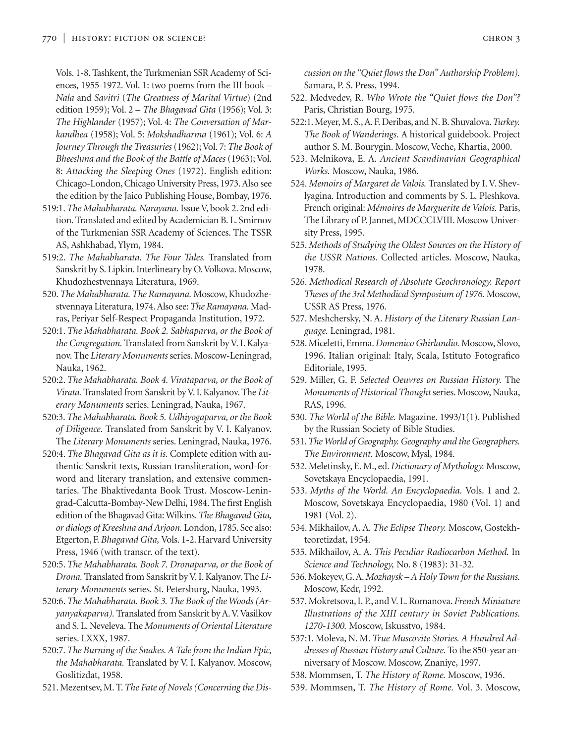Vols. 1-8. Tashkent, the Turkmenian SSR Academy of Sciences, 1955-1972. Vol. 1: two poems from the III book – *Nala* and *Savitri* (*The Greatness of Marital Virtue*) (2nd edition 1959); Vol. 2 – *The Bhagavad Gita* (1956); Vol. 3: *The Highlander* (1957); Vol. 4: *The Conversation of Markandhea* (1958); Vol. 5: *Mokshadharma* (1961); Vol. 6: *A Journey Through the Treasuries* (1962); Vol. 7: *The Book of Bheeshma and the Book of the Battle of Maces* (1963); Vol. 8: *Attacking the Sleeping Ones* (1972). English edition: Chicago-London, Chicago University Press, 1973. Also see the edition by the Jaico Publishing House, Bombay, 1976.

519:1. *The Mahabharata. Narayana.* Issue V, book 2. 2nd edition. Translated and edited by Academician B. L. Smirnov of the Turkmenian SSR Academy of Sciences. The TSSR AS, Ashkhabad, Ylym, 1984.

519:2. *The Mahabharata. The Four Tales.* Translated from Sanskrit by S. Lipkin. Interlineary by O. Volkova. Moscow, Khudozhestvennaya Literatura, 1969.

520. *The Mahabharata. The Ramayana.* Moscow, Khudozhestvennaya Literatura, 1974. Also see: *The Ramayana.* Madras, Periyar Self-Respect Propaganda Institution, 1972.

520:1. *The Mahabharata. Book 2. Sabhaparva, or the Book of the Congregation.* Translated from Sanskrit by V. I. Kalyanov. The *Literary Monuments* series. Moscow-Leningrad, Nauka, 1962.

520:2. *The Mahabharata. Book 4. Virataparva, or the Book of Virata.* Translated from Sanskrit by V. I. Kalyanov. The *Literary Monuments* series. Leningrad, Nauka, 1967.

520:3. *The Mahabharata. Book 5. Udhiyogaparva, or the Book of Diligence.* Translated from Sanskrit by V. I. Kalyanov. The *Literary Monuments* series. Leningrad, Nauka, 1976.

520:4. *The Bhagavad Gita as it is.* Complete edition with authentic Sanskrit texts, Russian transliteration, word-forword and literary translation, and extensive commentaries. The Bhaktivedanta Book Trust. Moscow-Leningrad-Calcutta-Bombay-New Delhi, 1984. The first English edition of the Bhagavad Gita: Wilkins. *The Bhagavad Gita, or dialogs of Kreeshna and Arjoon.* London, 1785. See also: Etgerton, F. *Bhagavad Gita,* Vols. 1-2. Harvard University Press, 1946 (with transcr. of the text).

520:5. *The Mahabharata. Book 7. Dronaparva, or the Book of Drona.* Translated from Sanskrit by V. I. Kalyanov. The *Literary Monuments* series. St. Petersburg, Nauka, 1993.

520:6. *The Mahabharata. Book 3. The Book of the Woods (Aryanyakaparva).* Translated from Sanskrit by A. V. Vasilkov and S. L. Neveleva. The *Monuments of Oriental Literature* series. LXXX, 1987.

520:7. *The Burning of the Snakes. A Tale from the Indian Epic, the Mahabharata.* Translated by V. I. Kalyanov. Moscow, Goslitizdat, 1958.

521. Mezentsev, M. T. *The Fate of Novels (Concerning the Discussion on the "Quiet flows the Don" Authorship Problem).* Samara, P. S. Press, 1994.

522. Medvedev, R. *Who Wrote the "Quiet flows the Don"?* Paris, Christian Bourg, 1975.

522:1. Meyer, M. S., A. F. Deribas, and N. B. Shuvalova. *Turkey. The Book of Wanderings.* A historical guidebook. Project author S. M. Bourygin. Moscow, Veche, Khartia, 2000.

523. Melnikova, E. A. *Ancient Scandinavian Geographical Works.* Moscow, Nauka, 1986.

524. *Memoirs of Margaret de Valois.* Translated by I. V. Shevlyagina. Introduction and comments by S. L. Pleshkova. French original: *Mémoires de Marguerite de Valois.* Paris, The Library of P. Jannet, MDCCCLVIII. Moscow University Press, 1995.

525. *Methods of Studying the Oldest Sources on the History of the USSR Nations.* Collected articles. Moscow, Nauka, 1978.

526. *Methodical Research of Absolute Geochronology. Report Theses of the 3rd Methodical Symposium of 1976.* Moscow, USSR AS Press, 1976.

527. Meshchersky, N. A. *History of the Literary Russian Language.* Leningrad, 1981.

528. Miceletti, Emma. *Domenico Ghirlandio.* Moscow, Slovo, 1996. Italian original: Italy, Scala, Istituto Fotografico Editoriale, 1995.

529. Miller, G. F. *Selected Oeuvres on Russian History.* The *Monuments of Historical Thought* series. Moscow, Nauka, RAS, 1996.

530. *The World of the Bible.* Magazine. 1993/1(1). Published by the Russian Society of Bible Studies.

531. *The World of Geography. Geography and the Geographers. The Environment.* Moscow, Mysl, 1984.

532. Meletinsky, E. M., ed. *Dictionary of Mythology.* Moscow, Sovetskaya Encyclopaedia, 1991.

533. *Myths of the World. An Encyclopaedia.* Vols. 1 and 2. Moscow, Sovetskaya Encyclopaedia, 1980 (Vol. 1) and 1981 (Vol. 2).

534. Mikhailov, A. A. *The Eclipse Theory.* Moscow, Gostekhteoretizdat, 1954.

535. Mikhailov, A. A. *This Peculiar Radiocarbon Method.* In *Science and Technology,* No. 8 (1983): 31-32.

536. Mokeyev, G. A. *Mozhaysk – A Holy Town for the Russians.* Moscow, Kedr, 1992.

537. Mokretsova, I. P., and V. L. Romanova. *French Miniature Illustrations of the XIII century in Soviet Publications. 1270-1300.* Moscow, Iskusstvo, 1984.

537:1. Moleva, N. M. *True Muscovite Stories. A Hundred Addresses of Russian History and Culture.* To the 850-year anniversary of Moscow. Moscow, Znaniye, 1997.

538. Mommsen, T. *The History of Rome.* Moscow, 1936.

539. Mommsen, T. *The History of Rome.* Vol. 3. Moscow,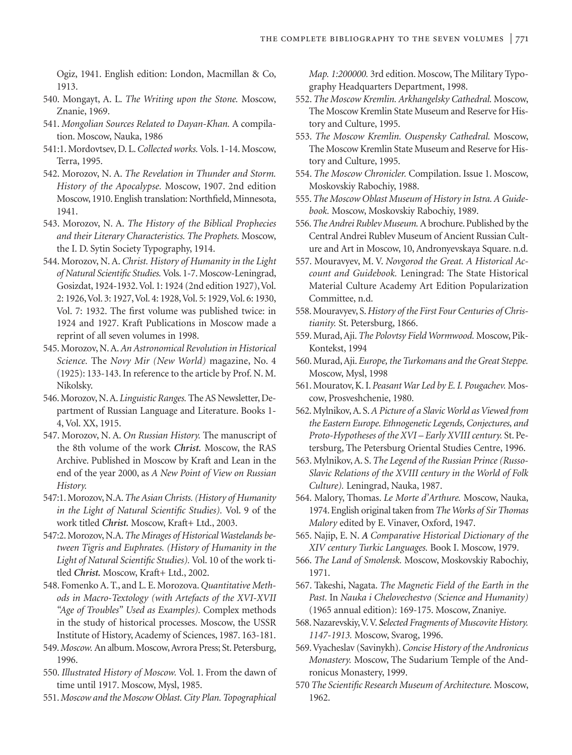Ogiz, 1941. English edition: London, Macmillan & Co, 1913.

540. Mongayt, A. L. *The Writing upon the Stone.* Moscow, Znanie, 1969.

541. *Mongolian Sources Related to Dayan-Khan.* A compilation. Moscow, Nauka, 1986

541:1. Mordovtsev, D. L. *Collected works.* Vols. 1-14. Moscow, Terra, 1995.

542. Morozov, N. A. *The Revelation in Thunder and Storm. History of the Apocalypse.* Moscow, 1907. 2nd edition Moscow, 1910. English translation: Northfield, Minnesota, 1941.

543. Morozov, N. A. *The History of the Biblical Prophecies and their Literary Characteristics. The Prophets.* Moscow, the I. D. Sytin Society Typography, 1914.

544. Morozov, N. A. *Christ. History of Humanity in the Light of Natural Scientific Studies.* Vols. 1-7. Moscow-Leningrad, Gosizdat, 1924-1932. Vol. 1: 1924 (2nd edition 1927), Vol. 2: 1926, Vol. 3: 1927, Vol. 4: 1928, Vol. 5: 1929, Vol. 6: 1930, Vol. 7: 1932. The first volume was published twice: in 1924 and 1927. Kraft Publications in Moscow made a reprint of all seven volumes in 1998.

545. Morozov, N. A. *An Astronomical Revolution in Historical Science.* The *Novy Mir (New World)* magazine, No. 4 (1925): 133-143. In reference to the article by Prof. N. M. Nikolsky.

546. Morozov, N. A. *Linguistic Ranges.* The AS Newsletter, Department of Russian Language and Literature. Books 1-4, Vol. XX, 1915.

547. Morozov, N. A. *On Russian History.* The manuscript of the 8th volume of the work ***Christ.*** Moscow, the RAS Archive. Published in Moscow by Kraft and Lean in the end of the year 2000, as *A New Point of View on Russian History.*

547:1. Morozov, N.A. *The Asian Christs. (History of Humanity in the Light of Natural Scientific Studies).* Vol. 9 of the work titled ***Christ.*** Moscow, Kraft+ Ltd., 2003.

547:2. Morozov, N.A. *The Mirages of Historical Wastelands between Tigris and Euphrates. (History of Humanity in the Light of Natural Scientific Studies).* Vol. 10 of the work titled ***Christ.*** Moscow, Kraft+ Ltd., 2002.

548. Fomenko A. T., and L. E. Morozova. *Quantitative Methods in Macro-Textology (with Artefacts of the XVI-XVII "Age of Troubles" Used as Examples).* Complex methods in the study of historical processes. Moscow, the USSR Institute of History, Academy of Sciences, 1987. 163-181.

549. *Moscow.* An album. Moscow, Avrora Press; St. Petersburg, 1996.

550. *Illustrated History of Moscow.* Vol. 1. From the dawn of time until 1917. Moscow, Mysl, 1985.

551. *Moscow and the Moscow Oblast. City Plan. Topographical Map. 1:200000.* 3rd edition. Moscow, The Military Typography Headquarters Department, 1998.

552. *The Moscow Kremlin. Arkhangelsky Cathedral.* Moscow, The Moscow Kremlin State Museum and Reserve for History and Culture, 1995.

553. *The Moscow Kremlin. Ouspensky Cathedral.* Moscow, The Moscow Kremlin State Museum and Reserve for History and Culture, 1995.

554. *The Moscow Chronicler.* Compilation. Issue 1. Moscow, Moskovskiy Rabochiy, 1988.

555. *The Moscow Oblast Museum of History in Istra. A Guidebook.* Moscow, Moskovskiy Rabochiy, 1989.

556. *The Andrei Rublev Museum.* A brochure. Published by the Central Andrei Rublev Museum of Ancient Russian Culture and Art in Moscow, 10, Andronyevskaya Square. n.d.

557. Mouravyev, M. V. *Novgorod the Great. A Historical Account and Guidebook.* Leningrad: The State Historical Material Culture Academy Art Edition Popularization Committee, n.d.

558. Mouravyev, S. *History of the First Four Centuries of Christianity.* St. Petersburg, 1866.

559. Murad, Aji. *The Polovtsy Field Wormwood.* Moscow, Pik-Kontekst, 1994

560. Murad, Aji. *Europe, the Turkomans and the Great Steppe.* Moscow, Mysl, 1998

561. Mouratov, K. I. *Peasant War Led by E. I. Pougachev.* Moscow, Prosveshchenie, 1980.

562. Mylnikov, A. S. *A Picture of a Slavic World as Viewed from the Eastern Europe. Ethnogenetic Legends, Conjectures, and Proto-Hypotheses of the XVI – Early XVIII century.* St. Petersburg, The Petersburg Oriental Studies Centre, 1996.

563. Mylnikov, A. S. *The Legend of the Russian Prince (Russo-Slavic Relations of the XVIII century in the World of Folk Culture).* Leningrad, Nauka, 1987.

564. Malory, Thomas. *Le Morte d'Arthure.* Moscow, Nauka, 1974. English original taken from *The Works of Sir Thomas Malory* edited by E. Vinaver, Oxford, 1947.

565. Najip, E. N. ***A*** *Comparative Historical Dictionary of the XIV century Turkic Languages.* Book I. Moscow, 1979.

566. *The Land of Smolensk.* Moscow, Moskovskiy Rabochiy, 1971.

567. Takeshi, Nagata. *The Magnetic Field of the Earth in the Past.* In *Nauka i Chelovechestvo (Science and Humanity)* (1965 annual edition): 169-175. Moscow, Znaniye.

568. Nazarevskiy, V. V. *Selected Fragments of Muscovite History. 1147-1913.* Moscow, Svarog, 1996.

569. Vyacheslav (Savinykh). *Concise History of the Andronicus Monastery.* Moscow, The Sudarium Temple of the Andronicus Monastery, 1999.

570 *The Scientific Research Museum of Architecture.* Moscow, 1962.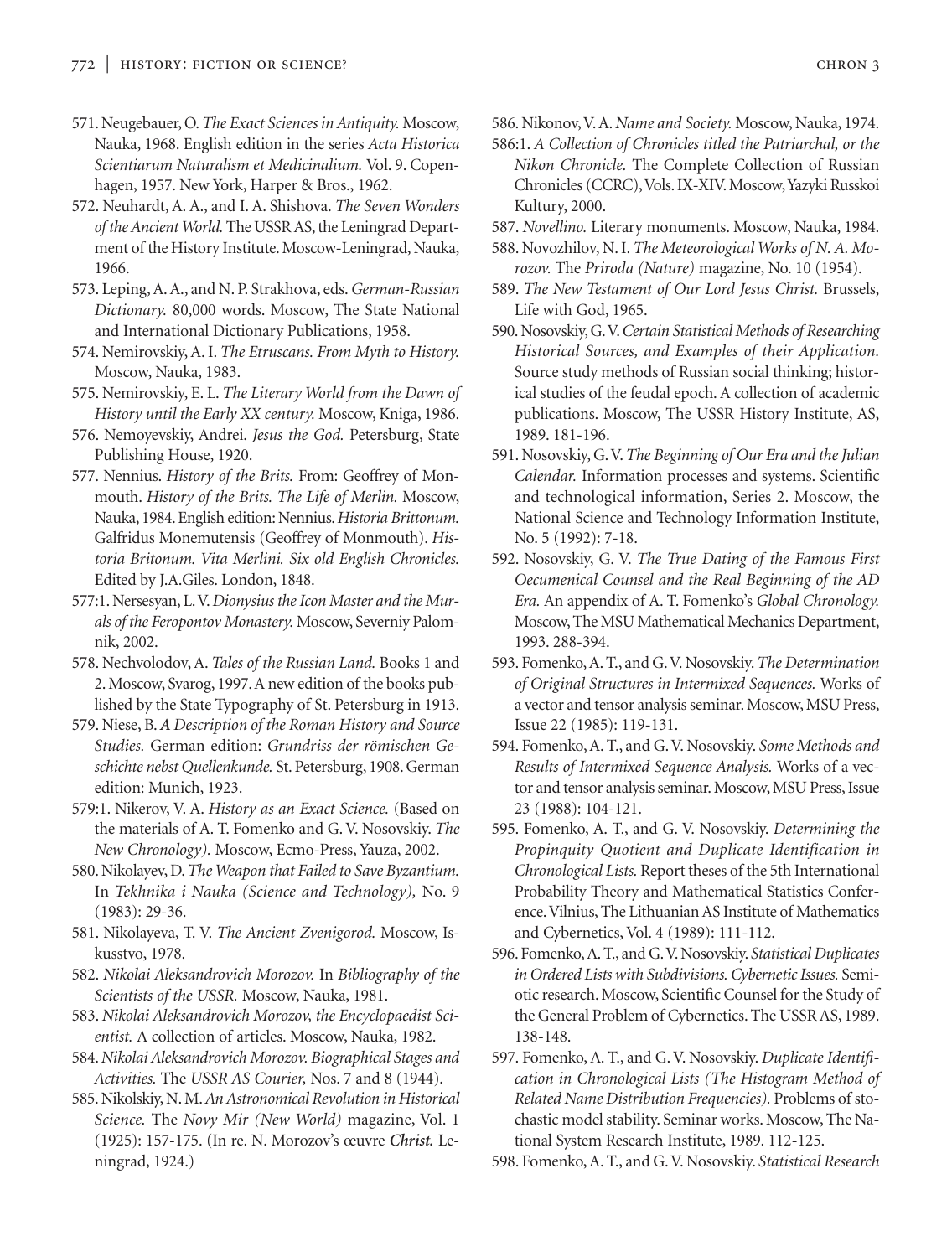571. Neugebauer, O. *The Exact Sciences in Antiquity.* Moscow, Nauka, 1968. English edition in the series *Acta Historica Scientiarum Naturalism et Medicinalium.* Vol. 9. Copenhagen, 1957. New York, Harper & Bros., 1962.

572. Neuhardt, A. A., and I. A. Shishova. *The Seven Wonders of the Ancient World.* The USSR AS, the Leningrad Department of the History Institute. Moscow-Leningrad, Nauka, 1966.

573. Leping, A. A., and N. P. Strakhova, eds. *German-Russian Dictionary.* 80,000 words. Moscow, The State National and International Dictionary Publications, 1958.

574. Nemirovskiy, A. I. *The Etruscans. From Myth to History.* Moscow, Nauka, 1983.

575. Nemirovskiy, E. L. *The Literary World from the Dawn of History until the Early XX century.* Moscow, Kniga, 1986.

576. Nemoyevskiy, Andrei. *Jesus the God.* Petersburg, State Publishing House, 1920.

577. Nennius. *History of the Brits.* From: Geoffrey of Monmouth. *History of the Brits. The Life of Merlin.* Moscow, Nauka, 1984. English edition: Nennius. *Historia Brittonum.* Galfridus Monemutensis (Geoffrey of Monmouth). *Historia Britonum. Vita Merlini. Six old English Chronicles.* Edited by J.A.Giles. London, 1848.

577:1. Nersesyan, L. V. *Dionysius the Icon Master and the Murals of the Feropontov Monastery.* Moscow, Severniy Palomnik, 2002.

578. Nechvolodov, A. *Tales of the Russian Land.* Books 1 and 2. Moscow, Svarog, 1997. A new edition of the books published by the State Typography of St. Petersburg in 1913.

579. Niese, B. *A Description of the Roman History and Source Studies.* German edition: *Grundriss der römischen Geschichte nebst Quellenkunde.* St. Petersburg, 1908. German edition: Munich, 1923.

579:1. Nikerov, V. A. *History as an Exact Science.* (Based on the materials of A. T. Fomenko and G. V. Nosovskiy. *The New Chronology).* Moscow, Ecmo-Press, Yauza, 2002.

580. Nikolayev, D. *The Weapon that Failed to Save Byzantium.* In *Tekhnika i Nauka (Science and Technology),* No. 9 (1983): 29-36.

581. Nikolayeva, T. V. *The Ancient Zvenigorod.* Moscow, Iskusstvo, 1978.

582. *Nikolai Aleksandrovich Morozov.* In *Bibliography of the Scientists of the USSR.* Moscow, Nauka, 1981.

583. *Nikolai Aleksandrovich Morozov, the Encyclopaedist Scientist.* A collection of articles. Moscow, Nauka, 1982.

584. *Nikolai Aleksandrovich Morozov. Biographical Stages and Activities.* The *USSR AS Courier,* Nos. 7 and 8 (1944).

585. Nikolskiy, N. M. *An Astronomical Revolution in Historical Science.* The *Novy Mir (New World)* magazine, Vol. 1 (1925): 157-175. (In re. N. Morozov's œuvre ***Christ.*** Leningrad, 1924.)

586. Nikonov, V. A. *Name and Society.* Moscow, Nauka, 1974.

586:1. *A Collection of Chronicles titled the Patriarchal, or the Nikon Chronicle.* The Complete Collection of Russian Chronicles (CCRC), Vols. IX-XIV. Moscow, Yazyki Russkoi Kultury, 2000.

587. *Novellino.* Literary monuments. Moscow, Nauka, 1984.

588. Novozhilov, N. I. *The Meteorological Works of N. A. Morozov.* The *Priroda (Nature)* magazine, No. 10 (1954).

589. *The New Testament of Our Lord Jesus Christ.* Brussels, Life with God, 1965.

590. Nosovskiy, G. V. *Certain Statistical Methods of Researching Historical Sources, and Examples of their Application.* Source study methods of Russian social thinking; historical studies of the feudal epoch. A collection of academic publications. Moscow, The USSR History Institute, AS, 1989. 181-196.

591. Nosovskiy, G. V. *The Beginning of Our Era and the Julian Calendar.* Information processes and systems. Scientific and technological information, Series 2. Moscow, the National Science and Technology Information Institute, No. 5 (1992): 7-18.

592. Nosovskiy, G. V. *The True Dating of the Famous First Oecumenical Counsel and the Real Beginning of the AD Era.* An appendix of A. T. Fomenko's *Global Chronology.* Moscow, The MSU Mathematical Mechanics Department, 1993. 288-394.

593. Fomenko, A. T., and G. V. Nosovskiy. *The Determination of Original Structures in Intermixed Sequences.* Works of a vector and tensor analysis seminar. Moscow, MSU Press, Issue 22 (1985): 119-131.

594. Fomenko, A. T., and G. V. Nosovskiy. *Some Methods and Results of Intermixed Sequence Analysis.* Works of a vector and tensor analysis seminar. Moscow, MSU Press, Issue 23 (1988): 104-121.

595. Fomenko, A. T., and G. V. Nosovskiy. *Determining the Propinquity Quotient and Duplicate Identification in Chronological Lists.* Report theses of the 5th International Probability Theory and Mathematical Statistics Conference. Vilnius, The Lithuanian AS Institute of Mathematics and Cybernetics, Vol. 4 (1989): 111-112.

596. Fomenko, A. T., and G. V. Nosovskiy. *Statistical Duplicates in Ordered Lists with Subdivisions. Cybernetic Issues.* Semiotic research. Moscow, Scientific Counsel for the Study of the General Problem of Cybernetics. The USSR AS, 1989. 138-148.

597. Fomenko, A. T., and G. V. Nosovskiy. *Duplicate Identification in Chronological Lists (The Histogram Method of Related Name Distribution Frequencies).* Problems of stochastic model stability. Seminar works. Moscow, The National System Research Institute, 1989. 112-125.

598. Fomenko, A. T., and G. V. Nosovskiy. *Statistical Research*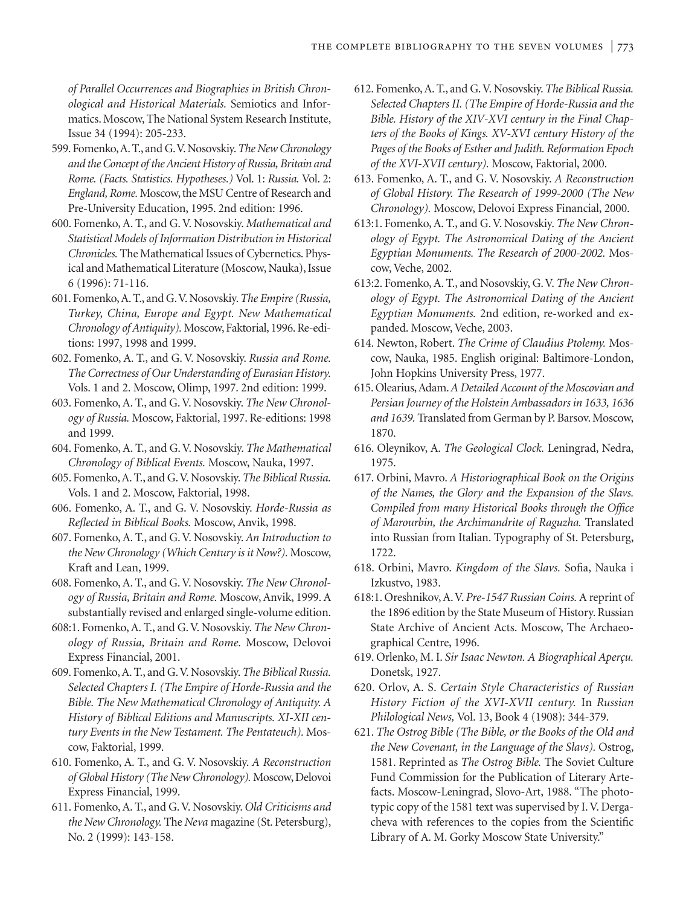*of Parallel Occurrences and Biographies in British Chronological and Historical Materials.* Semiotics and Informatics. Moscow, The National System Research Institute, Issue 34 (1994): 205-233.

599. Fomenko, A. T., and G. V. Nosovskiy. *The New Chronology and the Concept of the Ancient History of Russia, Britain and Rome. (Facts. Statistics. Hypotheses.)* Vol. 1: *Russia.* Vol. 2: *England, Rome.* Moscow, the MSU Centre of Research and Pre-University Education, 1995. 2nd edition: 1996.

600. Fomenko, A. T., and G. V. Nosovskiy. *Mathematical and Statistical Models of Information Distribution in Historical Chronicles.* The Mathematical Issues of Cybernetics. Physical and Mathematical Literature (Moscow, Nauka), Issue 6 (1996): 71-116.

601. Fomenko, A. T., and G. V. Nosovskiy. *The Empire (Russia, Turkey, China, Europe and Egypt. New Mathematical Chronology of Antiquity).* Moscow, Faktorial, 1996. Re-editions: 1997, 1998 and 1999.

602. Fomenko, A. T., and G. V. Nosovskiy. *Russia and Rome. The Correctness of Our Understanding of Eurasian History.* Vols. 1 and 2. Moscow, Olimp, 1997. 2nd edition: 1999.

603. Fomenko, A. T., and G. V. Nosovskiy. *The New Chronology of Russia.* Moscow, Faktorial, 1997. Re-editions: 1998 and 1999.

604. Fomenko, A. T., and G. V. Nosovskiy. *The Mathematical Chronology of Biblical Events.* Moscow, Nauka, 1997.

605. Fomenko, A. T., and G. V. Nosovskiy. *The Biblical Russia.* Vols. 1 and 2. Moscow, Faktorial, 1998.

606. Fomenko, A. T., and G. V. Nosovskiy. *Horde-Russia as Reflected in Biblical Books.* Moscow, Anvik, 1998.

607. Fomenko, A. T., and G. V. Nosovskiy. *An Introduction to the New Chronology (Which Century is it Now?).* Moscow, Kraft and Lean, 1999.

608. Fomenko, A. T., and G. V. Nosovskiy. *The New Chronology of Russia, Britain and Rome.* Moscow, Anvik, 1999. A substantially revised and enlarged single-volume edition.

608:1. Fomenko, A. T., and G. V. Nosovskiy. *The New Chronology of Russia, Britain and Rome.* Moscow, Delovoi Express Financial, 2001.

609. Fomenko, A. T., and G. V. Nosovskiy. *The Biblical Russia. Selected Chapters I. (The Empire of Horde-Russia and the Bible. The New Mathematical Chronology of Antiquity. A History of Biblical Editions and Manuscripts. XI-XII century Events in the New Testament. The Pentateuch).* Moscow, Faktorial, 1999.

610. Fomenko, A. T., and G. V. Nosovskiy. *A Reconstruction of Global History (The New Chronology).* Moscow, Delovoi Express Financial, 1999.

611. Fomenko, A. T., and G. V. Nosovskiy. *Old Criticisms and the New Chronology.* The *Neva* magazine (St. Petersburg), No. 2 (1999): 143-158.

612. Fomenko, A. T., and G. V. Nosovskiy. *The Biblical Russia. Selected Chapters II. (The Empire of Horde-Russia and the Bible. History of the XIV-XVI century in the Final Chapters of the Books of Kings. XV-XVI century History of the Pages of the Books of Esther and Judith. Reformation Epoch of the XVI-XVII century).* Moscow, Faktorial, 2000.

613. Fomenko, A. T., and G. V. Nosovskiy. *A Reconstruction of Global History. The Research of 1999-2000 (The New Chronology).* Moscow, Delovoi Express Financial, 2000.

613:1. Fomenko, A. T., and G. V. Nosovskiy. *The New Chronology of Egypt. The Astronomical Dating of the Ancient Egyptian Monuments. The Research of 2000-2002.* Moscow, Veche, 2002.

613:2. Fomenko, A. T., and Nosovskiy, G. V. *The New Chronology of Egypt. The Astronomical Dating of the Ancient Egyptian Monuments.* 2nd edition, re-worked and expanded. Moscow, Veche, 2003.

614. Newton, Robert. *The Crime of Claudius Ptolemy.* Moscow, Nauka, 1985. English original: Baltimore-London, John Hopkins University Press, 1977.

615. Olearius, Adam. *A Detailed Account of the Moscovian and Persian Journey of the Holstein Ambassadors in 1633, 1636 and 1639.* Translated from German by P. Barsov. Moscow, 1870.

616. Oleynikov, A. *The Geological Clock.* Leningrad, Nedra, 1975.

617. Orbini, Mavro. *A Historiographical Book on the Origins of the Names, the Glory and the Expansion of the Slavs. Compiled from many Historical Books through the Office of Marourbin, the Archimandrite of Raguzha.* Translated into Russian from Italian. Typography of St. Petersburg, 1722.

618. Orbini, Mavro. *Kingdom of the Slavs.* Sofia, Nauka i Izkustvo, 1983.

618:1. Oreshnikov, A. V. *Pre-1547 Russian Coins.* A reprint of the 1896 edition by the State Museum of History. Russian State Archive of Ancient Acts. Moscow, The Archaeographical Centre, 1996.

619. Orlenko, M. I. *Sir Isaac Newton. A Biographical Aperçu.* Donetsk, 1927.

620. Orlov, A. S. *Certain Style Characteristics of Russian History Fiction of the XVI-XVII century.* In *Russian Philological News,* Vol. 13, Book 4 (1908): 344-379.

621. *The Ostrog Bible (The Bible, or the Books of the Old and the New Covenant, in the Language of the Slavs).* Ostrog, 1581. Reprinted as *The Ostrog Bible.* The Soviet Culture Fund Commission for the Publication of Literary Artefacts. Moscow-Leningrad, Slovo-Art, 1988. "The phototypic copy of the 1581 text was supervised by I. V. Dergacheva with references to the copies from the Scientific Library of A. M. Gorky Moscow State University."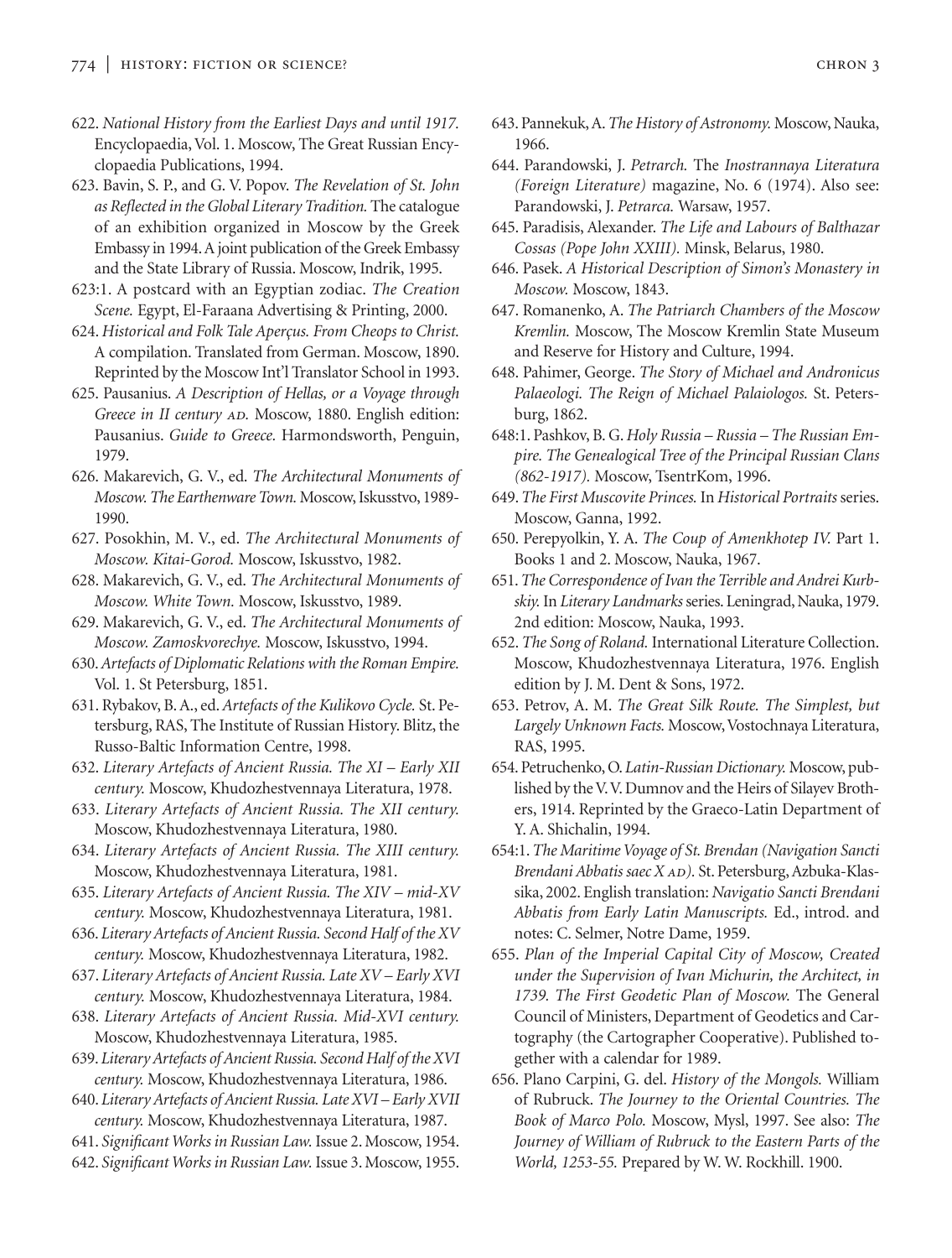622. *National History from the Earliest Days and until 1917.* Encyclopaedia, Vol. 1. Moscow, The Great Russian Encyclopaedia Publications, 1994.

623. Bavin, S. P., and G. V. Popov. *The Revelation of St. John as Reflected in the Global Literary Tradition.* The catalogue of an exhibition organized in Moscow by the Greek Embassy in 1994. A joint publication of the Greek Embassy and the State Library of Russia. Moscow, Indrik, 1995.

623:1. A postcard with an Egyptian zodiac. *The Creation Scene.* Egypt, El-Faraana Advertising & Printing, 2000.

624. *Historical and Folk Tale Aperçus. From Cheops to Christ.* A compilation. Translated from German. Moscow, 1890. Reprinted by the Moscow Int'l Translator School in 1993.

625. Pausanius. *A Description of Hellas, or a Voyage through Greece in II century AD.* Moscow, 1880. English edition: Pausanius. *Guide to Greece.* Harmondsworth, Penguin, 1979.

626. Makarevich, G. V., ed. *The Architectural Monuments of Moscow. The Earthenware Town.* Moscow, Iskusstvo, 1989-1990.

627. Posokhin, M. V., ed. *The Architectural Monuments of Moscow. Kitai-Gorod.* Moscow, Iskusstvo, 1982.

628. Makarevich, G. V., ed. *The Architectural Monuments of Moscow. White Town.* Moscow, Iskusstvo, 1989.

629. Makarevich, G. V., ed. *The Architectural Monuments of Moscow. Zamoskvorechye.* Moscow, Iskusstvo, 1994.

630. *Artefacts of Diplomatic Relations with the Roman Empire.* Vol. 1. St Petersburg, 1851.

631. Rybakov, B. A., ed. *Artefacts of the Kulikovo Cycle.* St. Petersburg, RAS, The Institute of Russian History. Blitz, the Russo-Baltic Information Centre, 1998.

632. *Literary Artefacts of Ancient Russia. The XI – Early XII century.* Moscow, Khudozhestvennaya Literatura, 1978.

633. *Literary Artefacts of Ancient Russia. The XII century.* Moscow, Khudozhestvennaya Literatura, 1980.

634. *Literary Artefacts of Ancient Russia. The XIII century.* Moscow, Khudozhestvennaya Literatura, 1981.

635. *Literary Artefacts of Ancient Russia. The XIV – mid-XV century.* Moscow, Khudozhestvennaya Literatura, 1981.

636. *Literary Artefacts of Ancient Russia. Second Half of the XV century.* Moscow, Khudozhestvennaya Literatura, 1982.

637. *Literary Artefacts of Ancient Russia. Late XV – Early XVI century.* Moscow, Khudozhestvennaya Literatura, 1984.

638. *Literary Artefacts of Ancient Russia. Mid-XVI century.* Moscow, Khudozhestvennaya Literatura, 1985.

639. *Literary Artefacts of Ancient Russia. Second Half of the XVI century.* Moscow, Khudozhestvennaya Literatura, 1986.

640. *Literary Artefacts of Ancient Russia. Late XVI – Early XVII century.* Moscow, Khudozhestvennaya Literatura, 1987.

641. *Significant Works in Russian Law.* Issue 2. Moscow, 1954.

642. *Significant Works in Russian Law.* Issue 3. Moscow, 1955.

643. Pannekuk, A. *The History of Astronomy.* Moscow, Nauka, 1966.

644. Parandowski, J. *Petrarch.* The *Inostrannaya Literatura (Foreign Literature)* magazine, No. 6 (1974). Also see: Parandowski, J. *Petrarca.* Warsaw, 1957.

645. Paradisis, Alexander. *The Life and Labours of Balthazar Cossas (Pope John XXIII).* Minsk, Belarus, 1980.

646. Pasek. *A Historical Description of Simon's Monastery in Moscow.* Moscow, 1843.

647. Romanenko, A. *The Patriarch Chambers of the Moscow Kremlin.* Moscow, The Moscow Kremlin State Museum and Reserve for History and Culture, 1994.

648. Pahimer, George. *The Story of Michael and Andronicus Palaeologi. The Reign of Michael Palaiologos.* St. Petersburg, 1862.

648:1. Pashkov, B. G. *Holy Russia – Russia – The Russian Empire. The Genealogical Tree of the Principal Russian Clans (862-1917).* Moscow, TsentrKom, 1996.

649. *The First Muscovite Princes.* In *Historical Portraits* series. Moscow, Ganna, 1992.

650. Perepyolkin, Y. A. *The Coup of Amenkhotep IV.* Part 1. Books 1 and 2. Moscow, Nauka, 1967.

651. *The Correspondence of Ivan the Terrible and Andrei Kurbskiy.* In *Literary Landmarks* series. Leningrad, Nauka, 1979. 2nd edition: Moscow, Nauka, 1993.

652. *The Song of Roland.* International Literature Collection. Moscow, Khudozhestvennaya Literatura, 1976. English edition by J. M. Dent & Sons, 1972.

653. Petrov, A. M. *The Great Silk Route. The Simplest, but Largely Unknown Facts.* Moscow, Vostochnaya Literatura, RAS, 1995.

654. Petruchenko, O. *Latin-Russian Dictionary.* Moscow, published by the V. V. Dumnov and the Heirs of Silayev Brothers, 1914. Reprinted by the Graeco-Latin Department of Y. A. Shichalin, 1994.

654:1. *The Maritime Voyage of St. Brendan (Navigation Sancti Brendani Abbatis saec X AD).* St. Petersburg, Azbuka-Klassika, 2002. English translation: *Navigatio Sancti Brendani Abbatis from Early Latin Manuscripts.* Ed., introd. and notes: C. Selmer, Notre Dame, 1959.

655. *Plan of the Imperial Capital City of Moscow, Created under the Supervision of Ivan Michurin, the Architect, in 1739. The First Geodetic Plan of Moscow.* The General Council of Ministers, Department of Geodetics and Cartography (the Cartographer Cooperative). Published together with a calendar for 1989.

656. Plano Carpini, G. del. *History of the Mongols.* William of Rubruck. *The Journey to the Oriental Countries. The Book of Marco Polo.* Moscow, Mysl, 1997. See also: *The Journey of William of Rubruck to the Eastern Parts of the World, 1253-55.* Prepared by W. W. Rockhill. 1900.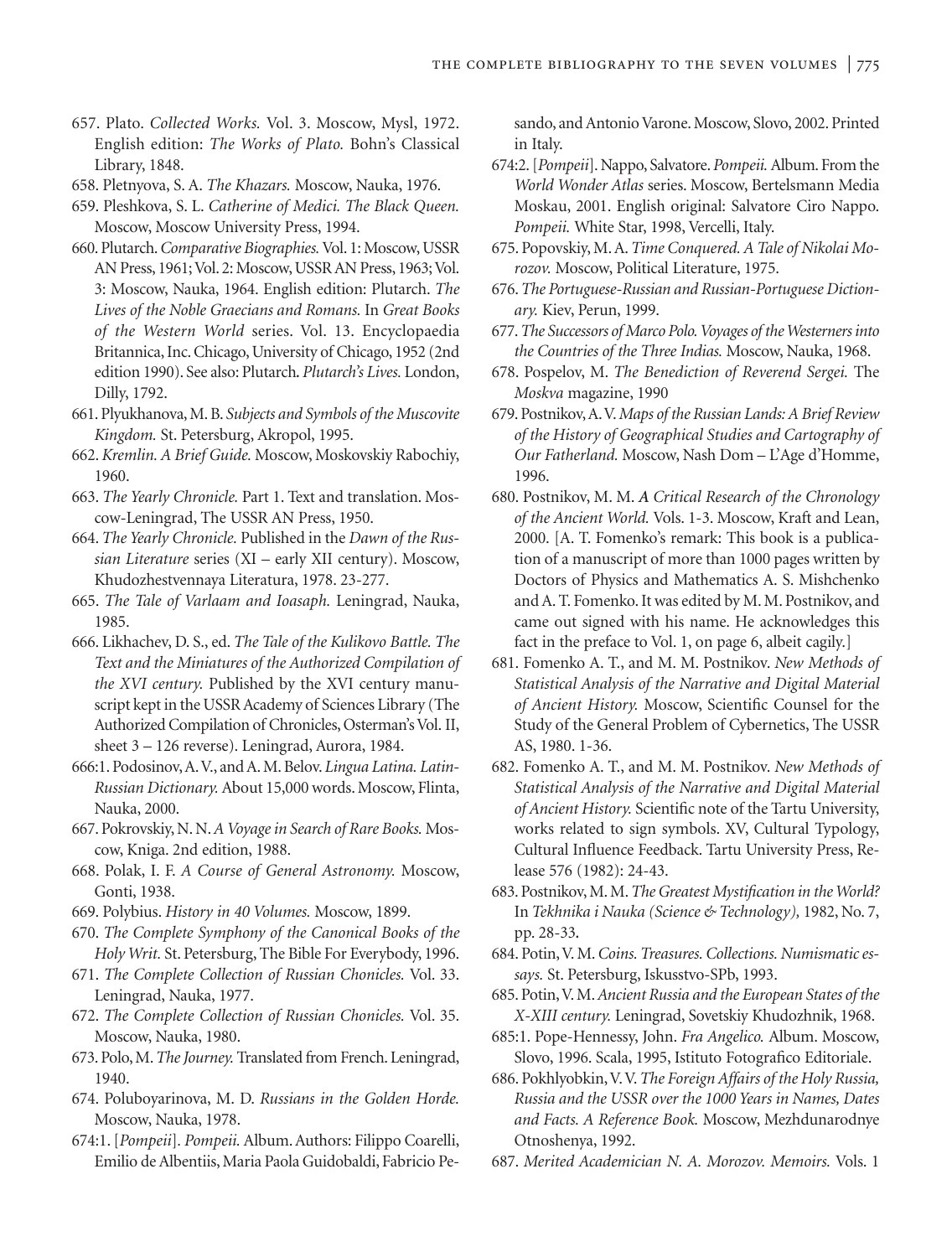657. Plato. *Collected Works.* Vol. 3. Moscow, Mysl, 1972. English edition: *The Works of Plato.* Bohn's Classical Library, 1848.

658. Pletnyova, S. A. *The Khazars.* Moscow, Nauka, 1976.

659. Pleshkova, S. L. *Catherine of Medici. The Black Queen.* Moscow, Moscow University Press, 1994.

660. Plutarch. *Comparative Biographies.* Vol. 1: Moscow, USSR AN Press, 1961; Vol. 2: Moscow, USSR AN Press, 1963; Vol. 3: Moscow, Nauka, 1964. English edition: Plutarch. *The Lives of the Noble Graecians and Romans.* In *Great Books of the Western World* series. Vol. 13. Encyclopaedia Britannica, Inc. Chicago, University of Chicago, 1952 (2nd edition 1990). See also: Plutarch. *Plutarch's Lives.* London, Dilly, 1792.

661. Plyukhanova, M. B. *Subjects and Symbols of the Muscovite Kingdom.* St. Petersburg, Akropol, 1995.

662. *Kremlin. A Brief Guide.* Moscow, Moskovskiy Rabochiy, 1960.

663. *The Yearly Chronicle.* Part 1. Text and translation. Moscow-Leningrad, The USSR AN Press, 1950.

664. *The Yearly Chronicle.* Published in the *Dawn of the Russian Literature* series (XI – early XII century). Moscow, Khudozhestvennaya Literatura, 1978. 23-277.

665. *The Tale of Varlaam and Ioasaph.* Leningrad, Nauka, 1985.

666. Likhachev, D. S., ed. *The Tale of the Kulikovo Battle. The Text and the Miniatures of the Authorized Compilation of the XVI century.* Published by the XVI century manuscript kept in the USSR Academy of Sciences Library (The Authorized Compilation of Chronicles, Osterman's Vol. II, sheet 3 – 126 reverse). Leningrad, Aurora, 1984.

666:1. Podosinov, A. V., and A. M. Belov. *Lingua Latina. Latin-Russian Dictionary.* About 15,000 words. Moscow, Flinta, Nauka, 2000.

667. Pokrovskiy, N. N. *A Voyage in Search of Rare Books.* Moscow, Kniga. 2nd edition, 1988.

668. Polak, I. F. *A Course of General Astronomy.* Moscow, Gonti, 1938.

669. Polybius. *History in 40 Volumes.* Moscow, 1899.

670. *The Complete Symphony of the Canonical Books of the Holy Writ.* St. Petersburg, The Bible For Everybody, 1996.

671. *The Complete Collection of Russian Chonicles.* Vol. 33. Leningrad, Nauka, 1977.

672. *The Complete Collection of Russian Chonicles.* Vol. 35. Moscow, Nauka, 1980.

673. Polo, M. *The Journey.* Translated from French. Leningrad, 1940.

674. Poluboyarinova, M. D. *Russians in the Golden Horde.* Moscow, Nauka, 1978.

674:1. [*Pompeii*]. *Pompeii.* Album. Authors: Filippo Coarelli, Emilio de Albentiis, Maria Paola Guidobaldi, Fabricio Pesando, and Antonio Varone. Moscow, Slovo, 2002. Printed in Italy.

674:2. [*Pompeii*]. Nappo, Salvatore. *Pompeii.* Album. From the *World Wonder Atlas* series. Moscow, Bertelsmann Media Moskau, 2001. English original: Salvatore Ciro Nappo. *Pompeii.* White Star, 1998, Vercelli, Italy.

675. Popovskiy, M. A. *Time Conquered. A Tale of Nikolai Morozov.* Moscow, Political Literature, 1975.

676. *The Portuguese-Russian and Russian-Portuguese Dictionary.* Kiev, Perun, 1999.

677. *The Successors of Marco Polo. Voyages of the Westerners into the Countries of the Three Indias.* Moscow, Nauka, 1968.

678. Pospelov, M. *The Benediction of Reverend Sergei.* The *Moskva* magazine, 1990

679. Postnikov, A. V. *Maps of the Russian Lands: A Brief Review of the History of Geographical Studies and Cartography of Our Fatherland.* Moscow, Nash Dom – L'Age d'Homme, 1996.

680. Postnikov, M. M. *A Critical Research of the Chronology of the Ancient World.* Vols. 1-3. Moscow, Kraft and Lean, 2000. [A. T. Fomenko's remark: This book is a publication of a manuscript of more than 1000 pages written by Doctors of Physics and Mathematics A. S. Mishchenko and A. T. Fomenko. It was edited by M. M. Postnikov, and came out signed with his name. He acknowledges this fact in the preface to Vol. 1, on page 6, albeit cagily.]

681. Fomenko A. T., and M. M. Postnikov. *New Methods of Statistical Analysis of the Narrative and Digital Material of Ancient History.* Moscow, Scientific Counsel for the Study of the General Problem of Cybernetics, The USSR AS, 1980. 1-36.

682. Fomenko A. T., and M. M. Postnikov. *New Methods of Statistical Analysis of the Narrative and Digital Material of Ancient History.* Scientific note of the Tartu University, works related to sign symbols. XV, Cultural Typology, Cultural Influence Feedback. Tartu University Press, Release 576 (1982): 24-43.

683. Postnikov, M. M. *The Greatest Mystification in the World?* In *Tekhnika i Nauka (Science & Technology),* 1982, No. 7, pp. 28-33.

684. Potin, V. M. *Coins. Treasures. Collections. Numismatic essays.* St. Petersburg, Iskusstvo-SPb, 1993.

685. Potin, V. M. *Ancient Russia and the European States of the X-XIII century.* Leningrad, Sovetskiy Khudozhnik, 1968.

685:1. Pope-Hennessy, John. *Fra Angelico.* Album. Moscow, Slovo, 1996. Scala, 1995, Istituto Fotografico Editoriale.

686. Pokhlyobkin, V. V. *The Foreign Affairs of the Holy Russia, Russia and the USSR over the 1000 Years in Names, Dates and Facts. A Reference Book.* Moscow, Mezhdunarodnye Otnoshenya, 1992.

687. *Merited Academician N. A. Morozov. Memoirs.* Vols. 1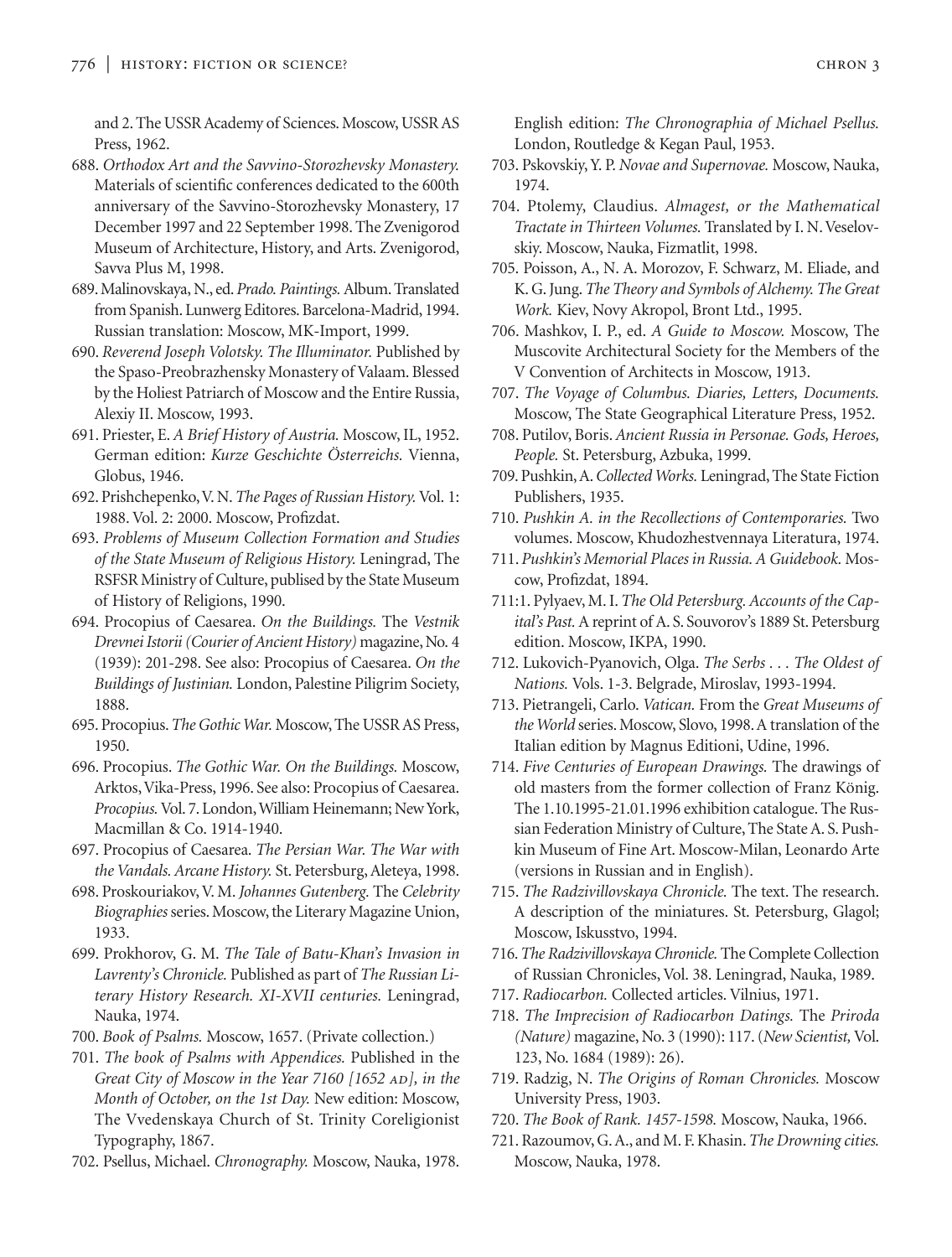and 2. The USSR Academy of Sciences. Moscow, USSR AS Press, 1962.

688. *Orthodox Art and the Savvino-Storozhevsky Monastery.* Materials of scientific conferences dedicated to the 600th anniversary of the Savvino-Storozhevsky Monastery, 17 December 1997 and 22 September 1998. The Zvenigorod Museum of Architecture, History, and Arts. Zvenigorod, Savva Plus M, 1998.

689. Malinovskaya, N., ed. *Prado. Paintings.* Album. Translated from Spanish. Lunwerg Editores. Barcelona-Madrid, 1994. Russian translation: Moscow, MK-Import, 1999.

690. *Reverend Joseph Volotsky. The Illuminator.* Published by the Spaso-Preobrazhensky Monastery of Valaam. Blessed by the Holiest Patriarch of Moscow and the Entire Russia, Alexiy II. Moscow, 1993.

691. Priester, E. *A Brief History of Austria.* Moscow, IL, 1952. German edition: *Kurze Geschichte Österreichs.* Vienna, Globus, 1946.

692. Prishchepenko, V. N. *The Pages of Russian History.* Vol. 1: 1988. Vol. 2: 2000. Moscow, Profizdat.

693. *Problems of Museum Collection Formation and Studies of the State Museum of Religious History.* Leningrad, The RSFSR Ministry of Culture, publised by the State Museum of History of Religions, 1990.

694. Procopius of Caesarea. *On the Buildings.* The *Vestnik Drevnei Istorii (Courier of Ancient History)* magazine, No. 4 (1939): 201-298. See also: Procopius of Caesarea. *On the Buildings of Justinian.* London, Palestine Piligrim Society, 1888.

695. Procopius. *The Gothic War.* Moscow, The USSR AS Press, 1950.

696. Procopius. *The Gothic War. On the Buildings.* Moscow, Arktos, Vika-Press, 1996. See also: Procopius of Caesarea. *Procopius.* Vol. 7. London, William Heinemann; New York, Macmillan & Co. 1914-1940.

697. Procopius of Caesarea. *The Persian War. The War with the Vandals. Arcane History.* St. Petersburg, Aleteya, 1998.

698. Proskouriakov, V. M. *Johannes Gutenberg.* The *Celebrity Biographies* series. Moscow, the Literary Magazine Union, 1933.

699. Prokhorov, G. M. *The Tale of Batu-Khan's Invasion in Lavrenty's Chronicle.* Published as part of *The Russian Literary History Research. XI-XVII centuries.* Leningrad, Nauka, 1974.

700. *Book of Psalms.* Moscow, 1657. (Private collection.)

701. *The book of Psalms with Appendices.* Published in the *Great City of Moscow in the Year 7160 [1652 AD], in the Month of October, on the 1st Day.* New edition: Moscow, The Vvedenskaya Church of St. Trinity Coreligionist Typography, 1867.

702. Psellus, Michael. *Chronography.* Moscow, Nauka, 1978. English edition: *The Chronographia of Michael Psellus.* London, Routledge & Kegan Paul, 1953.

703. Pskovskiy, Y. P. *Novae and Supernovae.* Moscow, Nauka, 1974.

704. Ptolemy, Claudius. *Almagest, or the Mathematical Tractate in Thirteen Volumes.* Translated by I. N. Veselovskiy. Moscow, Nauka, Fizmatlit, 1998.

705. Poisson, A., N. A. Morozov, F. Schwarz, M. Eliade, and K. G. Jung. *The Theory and Symbols of Alchemy. The Great Work.* Kiev, Novy Akropol, Bront Ltd., 1995.

706. Mashkov, I. P., ed. *A Guide to Moscow.* Moscow, The Muscovite Architectural Society for the Members of the V Convention of Architects in Moscow, 1913.

707. *The Voyage of Columbus. Diaries, Letters, Documents.* Moscow, The State Geographical Literature Press, 1952.

708. Putilov, Boris. *Ancient Russia in Personae. Gods, Heroes, People.* St. Petersburg, Azbuka, 1999.

709. Pushkin, A. *Collected Works.* Leningrad, The State Fiction Publishers, 1935.

710. *Pushkin A. in the Recollections of Contemporaries.* Two volumes. Moscow, Khudozhestvennaya Literatura, 1974.

711. *Pushkin's Memorial Places in Russia. A Guidebook.* Moscow, Profizdat, 1894.

711:1. Pylyaev, M. I. *The Old Petersburg. Accounts of the Capital's Past.* A reprint of A. S. Souvorov's 1889 St. Petersburg edition. Moscow, IKPA, 1990.

712. Lukovich-Pyanovich, Olga. *The Serbs . . . The Oldest of Nations.* Vols. 1-3. Belgrade, Miroslav, 1993-1994.

713. Pietrangeli, Carlo. *Vatican.* From the *Great Museums of the World* series. Moscow, Slovo, 1998. A translation of the Italian edition by Magnus Editioni, Udine, 1996.

714. *Five Centuries of European Drawings.* The drawings of old masters from the former collection of Franz König. The 1.10.1995-21.01.1996 exhibition catalogue. The Russian Federation Ministry of Culture, The State A. S. Pushkin Museum of Fine Art. Moscow-Milan, Leonardo Arte (versions in Russian and in English).

715. *The Radzivillovskaya Chronicle.* The text. The research. A description of the miniatures. St. Petersburg, Glagol; Moscow, Iskusstvo, 1994.

716. *The Radzivillovskaya Chronicle.* The Complete Collection of Russian Chronicles, Vol. 38. Leningrad, Nauka, 1989.

717. *Radiocarbon.* Collected articles. Vilnius, 1971.

718. *The Imprecision of Radiocarbon Datings.* The *Priroda (Nature)* magazine, No. 3 (1990): 117. (*New Scientist,* Vol. 123, No. 1684 (1989): 26).

719. Radzig, N. *The Origins of Roman Chronicles.* Moscow University Press, 1903.

720. *The Book of Rank. 1457-1598.* Moscow, Nauka, 1966.

721. Razoumov, G. A., and M. F. Khasin. *The Drowning cities.* Moscow, Nauka, 1978.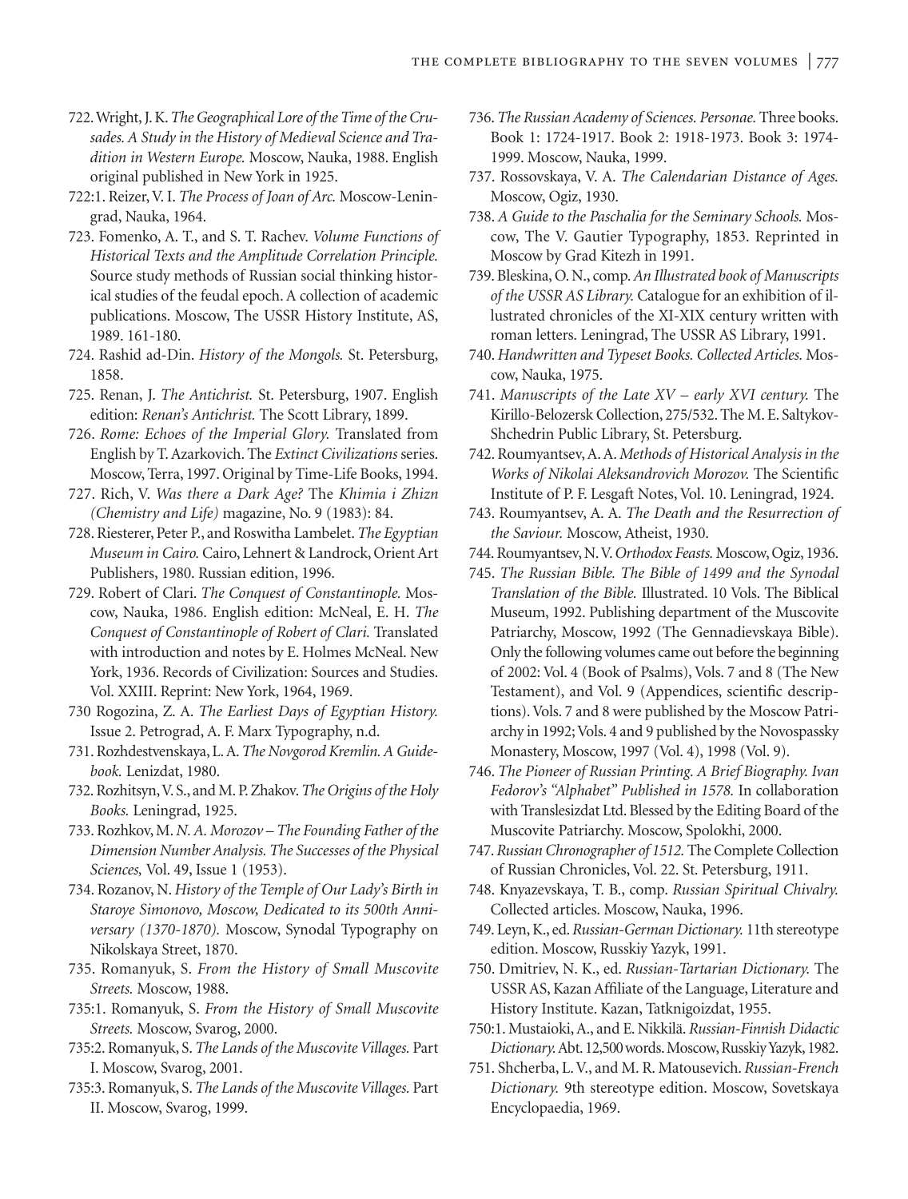722. Wright, J. K. *The Geographical Lore of the Time of the Crusades. A Study in the History of Medieval Science and Tradition in Western Europe.* Moscow, Nauka, 1988. English original published in New York in 1925.

722:1. Reizer, V. I. *The Process of Joan of Arc.* Moscow-Leningrad, Nauka, 1964.

723. Fomenko, A. T., and S. T. Rachev. *Volume Functions of Historical Texts and the Amplitude Correlation Principle.* Source study methods of Russian social thinking historical studies of the feudal epoch. A collection of academic publications. Moscow, The USSR History Institute, AS, 1989. 161-180.

724. Rashid ad-Din. *History of the Mongols.* St. Petersburg, 1858.

725. Renan, J. *The Antichrist.* St. Petersburg, 1907. English edition: *Renan's Antichrist.* The Scott Library, 1899.

726. *Rome: Echoes of the Imperial Glory.* Translated from English by T. Azarkovich. The *Extinct Civilizations* series. Moscow, Terra, 1997. Original by Time-Life Books, 1994.

727. Rich, V. *Was there a Dark Age?* The *Khimia i Zhizn (Chemistry and Life)* magazine, No. 9 (1983): 84.

728. Riesterer, Peter P., and Roswitha Lambelet. *The Egyptian Museum in Cairo.* Cairo, Lehnert & Landrock, Orient Art Publishers, 1980. Russian edition, 1996.

729. Robert of Clari. *The Conquest of Constantinople.* Moscow, Nauka, 1986. English edition: McNeal, E. H. *The Conquest of Constantinople of Robert of Clari.* Translated with introduction and notes by E. Holmes McNeal. New York, 1936. Records of Civilization: Sources and Studies. Vol. XXIII. Reprint: New York, 1964, 1969.

730 Rogozina, Z. A. *The Earliest Days of Egyptian History.* Issue 2. Petrograd, A. F. Marx Typography, n.d.

731. Rozhdestvenskaya, L. A. *The Novgorod Kremlin. A Guidebook.* Lenizdat, 1980.

732. Rozhitsyn, V. S., and M. P. Zhakov. *The Origins of the Holy Books.* Leningrad, 1925.

733. Rozhkov, M. *N. A. Morozov – The Founding Father of the Dimension Number Analysis. The Successes of the Physical Sciences,* Vol. 49, Issue 1 (1953).

734. Rozanov, N. *History of the Temple of Our Lady's Birth in Staroye Simonovo, Moscow, Dedicated to its 500th Anniversary (1370-1870).* Moscow, Synodal Typography on Nikolskaya Street, 1870.

735. Romanyuk, S. *From the History of Small Muscovite Streets.* Moscow, 1988.

735:1. Romanyuk, S. *From the History of Small Muscovite Streets.* Moscow, Svarog, 2000.

735:2. Romanyuk, S. *The Lands of the Muscovite Villages.* Part I. Moscow, Svarog, 2001.

735:3. Romanyuk, S. *The Lands of the Muscovite Villages.* Part II. Moscow, Svarog, 1999.

736. *The Russian Academy of Sciences. Personae.* Three books. Book 1: 1724-1917. Book 2: 1918-1973. Book 3: 1974-1999. Moscow, Nauka, 1999.

737. Rossovskaya, V. A. *The Calendarian Distance of Ages.* Moscow, Ogiz, 1930.

738. *A Guide to the Paschalia for the Seminary Schools.* Moscow, The V. Gautier Typography, 1853. Reprinted in Moscow by Grad Kitezh in 1991.

739. Bleskina, O. N., comp. *An Illustrated book of Manuscripts of the USSR AS Library.* Catalogue for an exhibition of illustrated chronicles of the XI-XIX century written with roman letters. Leningrad, The USSR AS Library, 1991.

740. *Handwritten and Typeset Books. Collected Articles.* Moscow, Nauka, 1975.

741. *Manuscripts of the Late XV – early XVI century.* The Kirillo-Belozersk Collection, 275/532. The M. E. Saltykov-Shchedrin Public Library, St. Petersburg.

742. Roumyantsev, A. A. *Methods of Historical Analysis in the Works of Nikolai Aleksandrovich Morozov.* The Scientific Institute of P. F. Lesgaft Notes, Vol. 10. Leningrad, 1924.

743. Roumyantsev, A. A. *The Death and the Resurrection of the Saviour.* Moscow, Atheist, 1930.

744. Roumyantsev, N. V. *Orthodox Feasts.* Moscow, Ogiz, 1936.

745. *The Russian Bible. The Bible of 1499 and the Synodal Translation of the Bible.* Illustrated. 10 Vols. The Biblical Museum, 1992. Publishing department of the Muscovite Patriarchy, Moscow, 1992 (The Gennadievskaya Bible). Only the following volumes came out before the beginning of 2002: Vol. 4 (Book of Psalms), Vols. 7 and 8 (The New Testament), and Vol. 9 (Appendices, scientific descriptions). Vols. 7 and 8 were published by the Moscow Patriarchy in 1992; Vols. 4 and 9 published by the Novospassky Monastery, Moscow, 1997 (Vol. 4), 1998 (Vol. 9).

746. *The Pioneer of Russian Printing. A Brief Biography. Ivan Fedorov's "Alphabet" Published in 1578.* In collaboration with Translesizdat Ltd. Blessed by the Editing Board of the Muscovite Patriarchy. Moscow, Spolokhi, 2000.

747. *Russian Chronographer of 1512.* The Complete Collection of Russian Chronicles, Vol. 22. St. Petersburg, 1911.

748. Knyazevskaya, T. B., comp. *Russian Spiritual Chivalry.* Collected articles. Moscow, Nauka, 1996.

749. Leyn, K., ed. *Russian-German Dictionary.* 11th stereotype edition. Moscow, Russkiy Yazyk, 1991.

750. Dmitriev, N. K., ed. *Russian-Tartarian Dictionary.* The USSR AS, Kazan Affiliate of the Language, Literature and History Institute. Kazan, Tatknigoizdat, 1955.

750:1. Mustaioki, A., and E. Nikkilä. *Russian-Finnish Didactic Dictionary.* Abt. 12,500 words. Moscow, Russkiy Yazyk, 1982.

751. Shcherba, L. V., and M. R. Matousevich. *Russian-French Dictionary.* 9th stereotype edition. Moscow, Sovetskaya Encyclopaedia, 1969.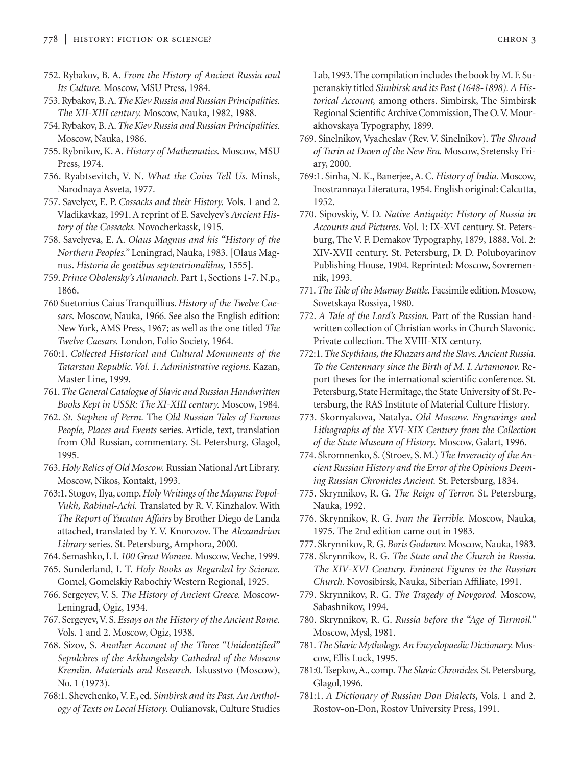752. Rybakov, B. A. *From the History of Ancient Russia and Its Culture.* Moscow, MSU Press, 1984.

753. Rybakov, B. A. *The Kiev Russia and Russian Principalities. The XII-XIII century.* Moscow, Nauka, 1982, 1988.

754. Rybakov, B. A. *The Kiev Russia and Russian Principalities.* Moscow, Nauka, 1986.

755. Rybnikov, K. A. *History of Mathematics.* Moscow, MSU Press, 1974.

756. Ryabtsevitch, V. N. *What the Coins Tell Us.* Minsk, Narodnaya Asveta, 1977.

757. Savelyev, E. P. *Cossacks and their History.* Vols. 1 and 2. Vladikavkaz, 1991. A reprint of E. Savelyev's *Ancient History of the Cossacks.* Novocherkassk, 1915.

758. Savelyeva, E. A. *Olaus Magnus and his "History of the Northern Peoples."* Leningrad, Nauka, 1983. [Olaus Magnus. *Historia de gentibus septentrionalibus,* 1555].

759. *Prince Obolensky's Almanach.* Part 1, Sections 1-7. N.p., 1866.

760 Suetonius Caius Tranquillius. *History of the Twelve Caesars.* Moscow, Nauka, 1966. See also the English edition: New York, AMS Press, 1967; as well as the one titled *The Twelve Caesars.* London, Folio Society, 1964.

760:1. *Collected Historical and Cultural Monuments of the Tatarstan Republic. Vol. 1. Administrative regions.* Kazan, Master Line, 1999.

761. *The General Catalogue of Slavic and Russian Handwritten Books Kept in USSR: The XI-XIII century.* Moscow, 1984.

762. *St. Stephen of Perm.* The *Old Russian Tales of Famous People, Places and Events* series. Article, text, translation from Old Russian, commentary. St. Petersburg, Glagol, 1995.

763. *Holy Relics of Old Moscow.* Russian National Art Library. Moscow, Nikos, Kontakt, 1993.

763:1. Stogov, Ilya, comp. *Holy Writings of the Mayans: Popol-Vukh, Rabinal-Achi.* Translated by R. V. Kinzhalov. With *The Report of Yucatan Affairs* by Brother Diego de Landa attached, translated by Y. V. Knorozov. The *Alexandrian Library* series. St. Petersburg, Amphora, 2000.

764. Semashko, I. I. *100 Great Women.* Moscow, Veche, 1999.

765. Sunderland, I. T. *Holy Books as Regarded by Science.* Gomel, Gomelskiy Rabochiy Western Regional, 1925.

766. Sergeyev, V. S. *The History of Ancient Greece.* Moscow-Leningrad, Ogiz, 1934.

767. Sergeyev, V. S. *Essays on the History of the Ancient Rome.* Vols. 1 and 2. Moscow, Ogiz, 1938.

768. Sizov, S. *Another Account of the Three "Unidentified" Sepulchres of the Arkhangelsky Cathedral of the Moscow Kremlin. Materials and Research.* Iskusstvo (Moscow), No. 1 (1973).

768:1. Shevchenko, V. F., ed. *Simbirsk and its Past. An Anthology of Texts on Local History.* Oulianovsk, Culture Studies Lab, 1993. The compilation includes the book by M. F. Superanskiy titled *Simbirsk and its Past (1648-1898). A Historical Account,* among others. Simbirsk, The Simbirsk Regional Scientific Archive Commission, The O. V. Mourakhovskaya Typography, 1899.

769. Sinelnikov, Vyacheslav (Rev. V. Sinelnikov). *The Shroud of Turin at Dawn of the New Era.* Moscow, Sretensky Friary, 2000.

769:1. Sinha, N. K., Banerjee, A. C. *History of India.* Moscow, Inostrannaya Literatura, 1954. English original: Calcutta, 1952.

770. Sipovskiy, V. D. *Native Antiquity: History of Russia in Accounts and Pictures.* Vol. 1: IX-XVI century. St. Petersburg, The V. F. Demakov Typography, 1879, 1888. Vol. 2: XIV-XVII century. St. Petersburg, D. D. Poluboyarinov Publishing House, 1904. Reprinted: Moscow, Sovremennik, 1993.

771. *The Tale of the Mamay Battle.* Facsimile edition. Moscow, Sovetskaya Rossiya, 1980.

772. *A Tale of the Lord's Passion.* Part of the Russian handwritten collection of Christian works in Church Slavonic. Private collection. The XVIII-XIX century.

772:1. *The Scythians, the Khazars and the Slavs. Ancient Russia. To the Centennary since the Birth of M. I. Artamonov.* Report theses for the international scientific conference. St. Petersburg, State Hermitage, the State University of St. Petersburg, the RAS Institute of Material Culture History.

773. Skornyakova, Natalya. *Old Moscow. Engravings and Lithographs of the XVI-XIX Century from the Collection of the State Museum of History.* Moscow, Galart, 1996.

774. Skromnenko, S. (Stroev, S. M.) *The Inveracity of the Ancient Russian History and the Error of the Opinions Deeming Russian Chronicles Ancient.* St. Petersburg, 1834.

775. Skrynnikov, R. G. *The Reign of Terror.* St. Petersburg, Nauka, 1992.

776. Skrynnikov, R. G. *Ivan the Terrible.* Moscow, Nauka, 1975. The 2nd edition came out in 1983.

777. Skrynnikov, R. G. *Boris Godunov.* Moscow, Nauka, 1983.

778. Skrynnikov, R. G. *The State and the Church in Russia. The XIV-XVI Century. Eminent Figures in the Russian Church.* Novosibirsk, Nauka, Siberian Affiliate, 1991.

779. Skrynnikov, R. G. *The Tragedy of Novgorod.* Moscow, Sabashnikov, 1994.

780. Skrynnikov, R. G. *Russia before the "Age of Turmoil."* Moscow, Mysl, 1981.

781. *The Slavic Mythology. An Encyclopaedic Dictionary.* Moscow, Ellis Luck, 1995.

781:0. Tsepkov, A., comp. *The Slavic Chronicles.* St. Petersburg, Glagol,1996.

781:1. *A Dictionary of Russian Don Dialects,* Vols. 1 and 2. Rostov-on-Don, Rostov University Press, 1991.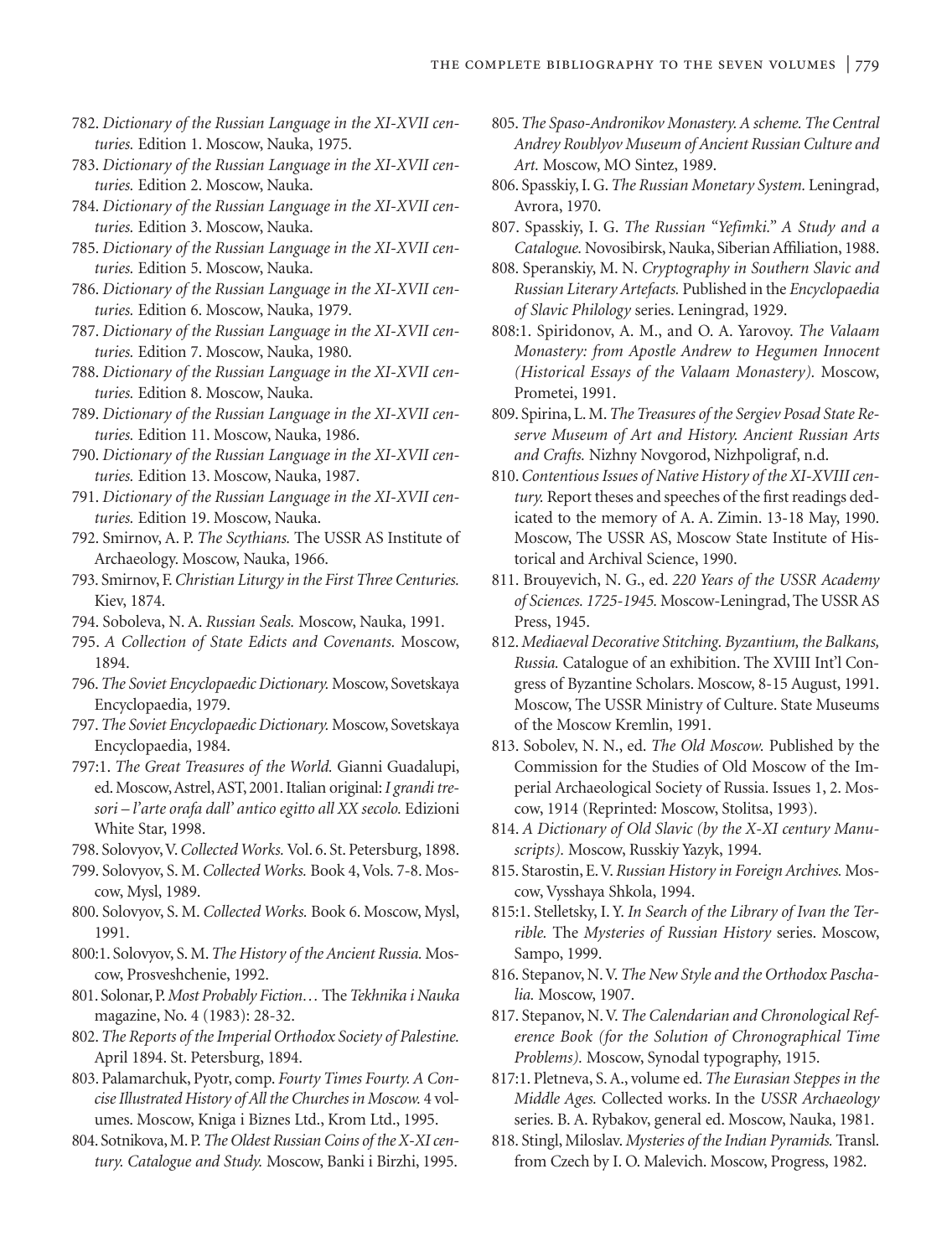782. *Dictionary of the Russian Language in the XI-XVII centuries.* Edition 1. Moscow, Nauka, 1975.

783. *Dictionary of the Russian Language in the XI-XVII centuries.* Edition 2. Moscow, Nauka.

784. *Dictionary of the Russian Language in the XI-XVII centuries.* Edition 3. Moscow, Nauka.

785. *Dictionary of the Russian Language in the XI-XVII centuries.* Edition 5. Moscow, Nauka.

786. *Dictionary of the Russian Language in the XI-XVII centuries.* Edition 6. Moscow, Nauka, 1979.

787. *Dictionary of the Russian Language in the XI-XVII centuries.* Edition 7. Moscow, Nauka, 1980.

788. *Dictionary of the Russian Language in the XI-XVII centuries.* Edition 8. Moscow, Nauka.

789. *Dictionary of the Russian Language in the XI-XVII centuries.* Edition 11. Moscow, Nauka, 1986.

790. *Dictionary of the Russian Language in the XI-XVII centuries.* Edition 13. Moscow, Nauka, 1987.

791. *Dictionary of the Russian Language in the XI-XVII centuries.* Edition 19. Moscow, Nauka.

792. Smirnov, A. P. *The Scythians.* The USSR AS Institute of Archaeology. Moscow, Nauka, 1966.

793. Smirnov, F. *Christian Liturgy in the First Three Centuries.* Kiev, 1874.

794. Soboleva, N. A. *Russian Seals.* Moscow, Nauka, 1991.

795. *A Collection of State Edicts and Covenants.* Moscow, 1894.

796. *The Soviet Encyclopaedic Dictionary.* Moscow, Sovetskaya Encyclopaedia, 1979.

797. *The Soviet Encyclopaedic Dictionary.* Moscow, Sovetskaya Encyclopaedia, 1984.

797:1. *The Great Treasures of the World.* Gianni Guadalupi, ed. Moscow, Astrel, AST, 2001. Italian original: *I grandi tesori – l'arte orafa dall' antico egitto all XX secolo.* Edizioni White Star, 1998.

798. Solovyov, V. *Collected Works.* Vol. 6. St. Petersburg, 1898.

799. Solovyov, S. M. *Collected Works.* Book 4, Vols. 7-8. Moscow, Mysl, 1989.

800. Solovyov, S. M. *Collected Works.* Book 6. Moscow, Mysl, 1991.

800:1. Solovyov, S. M. *The History of the Ancient Russia.* Moscow, Prosveshchenie, 1992.

801. Solonar, P. *Most Probably Fiction…* The *Tekhnika i Nauka* magazine, No. 4 (1983): 28-32.

802. *The Reports of the Imperial Orthodox Society of Palestine.* April 1894. St. Petersburg, 1894.

803. Palamarchuk, Pyotr, comp. *Fourty Times Fourty. A Concise Illustrated History of All the Churches in Moscow.* 4 volumes. Moscow, Kniga i Biznes Ltd., Krom Ltd., 1995.

804. Sotnikova, M. P. *The Oldest Russian Coins of the X-XI century. Catalogue and Study.* Moscow, Banki i Birzhi, 1995.

805. *The Spaso-Andronikov Monastery. A scheme. The Central Andrey Roublyov Museum of Ancient Russian Culture and Art.* Moscow, MO Sintez, 1989.

806. Spasskiy, I. G. *The Russian Monetary System.* Leningrad, Avrora, 1970.

807. Spasskiy, I. G. *The Russian "Yefimki." A Study and a Catalogue.* Novosibirsk, Nauka, Siberian Affiliation, 1988.

808. Speranskiy, M. N. *Cryptography in Southern Slavic and Russian Literary Artefacts.* Published in the *Encyclopaedia of Slavic Philology* series. Leningrad, 1929.

808:1. Spiridonov, A. M., and O. A. Yarovoy. *The Valaam Monastery: from Apostle Andrew to Hegumen Innocent (Historical Essays of the Valaam Monastery).* Moscow, Prometei, 1991.

809. Spirina, L. M. *The Treasures of the Sergiev Posad State Reserve Museum of Art and History. Ancient Russian Arts and Crafts.* Nizhny Novgorod, Nizhpoligraf, n.d.

810. *Contentious Issues of Native History of the XI-XVIII century.* Report theses and speeches of the first readings dedicated to the memory of A. A. Zimin. 13-18 May, 1990. Moscow, The USSR AS, Moscow State Institute of Historical and Archival Science, 1990.

811. Brouyevich, N. G., ed. *220 Years of the USSR Academy of Sciences. 1725-1945.* Moscow-Leningrad, The USSR AS Press, 1945.

812. *Mediaeval Decorative Stitching. Byzantium, the Balkans, Russia.* Catalogue of an exhibition. The XVIII Int'l Congress of Byzantine Scholars. Moscow, 8-15 August, 1991. Moscow, The USSR Ministry of Culture. State Museums of the Moscow Kremlin, 1991.

813. Sobolev, N. N., ed. *The Old Moscow.* Published by the Commission for the Studies of Old Moscow of the Imperial Archaeological Society of Russia. Issues 1, 2. Moscow, 1914 (Reprinted: Moscow, Stolitsa, 1993).

814. *A Dictionary of Old Slavic (by the X-XI century Manuscripts).* Moscow, Russkiy Yazyk, 1994.

815. Starostin, E. V. *Russian History in Foreign Archives.* Moscow, Vysshaya Shkola, 1994.

815:1. Stelletsky, I. Y. *In Search of the Library of Ivan the Terrible.* The *Mysteries of Russian History* series. Moscow, Sampo, 1999.

816. Stepanov, N. V. *The New Style and the Orthodox Paschalia.* Moscow, 1907.

817. Stepanov, N. V. *The Calendarian and Chronological Reference Book (for the Solution of Chronographical Time Problems).* Moscow, Synodal typography, 1915.

817:1. Pletneva, S. A., volume ed. *The Eurasian Steppes in the Middle Ages.* Collected works. In the *USSR Archaeology* series. B. A. Rybakov, general ed. Moscow, Nauka, 1981.

818. Stingl, Miloslav. *Mysteries of the Indian Pyramids.* Transl. from Czech by I. O. Malevich. Moscow, Progress, 1982.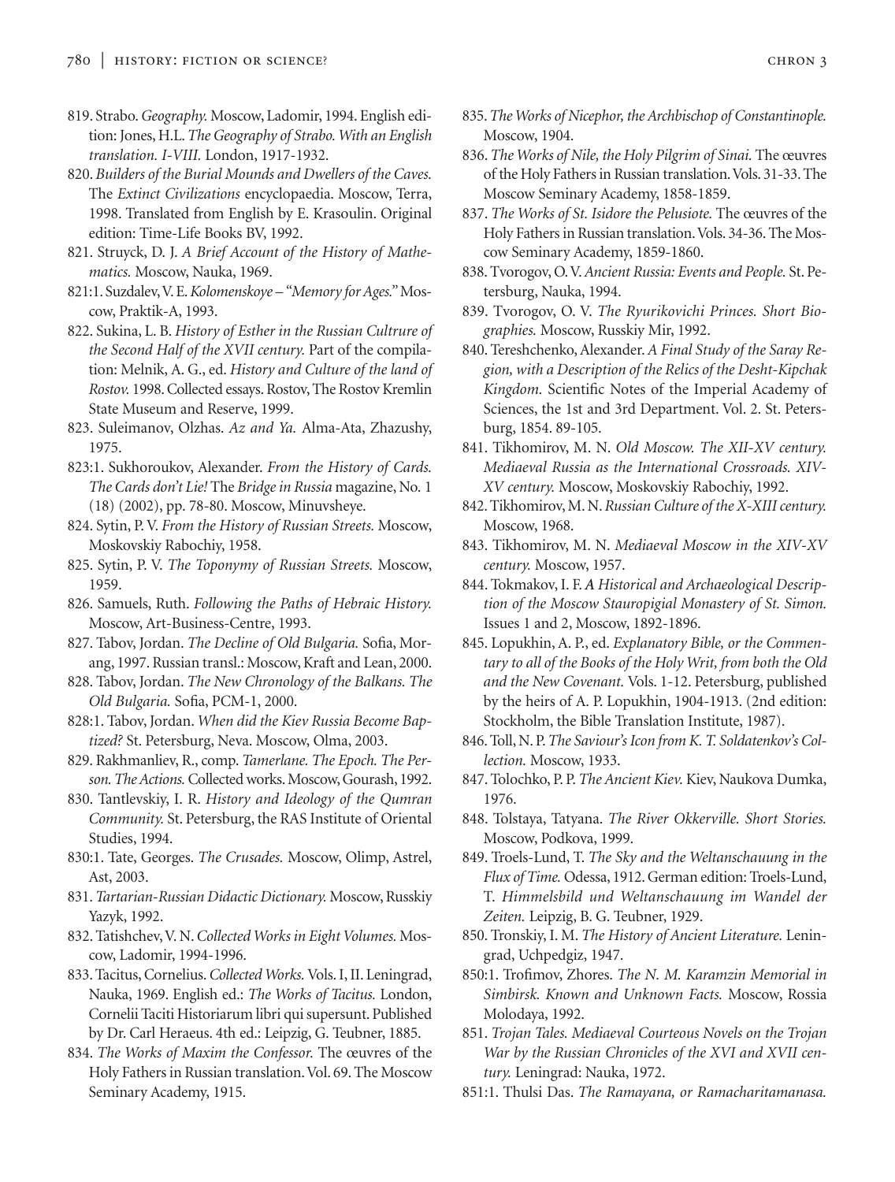819. Strabo. *Geography.* Moscow, Ladomir, 1994. English edition: Jones, H.L. *The Geography of Strabo. With an English translation. I-VIII.* London, 1917-1932.

820. *Builders of the Burial Mounds and Dwellers of the Caves.* The *Extinct Civilizations* encyclopaedia. Moscow, Terra, 1998. Translated from English by E. Krasoulin. Original edition: Time-Life Books BV, 1992.

821. Struyck, D. J. *A Brief Account of the History of Mathematics.* Moscow, Nauka, 1969.

821:1. Suzdalev, V. E. *Kolomenskoye – "Memory for Ages."* Moscow, Praktik-A, 1993.

822. Sukina, L. B. *History of Esther in the Russian Cultrure of the Second Half of the XVII century.* Part of the compilation: Melnik, A. G., ed. *History and Culture of the land of Rostov.* 1998. Collected essays. Rostov, The Rostov Kremlin State Museum and Reserve, 1999.

823. Suleimanov, Olzhas. *Az and Ya.* Alma-Ata, Zhazushy, 1975.

823:1. Sukhoroukov, Alexander. *From the History of Cards. The Cards don't Lie!* The *Bridge in Russia* magazine, No. 1 (18) (2002), pp. 78-80. Moscow, Minuvsheye.

824. Sytin, P. V. *From the History of Russian Streets.* Moscow, Moskovskiy Rabochiy, 1958.

825. Sytin, P. V. *The Toponymy of Russian Streets.* Moscow, 1959.

826. Samuels, Ruth. *Following the Paths of Hebraic History.* Moscow, Art-Business-Centre, 1993.

827. Tabov, Jordan. *The Decline of Old Bulgaria.* Sofia, Morang, 1997. Russian transl.: Moscow, Kraft and Lean, 2000.

828. Tabov, Jordan. *The New Chronology of the Balkans. The Old Bulgaria.* Sofia, PCM-1, 2000.

828:1. Tabov, Jordan. *When did the Kiev Russia Become Baptized?* St. Petersburg, Neva. Moscow, Olma, 2003.

829. Rakhmanliev, R., comp. *Tamerlane. The Epoch. The Person. The Actions.* Collected works. Moscow, Gourash, 1992.

830. Tantlevskiy, I. R. *History and Ideology of the Qumran Community.* St. Petersburg, the RAS Institute of Oriental Studies, 1994.

830:1. Tate, Georges. *The Crusades.* Moscow, Olimp, Astrel, Ast, 2003.

831. *Tartarian-Russian Didactic Dictionary.* Moscow, Russkiy Yazyk, 1992.

832. Tatishchev, V. N. *Collected Works in Eight Volumes.* Moscow, Ladomir, 1994-1996.

833. Tacitus, Cornelius. *Collected Works.* Vols. I, II. Leningrad, Nauka, 1969. English ed.: *The Works of Tacitus.* London, Cornelii Taciti Historiarum libri qui supersunt. Published by Dr. Carl Heraeus. 4th ed.: Leipzig, G. Teubner, 1885.

834. *The Works of Maxim the Confessor.* The œuvres of the Holy Fathers in Russian translation. Vol. 69. The Moscow Seminary Academy, 1915.

835. *The Works of Nicephor, the Archbischop of Constantinople.* Moscow, 1904.

836. *The Works of Nile, the Holy Pilgrim of Sinai.* The œuvres of the Holy Fathers in Russian translation. Vols. 31-33. The Moscow Seminary Academy, 1858-1859.

837. *The Works of St. Isidore the Pelusiote.* The œuvres of the Holy Fathers in Russian translation. Vols. 34-36. The Moscow Seminary Academy, 1859-1860.

838. Tvorogov, O. V. *Ancient Russia: Events and People.* St. Petersburg, Nauka, 1994.

839. Tvorogov, O. V. *The Ryurikovichi Princes. Short Biographies.* Moscow, Russkiy Mir, 1992.

840. Tereshchenko, Alexander. *A Final Study of the Saray Region, with a Description of the Relics of the Desht-Kipchak Kingdom.* Scientific Notes of the Imperial Academy of Sciences, the 1st and 3rd Department. Vol. 2. St. Petersburg, 1854. 89-105.

841. Tikhomirov, M. N. *Old Moscow. The XII-XV century. Mediaeval Russia as the International Crossroads. XIV-XV century.* Moscow, Moskovskiy Rabochiy, 1992.

842. Tikhomirov, M. N. *Russian Culture of the X-XIII century.* Moscow, 1968.

843. Tikhomirov, M. N. *Mediaeval Moscow in the XIV-XV century.* Moscow, 1957.

844. Tokmakov, I. F. *A Historical and Archaeological Description of the Moscow Stauropigial Monastery of St. Simon.* Issues 1 and 2, Moscow, 1892-1896.

845. Lopukhin, A. P., ed. *Explanatory Bible, or the Commentary to all of the Books of the Holy Writ, from both the Old and the New Covenant.* Vols. 1-12. Petersburg, published by the heirs of A. P. Lopukhin, 1904-1913. (2nd edition: Stockholm, the Bible Translation Institute, 1987).

846. Toll, N. P. *The Saviour's Icon from K. T. Soldatenkov's Collection.* Moscow, 1933.

847. Tolochko, P. P. *The Ancient Kiev.* Kiev, Naukova Dumka, 1976.

848. Tolstaya, Tatyana. *The River Okkerville. Short Stories.* Moscow, Podkova, 1999.

849. Troels-Lund, T. *The Sky and the Weltanschauung in the Flux of Time.* Odessa, 1912. German edition: Troels-Lund, T. *Himmelsbild und Weltanschauung im Wandel der Zeiten.* Leipzig, B. G. Teubner, 1929.

850. Tronskiy, I. M. *The History of Ancient Literature.* Leningrad, Uchpedgiz, 1947.

850:1. Trofimov, Zhores. *The N. M. Karamzin Memorial in Simbirsk. Known and Unknown Facts.* Moscow, Rossia Molodaya, 1992.

851. *Trojan Tales. Mediaeval Courteous Novels on the Trojan War by the Russian Chronicles of the XVI and XVII century.* Leningrad: Nauka, 1972.

851:1. Thulsi Das. *The Ramayana, or Ramacharitamanasa.*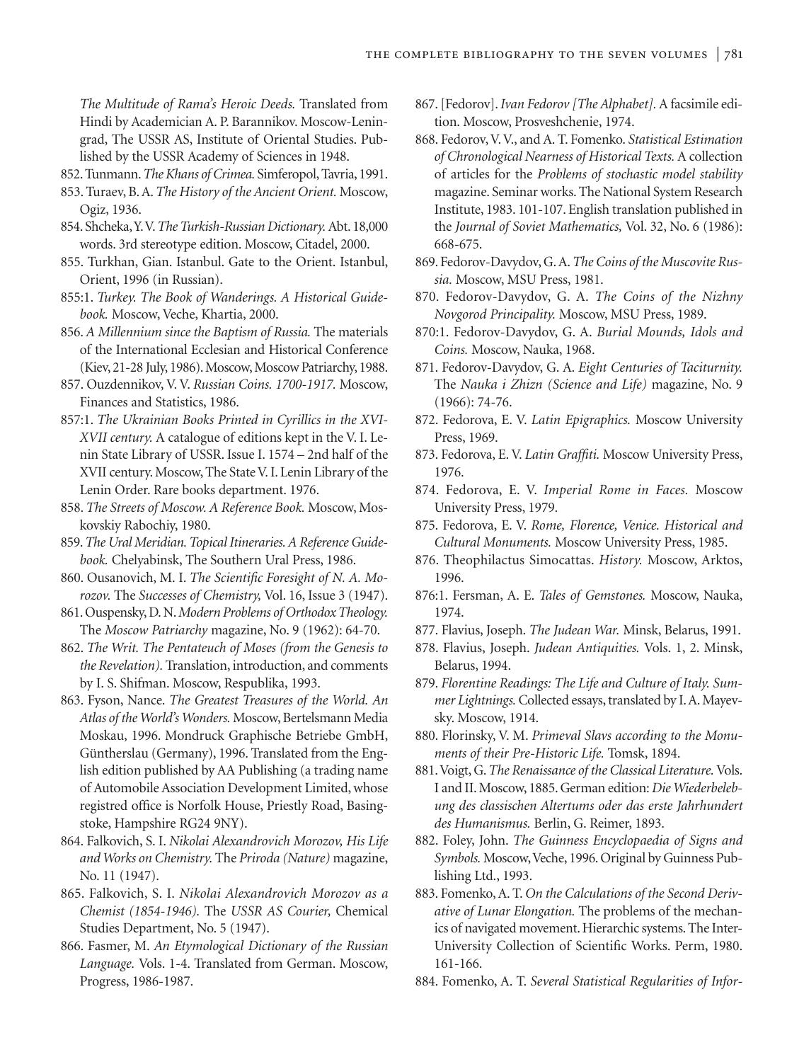*The Multitude of Rama's Heroic Deeds.* Translated from Hindi by Academician A. P. Barannikov. Moscow-Leningrad, The USSR AS, Institute of Oriental Studies. Published by the USSR Academy of Sciences in 1948.

852. Tunmann. *The Khans of Crimea.* Simferopol, Tavria, 1991.

853. Turaev, B. A. *The History of the Ancient Orient.* Moscow, Ogiz, 1936.

854. Shcheka, Y. V. *The Turkish-Russian Dictionary.* Abt. 18,000 words. 3rd stereotype edition. Moscow, Citadel, 2000.

855. Turkhan, Gian. Istanbul. Gate to the Orient. Istanbul, Orient, 1996 (in Russian).

855:1. *Turkey. The Book of Wanderings. A Historical Guidebook.* Moscow, Veche, Khartia, 2000.

856. *A Millennium since the Baptism of Russia.* The materials of the International Ecclesian and Historical Conference (Kiev, 21-28 July, 1986). Moscow, Moscow Patriarchy, 1988.

857. Ouzdennikov, V. V. *Russian Coins. 1700-1917.* Moscow, Finances and Statistics, 1986.

857:1. *The Ukrainian Books Printed in Cyrillics in the XVI-XVII century.* A catalogue of editions kept in the V. I. Lenin State Library of USSR. Issue I. 1574 – 2nd half of the XVII century. Moscow, The State V. I. Lenin Library of the Lenin Order. Rare books department. 1976.

858. *The Streets of Moscow. A Reference Book.* Moscow, Moskovskiy Rabochiy, 1980.

859. *The Ural Meridian. Topical Itineraries. A Reference Guidebook.* Chelyabinsk, The Southern Ural Press, 1986.

860. Ousanovich, M. I. *The Scientific Foresight of N. A. Morozov.* The *Successes of Chemistry,* Vol. 16, Issue 3 (1947).

861. Ouspensky, D. N. *Modern Problems of Orthodox Theology.* The *Moscow Patriarchy* magazine, No. 9 (1962): 64-70.

862. *The Writ. The Pentateuch of Moses (from the Genesis to the Revelation).* Translation, introduction, and comments by I. S. Shifman. Moscow, Respublika, 1993.

863. Fyson, Nance. *The Greatest Treasures of the World. An Atlas of the World's Wonders.* Moscow, Bertelsmann Media Moskau, 1996. Mondruck Graphische Betriebe GmbH, Güntherslau (Germany), 1996. Translated from the English edition published by AA Publishing (a trading name of Automobile Association Development Limited, whose registred office is Norfolk House, Priestly Road, Basingstoke, Hampshire RG24 9NY).

864. Falkovich, S. I. *Nikolai Alexandrovich Morozov, His Life and Works on Chemistry.* The *Priroda (Nature)* magazine, No. 11 (1947).

865. Falkovich, S. I. *Nikolai Alexandrovich Morozov as a Chemist (1854-1946).* The *USSR AS Courier,* Chemical Studies Department, No. 5 (1947).

866. Fasmer, M. *An Etymological Dictionary of the Russian Language.* Vols. 1-4. Translated from German. Moscow, Progress, 1986-1987.

867. [Fedorov]. *Ivan Fedorov [The Alphabet].* A facsimile edition. Moscow, Prosveshchenie, 1974.

868. Fedorov, V. V., and A. T. Fomenko. *Statistical Estimation of Chronological Nearness of Historical Texts.* A collection of articles for the *Problems of stochastic model stability* magazine. Seminar works. The National System Research Institute, 1983. 101-107. English translation published in the *Journal of Soviet Mathematics,* Vol. 32, No. 6 (1986): 668-675.

869. Fedorov-Davydov, G. A. *The Coins of the Muscovite Russia.* Moscow, MSU Press, 1981.

870. Fedorov-Davydov, G. A. *The Coins of the Nizhny Novgorod Principality.* Moscow, MSU Press, 1989.

870:1. Fedorov-Davydov, G. A. *Burial Mounds, Idols and Coins.* Moscow, Nauka, 1968.

871. Fedorov-Davydov, G. A. *Eight Centuries of Taciturnity.* The *Nauka i Zhizn (Science and Life)* magazine, No. 9 (1966): 74-76.

872. Fedorova, E. V. *Latin Epigraphics.* Moscow University Press, 1969.

873. Fedorova, E. V. *Latin Graffiti.* Moscow University Press, 1976.

874. Fedorova, E. V. *Imperial Rome in Faces.* Moscow University Press, 1979.

875. Fedorova, E. V. *Rome, Florence, Venice. Historical and Cultural Monuments.* Moscow University Press, 1985.

876. Theophilactus Simocattas. *History.* Moscow, Arktos, 1996.

876:1. Fersman, A. E. *Tales of Gemstones.* Moscow, Nauka, 1974.

877. Flavius, Joseph. *The Judean War.* Minsk, Belarus, 1991.

878. Flavius, Joseph. *Judean Antiquities.* Vols. 1, 2. Minsk, Belarus, 1994.

879. *Florentine Readings: The Life and Culture of Italy. Summer Lightnings.* Collected essays, translated by I. A. Mayevsky. Moscow, 1914.

880. Florinsky, V. M. *Primeval Slavs according to the Monuments of their Pre-Historic Life.* Tomsk, 1894.

881. Voigt, G. *The Renaissance of the Classical Literature.* Vols. I and II. Moscow, 1885. German edition: *Die Wiederbelebung des classischen Altertums oder das erste Jahrhundert des Humanismus.* Berlin, G. Reimer, 1893.

882. Foley, John. *The Guinness Encyclopaedia of Signs and Symbols.* Moscow, Veche, 1996. Original by Guinness Publishing Ltd., 1993.

883. Fomenko, A. T. *On the Calculations of the Second Derivative of Lunar Elongation.* The problems of the mechanics of navigated movement. Hierarchic systems. The Inter-University Collection of Scientific Works. Perm, 1980. 161-166.

884. Fomenko, A. T. *Several Statistical Regularities of Infor-*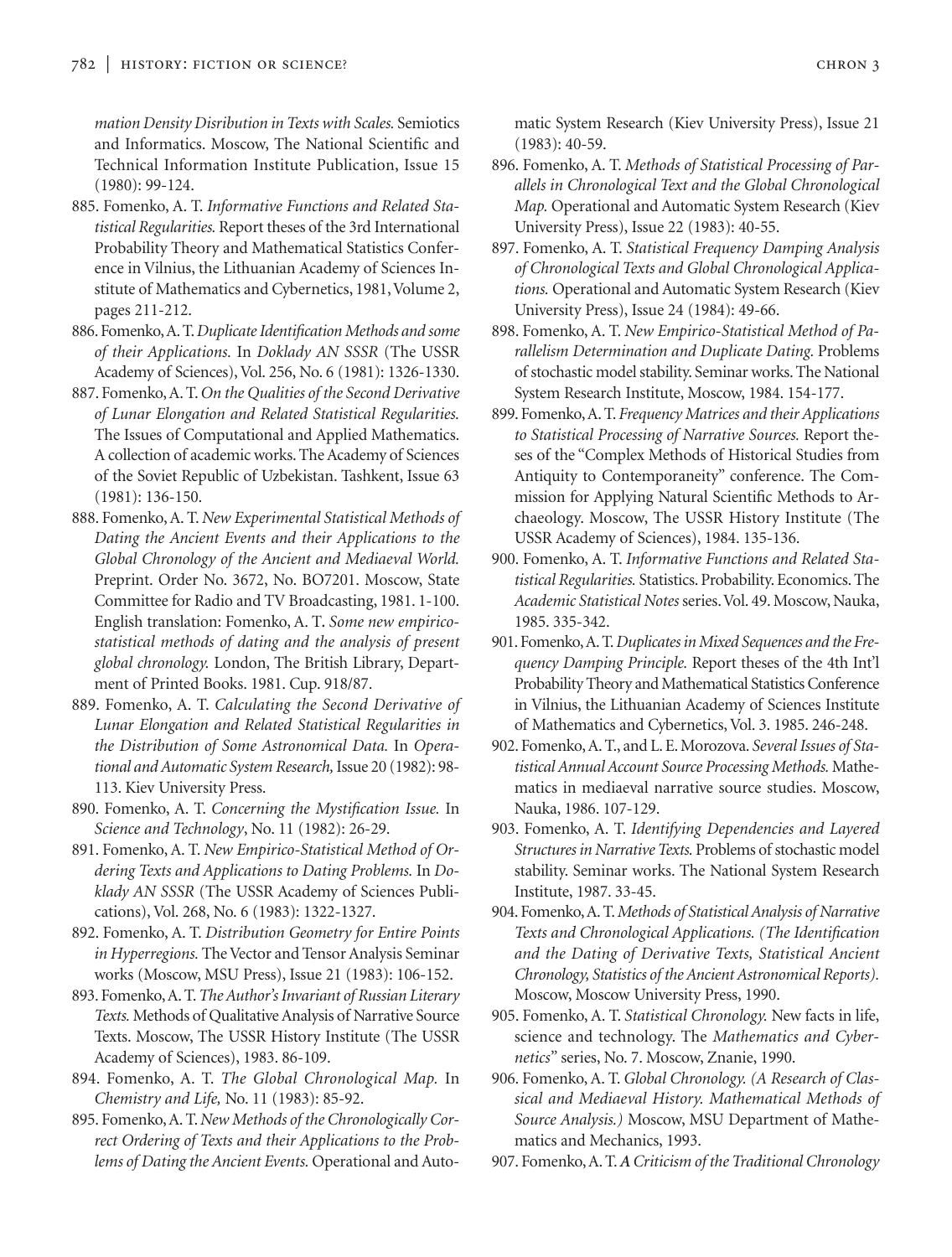*mation Density Disribution in Texts with Scales.* Semiotics and Informatics. Moscow, The National Scientific and Technical Information Institute Publication, Issue 15 (1980): 99-124.

885. Fomenko, A. T. *Informative Functions and Related Statistical Regularities.* Report theses of the 3rd International Probability Theory and Mathematical Statistics Conference in Vilnius, the Lithuanian Academy of Sciences Institute of Mathematics and Cybernetics, 1981, Volume 2, pages 211-212.

886. Fomenko, A. T. *Duplicate Identification Methods and some of their Applications.* In *Doklady AN SSSR* (The USSR Academy of Sciences), Vol. 256, No. 6 (1981): 1326-1330.

887. Fomenko, A. T. *On the Qualities of the Second Derivative of Lunar Elongation and Related Statistical Regularities.* The Issues of Computational and Applied Mathematics. A collection of academic works. The Academy of Sciences of the Soviet Republic of Uzbekistan. Tashkent, Issue 63 (1981): 136-150.

888. Fomenko, A. T. *New Experimental Statistical Methods of Dating the Ancient Events and their Applications to the Global Chronology of the Ancient and Mediaeval World.* Preprint. Order No. 3672, No. BO7201. Moscow, State Committee for Radio and TV Broadcasting, 1981. 1-100. English translation: Fomenko, A. T. *Some new empirico-statistical methods of dating and the analysis of present global chronology.* London, The British Library, Department of Printed Books. 1981. Cup. 918/87.

889. Fomenko, A. T. *Calculating the Second Derivative of Lunar Elongation and Related Statistical Regularities in the Distribution of Some Astronomical Data.* In *Operational and Automatic System Research,* Issue 20 (1982): 98-113. Kiev University Press.

890. Fomenko, A. T. *Concerning the Mystification Issue.* In *Science and Technology*, No. 11 (1982): 26-29.

891. Fomenko, A. T. *New Empirico-Statistical Method of Ordering Texts and Applications to Dating Problems.* In *Doklady AN SSSR* (The USSR Academy of Sciences Publications), Vol. 268, No. 6 (1983): 1322-1327.

892. Fomenko, A. T. *Distribution Geometry for Entire Points in Hyperregions.* The Vector and Tensor Analysis Seminar works (Moscow, MSU Press), Issue 21 (1983): 106-152.

893. Fomenko, A. T. *The Author's Invariant of Russian Literary Texts.* Methods of Qualitative Analysis of Narrative Source Texts. Moscow, The USSR History Institute (The USSR Academy of Sciences), 1983. 86-109.

894. Fomenko, A. T. *The Global Chronological Map.* In *Chemistry and Life,* No. 11 (1983): 85-92.

895. Fomenko, A. T. *New Methods of the Chronologically Correct Ordering of Texts and their Applications to the Problems of Dating the Ancient Events.* Operational and Automatic System Research (Kiev University Press), Issue 21 (1983): 40-59.

896. Fomenko, A. T. *Methods of Statistical Processing of Parallels in Chronological Text and the Global Chronological Map.* Operational and Automatic System Research (Kiev University Press), Issue 22 (1983): 40-55.

897. Fomenko, A. T. *Statistical Frequency Damping Analysis of Chronological Texts and Global Chronological Applications.* Operational and Automatic System Research (Kiev University Press), Issue 24 (1984): 49-66.

898. Fomenko, A. T. *New Empirico-Statistical Method of Parallelism Determination and Duplicate Dating.* Problems of stochastic model stability. Seminar works. The National System Research Institute, Moscow, 1984. 154-177.

899. Fomenko, A. T. *Frequency Matrices and their Applications to Statistical Processing of Narrative Sources.* Report theses of the "Complex Methods of Historical Studies from Antiquity to Contemporaneity" conference. The Commission for Applying Natural Scientific Methods to Archaeology. Moscow, The USSR History Institute (The USSR Academy of Sciences), 1984. 135-136.

900. Fomenko, A. T. *Informative Functions and Related Statistical Regularities.* Statistics. Probability. Economics. The *Academic Statistical Notes* series. Vol. 49. Moscow, Nauka, 1985. 335-342.

901. Fomenko, A. T. *Duplicates in Mixed Sequences and the Frequency Damping Principle.* Report theses of the 4th Int'l Probability Theory and Mathematical Statistics Conference in Vilnius, the Lithuanian Academy of Sciences Institute of Mathematics and Cybernetics, Vol. 3. 1985. 246-248.

902. Fomenko, A. T., and L. E. Morozova. *Several Issues of Statistical Annual Account Source Processing Methods.* Mathematics in mediaeval narrative source studies. Moscow, Nauka, 1986. 107-129.

903. Fomenko, A. T. *Identifying Dependencies and Layered Structures in Narrative Texts.* Problems of stochastic model stability. Seminar works. The National System Research Institute, 1987. 33-45.

904. Fomenko, A. T. *Methods of Statistical Analysis of Narrative Texts and Chronological Applications. (The Identification and the Dating of Derivative Texts, Statistical Ancient Chronology, Statistics of the Ancient Astronomical Reports).* Moscow, Moscow University Press, 1990.

905. Fomenko, A. T. *Statistical Chronology.* New facts in life, science and technology. The *Mathematics and Cybernetics*" series, No. 7. Moscow, Znanie, 1990.

906. Fomenko, A. T. *Global Chronology. (A Research of Classical and Mediaeval History. Mathematical Methods of Source Analysis.)* Moscow, MSU Department of Mathematics and Mechanics, 1993.

907. Fomenko, A. T. *A Criticism of the Traditional Chronology*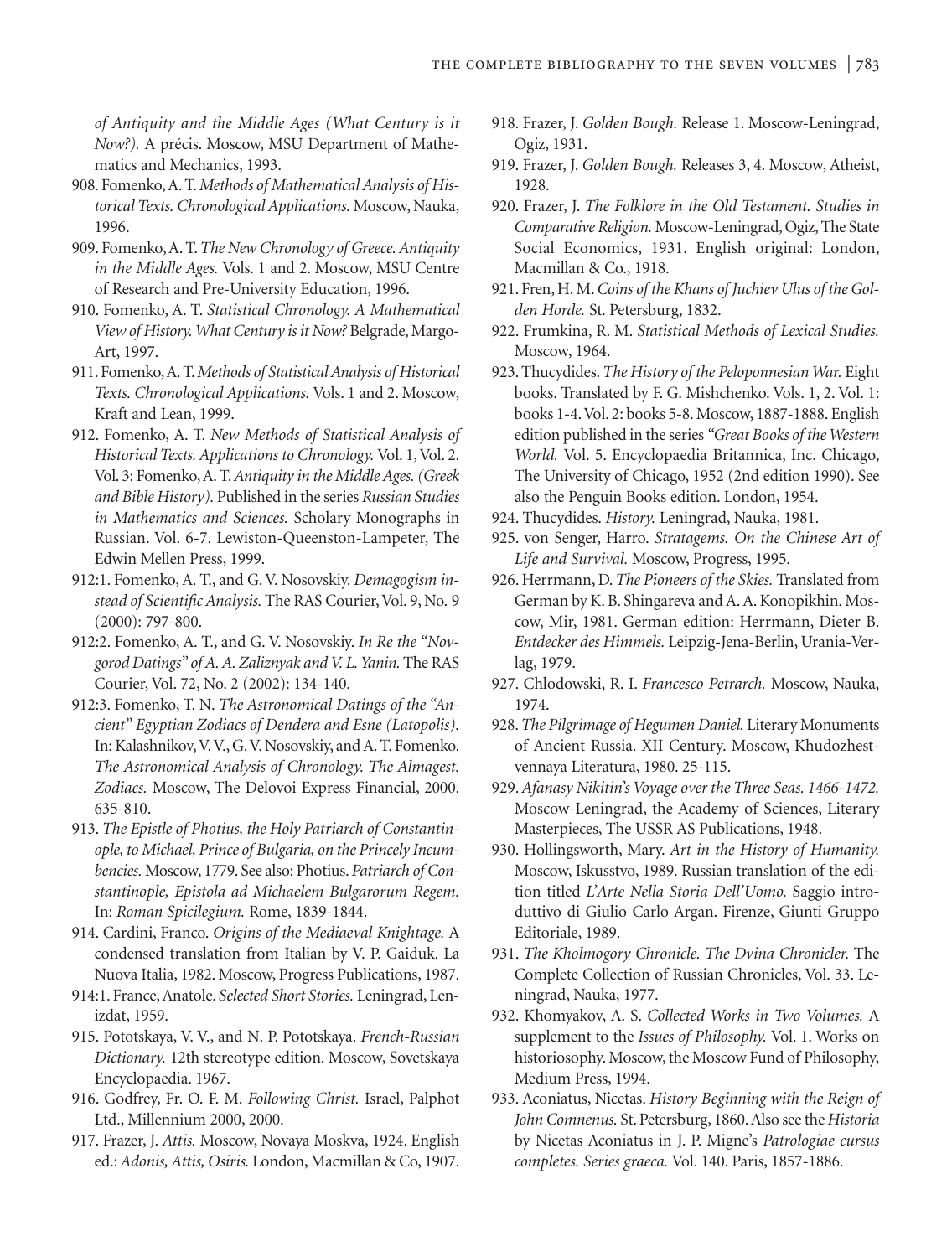*of Antiquity and the Middle Ages (What Century is it Now?).* A précis. Moscow, MSU Department of Mathematics and Mechanics, 1993.

908. Fomenko, A. T. *Methods of Mathematical Analysis of Historical Texts. Chronological Applications.* Moscow, Nauka, 1996.

909. Fomenko, A. T. *The New Chronology of Greece. Antiquity in the Middle Ages.* Vols. 1 and 2. Moscow, MSU Centre of Research and Pre-University Education, 1996.

910. Fomenko, A. T. *Statistical Chronology. A Mathematical View of History. What Century is it Now?* Belgrade, Margo-Art, 1997.

911. Fomenko, A. T. *Methods of Statistical Analysis of Historical Texts. Chronological Applications.* Vols. 1 and 2. Moscow, Kraft and Lean, 1999.

912. Fomenko, A. T. *New Methods of Statistical Analysis of Historical Texts. Applications to Chronology.* Vol. 1, Vol. 2. Vol. 3: Fomenko, A. T. *Antiquity in the Middle Ages. (Greek and Bible History).* Published in the series *Russian Studies in Mathematics and Sciences.* Scholary Monographs in Russian. Vol. 6-7. Lewiston-Queenston-Lampeter, The Edwin Mellen Press, 1999.

912:1. Fomenko, A. T., and G. V. Nosovskiy. *Demagogism instead of Scientific Analysis.* The RAS Courier, Vol. 9, No. 9 (2000): 797-800.

912:2. Fomenko, A. T., and G. V. Nosovskiy. *In Re the "Novgorod Datings" of A. A. Zaliznyak and V. L. Yanin.* The RAS Courier, Vol. 72, No. 2 (2002): 134-140.

912:3. Fomenko, T. N. *The Astronomical Datings of the "Ancient" Egyptian Zodiacs of Dendera and Esne (Latopolis).* In: Kalashnikov, V. V., G. V. Nosovskiy, and A. T. Fomenko. *The Astronomical Analysis of Chronology. The Almagest. Zodiacs.* Moscow, The Delovoi Express Financial, 2000. 635-810.

913. *The Epistle of Photius, the Holy Patriarch of Constantinople, to Michael, Prince of Bulgaria, on the Princely Incumbencies.* Moscow, 1779. See also: Photius. *Patriarch of Constantinople, Epistola ad Michaelem Bulgarorum Regem.* In: *Roman Spicilegium.* Rome, 1839-1844.

914. Cardini, Franco. *Origins of the Mediaeval Knightage.* A condensed translation from Italian by V. P. Gaiduk. La Nuova Italia, 1982. Moscow, Progress Publications, 1987.

914:1. France, Anatole. *Selected Short Stories.* Leningrad, Lenizdat, 1959.

915. Pototskaya, V. V., and N. P. Pototskaya. *French-Russian Dictionary.* 12th stereotype edition. Moscow, Sovetskaya Encyclopaedia. 1967.

916. Godfrey, Fr. O. F. M. *Following Christ.* Israel, Palphot Ltd., Millennium 2000, 2000.

917. Frazer, J. *Attis.* Moscow, Novaya Moskva, 1924. English ed.: *Adonis, Attis, Osiris.* London, Macmillan & Co, 1907.

918. Frazer, J. *Golden Bough.* Release 1. Moscow-Leningrad, Ogiz, 1931.

919. Frazer, J. *Golden Bough.* Releases 3, 4. Moscow, Atheist, 1928.

920. Frazer, J. *The Folklore in the Old Testament. Studies in Comparative Religion.* Moscow-Leningrad, Ogiz, The State Social Economics, 1931. English original: London, Macmillan & Co., 1918.

921. Fren, H. M. *Coins of the Khans of Juchiev Ulus of the Golden Horde.* St. Petersburg, 1832.

922. Frumkina, R. M. *Statistical Methods of Lexical Studies.* Moscow, 1964.

923. Thucydides. *The History of the Peloponnesian War.* Eight books. Translated by F. G. Mishchenko. Vols. 1, 2. Vol. 1: books 1-4. Vol. 2: books 5-8. Moscow, 1887-1888. English edition published in the series *"Great Books of the Western World.* Vol. 5. Encyclopaedia Britannica, Inc. Chicago, The University of Chicago, 1952 (2nd edition 1990). See also the Penguin Books edition. London, 1954.

924. Thucydides. *History.* Leningrad, Nauka, 1981.

925. von Senger, Harro. *Stratagems. On the Chinese Art of Life and Survival.* Moscow, Progress, 1995.

926. Herrmann, D. *The Pioneers of the Skies.* Translated from German by K. B. Shingareva and A. A. Konopikhin. Moscow, Mir, 1981. German edition: Herrmann, Dieter B. *Entdecker des Himmels.* Leipzig-Jena-Berlin, Urania-Verlag, 1979.

927. Chlodowski, R. I. *Francesco Petrarch.* Moscow, Nauka, 1974.

928. *The Pilgrimage of Hegumen Daniel.* Literary Monuments of Ancient Russia. XII Century. Moscow, Khudozhestvennaya Literatura, 1980. 25-115.

929. *Afanasy Nikitin's Voyage over the Three Seas. 1466-1472.* Moscow-Leningrad, the Academy of Sciences, Literary Masterpieces, The USSR AS Publications, 1948.

930. Hollingsworth, Mary. *Art in the History of Humanity.* Moscow, Iskusstvo, 1989. Russian translation of the edition titled *L'Arte Nella Storia Dell'Uomo.* Saggio introduttivo di Giulio Carlo Argan. Firenze, Giunti Gruppo Editoriale, 1989.

931. *The Kholmogory Chronicle. The Dvina Chronicler.* The Complete Collection of Russian Chronicles, Vol. 33. Leningrad, Nauka, 1977.

932. Khomyakov, A. S. *Collected Works in Two Volumes.* A supplement to the *Issues of Philosophy.* Vol. 1. Works on historiosophy. Moscow, the Moscow Fund of Philosophy, Medium Press, 1994.

933. Aconiatus, Nicetas. *History Beginning with the Reign of John Comnenus.* St. Petersburg, 1860. Also see the *Historia* by Nicetas Aconiatus in J. P. Migne's *Patrologiae cursus completes. Series graeca.* Vol. 140. Paris, 1857-1886.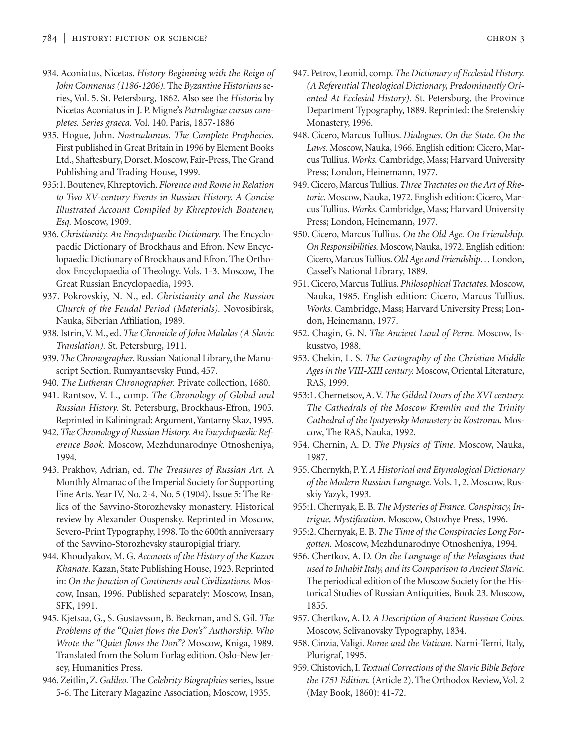934. Aconiatus, Nicetas. *History Beginning with the Reign of John Comnenus (1186-1206).* The *Byzantine Historians* series, Vol. 5. St. Petersburg, 1862. Also see the *Historia* by Nicetas Aconiatus in J. P. Migne's *Patrologiae cursus completes. Series graeca.* Vol. 140. Paris, 1857-1886

935. Hogue, John. *Nostradamus. The Complete Prophecies.* First published in Great Britain in 1996 by Element Books Ltd., Shaftesbury, Dorset. Moscow, Fair-Press, The Grand Publishing and Trading House, 1999.

935:1. Boutenev, Khreptovich. *Florence and Rome in Relation to Two XV-century Events in Russian History. A Concise Illustrated Account Compiled by Khreptovich Boutenev, Esq.* Moscow, 1909.

936. *Christianity. An Encyclopaedic Dictionary.* The Encyclopaedic Dictionary of Brockhaus and Efron. New Encyclopaedic Dictionary of Brockhaus and Efron. The Orthodox Encyclopaedia of Theology. Vols. 1-3. Moscow, The Great Russian Encyclopaedia, 1993.

937. Pokrovskiy, N. N., ed. *Christianity and the Russian Church of the Feudal Period (Materials).* Novosibirsk, Nauka, Siberian Affiliation, 1989.

938. Istrin, V. M., ed. *The Chronicle of John Malalas (A Slavic Translation).* St. Petersburg, 1911.

939. *The Chronographer.* Russian National Library, the Manuscript Section. Rumyantsevsky Fund, 457.

940. *The Lutheran Chronographer.* Private collection, 1680.

941. Rantsov, V. L., comp. *The Chronology of Global and Russian History.* St. Petersburg, Brockhaus-Efron, 1905. Reprinted in Kaliningrad: Argument, Yantarny Skaz, 1995.

942. *The Chronology of Russian History. An Encyclopaedic Reference Book.* Moscow, Mezhdunarodnye Otnosheniya, 1994.

943. Prakhov, Adrian, ed. *The Treasures of Russian Art.* A Monthly Almanac of the Imperial Society for Supporting Fine Arts. Year IV, No. 2-4, No. 5 (1904). Issue 5: The Relics of the Savvino-Storozhevsky monastery. Historical review by Alexander Ouspensky. Reprinted in Moscow, Severo-Print Typography, 1998. To the 600th anniversary of the Savvino-Storozhevsky stauropigial friary.

944. Khoudyakov, M. G. *Accounts of the History of the Kazan Khanate.* Kazan, State Publishing House, 1923. Reprinted in: *On the Junction of Continents and Civilizations.* Moscow, Insan, 1996. Published separately: Moscow, Insan, SFK, 1991.

945. Kjetsaa, G., S. Gustavsson, B. Beckman, and S. Gil. *The Problems of the "Quiet flows the Don's" Authorship. Who Wrote the "Quiet flows the Don"?* Moscow, Kniga, 1989. Translated from the Solum Forlag edition. Oslo-New Jersey, Humanities Press.

946. Zeitlin, Z. *Galileo.* The *Celebrity Biographies* series, Issue 5-6. The Literary Magazine Association, Moscow, 1935.

947. Petrov, Leonid, comp. *The Dictionary of Ecclesial History. (A Referential Theological Dictionary, Predominantly Oriented At Ecclesial History).* St. Petersburg, the Province Department Typography, 1889. Reprinted: the Sretenskiy Monastery, 1996.

948. Cicero, Marcus Tullius. *Dialogues. On the State. On the Laws.* Moscow, Nauka, 1966. English edition: Cicero, Marcus Tullius. *Works.* Cambridge, Mass; Harvard University Press; London, Heinemann, 1977.

949. Cicero, Marcus Tullius. *Three Tractates on the Art of Rhetoric.* Moscow, Nauka, 1972. English edition: Cicero, Marcus Tullius. *Works.* Cambridge, Mass; Harvard University Press; London, Heinemann, 1977.

950. Cicero, Marcus Tullius. *On the Old Age. On Friendship. On Responsibilities.* Moscow, Nauka, 1972. English edition: Cicero, Marcus Tullius. *Old Age and Friendship…* London, Cassel's National Library, 1889.

951. Cicero, Marcus Tullius. *Philosophical Tractates.* Moscow, Nauka, 1985. English edition: Cicero, Marcus Tullius. *Works.* Cambridge, Mass; Harvard University Press; London, Heinemann, 1977.

952. Chagin, G. N. *The Ancient Land of Perm.* Moscow, Iskusstvo, 1988.

953. Chekin, L. S. *The Cartography of the Christian Middle Ages in the VIII-XIII century.* Moscow, Oriental Literature, RAS, 1999.

953:1. Chernetsov, A. V. *The Gilded Doors of the XVI century. The Cathedrals of the Moscow Kremlin and the Trinity Cathedral of the Ipatyevsky Monastery in Kostroma.* Moscow, The RAS, Nauka, 1992.

954. Chernin, A. D. *The Physics of Time.* Moscow, Nauka, 1987.

955. Chernykh, P. Y. *A Historical and Etymological Dictionary of the Modern Russian Language.* Vols. 1, 2. Moscow, Russkiy Yazyk, 1993.

955:1. Chernyak, E. B. *The Mysteries of France. Conspiracy, Intrigue, Mystification.* Moscow, Ostozhye Press, 1996.

955:2. Chernyak, E. B. *The Time of the Conspiracies Long Forgotten.* Moscow, Mezhdunarodnye Otnosheniya, 1994.

956. Chertkov, A. D. *On the Language of the Pelasgians that used to Inhabit Italy, and its Comparison to Ancient Slavic.* The periodical edition of the Moscow Society for the Historical Studies of Russian Antiquities, Book 23. Moscow, 1855.

957. Chertkov, A. D. *A Description of Ancient Russian Coins.* Moscow, Selivanovsky Typography, 1834.

958. Cinzia, Valigi. *Rome and the Vatican.* Narni-Terni, Italy, Plurigraf, 1995.

959. Chistovich, I. *Textual Corrections of the Slavic Bible Before the 1751 Edition.* (Article 2). The Orthodox Review, Vol. 2 (May Book, 1860): 41-72.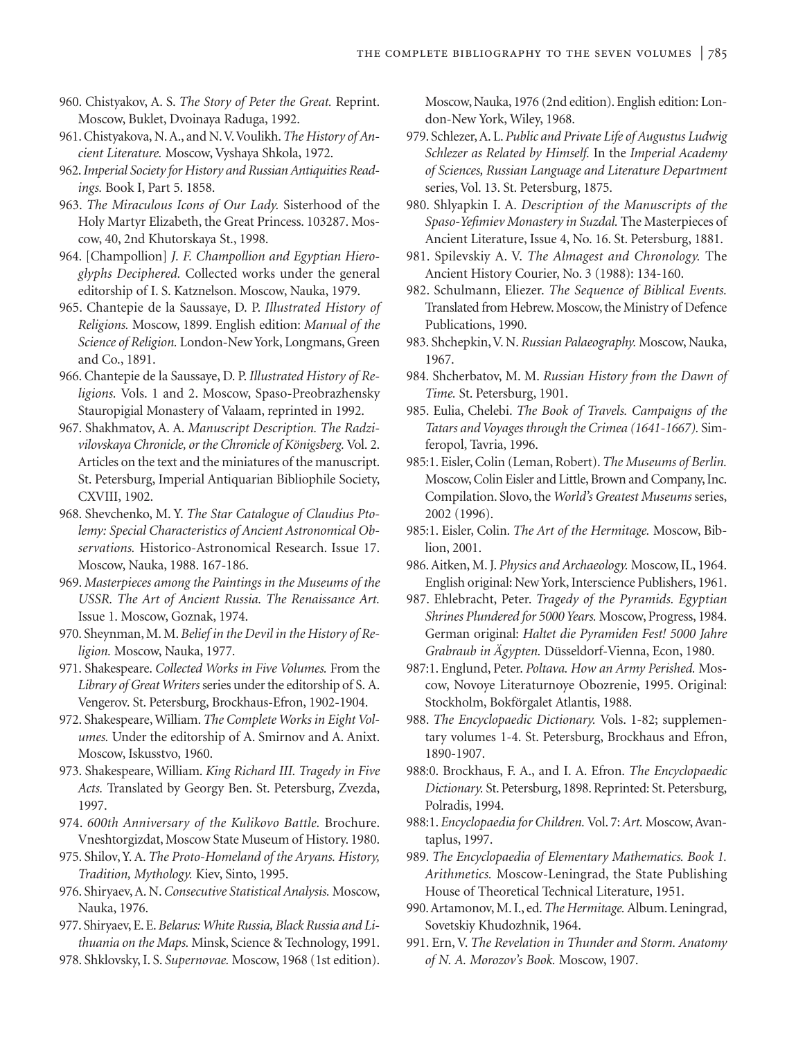960. Chistyakov, A. S. *The Story of Peter the Great.* Reprint. Moscow, Buklet, Dvoinaya Raduga, 1992.

961. Chistyakova, N. A., and N. V. Voulikh. *The History of Ancient Literature.* Moscow, Vyshaya Shkola, 1972.

962. *Imperial Society for History and Russian Antiquities Readings.* Book I, Part 5. 1858.

963. *The Miraculous Icons of Our Lady.* Sisterhood of the Holy Martyr Elizabeth, the Great Princess. 103287. Moscow, 40, 2nd Khutorskaya St., 1998.

964. [Champollion] *J. F. Champollion and Egyptian Hieroglyphs Deciphered.* Collected works under the general editorship of I. S. Katznelson. Moscow, Nauka, 1979.

965. Chantepie de la Saussaye, D. P. *Illustrated History of Religions.* Moscow, 1899. English edition: *Manual of the Science of Religion.* London-New York, Longmans, Green and Co., 1891.

966. Chantepie de la Saussaye, D. P. *Illustrated History of Religions.* Vols. 1 and 2. Moscow, Spaso-Preobrazhensky Stauropigial Monastery of Valaam, reprinted in 1992.

967. Shakhmatov, A. A. *Manuscript Description. The Radzivilovskaya Chronicle, or the Chronicle of Königsberg.* Vol. 2. Articles on the text and the miniatures of the manuscript. St. Petersburg, Imperial Antiquarian Bibliophile Society, CXVIII, 1902.

968. Shevchenko, M. Y. *The Star Catalogue of Claudius Ptolemy: Special Characteristics of Ancient Astronomical Observations.* Historico-Astronomical Research. Issue 17. Moscow, Nauka, 1988. 167-186.

969. *Masterpieces among the Paintings in the Museums of the USSR. The Art of Ancient Russia. The Renaissance Art.* Issue 1. Moscow, Goznak, 1974.

970. Sheynman, M. M. *Belief in the Devil in the History of Religion.* Moscow, Nauka, 1977.

971. Shakespeare. *Collected Works in Five Volumes.* From the *Library of Great Writers* series under the editorship of S. A. Vengerov. St. Petersburg, Brockhaus-Efron, 1902-1904.

972. Shakespeare, William. *The Complete Works in Eight Volumes.* Under the editorship of A. Smirnov and A. Anixt. Moscow, Iskusstvo, 1960.

973. Shakespeare, William. *King Richard III. Tragedy in Five Acts.* Translated by Georgy Ben. St. Petersburg, Zvezda, 1997.

974. *600th Anniversary of the Kulikovo Battle.* Brochure. Vneshtorgizdat, Moscow State Museum of History. 1980.

975. Shilov, Y. A. *The Proto-Homeland of the Aryans. History, Tradition, Mythology.* Kiev, Sinto, 1995.

976. Shiryaev, A. N. *Consecutive Statistical Analysis.* Moscow, Nauka, 1976.

977. Shiryaev, E. E. *Belarus: White Russia, Black Russia and Lithuania on the Maps.* Minsk, Science & Technology, 1991.

978. Shklovsky, I. S. *Supernovae.* Moscow, 1968 (1st edition). Moscow, Nauka, 1976 (2nd edition). English edition: London-New York, Wiley, 1968.

979. Schlezer, A. L. *Public and Private Life of Augustus Ludwig Schlezer as Related by Himself.* In the *Imperial Academy of Sciences, Russian Language and Literature Department* series, Vol. 13. St. Petersburg, 1875.

980. Shlyapkin I. A. *Description of the Manuscripts of the Spaso-Yefimiev Monastery in Suzdal.* The Masterpieces of Ancient Literature, Issue 4, No. 16. St. Petersburg, 1881.

981. Spilevskiy A. V. *The Almagest and Chronology.* The Ancient History Courier, No. 3 (1988): 134-160.

982. Schulmann, Eliezer. *The Sequence of Biblical Events.* Translated from Hebrew. Moscow, the Ministry of Defence Publications, 1990.

983. Shchepkin, V. N. *Russian Palaeography.* Moscow, Nauka, 1967.

984. Shcherbatov, M. M. *Russian History from the Dawn of Time.* St. Petersburg, 1901.

985. Eulia, Chelebi. *The Book of Travels. Campaigns of the Tatars and Voyages through the Crimea (1641-1667).* Simferopol, Tavria, 1996.

985:1. Eisler, Colin (Leman, Robert). *The Museums of Berlin.* Moscow, Colin Eisler and Little, Brown and Company, Inc. Compilation. Slovo, the *World's Greatest Museums* series, 2002 (1996).

985:1. Eisler, Colin. *The Art of the Hermitage.* Moscow, Biblion, 2001.

986. Aitken, M. J. *Physics and Archaeology.* Moscow, IL, 1964. English original: New York, Interscience Publishers, 1961.

987. Ehlebracht, Peter. *Tragedy of the Pyramids. Egyptian Shrines Plundered for 5000 Years.* Moscow, Progress, 1984. German original: *Haltet die Pyramiden Fest! 5000 Jahre Grabraub in Ägypten.* Düsseldorf-Vienna, Econ, 1980.

987:1. Englund, Peter. *Poltava. How an Army Perished.* Moscow, Novoye Literaturnoye Obozrenie, 1995. Original: Stockholm, Bokförgalet Atlantis, 1988.

988. *The Encyclopaedic Dictionary.* Vols. 1-82; supplementary volumes 1-4. St. Petersburg, Brockhaus and Efron, 1890-1907.

988:0. Brockhaus, F. A., and I. A. Efron. *The Encyclopaedic Dictionary.* St. Petersburg, 1898. Reprinted: St. Petersburg, Polradis, 1994.

988:1. *Encyclopaedia for Children.* Vol. 7: *Art.* Moscow, Avantaplus, 1997.

989. *The Encyclopaedia of Elementary Mathematics. Book 1. Arithmetics.* Moscow-Leningrad, the State Publishing House of Theoretical Technical Literature, 1951.

990. Artamonov, M. I., ed. *The Hermitage.* Album. Leningrad, Sovetskiy Khudozhnik, 1964.

991. Ern, V. *The Revelation in Thunder and Storm. Anatomy of N. A. Morozov's Book.* Moscow, 1907.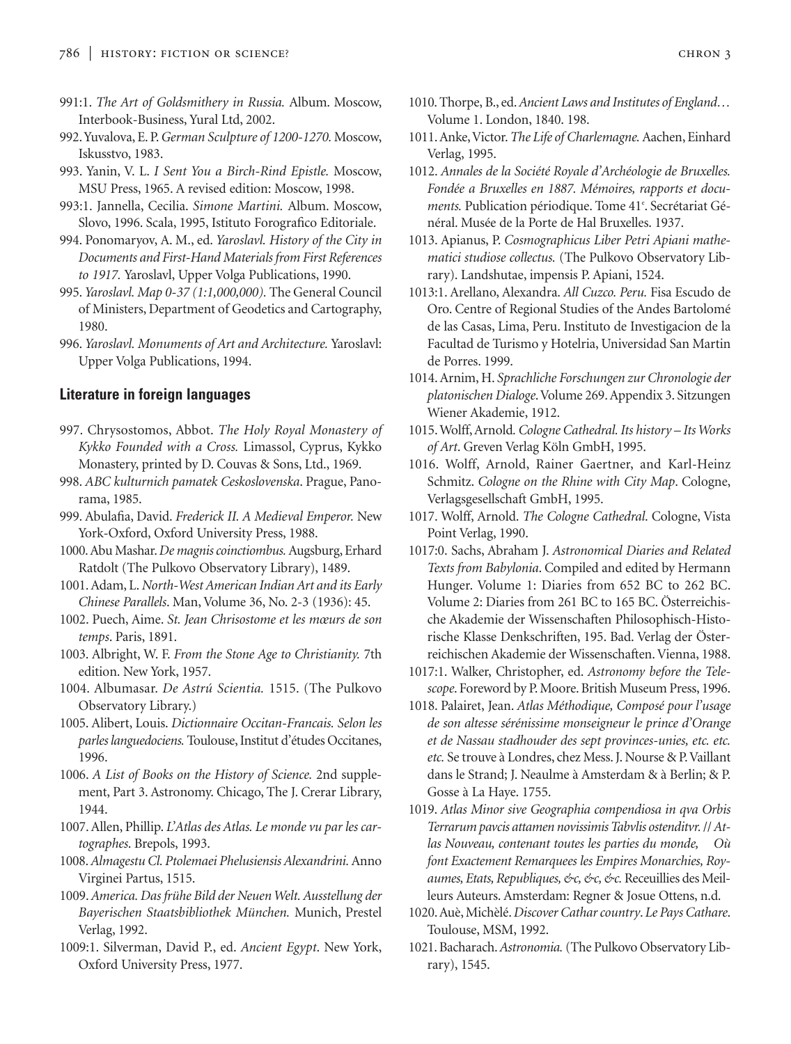991:1. *The Art of Goldsmithery in Russia.* Album. Moscow, Interbook-Business, Yural Ltd, 2002.

992. Yuvalova, E. P. *German Sculpture of 1200-1270.* Moscow, Iskusstvo, 1983.

993. Yanin, V. L. *I Sent You a Birch-Rind Epistle.* Moscow, MSU Press, 1965. A revised edition: Moscow, 1998.

993:1. Jannella, Cecilia. *Simone Martini.* Album. Moscow, Slovo, 1996. Scala, 1995, Istituto Forografico Editoriale.

994. Ponomaryov, A. M., ed. *Yaroslavl. History of the City in Documents and First-Hand Materials from First References to 1917.* Yaroslavl, Upper Volga Publications, 1990.

995. *Yaroslavl. Map 0-37 (1:1,000,000).* The General Council of Ministers, Department of Geodetics and Cartography, 1980.

996. *Yaroslavl. Monuments of Art and Architecture.* Yaroslavl: Upper Volga Publications, 1994.

## Literature in foreign languages

997. Chrysostomos, Abbot. *The Holy Royal Monastery of Kykko Founded with a Cross.* Limassol, Cyprus, Kykko Monastery, printed by D. Couvas & Sons, Ltd., 1969.

998. *ABC kulturnich pamatek Ceskoslovenska*. Prague, Panorama, 1985.

999. Abulafia, David. *Frederick II. A Medieval Emperor.* New York-Oxford, Oxford University Press, 1988.

1000. Abu Mashar. *De magnis coinctiombus.* Augsburg, Erhard Ratdolt (The Pulkovo Observatory Library), 1489.

1001. Adam, L. *North-West American Indian Art and its Early Chinese Parallels*. Man, Volume 36, No. 2-3 (1936): 45.

1002. Puech, Aime. *St. Jean Chrisostome et les mœurs de son temps*. Paris, 1891.

1003. Albright, W. F. *From the Stone Age to Christianity.* 7th edition. New York, 1957.

1004. Albumasar. *De Astrú Scientia.* 1515. (The Pulkovo Observatory Library.)

1005. Alibert, Louis. *Dictionnaire Occitan-Francais. Selon les parles languedociens.* Toulouse, Institut d'études Occitanes, 1996.

1006. *A List of Books on the History of Science.* 2nd supplement, Part 3. Astronomy. Chicago, The J. Crerar Library, 1944.

1007. Allen, Phillip. *L'Atlas des Atlas. Le monde vu par les cartographes*. Brepols, 1993.

1008. *Almagestu Cl. Ptolemaei Phelusiensis Alexandrini.* Anno Virginei Partus, 1515.

1009. *America. Das frühe Bild der Neuen Welt. Ausstellung der Bayerischen Staatsbibliothek München.* Munich, Prestel Verlag, 1992.

1009:1. Silverman, David P., ed. *Ancient Egypt*. New York, Oxford University Press, 1977.

1010. Thorpe, B., ed. *Ancient Laws and Institutes of England…* Volume 1. London, 1840. 198.

1011. Anke, Victor. *The Life of Charlemagne.* Aachen, Einhard Verlag, 1995.

1012. *Annales de la Société Royale d'Archéologie de Bruxelles. Fondée a Bruxelles en 1887. Mémoires, rapports et documents.* Publication périodique. Tome 41[e]. Secrétariat Général. Musée de la Porte de Hal Bruxelles. 1937.

1013. Apianus, P. *Cosmographicus Liber Petri Apiani mathematici studiose collectus.* (The Pulkovo Observatory Library). Landshutae, impensis P. Apiani, 1524.

1013:1. Arellano, Alexandra. *All Cuzco. Peru.* Fisa Escudo de Oro. Centre of Regional Studies of the Andes Bartolomé de las Casas, Lima, Peru. Instituto de Investigacion de la Facultad de Turismo y Hotelria, Universidad San Martin de Porres. 1999.

1014. Arnim, H. *Sprachliche Forschungen zur Chronologie der platonischen Dialoge.* Volume 269. Appendix 3. Sitzungen Wiener Akademie, 1912.

1015. Wolff, Arnold. *Cologne Cathedral. Its history – Its Works of Art*. Greven Verlag Köln GmbH, 1995.

1016. Wolff, Arnold, Rainer Gaertner, and Karl-Heinz Schmitz. *Cologne on the Rhine with City Map*. Cologne, Verlagsgesellschaft GmbH, 1995.

1017. Wolff, Arnold. *The Cologne Cathedral.* Cologne, Vista Point Verlag, 1990.

1017:0. Sachs, Abraham J. *Astronomical Diaries and Related Texts from Babylonia*. Compiled and edited by Hermann Hunger. Volume 1: Diaries from 652 BC to 262 BC. Volume 2: Diaries from 261 BC to 165 BC. Österreichische Akademie der Wissenschaften Philosophisch-Historische Klasse Denkschriften, 195. Bad. Verlag der Österreichischen Akademie der Wissenschaften. Vienna, 1988.

1017:1. Walker, Christopher, ed. *Astronomy before the Telescope*. Foreword by P. Moore. British Museum Press, 1996.

1018. Palairet, Jean. *Atlas Méthodique, Composé pour l'usage de son altesse sérénissime monseigneur le prince d'Orange et de Nassau stadhouder des sept provinces-unies, etc. etc. etc.* Se trouve à Londres, chez Mess. J. Nourse & P. Vaillant dans le Strand; J. Neaulme à Amsterdam & à Berlin; & P. Gosse à La Haye. 1755.

1019. *Atlas Minor sive Geographia compendiosa in qva Orbis Terrarum pavcis attamen novissimis Tabvlis ostenditvr. // Atlas Nouveau, contenant toutes les parties du monde, Où font Exactement Remarquees les Empires Monarchies, Royaumes, Etats, Republiques, &c, &c, &c.* Receuillies des Meilleurs Auteurs. Amsterdam: Regner & Josue Ottens, n.d.

1020. Auè, Michèlé. *Discover Cathar country. Le Pays Cathare.* Toulouse, MSM, 1992.

1021. Bacharach. *Astronomia.* (The Pulkovo Observatory Library), 1545.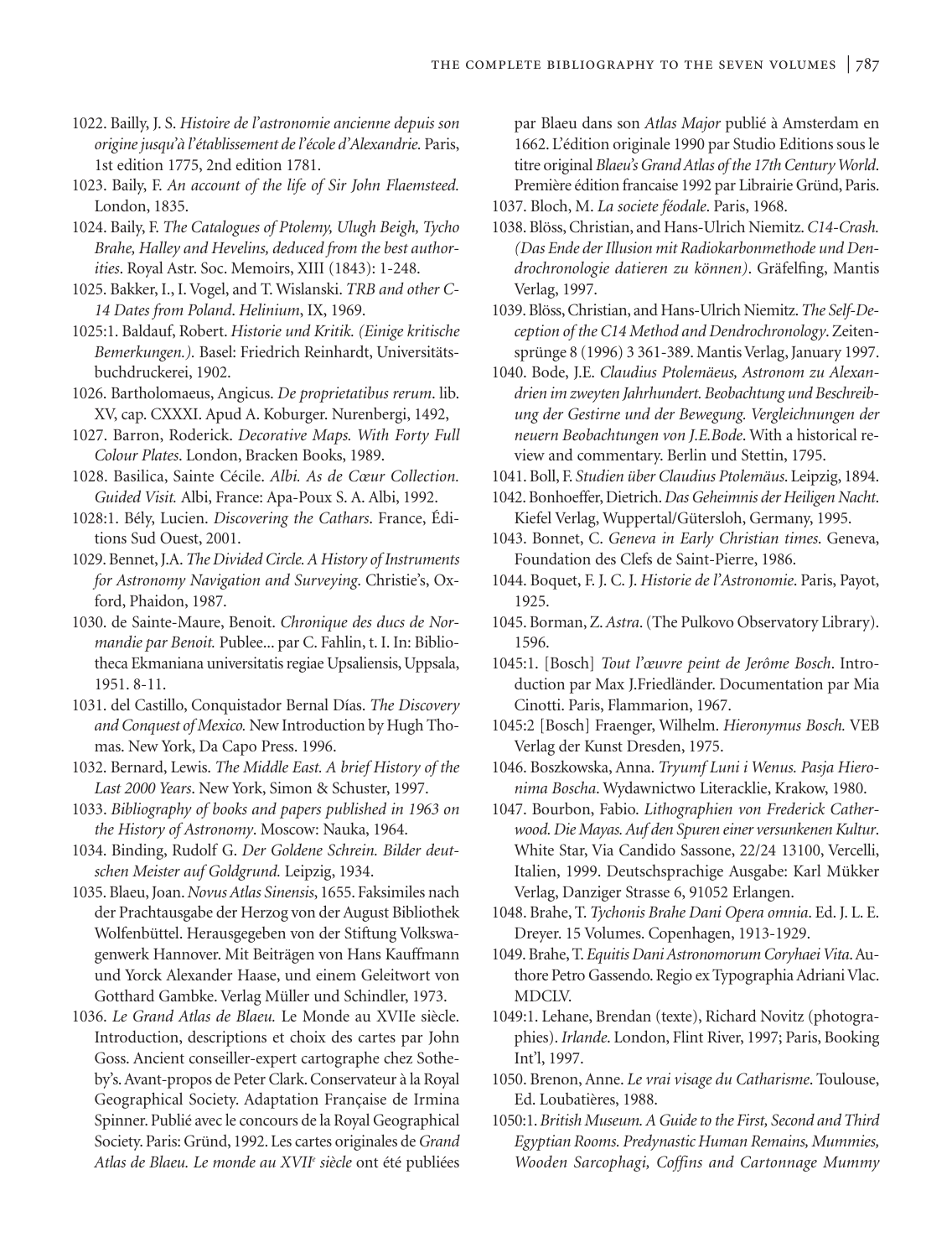1022. Bailly, J. S. *Histoire de l'astronomie ancienne depuis son origine jusqu'à l'établissement de l'école d'Alexandrie*. Paris, 1st edition 1775, 2nd edition 1781.

1023. Baily, F. *An account of the life of Sir John Flaemsteed*. London, 1835.

1024. Baily, F. *The Catalogues of Ptolemy, Ulugh Beigh, Tycho Brahe, Halley and Hevelins, deduced from the best authorities*. Royal Astr. Soc. Memoirs, XIII (1843): 1-248.

1025. Bakker, I., I. Vogel, and T. Wislanski. *TRB and other C-14 Dates from Poland*. *Helinium*, IX, 1969.

1025:1. Baldauf, Robert. *Historie und Kritik. (Einige kritische Bemerkungen.)*. Basel: Friedrich Reinhardt, Universitätsbuchdruckerei, 1902.

1026. Bartholomaeus, Angicus. *De proprietatibus rerum*. lib. XV, cap. CXXXI. Apud A. Koburger. Nurenbergi, 1492,

1027. Barron, Roderick. *Decorative Maps. With Forty Full Colour Plates*. London, Bracken Books, 1989.

1028. Basilica, Sainte Cécile. *Albi. As de Cœur Collection. Guided Visit.* Albi, France: Apa-Poux S. A. Albi, 1992.

1028:1. Bély, Lucien. *Discovering the Cathars*. France, Éditions Sud Ouest, 2001.

1029. Bennet, J.A. *The Divided Circle. A History of Instruments for Astronomy Navigation and Surveying*. Christie's, Oxford, Phaidon, 1987.

1030. de Sainte-Maure, Benoit. *Chronique des ducs de Normandie par Benoit.* Publee... par C. Fahlin, t. I. In: Bibliotheca Ekmaniana universitatis regiae Upsaliensis, Uppsala, 1951. 8-11.

1031. del Castillo, Conquistador Bernal Días. *The Discovery and Conquest of Mexico.* New Introduction by Hugh Thomas. New York, Da Capo Press. 1996.

1032. Bernard, Lewis. *The Middle East. A brief History of the Last 2000 Years*. New York, Simon & Schuster, 1997.

1033. *Bibliography of books and papers published in 1963 on the History of Astronomy*. Moscow: Nauka, 1964.

1034. Binding, Rudolf G. *Der Goldene Schrein. Bilder deutschen Meister auf Goldgrund.* Leipzig, 1934.

1035. Blaeu, Joan. *Novus Atlas Sinensis*, 1655. Faksimiles nach der Prachtausgabe der Herzog von der August Bibliothek Wolfenbüttel. Herausgegeben von der Stiftung Volkswagenwerk Hannover. Mit Beiträgen von Hans Kauffmann und Yorck Alexander Haase, und einem Geleitwort von Gotthard Gambke. Verlag Müller und Schindler, 1973.

1036. *Le Grand Atlas de Blaeu.* Le Monde au XVIIe siècle. Introduction, descriptions et choix des cartes par John Goss. Ancient conseiller-expert cartographe chez Sotheby's. Avant-propos de Peter Clark. Conservateur à la Royal Geographical Society. Adaptation Française de Irmina Spinner. Publié avec le concours de la Royal Geographical Society. Paris: Gründ, 1992. Les cartes originales de *Grand Atlas de Blaeu. Le monde au XVII[e] siècle* ont été publiées par Blaeu dans son *Atlas Major* publié à Amsterdam en 1662. L'édition originale 1990 par Studio Editions sous le titre original *Blaeu's Grand Atlas of the 17th Century World*. Première édition francaise 1992 par Librairie Gründ, Paris.

1037. Bloch, M. *La societe féodale*. Paris, 1968.

1038. Blöss, Christian, and Hans-Ulrich Niemitz. *C14-Crash. (Das Ende der Illusion mit Radiokarbonmethode und Dendrochronologie datieren zu können)*. Gräfelfing, Mantis Verlag, 1997.

1039. Blöss, Christian, and Hans-Ulrich Niemitz. *The Self-Deception of the C14 Method and Dendrochronology*. Zeitensprünge 8 (1996) 3 361-389. Mantis Verlag, January 1997.

1040. Bode, J.E. *Claudius Ptolemäeus, Astronom zu Alexandrien im zweyten Jahrhundert. Beobachtung und Beschreibung der Gestirne und der Bewegung. Vergleichnungen der neuern Beobachtungen von J.E.Bode*. With a historical review and commentary. Berlin und Stettin, 1795.

1041. Boll, F. *Studien über Claudius Ptolemäus*. Leipzig, 1894.

1042. Bonhoeffer, Dietrich. *Das Geheimnis der Heiligen Nacht*. Kiefel Verlag, Wuppertal/Gütersloh, Germany, 1995.

1043. Bonnet, C. *Geneva in Early Christian times*. Geneva, Foundation des Clefs de Saint-Pierre, 1986.

1044. Boquet, F. J. C. J. *Historie de l'Astronomie*. Paris, Payot, 1925.

1045. Borman, Z. *Astra*. (The Pulkovo Observatory Library). 1596.

1045:1. [Bosch] *Tout l'œuvre peint de Jerôme Bosch*. Introduction par Max J.Friedländer. Documentation par Mia Cinotti. Paris, Flammarion, 1967.

1045:2 [Bosch] Fraenger, Wilhelm. *Hieronymus Bosch.* VEB Verlag der Kunst Dresden, 1975.

1046. Boszkowska, Anna. *Tryumf Luni i Wenus. Pasja Hieronima Boscha*. Wydawnictwo Literacklie, Krakow, 1980.

1047. Bourbon, Fabio. *Lithographien von Frederick Catherwood. Die Mayas. Auf den Spuren einer versunkenen Kultur*. White Star, Via Candido Sassone, 22/24 13100, Vercelli, Italien, 1999. Deutschsprachige Ausgabe: Karl Mükker Verlag, Danziger Strasse 6, 91052 Erlangen.

1048. Brahe, T. *Tychonis Brahe Dani Opera omnia*. Ed. J. L. E. Dreyer. 15 Volumes. Copenhagen, 1913-1929.

1049. Brahe, T. *Equitis Dani Astronomorum Coryhaei Vita*. Authore Petro Gassendo. Regio ex Typographia Adriani Vlac. MDCLV.

1049:1. Lehane, Brendan (texte), Richard Novitz (photographies). *Irlande*. London, Flint River, 1997; Paris, Booking Int'l, 1997.

1050. Brenon, Anne. *Le vrai visage du Catharisme*. Toulouse, Ed. Loubatières, 1988.

1050:1. *British Museum. A Guide to the First, Second and Third Egyptian Rooms. Predynastic Human Remains, Mummies, Wooden Sarcophagi, Coffins and Cartonnage Mummy*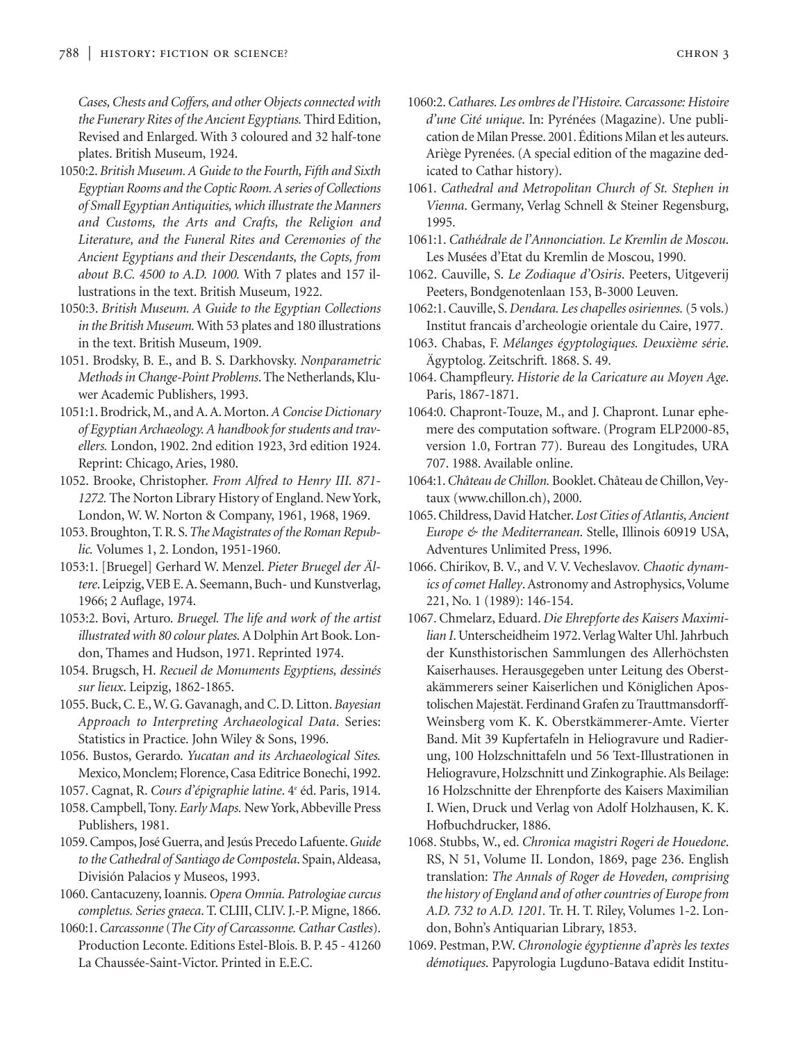*Cases, Chests and Coffers, and other Objects connected with the Funerary Rites of the Ancient Egyptians.* Third Edition, Revised and Enlarged. With 3 coloured and 32 half-tone plates. British Museum, 1924.

1050:2. *British Museum. A Guide to the Fourth, Fifth and Sixth Egyptian Rooms and the Coptic Room. A series of Collections of Small Egyptian Antiquities, which illustrate the Manners and Customs, the Arts and Crafts, the Religion and Literature, and the Funeral Rites and Ceremonies of the Ancient Egyptians and their Descendants, the Copts, from about B.C. 4500 to A.D. 1000.* With 7 plates and 157 illustrations in the text. British Museum, 1922.

1050:3. *British Museum. A Guide to the Egyptian Collections in the British Museum.* With 53 plates and 180 illustrations in the text. British Museum, 1909.

1051. Brodsky, B. E., and B. S. Darkhovsky. *Nonparametric Methods in Change-Point Problems.* The Netherlands, Kluwer Academic Publishers, 1993.

1051:1. Brodrick, M., and A. A. Morton. *A Concise Dictionary of Egyptian Archaeology. A handbook for students and travellers.* London, 1902. 2nd edition 1923, 3rd edition 1924. Reprint: Chicago, Aries, 1980.

1052. Brooke, Christopher. *From Alfred to Henry III. 871-1272.* The Norton Library History of England. New York, London, W. W. Norton & Company, 1961, 1968, 1969.

1053. Broughton, T. R. S. *The Magistrates of the Roman Republic.* Volumes 1, 2. London, 1951-1960.

1053:1. [Bruegel] Gerhard W. Menzel. *Pieter Bruegel der Ältere.* Leipzig, VEB E. A. Seemann, Buch- und Kunstverlag, 1966; 2 Auflage, 1974.

1053:2. Bovi, Arturo. *Bruegel. The life and work of the artist illustrated with 80 colour plates.* A Dolphin Art Book. London, Thames and Hudson, 1971. Reprinted 1974.

1054. Brugsch, H. *Recueil de Monuments Egyptiens, dessinés sur lieux.* Leipzig, 1862-1865.

1055. Buck, C. E., W. G. Gavanagh, and C. D. Litton. *Bayesian Approach to Interpreting Archaeological Data.* Series: Statistics in Practice. John Wiley & Sons, 1996.

1056. Bustos, Gerardo. *Yucatan and its Archaeological Sites.* Mexico, Monclem; Florence, Casa Editrice Bonechi, 1992.

1057. Cagnat, R. *Cours d'épigraphie latine.* 4e éd. Paris, 1914.

1058. Campbell, Tony. *Early Maps.* New York, Abbeville Press Publishers, 1981.

1059. Campos, José Guerra, and Jesús Precedo Lafuente. *Guide to the Cathedral of Santiago de Compostela.* Spain, Aldeasa, División Palacios y Museos, 1993.

1060. Cantacuzeny, Ioannis. *Opera Omnia. Patrologiae curcus completus. Series graeca.* T. CLIII, CLIV. J.-P. Migne, 1866.

1060:1. *Carcassonne* (*The City of Carcassonne. Cathar Castles*). Production Leconte. Editions Estel-Blois. B. P. 45 - 41260 La Chaussée-Saint-Victor. Printed in E.E.C.

1060:2. *Cathares. Les ombres de l'Histoire. Carcassone: Histoire d'une Cité unique.* In: Pyrénées (Magazine). Une publication de Milan Presse. 2001. Éditions Milan et les auteurs. Ariège Pyrenées. (A special edition of the magazine dedicated to Cathar history).

1061. *Cathedral and Metropolitan Church of St. Stephen in Vienna.* Germany, Verlag Schnell & Steiner Regensburg, 1995.

1061:1. *Cathédrale de l'Annonciation. Le Kremlin de Moscou.* Les Musées d'Etat du Kremlin de Moscou, 1990.

1062. Cauville, S. *Le Zodiaque d'Osiris.* Peeters, Uitgeverij Peeters, Bondgenotenlaan 153, B-3000 Leuven.

1062:1. Cauville, S. *Dendara. Les chapelles osiriennes.* (5 vols.) Institut francais d'archeologie orientale du Caire, 1977.

1063. Chabas, F. *Mélanges égyptologiques. Deuxième série.* Ägyptolog. Zeitschrift. 1868. S. 49.

1064. Champfleury. *Historie de la Caricature au Moyen Age.* Paris, 1867-1871.

1064:0. Chapront-Touze, M., and J. Chapront. Lunar ephemere des computation software. (Program ELP2000-85, version 1.0, Fortran 77). Bureau des Longitudes, URA 707. 1988. Available online.

1064:1. *Château de Chillon.* Booklet. Château de Chillon, Veytaux (www.chillon.ch), 2000.

1065. Childress, David Hatcher. *Lost Cities of Atlantis, Ancient Europe & the Mediterranean.* Stelle, Illinois 60919 USA, Adventures Unlimited Press, 1996.

1066. Chirikov, B. V., and V. V. Vecheslavov. *Chaotic dynamics of comet Halley.* Astronomy and Astrophysics, Volume 221, No. 1 (1989): 146-154.

1067. Chmelarz, Eduard. *Die Ehrepforte des Kaisers Maximilian I.* Unterscheidheim 1972. Verlag Walter Uhl. Jahrbuch der Kunsthistorischen Sammlungen des Allerhöchsten Kaiserhauses. Herausgegeben unter Leitung des Oberstakämmerers seiner Kaiserlichen und Königlichen Apostolischen Majestät. Ferdinand Grafen zu Trauttmansdorff-Weinsberg vom K. K. Oberstkämmerer-Amte. Vierter Band. Mit 39 Kupfertafeln in Heliogravure und Radierung, 100 Holzschnittafeln und 56 Text-Illustrationen in Heliogravure, Holzschnitt und Zinkographie. Als Beilage: 16 Holzschnitte der Ehrenpforte des Kaisers Maximilian I. Wien, Druck und Verlag von Adolf Holzhausen, K. K. Hofbuchdrucker, 1886.

1068. Stubbs, W., ed. *Chronica magistri Rogeri de Houedone.* RS, N 51, Volume II. London, 1869, page 236. English translation: *The Annals of Roger de Hoveden, comprising the history of England and of other countries of Europe from A.D. 732 to A.D. 1201.* Tr. H. T. Riley, Volumes 1-2. London, Bohn's Antiquarian Library, 1853.

1069. Pestman, P.W. *Chronologie égyptienne d'après les textes démotiques.* Papyrologia Lugduno-Batava edidit Institu-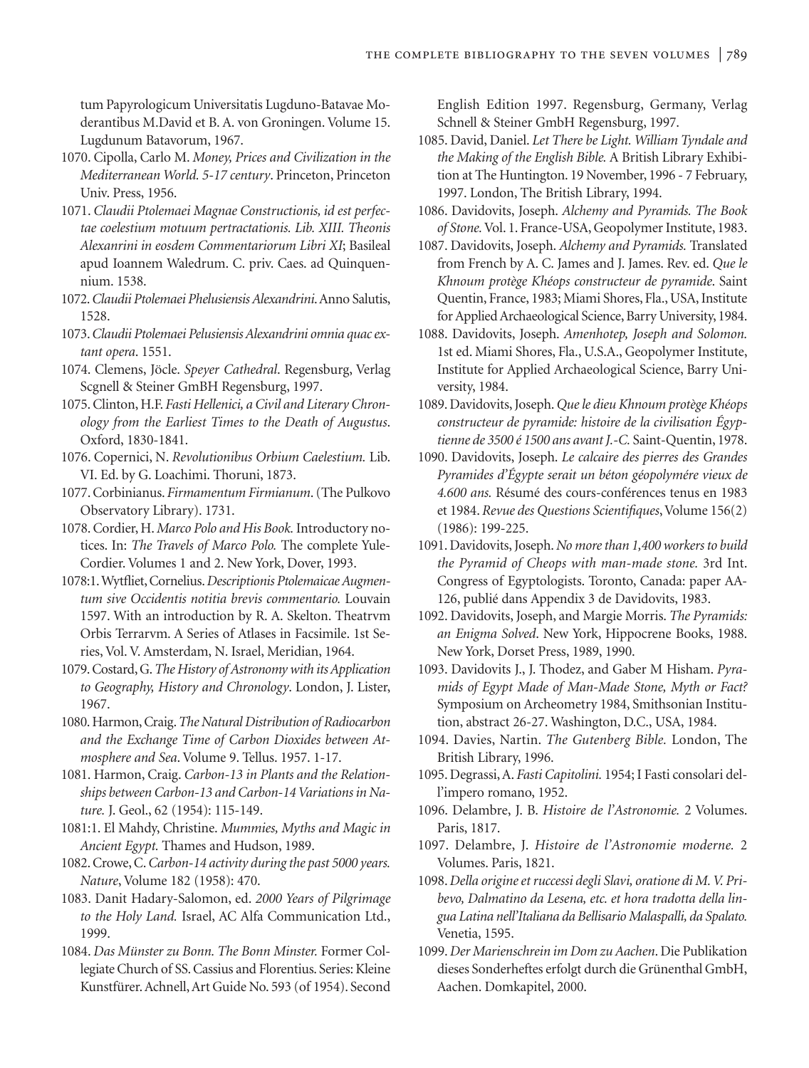tum Papyrologicum Universitatis Lugduno-Batavae Moderantibus M.David et B. A. von Groningen. Volume 15. Lugdunum Batavorum, 1967.

1070. Cipolla, Carlo M. *Money, Prices and Civilization in the Mediterranean World. 5-17 century*. Princeton, Princeton Univ. Press, 1956.

1071. *Claudii Ptolemaei Magnae Constructionis, id est perfectae coelestium motuum pertractationis. Lib. XIII. Theonis Alexanrini in eosdem Commentariorum Libri XI*; Basileal apud Ioannem Waledrum. C. priv. Caes. ad Quinquennium. 1538.

1072. *Claudii Ptolemaei Phelusiensis Alexandrini*. Anno Salutis, 1528.

1073. *Claudii Ptolemaei Pelusiensis Alexandrini omnia quac extant opera*. 1551.

1074. Clemens, Jöcle. *Speyer Cathedral*. Regensburg, Verlag Scgnell & Steiner GmBH Regensburg, 1997.

1075. Clinton, H.F. *Fasti Hellenici, a Civil and Literary Chronology from the Earliest Times to the Death of Augustus*. Oxford, 1830-1841.

1076. Copernici, N. *Revolutionibus Orbium Caelestium.* Lib. VI. Ed. by G. Loachimi. Thoruni, 1873.

1077. Corbinianus. *Firmamentum Firmianum*. (The Pulkovo Observatory Library). 1731.

1078. Cordier, H. *Marco Polo and His Book.* Introductory notices. In: *The Travels of Marco Polo.* The complete Yule-Cordier. Volumes 1 and 2. New York, Dover, 1993.

1078:1. Wytfliet, Cornelius. *Descriptionis Ptolemaicae Augmentum sive Occidentis notitia brevis commentario.* Louvain 1597. With an introduction by R. A. Skelton. Theatrvm Orbis Terrarvm. A Series of Atlases in Facsimile. 1st Series, Vol. V. Amsterdam, N. Israel, Meridian, 1964.

1079. Costard, G. *The History of Astronomy with its Application to Geography, History and Chronology*. London, J. Lister, 1967.

1080. Harmon, Craig. *The Natural Distribution of Radiocarbon and the Exchange Time of Carbon Dioxides between Atmosphere and Sea*. Volume 9. Tellus. 1957. 1-17.

1081. Harmon, Craig. *Carbon-13 in Plants and the Relationships between Carbon-13 and Carbon-14 Variations in Nature.* J. Geol., 62 (1954): 115-149.

1081:1. El Mahdy, Christine. *Mummies, Myths and Magic in Ancient Egypt.* Thames and Hudson, 1989.

1082. Crowe, C. *Carbon-14 activity during the past 5000 years. Nature*, Volume 182 (1958): 470.

1083. Danit Hadary-Salomon, ed. *2000 Years of Pilgrimage to the Holy Land.* Israel, AC Alfa Communication Ltd., 1999.

1084. *Das Münster zu Bonn. The Bonn Minster.* Former Collegiate Church of SS. Cassius and Florentius. Series: Kleine Kunstfürer. Achnell, Art Guide No. 593 (of 1954). Second English Edition 1997. Regensburg, Germany, Verlag Schnell & Steiner GmbH Regensburg, 1997.

1085. David, Daniel. *Let There be Light. William Tyndale and the Making of the English Bible.* A British Library Exhibition at The Huntington. 19 November, 1996 - 7 February, 1997. London, The British Library, 1994.

1086. Davidovits, Joseph. *Alchemy and Pyramids. The Book of Stone.* Vol. 1. France-USA, Geopolymer Institute, 1983.

1087. Davidovits, Joseph. *Alchemy and Pyramids.* Translated from French by A. C. James and J. James. Rev. ed. *Que le Khnoum protège Khéops constructeur de pyramide*. Saint Quentin, France, 1983; Miami Shores, Fla., USA, Institute for Applied Archaeological Science, Barry University, 1984.

1088. Davidovits, Joseph. *Amenhotep, Joseph and Solomon.* 1st ed. Miami Shores, Fla., U.S.A., Geopolymer Institute, Institute for Applied Archaeological Science, Barry University, 1984.

1089. Davidovits, Joseph. *Que le dieu Khnoum protège Khéops constructeur de pyramide: histoire de la civilisation Égyptienne de 3500 é 1500 ans avant J.-C.* Saint-Quentin, 1978.

1090. Davidovits, Joseph. *Le calcaire des pierres des Grandes Pyramides d'Égypte serait un béton géopolymére vieux de 4.600 ans.* Résumé des cours-conférences tenus en 1983 et 1984. *Revue des Questions Scientifiques*, Volume 156(2) (1986): 199-225.

1091. Davidovits, Joseph. *No more than 1,400 workers to build the Pyramid of Cheops with man-made stone.* 3rd Int. Congress of Egyptologists. Toronto, Canada: paper AA-126, publié dans Appendix 3 de Davidovits, 1983.

1092. Davidovits, Joseph, and Margie Morris. *The Pyramids: an Enigma Solved*. New York, Hippocrene Books, 1988. New York, Dorset Press, 1989, 1990.

1093. Davidovits J., J. Thodez, and Gaber M Hisham. *Pyramids of Egypt Made of Man-Made Stone, Myth or Fact?* Symposium on Archeometry 1984, Smithsonian Institution, abstract 26-27. Washington, D.C., USA, 1984.

1094. Davies, Nartin. *The Gutenberg Bible.* London, The British Library, 1996.

1095. Degrassi, A. *Fasti Capitolini.* 1954; I Fasti consolari dell'impero romano, 1952.

1096. Delambre, J. B. *Histoire de l'Astronomie.* 2 Volumes. Paris, 1817.

1097. Delambre, J. *Histoire de l'Astronomie moderne.* 2 Volumes. Paris, 1821.

1098. *Della origine et ruccessi degli Slavi, oratione di M. V. Pribevo, Dalmatino da Lesena, etc. et hora tradotta della lingua Latina nell'Italiana da Bellisario Malaspalli, da Spalato.* Venetia, 1595.

1099. *Der Marienschrein im Dom zu Aachen*. Die Publikation dieses Sonderheftes erfolgt durch die Grünenthal GmbH, Aachen. Domkapitel, 2000.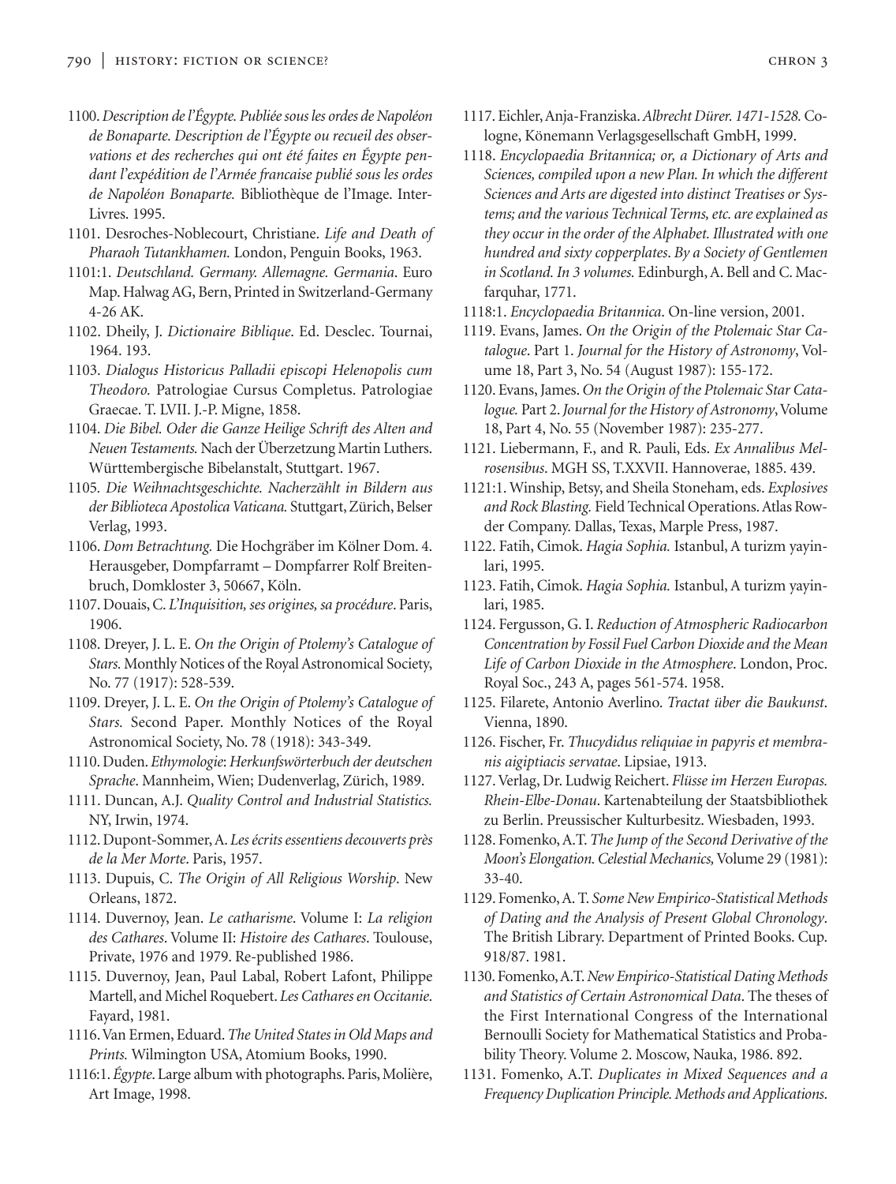1100. *Description de l'Égypte. Publiée sous les ordes de Napoléon de Bonaparte. Description de l'Égypte ou recueil des observations et des recherches qui ont été faites en Égypte pendant l'expédition de l'Armée francaise publié sous les ordes de Napoléon Bonaparte.* Bibliothèque de l'Image. Inter-Livres. 1995.

1101. Desroches-Noblecourt, Christiane. *Life and Death of Pharaoh Tutankhamen.* London, Penguin Books, 1963.

1101:1. *Deutschland. Germany. Allemagne. Germania.* Euro Map. Halwag AG, Bern, Printed in Switzerland-Germany 4-26 AK.

1102. Dheily, J. *Dictionaire Biblique.* Ed. Desclec. Tournai, 1964. 193.

1103. *Dialogus Historicus Palladii episcopi Helenopolis cum Theodoro.* Patrologiae Cursus Completus. Patrologiae Graecae. T. LVII. J.-P. Migne, 1858.

1104. *Die Bibel. Oder die Ganze Heilige Schrift des Alten and Neuen Testaments.* Nach der Überzetzung Martin Luthers. Württembergische Bibelanstalt, Stuttgart. 1967.

1105. *Die Weihnachtsgeschichte. Nacherzählt in Bildern aus der Biblioteca Apostolica Vaticana.* Stuttgart, Zürich, Belser Verlag, 1993.

1106. *Dom Betrachtung.* Die Hochgräber im Kölner Dom. 4. Herausgeber, Dompfarramt – Dompfarrer Rolf Breitenbruch, Domkloster 3, 50667, Köln.

1107. Douais, C. *L'Inquisition, ses origines, sa procédure.* Paris, 1906.

1108. Dreyer, J. L. E. *On the Origin of Ptolemy's Catalogue of Stars.* Monthly Notices of the Royal Astronomical Society, No. 77 (1917): 528-539.

1109. Dreyer, J. L. E. *On the Origin of Ptolemy's Catalogue of Stars.* Second Paper. Monthly Notices of the Royal Astronomical Society, No. 78 (1918): 343-349.

1110. Duden. *Ethymologie: Herkunfswörterbuch der deutschen Sprache.* Mannheim, Wien; Dudenverlag, Zürich, 1989.

1111. Duncan, A.J. *Quality Control and Industrial Statistics.* NY, Irwin, 1974.

1112. Dupont-Sommer, A. *Les écrits essentiens decouverts près de la Mer Morte.* Paris, 1957.

1113. Dupuis, C. *The Origin of All Religious Worship.* New Orleans, 1872.

1114. Duvernoy, Jean. *Le catharisme.* Volume I: *La religion des Cathares.* Volume II: *Histoire des Cathares.* Toulouse, Private, 1976 and 1979. Re-published 1986.

1115. Duvernoy, Jean, Paul Labal, Robert Lafont, Philippe Martell, and Michel Roquebert. *Les Cathares en Occitanie.* Fayard, 1981.

1116. Van Ermen, Eduard. *The United States in Old Maps and Prints.* Wilmington USA, Atomium Books, 1990.

1116:1. *Égypte.* Large album with photographs. Paris, Molière, Art Image, 1998.

1117. Eichler, Anja-Franziska. *Albrecht Dürer. 1471-1528.* Cologne, Könemann Verlagsgesellschaft GmbH, 1999.

1118. *Encyclopaedia Britannica; or, a Dictionary of Arts and Sciences, compiled upon a new Plan. In which the different Sciences and Arts are digested into distinct Treatises or Systems; and the various Technical Terms, etc. are explained as they occur in the order of the Alphabet. Illustrated with one hundred and sixty copperplates. By a Society of Gentlemen in Scotland. In 3 volumes.* Edinburgh, A. Bell and C. Macfarquhar, 1771.

1118:1. *Encyclopaedia Britannica.* On-line version, 2001.

1119. Evans, James. *On the Origin of the Ptolemaic Star Catalogue.* Part 1. *Journal for the History of Astronomy*, Volume 18, Part 3, No. 54 (August 1987): 155-172.

1120. Evans, James. *On the Origin of the Ptolemaic Star Catalogue.* Part 2. *Journal for the History of Astronomy*, Volume 18, Part 4, No. 55 (November 1987): 235-277.

1121. Liebermann, F., and R. Pauli, Eds. *Ex Annalibus Melrosensibus.* MGH SS, T.XXVII. Hannoverae, 1885. 439.

1121:1. Winship, Betsy, and Sheila Stoneham, eds. *Explosives and Rock Blasting.* Field Technical Operations. Atlas Rowder Company. Dallas, Texas, Marple Press, 1987.

1122. Fatih, Cimok. *Hagia Sophia.* Istanbul, A turizm yayinlari, 1995.

1123. Fatih, Cimok. *Hagia Sophia.* Istanbul, A turizm yayinlari, 1985.

1124. Fergusson, G. I. *Reduction of Atmospheric Radiocarbon Concentration by Fossil Fuel Carbon Dioxide and the Mean Life of Carbon Dioxide in the Atmosphere.* London, Proc. Royal Soc., 243 A, pages 561-574. 1958.

1125. Filarete, Antonio Averlino. *Tractat über die Baukunst.* Vienna, 1890.

1126. Fischer, Fr. *Thucydidus reliquiae in papyris et membranis aigiptiacis servatae.* Lipsiae, 1913.

1127. Verlag, Dr. Ludwig Reichert. *Flüsse im Herzen Europas. Rhein-Elbe-Donau.* Kartenabteilung der Staatsbibliothek zu Berlin. Preussischer Kulturbesitz. Wiesbaden, 1993.

1128. Fomenko, A.T. *The Jump of the Second Derivative of the Moon's Elongation. Celestial Mechanics,* Volume 29 (1981): 33-40.

1129. Fomenko, A. T. *Some New Empirico-Statistical Methods of Dating and the Analysis of Present Global Chronology.* The British Library. Department of Printed Books. Cup. 918/87. 1981.

1130. Fomenko, A.T. *New Empirico-Statistical Dating Methods and Statistics of Certain Astronomical Data.* The theses of the First International Congress of the International Bernoulli Society for Mathematical Statistics and Probability Theory. Volume 2. Moscow, Nauka, 1986. 892.

1131. Fomenko, A.T. *Duplicates in Mixed Sequences and a Frequency Duplication Principle. Methods and Applications.*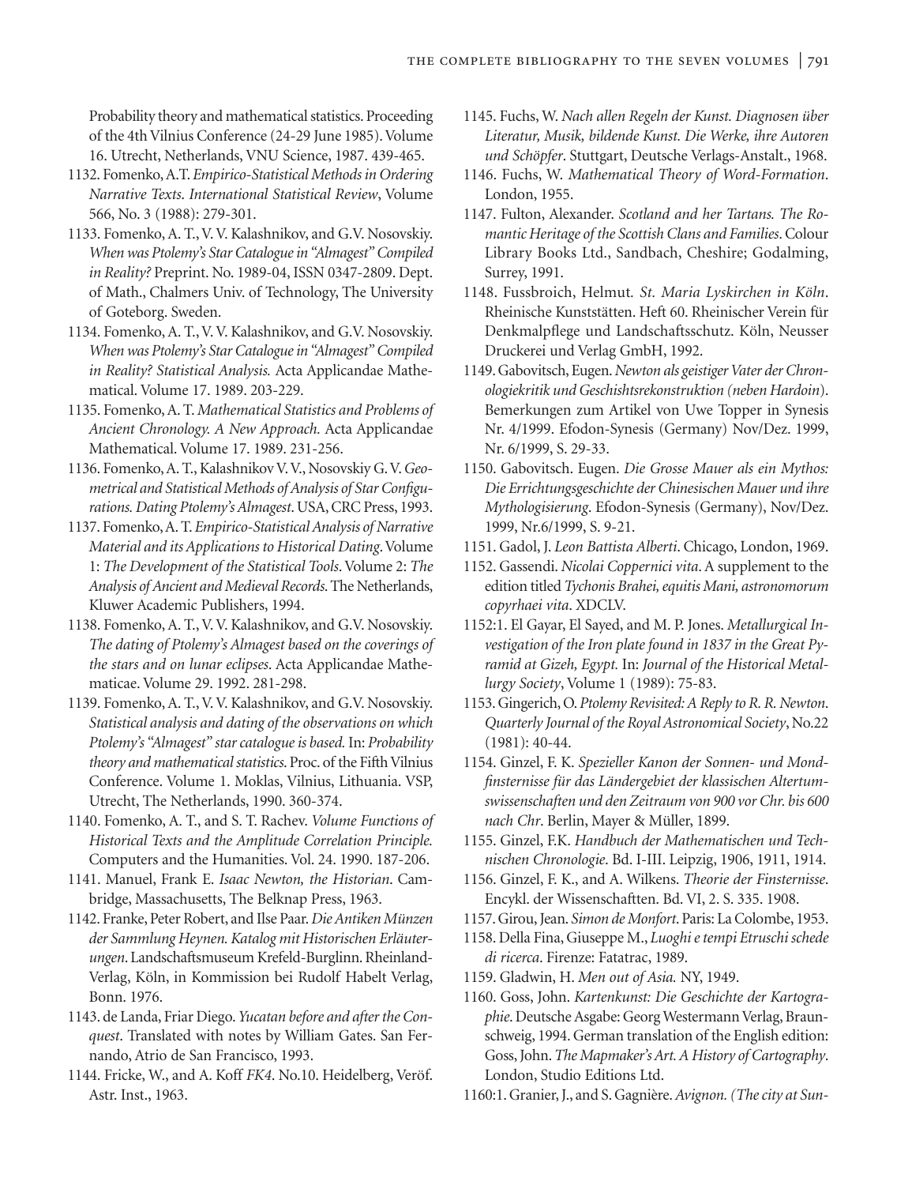Probability theory and mathematical statistics. Proceeding of the 4th Vilnius Conference (24-29 June 1985). Volume 16. Utrecht, Netherlands, VNU Science, 1987. 439-465.

1132. Fomenko, A.T. *Empirico-Statistical Methods in Ordering Narrative Texts. International Statistical Review*, Volume 566, No. 3 (1988): 279-301.

1133. Fomenko, A. T., V. V. Kalashnikov, and G.V. Nosovskiy. *When was Ptolemy's Star Catalogue in "Almagest" Compiled in Reality?* Preprint. No. 1989-04, ISSN 0347-2809. Dept. of Math., Chalmers Univ. of Technology, The University of Goteborg. Sweden.

1134. Fomenko, A. T., V. V. Kalashnikov, and G.V. Nosovskiy. *When was Ptolemy's Star Catalogue in "Almagest" Compiled in Reality? Statistical Analysis.* Acta Applicandae Mathematical. Volume 17. 1989. 203-229.

1135. Fomenko, A. T. *Mathematical Statistics and Problems of Ancient Chronology. A New Approach.* Acta Applicandae Mathematical. Volume 17. 1989. 231-256.

1136. Fomenko, A. T., Kalashnikov V. V., Nosovskiy G. V. *Geometrical and Statistical Methods of Analysis of Star Configurations. Dating Ptolemy's Almagest*. USA, CRC Press, 1993.

1137. Fomenko, A. T. *Empirico-Statistical Analysis of Narrative Material and its Applications to Historical Dating*. Volume 1: *The Development of the Statistical Tools*. Volume 2: *The Analysis of Ancient and Medieval Records.* The Netherlands, Kluwer Academic Publishers, 1994.

1138. Fomenko, A. T., V. V. Kalashnikov, and G.V. Nosovskiy. *The dating of Ptolemy's Almagest based on the coverings of the stars and on lunar eclipses*. Acta Applicandae Mathematicae. Volume 29. 1992. 281-298.

1139. Fomenko, A. T., V. V. Kalashnikov, and G.V. Nosovskiy. *Statistical analysis and dating of the observations on which Ptolemy's "Almagest" star catalogue is based.* In: *Probability theory and mathematical statistics*. Proc. of the Fifth Vilnius Conference. Volume 1. Moklas, Vilnius, Lithuania. VSP, Utrecht, The Netherlands, 1990. 360-374.

1140. Fomenko, A. T., and S. T. Rachev. *Volume Functions of Historical Texts and the Amplitude Correlation Principle.* Computers and the Humanities. Vol. 24. 1990. 187-206.

1141. Manuel, Frank E. *Isaac Newton, the Historian*. Cambridge, Massachusetts, The Belknap Press, 1963.

1142. Franke, Peter Robert, and Ilse Paar. *Die Antiken Münzen der Sammlung Heynen. Katalog mit Historischen Erläuterungen*. Landschaftsmuseum Krefeld-Burglinn. Rheinland-Verlag, Köln, in Kommission bei Rudolf Habelt Verlag, Bonn. 1976.

1143. de Landa, Friar Diego. *Yucatan before and after the Conquest*. Translated with notes by William Gates. San Fernando, Atrio de San Francisco, 1993.

1144. Fricke, W., and A. Koff *FK4*. No.10. Heidelberg, Veröf. Astr. Inst., 1963.

1145. Fuchs, W. *Nach allen Regeln der Kunst. Diagnosen über Literatur, Musik, bildende Kunst. Die Werke, ihre Autoren und Schöpfer*. Stuttgart, Deutsche Verlags-Anstalt., 1968.

1146. Fuchs, W. *Mathematical Theory of Word-Formation*. London, 1955.

1147. Fulton, Alexander. *Scotland and her Tartans. The Romantic Heritage of the Scottish Clans and Families*. Colour Library Books Ltd., Sandbach, Cheshire; Godalming, Surrey, 1991.

1148. Fussbroich, Helmut. *St. Maria Lyskirchen in Köln*. Rheinische Kunststätten. Heft 60. Rheinischer Verein für Denkmalpflege und Landschaftsschutz. Köln, Neusser Druckerei und Verlag GmbH, 1992.

1149. Gabovitsch, Eugen. *Newton als geistiger Vater der Chronologiekritik und Geschishtsrekonstruktion (neben Hardoin)*. Bemerkungen zum Artikel von Uwe Topper in Synesis Nr. 4/1999. Efodon-Synesis (Germany) Nov/Dez. 1999, Nr. 6/1999, S. 29-33.

1150. Gabovitsch. Eugen. *Die Grosse Mauer als ein Mythos: Die Errichtungsgeschichte der Chinesischen Mauer und ihre Mythologisierung*. Efodon-Synesis (Germany), Nov/Dez. 1999, Nr.6/1999, S. 9-21.

1151. Gadol, J. *Leon Battista Alberti*. Chicago, London, 1969.

1152. Gassendi. *Nicolai Coppernici vita*. A supplement to the edition titled *Tychonis Brahei, equitis Mani, astronomorum copyrhaei vita*. XDCLV.

1152:1. El Gayar, El Sayed, and M. P. Jones. *Metallurgical Investigation of the Iron plate found in 1837 in the Great Pyramid at Gizeh, Egypt.* In: *Journal of the Historical Metallurgy Society*, Volume 1 (1989): 75-83.

1153. Gingerich, O. *Ptolemy Revisited: A Reply to R. R. Newton*. *Quarterly Journal of the Royal Astronomical Society*, No.22 (1981): 40-44.

1154. Ginzel, F. K. *Spezieller Kanon der Sonnen- und Mondfinsternisse für das Ländergebiet der klassischen Altertumswissenschaften und der Zeitraum von 900 vor Chr. bis 600 nach Chr*. Berlin, Mayer & Müller, 1899.

1155. Ginzel, F.K. *Handbuch der Mathematischen und Technischen Chronologie*. Bd. I-III. Leipzig, 1906, 1911, 1914.

1156. Ginzel, F. K., and A. Wilkens. *Theorie der Finsternisse*. Encykl. der Wissenschaftten. Bd. VI, 2. S. 335. 1908.

1157. Girou, Jean. *Simon de Monfort*. Paris: La Colombe, 1953.

1158. Della Fina, Giuseppe M., *Luoghi e tempi Etruschi schede di ricerca*. Firenze: Fatatrac, 1989.

1159. Gladwin, H. *Men out of Asia.* NY, 1949.

1160. Goss, John. *Kartenkunst: Die Geschichte der Kartographie*. Deutsche Asgabe: Georg Westermann Verlag, Braunschweig, 1994. German translation of the English edition: Goss, John. *The Mapmaker's Art. A History of Cartography*. London, Studio Editions Ltd.

1160:1. Granier, J., and S. Gagnière. *Avignon. (The city at Sun-*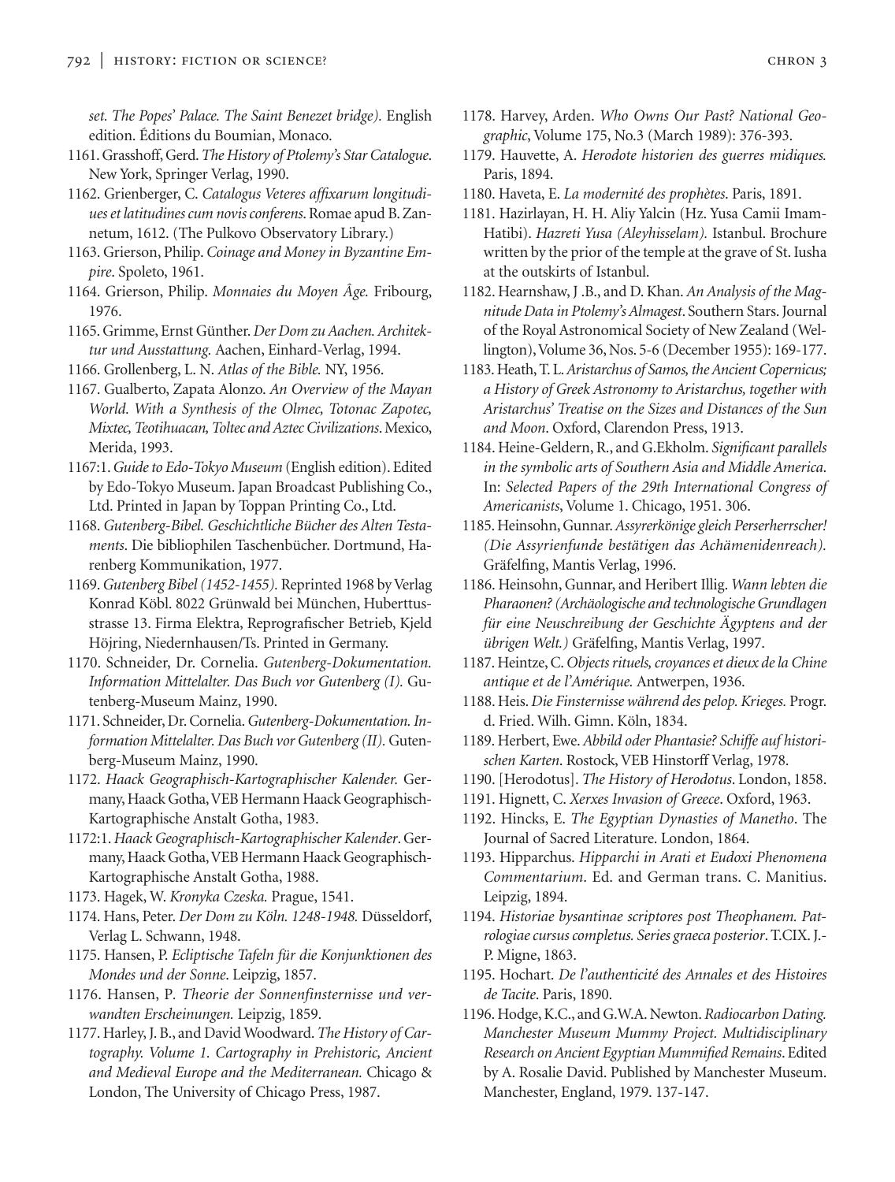*set. The Popes' Palace. The Saint Benezet bridge).* English edition. Éditions du Boumian, Monaco.

1161. Grasshoff, Gerd. *The History of Ptolemy's Star Catalogue*. New York, Springer Verlag, 1990.

1162. Grienberger, C. *Catalogus Veteres affixarum longitudiues et latitudines cum novis conferens*. Romae apud B. Zannetum, 1612. (The Pulkovo Observatory Library.)

1163. Grierson, Philip. *Coinage and Money in Byzantine Empire*. Spoleto, 1961.

1164. Grierson, Philip. *Monnaies du Moyen Âge.* Fribourg, 1976.

1165. Grimme, Ernst Günther. *Der Dom zu Aachen. Architektur und Ausstattung.* Aachen, Einhard-Verlag, 1994.

1166. Grollenberg, L. N. *Atlas of the Bible.* NY, 1956.

1167. Gualberto, Zapata Alonzo. *An Overview of the Mayan World. With a Synthesis of the Olmec, Totonac Zapotec, Mixtec, Teotihuacan, Toltec and Aztec Civilizations*. Mexico, Merida, 1993.

1167:1. *Guide to Edo-Tokyo Museum* (English edition). Edited by Edo-Tokyo Museum. Japan Broadcast Publishing Co., Ltd. Printed in Japan by Toppan Printing Co., Ltd.

1168. *Gutenberg-Bibel. Geschichtliche Bücher des Alten Testaments*. Die bibliophilen Taschenbücher. Dortmund, Harenberg Kommunikation, 1977.

1169. *Gutenberg Bibel (1452-1455).* Reprinted 1968 by Verlag Konrad Köbl. 8022 Grünwald bei München, Huberttusstrasse 13. Firma Elektra, Reprografischer Betrieb, Kjeld Höjring, Niedernhausen/Ts. Printed in Germany.

1170. Schneider, Dr. Cornelia. *Gutenberg-Dokumentation. Information Mittelalter. Das Buch vor Gutenberg (I).* Gutenberg-Museum Mainz, 1990.

1171. Schneider, Dr. Cornelia. *Gutenberg-Dokumentation. Information Mittelalter. Das Buch vor Gutenberg (II).* Gutenberg-Museum Mainz, 1990.

1172. *Haack Geographisch-Kartographischer Kalender.* Germany, Haack Gotha, VEB Hermann Haack Geographisch-Kartographische Anstalt Gotha, 1983.

1172:1. *Haack Geographisch-Kartographischer Kalender*. Germany, Haack Gotha, VEB Hermann Haack Geographisch-Kartographische Anstalt Gotha, 1988.

1173. Hagek, W. *Kronyka Czeska.* Prague, 1541.

1174. Hans, Peter. *Der Dom zu Köln. 1248-1948.* Düsseldorf, Verlag L. Schwann, 1948.

1175. Hansen, P. *Ecliptische Tafeln für die Konjunktionen des Mondes und der Sonne*. Leipzig, 1857.

1176. Hansen, P. *Theorie der Sonnenfinsternisse und verwandten Erscheinungen.* Leipzig, 1859.

1177. Harley, J. B., and David Woodward. *The History of Cartography. Volume 1. Cartography in Prehistoric, Ancient and Medieval Europe and the Mediterranean.* Chicago & London, The University of Chicago Press, 1987.

1178. Harvey, Arden. *Who Owns Our Past? National Geographic*, Volume 175, No.3 (March 1989): 376-393.

1179. Hauvette, A. *Herodote historien des guerres midiques.* Paris, 1894.

1180. Haveta, E. *La modernité des prophètes*. Paris, 1891.

1181. Hazirlayan, H. H. Aliy Yalcin (Hz. Yusa Camii Imam-Hatibi). *Hazreti Yusa (Aleyhisselam).* Istanbul. Brochure written by the prior of the temple at the grave of St. Iusha at the outskirts of Istanbul.

1182. Hearnshaw, J .B., and D. Khan. *An Analysis of the Magnitude Data in Ptolemy's Almagest*. Southern Stars. Journal of the Royal Astronomical Society of New Zealand (Wellington), Volume 36, Nos. 5-6 (December 1955): 169-177.

1183. Heath, T. L. *Aristarchus of Samos, the Ancient Copernicus; a History of Greek Astronomy to Aristarchus, together with Aristarchus' Treatise on the Sizes and Distances of the Sun and Moon*. Oxford, Clarendon Press, 1913.

1184. Heine-Geldern, R., and G.Ekholm. *Significant parallels in the symbolic arts of Southern Asia and Middle America.* In: *Selected Papers of the 29th International Congress of Americanists*, Volume 1. Chicago, 1951. 306.

1185. Heinsohn, Gunnar. *Assyrerkönige gleich Perserherrscher! (Die Assyrienfunde bestätigen das Achämenidenreach).* Gräfelfing, Mantis Verlag, 1996.

1186. Heinsohn, Gunnar, and Heribert Illig. *Wann lebten die Pharaonen? (Archäologische and technologische Grundlagen für eine Neuschreibung der Geschichte Ägyptens and der übrigen Welt.)* Gräfelfing, Mantis Verlag, 1997.

1187. Heintze, C. *Objects rituels, croyances et dieux de la Chine antique et de l'Amérique.* Antwerpen, 1936.

1188. Heis. *Die Finsternisse während des pelop. Krieges.* Progr. d. Fried. Wilh. Gimn. Köln, 1834.

1189. Herbert, Ewe. *Abbild oder Phantasie? Schiffe auf historischen Karten*. Rostock, VEB Hinstorff Verlag, 1978.

1190. [Herodotus]. *The History of Herodotus*. London, 1858.

1191. Hignett, C. *Xerxes Invasion of Greece*. Oxford, 1963.

1192. Hincks, E. *The Egyptian Dynasties of Manetho*. The Journal of Sacred Literature. London, 1864.

1193. Hipparchus. *Hipparchi in Arati et Eudoxi Phenomena Commentarium*. Ed. and German trans. C. Manitius. Leipzig, 1894.

1194. *Historiae bysantinae scriptores post Theophanem. Patrologiae cursus completus. Series graeca posterior*. T.CIX. J.-P. Migne, 1863.

1195. Hochart. *De l'authenticité des Annales et des Histoires de Tacite*. Paris, 1890.

1196. Hodge, K.C., and G.W.A. Newton. *Radiocarbon Dating. Manchester Museum Mummy Project. Multidisciplinary Research on Ancient Egyptian Mummified Remains*. Edited by A. Rosalie David. Published by Manchester Museum. Manchester, England, 1979. 137-147.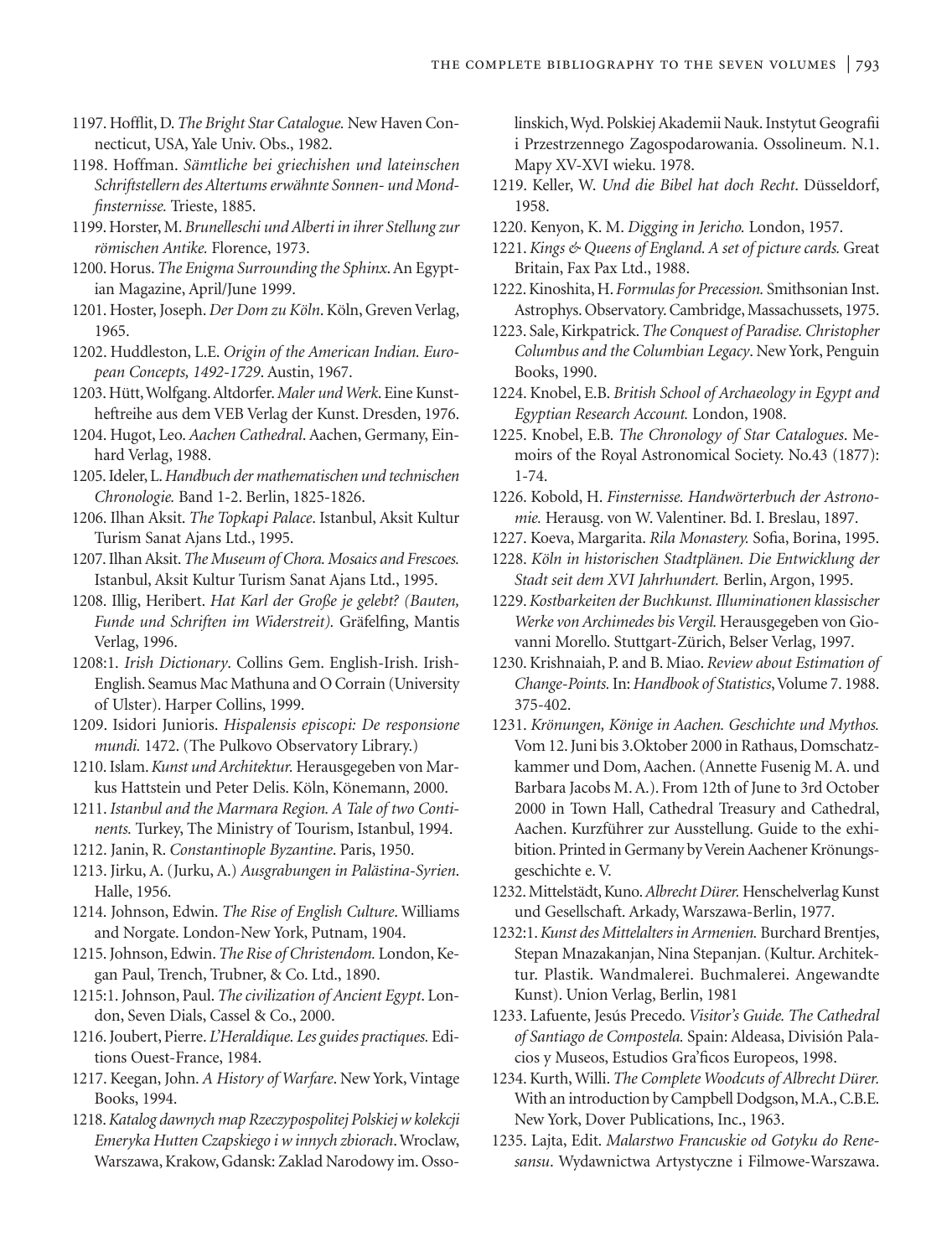1197. Hofflit, D. *The Bright Star Catalogue.* New Haven Connecticut, USA, Yale Univ. Obs., 1982.

1198. Hoffman. *Sämtliche bei griechishen und lateinschen Schriftstellern des Altertums erwähnte Sonnen- und Mondfinsternisse.* Trieste, 1885.

1199. Horster, M. *Brunelleschi und Alberti in ihrer Stellung zur römischen Antike.* Florence, 1973.

1200. Horus. *The Enigma Surrounding the Sphinx*. An Egyptian Magazine, April/June 1999.

1201. Hoster, Joseph. *Der Dom zu Köln*. Köln, Greven Verlag, 1965.

1202. Huddleston, L.E. *Origin of the American Indian. European Concepts, 1492-1729*. Austin, 1967.

1203. Hütt, Wolfgang. Altdorfer. *Maler und Werk.* Eine Kunstheftreihe aus dem VEB Verlag der Kunst. Dresden, 1976.

1204. Hugot, Leo. *Aachen Cathedral*. Aachen, Germany, Einhard Verlag, 1988.

1205. Ideler, L. *Handbuch der mathematischen und technischen Chronologie.* Band 1-2. Berlin, 1825-1826.

1206. Ilhan Aksit. *The Topkapi Palace*. Istanbul, Aksit Kultur Turism Sanat Ajans Ltd., 1995.

1207. Ilhan Aksit. *The Museum of Chora. Mosaics and Frescoes.* Istanbul, Aksit Kultur Turism Sanat Ajans Ltd., 1995.

1208. Illig, Heribert. *Hat Karl der Große je gelebt? (Bauten, Funde und Schriften im Widerstreit).* Gräfelfing, Mantis Verlag, 1996.

1208:1. *Irish Dictionary*. Collins Gem. English-Irish. Irish-English. Seamus Mac Mathuna and O Corrain (University of Ulster). Harper Collins, 1999.

1209. Isidori Junioris. *Hispalensis episcopi: De responsione mundi.* 1472. (The Pulkovo Observatory Library.)

1210. Islam. *Kunst und Architektur.* Herausgegeben von Markus Hattstein und Peter Delis. Köln, Könemann, 2000.

1211. *Istanbul and the Marmara Region. A Tale of two Continents.* Turkey, The Ministry of Tourism, Istanbul, 1994.

1212. Janin, R. *Constantinople Byzantine*. Paris, 1950.

1213. Jirku, A. (Jurku, A.) *Ausgrabungen in Palästina-Syrien*. Halle, 1956.

1214. Johnson, Edwin. *The Rise of English Culture*. Williams and Norgate. London-New York, Putnam, 1904.

1215. Johnson, Edwin. *The Rise of Christendom.* London, Kegan Paul, Trench, Trubner, & Co. Ltd., 1890.

1215:1. Johnson, Paul. *The civilization of Ancient Egypt*. London, Seven Dials, Cassel & Co., 2000.

1216. Joubert, Pierre. *L'Heraldique. Les guides practiques.* Editions Ouest-France, 1984.

1217. Keegan, John. *A History of Warfare*. New York, Vintage Books, 1994.

1218. *Katalog dawnych map Rzeczypospolitej Polskiej w kolekcji Emeryka Hutten Czapskiego i w innych zbiorach*. Wroclaw, Warszawa, Krakow, Gdansk: Zaklad Narodowy im. Ossolinskich, Wyd. Polskiej Akademii Nauk. Instytut Geografii i Przestrzennego Zagospodarowania. Ossolineum. N.1. Mapy XV-XVI wieku. 1978.

1219. Keller, W. *Und die Bibel hat doch Recht*. Düsseldorf, 1958.

1220. Kenyon, K. M. *Digging in Jericho.* London, 1957.

1221. *Kings & Queens of England. A set of picture cards.* Great Britain, Fax Pax Ltd., 1988.

1222. Kinoshita, H. *Formulas for Precession.* Smithsonian Inst. Astrophys. Observatory. Cambridge, Massachussets, 1975.

1223. Sale, Kirkpatrick. *The Conquest of Paradise. Christopher Columbus and the Columbian Legacy*. New York, Penguin Books, 1990.

1224. Knobel, E.B. *British School of Archaeology in Egypt and Egyptian Research Account.* London, 1908.

1225. Knobel, E.B. *The Chronology of Star Catalogues*. Memoirs of the Royal Astronomical Society. No.43 (1877): 1-74.

1226. Kobold, H. *Finsternisse. Handwörterbuch der Astronomie.* Herausg. von W. Valentiner. Bd. I. Breslau, 1897.

1227. Koeva, Margarita. *Rila Monastery.* Sofia, Borina, 1995.

1228. *Köln in historischen Stadtplänen. Die Entwicklung der Stadt seit dem XVI Jahrhundert.* Berlin, Argon, 1995.

1229. *Kostbarkeiten der Buchkunst. Illuminationen klassischer Werke von Archimedes bis Vergil.* Herausgegeben von Giovanni Morello. Stuttgart-Zürich, Belser Verlag, 1997.

1230. Krishnaiah, P. and B. Miao. *Review about Estimation of Change-Points.* In: *Handbook of Statistics*, Volume 7. 1988. 375-402.

1231. *Krönungen, Könige in Aachen. Geschichte und Mythos.* Vom 12. Juni bis 3.Oktober 2000 in Rathaus, Domschatzkammer und Dom, Aachen. (Annette Fusenig M. A. und Barbara Jacobs M. A.). From 12th of June to 3rd October 2000 in Town Hall, Cathedral Treasury and Cathedral, Aachen. Kurzführer zur Ausstellung. Guide to the exhibition. Printed in Germany by Verein Aachener Krönungsgeschichte e. V.

1232. Mittelstädt, Kuno. *Albrecht Dürer.* Henschelverlag Kunst und Gesellschaft. Arkady, Warszawa-Berlin, 1977.

1232:1. *Kunst des Mittelalters in Armenien.* Burchard Brentjes, Stepan Mnazakanjan, Nina Stepanjan. (Kultur. Architektur. Plastik. Wandmalerei. Buchmalerei. Angewandte Kunst). Union Verlag, Berlin, 1981

1233. Lafuente, Jesús Precedo. *Visitor's Guide. The Cathedral of Santiago de Compostela.* Spain: Aldeasa, División Palacios y Museos, Estudios Gra'ficos Europeos, 1998.

1234. Kurth, Willi. *The Complete Woodcuts of Albrecht Dürer.* With an introduction by Campbell Dodgson, M.A., C.B.E. New York, Dover Publications, Inc., 1963.

1235. Lajta, Edit. *Malarstwo Francuskie od Gotyku do Renesansu*. Wydawnictwa Artystyczne i Filmowe-Warszawa.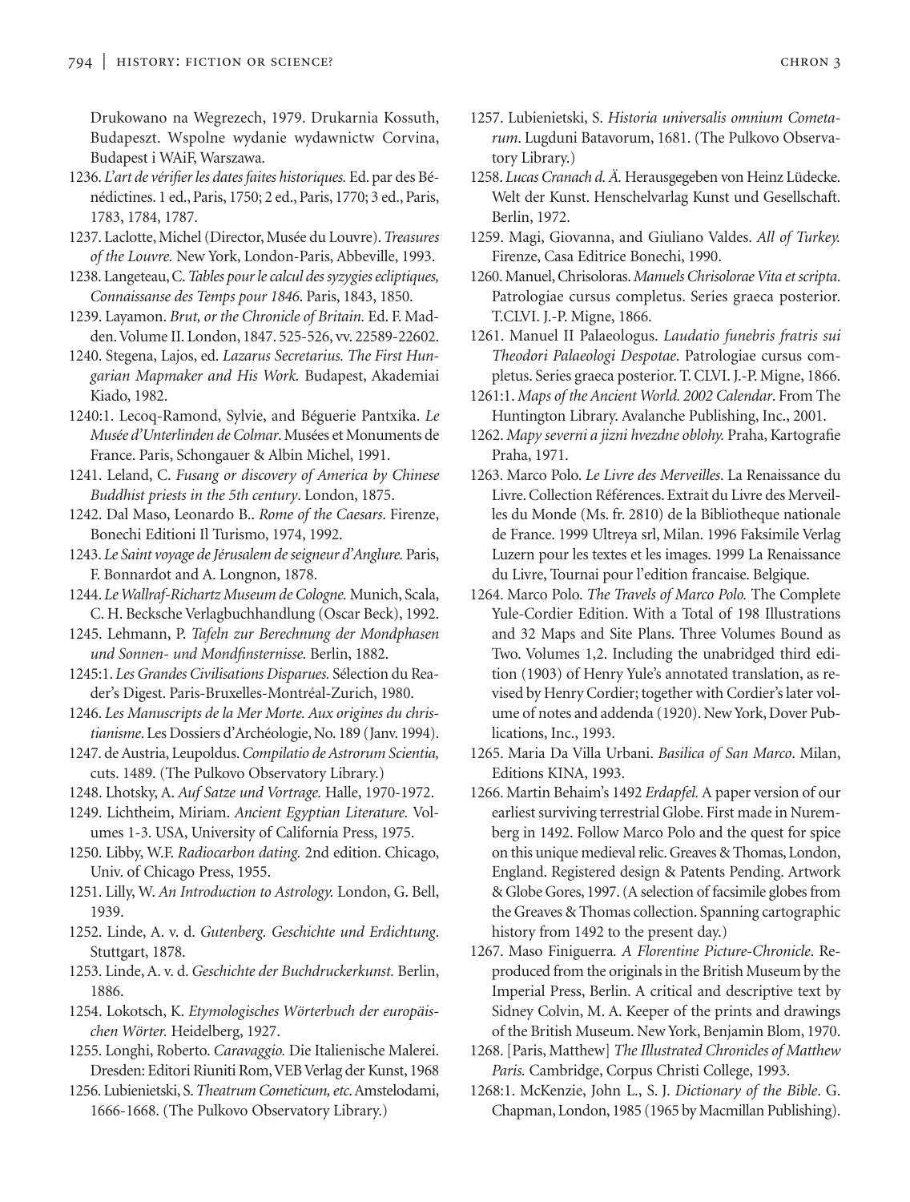Drukowano na Wegrezech, 1979. Drukarnia Kossuth, Budapeszt. Wspolne wydanie wydawnictw Corvina, Budapest i WAiF, Warszawa.

1236. *L'art de vérifier les dates faites historiques.* Ed. par des Bénédictines. 1 ed., Paris, 1750; 2 ed., Paris, 1770; 3 ed., Paris, 1783, 1784, 1787.

1237. Laclotte, Michel (Director, Musée du Louvre). *Treasures of the Louvre.* New York, London-Paris, Abbeville, 1993.

1238. Langeteau, C. *Tables pour le calcul des syzygies ecliptiques, Connaissanse des Temps pour 1846.* Paris, 1843, 1850.

1239. Layamon. *Brut, or the Chronicle of Britain.* Ed. F. Madden. Volume II. London, 1847. 525-526, vv. 22589-22602.

1240. Stegena, Lajos, ed. *Lazarus Secretarius. The First Hungarian Mapmaker and His Work.* Budapest, Akademiai Kiado, 1982.

1240:1. Lecoq-Ramond, Sylvie, and Béguerie Pantxika. *Le Musée d'Unterlinden de Colmar.* Musées et Monuments de France. Paris, Schongauer & Albin Michel, 1991.

1241. Leland, C. *Fusang or discovery of America by Chinese Buddhist priests in the 5th century.* London, 1875.

1242. Dal Maso, Leonardo B.. *Rome of the Caesars.* Firenze, Bonechi Editioni Il Turismo, 1974, 1992.

1243. *Le Saint voyage de Jérusalem de seigneur d'Anglure.* Paris, F. Bonnardot and A. Longnon, 1878.

1244. *Le Wallraf-Richartz Museum de Cologne.* Munich, Scala, C. H. Becksche Verlagbuchhandlung (Oscar Beck), 1992.

1245. Lehmann, P. *Tafeln zur Berechnung der Mondphasen und Sonnen- und Mondfinsternisse.* Berlin, 1882.

1245:1. *Les Grandes Civilisations Disparues.* Sélection du Reader's Digest. Paris-Bruxelles-Montréal-Zurich, 1980.

1246. *Les Manuscripts de la Mer Morte. Aux origines du christianisme.* Les Dossiers d'Archéologie, No. 189 (Janv. 1994).

1247. de Austria, Leupoldus. *Compilatio de Astrorum Scientia,* cuts. 1489. (The Pulkovo Observatory Library.)

1248. Lhotsky, A. *Auf Satze und Vortrage.* Halle, 1970-1972.

1249. Lichtheim, Miriam. *Ancient Egyptian Literature.* Volumes 1-3. USA, University of California Press, 1975.

1250. Libby, W.F. *Radiocarbon dating.* 2nd edition. Chicago, Univ. of Chicago Press, 1955.

1251. Lilly, W. *An Introduction to Astrology.* London, G. Bell, 1939.

1252. Linde, A. v. d. *Gutenberg. Geschichte und Erdichtung.* Stuttgart, 1878.

1253. Linde, A. v. d. *Geschichte der Buchdruckerkunst.* Berlin, 1886.

1254. Lokotsch, K. *Etymologisches Wörterbuch der europäischen Wörter.* Heidelberg, 1927.

1255. Longhi, Roberto. *Caravaggio.* Die Italienische Malerei. Dresden: Editori Riuniti Rom, VEB Verlag der Kunst, 1968

1256. Lubienietski, S. *Theatrum Cometicum, etc.* Amstelodami, 1666-1668. (The Pulkovo Observatory Library.)

1257. Lubienietski, S. *Historia universalis omnium Cometarum.* Lugduni Batavorum, 1681. (The Pulkovo Observatory Library.)

1258. *Lucas Cranach d. Ä.* Herausgegeben von Heinz Lüdecke. Welt der Kunst. Henschelvarlag Kunst und Gesellschaft. Berlin, 1972.

1259. Magi, Giovanna, and Giuliano Valdes. *All of Turkey.* Firenze, Casa Editrice Bonechi, 1990.

1260. Manuel, Chrisoloras. *Manuels Chrisolorae Vita et scripta.* Patrologiae cursus completus. Series graeca posterior. T.CLVI. J.-P. Migne, 1866.

1261. Manuel II Palaeologus. *Laudatio funebris fratris sui Theodori Palaeologi Despotae.* Patrologiae cursus completus. Series graeca posterior. T. CLVI. J.-P. Migne, 1866.

1261:1. *Maps of the Ancient World. 2002 Calendar.* From The Huntington Library. Avalanche Publishing, Inc., 2001.

1262. *Mapy severni a jizni hvezdne oblohy.* Praha, Kartografie Praha, 1971.

1263. Marco Polo. *Le Livre des Merveilles.* La Renaissance du Livre. Collection Références. Extrait du Livre des Merveilles du Monde (Ms. fr. 2810) de la Bibliotheque nationale de France. 1999 Ultreya srl, Milan. 1996 Faksimile Verlag Luzern pour les textes et les images. 1999 La Renaissance du Livre, Tournai pour l'edition francaise. Belgique.

1264. Marco Polo. *The Travels of Marco Polo.* The Complete Yule-Cordier Edition. With a Total of 198 Illustrations and 32 Maps and Site Plans. Three Volumes Bound as Two. Volumes 1,2. Including the unabridged third edition (1903) of Henry Yule's annotated translation, as revised by Henry Cordier; together with Cordier's later volume of notes and addenda (1920). New York, Dover Publications, Inc., 1993.

1265. Maria Da Villa Urbani. *Basilica of San Marco.* Milan, Editions KINA, 1993.

1266. Martin Behaim's 1492 *Erdapfel.* A paper version of our earliest surviving terrestrial Globe. First made in Nuremberg in 1492. Follow Marco Polo and the quest for spice on this unique medieval relic. Greaves & Thomas, London, England. Registered design & Patents Pending. Artwork & Globe Gores, 1997. (A selection of facsimile globes from the Greaves & Thomas collection. Spanning cartographic history from 1492 to the present day.)

1267. Maso Finiguerra. *A Florentine Picture-Chronicle.* Reproduced from the originals in the British Museum by the Imperial Press, Berlin. A critical and descriptive text by Sidney Colvin, M. A. Keeper of the prints and drawings of the British Museum. New York, Benjamin Blom, 1970.

1268. [Paris, Matthew] *The Illustrated Chronicles of Matthew Paris.* Cambridge, Corpus Christi College, 1993.

1268:1. McKenzie, John L., S. J. *Dictionary of the Bible.* G. Chapman, London, 1985 (1965 by Macmillan Publishing).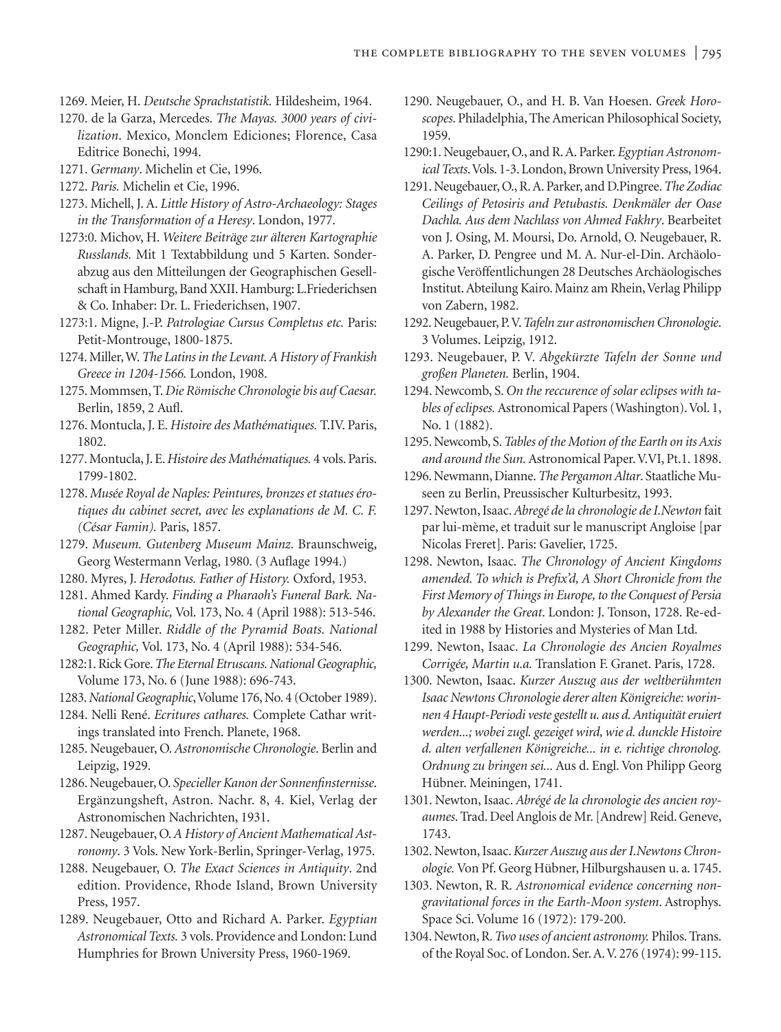1269. Meier, H. *Deutsche Sprachstatistik.* Hildesheim, 1964.

1270. de la Garza, Mercedes. *The Mayas. 3000 years of civilization*. Mexico, Monclem Ediciones; Florence, Casa Editrice Bonechi, 1994.

1271. *Germany*. Michelin et Cie, 1996.

1272. *Paris.* Michelin et Cie, 1996.

1273. Michell, J. A. *Little History of Astro-Archaeology: Stages in the Transformation of a Heresy*. London, 1977.

1273:0. Michov, H. *Weitere Beiträge zur älteren Kartographie Russlands.* Mit 1 Textabbildung und 5 Karten. Sonderabzug aus den Mitteilungen der Geographischen Gesellschaft in Hamburg, Band XXII. Hamburg: L.Friederichsen & Co. Inhaber: Dr. L. Friederichsen, 1907.

1273:1. Migne, J.-P. *Patrologiae Cursus Completus etc.* Paris: Petit-Montrouge, 1800-1875.

1274. Miller, W. *The Latins in the Levant. A History of Frankish Greece in 1204-1566.* London, 1908.

1275. Mommsen, T. *Die Römische Chronologie bis auf Caesar.* Berlin, 1859, 2 Aufl.

1276. Montucla, J. E. *Histoire des Mathématiques.* T.IV. Paris, 1802.

1277. Montucla, J. E. *Histoire des Mathématiques.* 4 vols. Paris. 1799-1802.

1278. *Musée Royal de Naples: Peintures, bronzes et statues érotiques du cabinet secret, avec les explanations de M. C. F. (César Famin).* Paris, 1857.

1279. *Museum. Gutenberg Museum Mainz*. Braunschweig, Georg Westermann Verlag, 1980. (3 Auflage 1994.)

1280. Myres, J. *Herodotus. Father of History.* Oxford, 1953.

1281. Ahmed Kardy. *Finding a Pharaoh's Funeral Bark. National Geographic,* Vol. 173, No. 4 (April 1988): 513-546.

1282. Peter Miller. *Riddle of the Pyramid Boats. National Geographic,* Vol. 173, No. 4 (April 1988): 534-546.

1282:1. Rick Gore. *The Eternal Etruscans. National Geographic,* Volume 173, No. 6 (June 1988): 696-743.

1283. *National Geographic*, Volume 176, No. 4 (October 1989).

1284. Nelli René. *Ecritures cathares.* Complete Cathar writings translated into French. Planete, 1968.

1285. Neugebauer, O. *Astronomische Chronologie*. Berlin and Leipzig, 1929.

1286. Neugebauer, O. *Specieller Kanon der Sonnenfinsternisse*. Ergänzungsheft, Astron. Nachr. 8, 4. Kiel, Verlag der Astronomischen Nachrichten, 1931.

1287. Neugebauer, O. *A History of Ancient Mathematical Astronomy*. 3 Vols. New York-Berlin, Springer-Verlag, 1975.

1288. Neugebauer, O. *The Exact Sciences in Antiquity*. 2nd edition. Providence, Rhode Island, Brown University Press, 1957.

1289. Neugebauer, Otto and Richard A. Parker. *Egyptian Astronomical Texts.* 3 vols. Providence and London: Lund Humphries for Brown University Press, 1960-1969.

1290. Neugebauer, O., and H. B. Van Hoesen. *Greek Horoscopes*. Philadelphia, The American Philosophical Society, 1959.

1290:1. Neugebauer, O., and R. A. Parker. *Egyptian Astronomical Texts*. Vols. 1-3. London, Brown University Press, 1964.

1291. Neugebauer, O., R. A. Parker, and D.Pingree. *The Zodiac Ceilings of Petosiris and Petubastis. Denkmäler der Oase Dachla. Aus dem Nachlass von Ahmed Fakhry*. Bearbeitet von J. Osing, M. Moursi, Do. Arnold, O. Neugebauer, R. A. Parker, D. Pengree und M. A. Nur-el-Din. Archäologische Veröffentlichungen 28 Deutsches Archäologisches Institut. Abteilung Kairo. Mainz am Rhein, Verlag Philipp von Zabern, 1982.

1292. Neugebauer, P. V. *Tafeln zur astronomischen Chronologie*. 3 Volumes. Leipzig, 1912.

1293. Neugebauer, P. V. *Abgekürzte Tafeln der Sonne und großen Planeten.* Berlin, 1904.

1294. Newcomb, S. *On the reccurence of solar eclipses with tables of eclipses.* Astronomical Papers (Washington). Vol. 1, No. 1 (1882).

1295. Newcomb, S. *Tables of the Motion of the Earth on its Axis and around the Sun.* Astronomical Paper. V.VI, Pt.1. 1898.

1296. Newmann, Dianne. *The Pergamon Altar*. Staatliche Museen zu Berlin, Preussischer Kulturbesitz, 1993.

1297. Newton, Isaac. *Abregé de la chronologie de I.Newton* fait par lui-mème, et traduit sur le manuscript Angloise [par Nicolas Freret]. Paris: Gavelier, 1725.

1298. Newton, Isaac. *The Chronology of Ancient Kingdoms amended. To which is Prefix'd, A Short Chronicle from the First Memory of Things in Europe, to the Conquest of Persia by Alexander the Great*. London: J. Tonson, 1728. Re-edited in 1988 by Histories and Mysteries of Man Ltd.

1299. Newton, Isaac. *La Chronologie des Ancien Royalmes Corrigée, Martin u.a.* Translation F. Granet. Paris, 1728.

1300. Newton, Isaac. *Kurzer Auszug aus der weltberühmten Isaac Newtons Chronologie derer alten Königreiche: worinnen 4 Haupt-Periodi veste gestellt u. aus d. Antiquität eruiert werden...; wobei zugl. gezeiget wird, wie d. dunckle Histoire d. alten verfallenen Königreiche... in e. richtige chronolog. Ordnung zu bringen sei...* Aus d. Engl. Von Philipp Georg Hübner. Meiningen, 1741.

1301. Newton, Isaac. *Abrégé de la chronologie des ancien royaumes*. Trad. Deel Anglois de Mr. [Andrew] Reid. Geneve, 1743.

1302. Newton, Isaac. *Kurzer Auszug aus der I.Newtons Chronologie.* Von Pf. Georg Hübner, Hilburgshausen u. a. 1745.

1303. Newton, R. R. *Astronomical evidence concerning nongravitational forces in the Earth-Moon system*. Astrophys. Space Sci. Volume 16 (1972): 179-200.

1304. Newton, R. *Two uses of ancient astronomy.* Philos. Trans. of the Royal Soc. of London. Ser. A. V. 276 (1974): 99-115.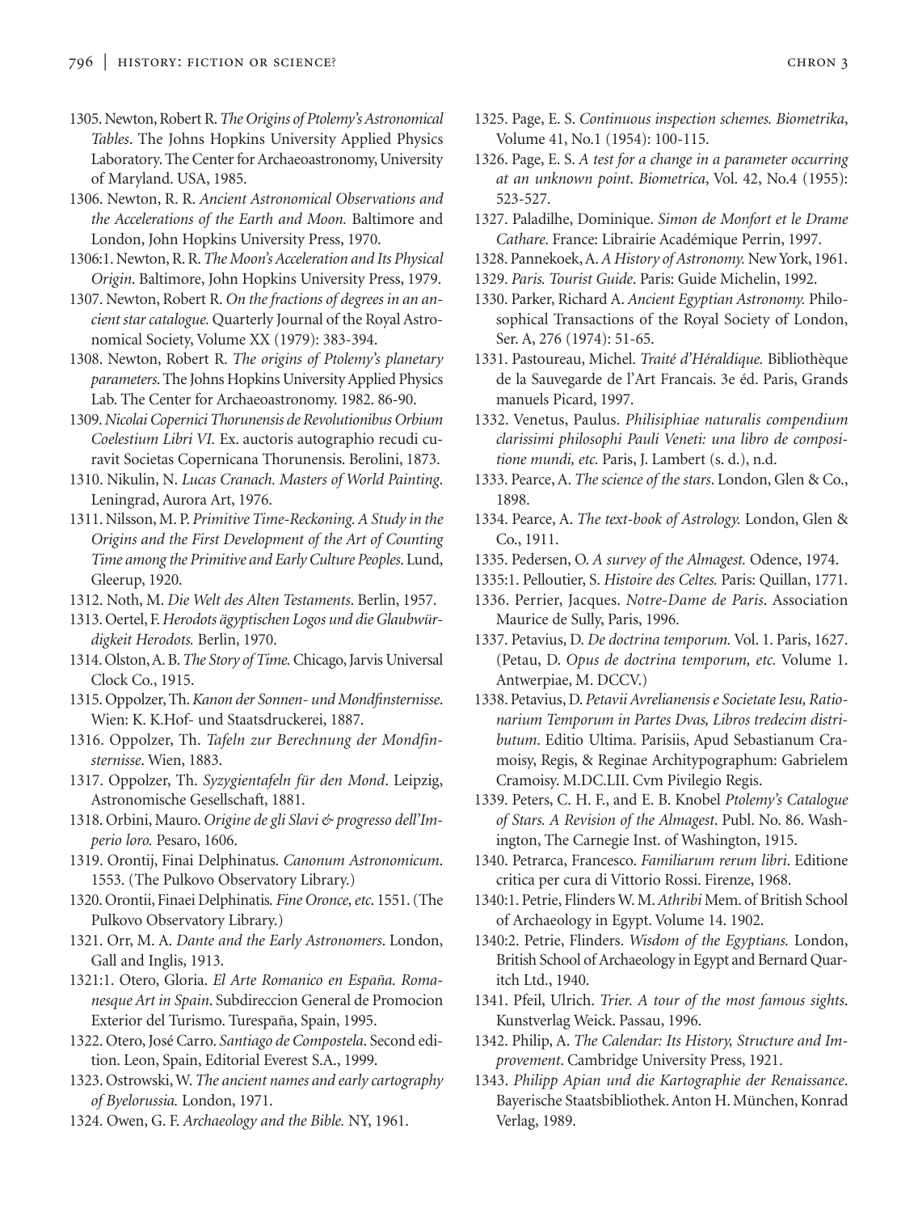1305. Newton, Robert R. *The Origins of Ptolemy's Astronomical Tables*. The Johns Hopkins University Applied Physics Laboratory. The Center for Archaeoastronomy, University of Maryland. USA, 1985.

1306. Newton, R. R. *Ancient Astronomical Observations and the Accelerations of the Earth and Moon.* Baltimore and London, John Hopkins University Press, 1970.

1306:1. Newton, R. R. *The Moon's Acceleration and Its Physical Origin*. Baltimore, John Hopkins University Press, 1979.

1307. Newton, Robert R. *On the fractions of degrees in an ancient star catalogue.* Quarterly Journal of the Royal Astronomical Society, Volume XX (1979): 383-394.

1308. Newton, Robert R. *The origins of Ptolemy's planetary parameters.* The Johns Hopkins University Applied Physics Lab. The Center for Archaeoastronomy. 1982. 86-90.

1309. *Nicolai Copernici Thorunensis de Revolutionibus Orbium Coelestium Libri VI.* Ex. auctoris autographio recudi curavit Societas Copernicana Thorunensis. Berolini, 1873.

1310. Nikulin, N. *Lucas Cranach. Masters of World Painting*. Leningrad, Aurora Art, 1976.

1311. Nilsson, M. P. *Primitive Time-Reckoning. A Study in the Origins and the First Development of the Art of Counting Time among the Primitive and Early Culture Peoples.* Lund, Gleerup, 1920.

1312. Noth, M. *Die Welt des Alten Testaments*. Berlin, 1957.

1313. Oertel, F. *Herodots ägyptischen Logos und die Glaubwürdigkeit Herodots.* Berlin, 1970.

1314. Olston, A. B. *The Story of Time.* Chicago, Jarvis Universal Clock Co., 1915.

1315. Oppolzer, Th. *Kanon der Sonnen- und Mondfinsternisse*. Wien: K. K.Hof- und Staatsdruckerei, 1887.

1316. Oppolzer, Th. *Tafeln zur Berechnung der Mondfinsternisse*. Wien, 1883.

1317. Oppolzer, Th. *Syzygientafeln für den Mond*. Leipzig, Astronomische Gesellschaft, 1881.

1318. Orbini, Mauro. *Origine de gli Slavi & progresso dell'Imperio loro.* Pesaro, 1606.

1319. Orontij, Finai Delphinatus. *Canonum Astronomicum*. 1553. (The Pulkovo Observatory Library.)

1320. Orontii, Finaei Delphinatis. *Fine Oronce, etc*. 1551. (The Pulkovo Observatory Library.)

1321. Orr, M. A. *Dante and the Early Astronomers*. London, Gall and Inglis, 1913.

1321:1. Otero, Gloria. *El Arte Romanico en España. Romanesque Art in Spain*. Subdireccion General de Promocion Exterior del Turismo. Turespaña, Spain, 1995.

1322. Otero, José Carro. *Santiago de Compostela*. Second edition. Leon, Spain, Editorial Everest S.A., 1999.

1323. Ostrowski, W. *The ancient names and early cartography of Byelorussia.* London, 1971.

1324. Owen, G. F. *Archaeology and the Bible.* NY, 1961.

1325. Page, E. S. *Continuous inspection schemes. Biometrika*, Volume 41, No.1 (1954): 100-115.

1326. Page, E. S. *A test for a change in a parameter occurring at an unknown point*. *Biometrica*, Vol. 42, No.4 (1955): 523-527.

1327. Paladilhe, Dominique. *Simon de Monfort et le Drame Cathare*. France: Librairie Académique Perrin, 1997.

1328. Pannekoek, A. *A History of Astronomy.* New York, 1961.

1329. *Paris. Tourist Guide*. Paris: Guide Michelin, 1992.

1330. Parker, Richard A. *Ancient Egyptian Astronomy.* Philosophical Transactions of the Royal Society of London, Ser. A, 276 (1974): 51-65.

1331. Pastoureau, Michel. *Traité d'Héraldique.* Bibliothèque de la Sauvegarde de l'Art Francais. 3e éd. Paris, Grands manuels Picard, 1997.

1332. Venetus, Paulus. *Philisiphiae naturalis compendium clarissimi philosophi Pauli Veneti: una libro de compositione mundi, etc.* Paris, J. Lambert (s. d.), n.d.

1333. Pearce, A. *The science of the stars*. London, Glen & Co., 1898.

1334. Pearce, A. *The text-book of Astrology.* London, Glen & Co., 1911.

1335. Pedersen, O. *A survey of the Almagest.* Odence, 1974.

1335:1. Pelloutier, S. *Histoire des Celtes.* Paris: Quillan, 1771.

1336. Perrier, Jacques. *Notre-Dame de Paris*. Association Maurice de Sully, Paris, 1996.

1337. Petavius, D. *De doctrina temporum.* Vol. 1. Paris, 1627. (Petau, D. *Opus de doctrina temporum, etc.* Volume 1. Antwerpiae, M. DCCV.)

1338. Petavius, D. *Petavii Avrelianensis e Societate Iesu, Rationarium Temporum in Partes Dvas, Libros tredecim distributum*. Editio Ultima. Parisiis, Apud Sebastianum Cramoisy, Regis, & Reginae Architypographum: Gabrielem Cramoisy. M.DC.LII. Cvm Pivilegio Regis.

1339. Peters, C. H. F., and E. B. Knobel *Ptolemy's Catalogue of Stars. A Revision of the Almagest*. Publ. No. 86. Washington, The Carnegie Inst. of Washington, 1915.

1340. Petrarca, Francesco. *Familiarum rerum libri*. Editione critica per cura di Vittorio Rossi. Firenze, 1968.

1340:1. Petrie, Flinders W. M. *Athribi* Mem. of British School of Archaeology in Egypt. Volume 14. 1902.

1340:2. Petrie, Flinders. *Wisdom of the Egyptians.* London, British School of Archaeology in Egypt and Bernard Quaritch Ltd., 1940.

1341. Pfeil, Ulrich. *Trier. A tour of the most famous sights*. Kunstverlag Weick. Passau, 1996.

1342. Philip, A. *The Calendar: Its History, Structure and Improvement*. Cambridge University Press, 1921.

1343. *Philipp Apian und die Kartographie der Renaissance*. Bayerische Staatsbibliothek. Anton H. München, Konrad Verlag, 1989.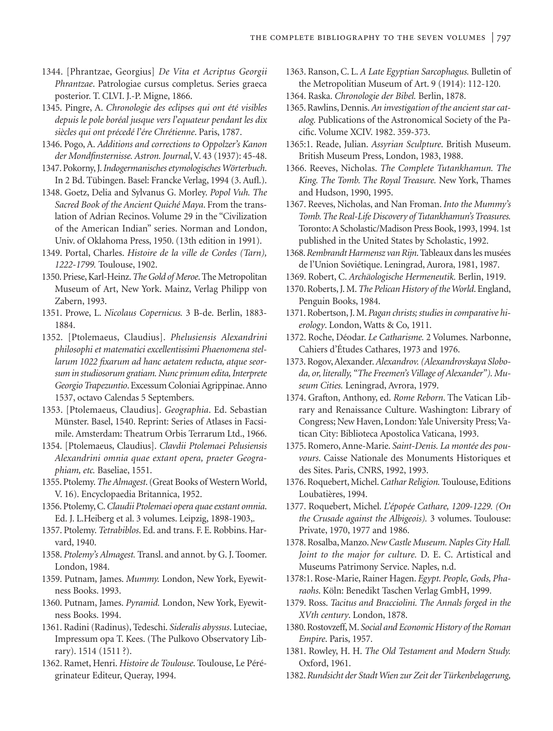1344. [Phrantzae, Georgius] *De Vita et Acriptus Georgii Phrantzae*. Patrologiae cursus completus. Series graeca posterior. T. CLVI. J.-P. Migne, 1866.

1345. Pingre, A. *Chronologie des eclipses qui ont été visibles depuis le pole boréal jusque vers l'equateur pendant les dix siècles qui ont précedé l'ére Chrétienne*. Paris, 1787.

1346. Pogo, A. *Additions and corrections to Oppolzer's Kanon der Mondfinsternisse. Astron. Journal*, V. 43 (1937): 45-48.

1347. Pokorny, J. *Indogermanisches etymologisches Wörterbuch*. In 2 Bd. Tübingen. Basel: Francke Verlag, 1994 (3. Aufl.).

1348. Goetz, Delia and Sylvanus G. Morley. *Popol Vuh. The Sacred Book of the Ancient Quiché Maya*. From the translation of Adrian Recinos. Volume 29 in the "Civilization of the American Indian" series. Norman and London, Univ. of Oklahoma Press, 1950. (13th edition in 1991).

1349. Portal, Charles. *Histoire de la ville de Cordes (Tarn), 1222-1799.* Toulouse, 1902.

1350. Priese, Karl-Heinz. *The Gold of Meroe*. The Metropolitan Museum of Art, New York. Mainz, Verlag Philipp von Zabern, 1993.

1351. Prowe, L. *Nicolaus Copernicus.* 3 B-de. Berlin, 1883-1884.

1352. [Ptolemaeus, Claudius]. *Phelusiensis Alexandrini philosophi et matematici excellentissimi Phaenomena stellarum 1022 fixarum ad hanc aetatem reducta, atque seorsum in studiosorum gratiam. Nunc primum edita, Interprete Georgio Trapezuntio*. Excessum Coloniai Agrippinae. Anno 1537, octavo Calendas 5 Septembers.

1353. [Ptolemaeus, Claudius]. *Geographia*. Ed. Sebastian Münster. Basel, 1540. Reprint: Series of Atlases in Facsimile. Amsterdam: Theatrum Orbis Terrarum Ltd., 1966.

1354. [Ptolemaeus, Claudius]. *Clavdii Ptolemaei Pelusiensis Alexandrini omnia quae extant opera, praeter Geographiam, etc.* Baseliae, 1551.

1355. Ptolemy. *The Almagest*. (Great Books of Western World, V. 16). Encyclopaedia Britannica, 1952.

1356. Ptolemy, C. *Claudii Ptolemaei opera quae exstant omnia*. Ed. J. L.Heiberg et al. 3 volumes. Leipzig, 1898-1903,.

1357. Ptolemy. *Tetrabiblos*. Ed. and trans. F. E. Robbins. Harvard, 1940.

1358. *Ptolemy's Almagest.* Transl. and annot. by G. J. Toomer. London, 1984.

1359. Putnam, James. *Mummy.* London, New York, Eyewitness Books. 1993.

1360. Putnam, James. *Pyramid.* London, New York, Eyewitness Books. 1994.

1361. Radini (Radinus), Tedeschi. *Sideralis abyssus*. Luteciae, Impressum opa T. Kees. (The Pulkovo Observatory Library). 1514 (1511 ?).

1362. Ramet, Henri. *Histoire de Toulouse*. Toulouse, Le Pérégrinateur Editeur, Queray, 1994.

1363. Ranson, C. L. *A Late Egyptian Sarcophagus.* Bulletin of the Metropolitan Museum of Art. 9 (1914): 112-120.

1364. Raska. *Chronologie der Bibel.* Berlin, 1878.

1365. Rawlins, Dennis. *An investigation of the ancient star catalog.* Publications of the Astronomical Society of the Pacific. Volume XCIV. 1982. 359-373.

1365:1. Reade, Julian. *Assyrian Sculpture*. British Museum. British Museum Press, London, 1983, 1988.

1366. Reeves, Nicholas. *The Complete Tutankhamun. The King. The Tomb. The Royal Treasure.* New York, Thames and Hudson, 1990, 1995.

1367. Reeves, Nicholas, and Nan Froman. *Into the Mummy's Tomb. The Real-Life Discovery of Tutankhamun's Treasures.* Toronto: A Scholastic/Madison Press Book, 1993, 1994. 1st published in the United States by Scholastic, 1992.

1368. *Rembrandt Harmensz van Rijn*. Tableaux dans les musées de l'Union Soviétique. Leningrad, Aurora, 1981, 1987.

1369. Robert, C. *Archäologische Hermeneutik.* Berlin, 1919.

1370. Roberts, J. M. *The Pelican History of the World*. England, Penguin Books, 1984.

1371. Robertson, J. M. *Pagan christs; studies in comparative hierology*. London, Watts & Co, 1911.

1372. Roche, Déodar. *Le Catharisme.* 2 Volumes. Narbonne, Cahiers d'Études Cathares, 1973 and 1976.

1373. Rogov, Alexander. *Alexandrov. (Alexandrovskaya Sloboda, or, literally, "The Freemen's Village of Alexander"). Museum Cities.* Leningrad, Avrora, 1979.

1374. Grafton, Anthony, ed. *Rome Reborn*. The Vatican Library and Renaissance Culture. Washington: Library of Congress; New Haven, London: Yale University Press; Vatican City: Biblioteca Apostolica Vaticana, 1993.

1375. Romero, Anne-Marie. *Saint-Denis. La montée des pouvours*. Caisse Nationale des Monuments Historiques et des Sites. Paris, CNRS, 1992, 1993.

1376. Roquebert, Michel. *Cathar Religion.* Toulouse, Editions Loubatières, 1994.

1377. Roquebert, Michel. *L'épopée Cathare, 1209-1229. (On the Crusade against the Albigeois).* 3 volumes. Toulouse: Private, 1970, 1977 and 1986.

1378. Rosalba, Manzo. *New Castle Museum. Naples City Hall. Joint to the major for culture.* D. E. C. Artistical and Museums Patrimony Service. Naples, n.d.

1378:1. Rose-Marie, Rainer Hagen. *Egypt. People, Gods, Pharaohs.* Köln: Benedikt Taschen Verlag GmbH, 1999.

1379. Ross. *Tacitus and Bracciolini. The Annals forged in the XVth century*. London, 1878.

1380. Rostovzeff, M. *Social and Economic History of the Roman Empire*. Paris, 1957.

1381. Rowley, H. H. *The Old Testament and Modern Study.* Oxford, 1961.

1382. *Rundsicht der Stadt Wien zur Zeit der Türkenbelagerung,*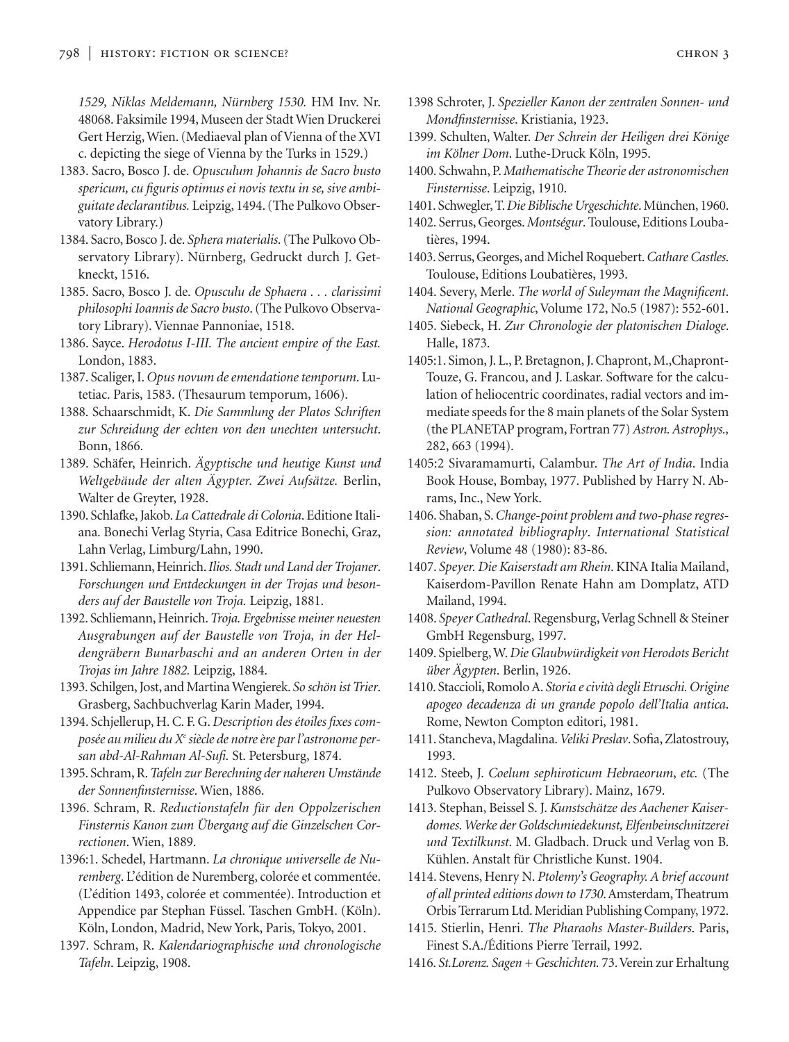*1529, Niklas Meldemann, Nürnberg 1530.* HM Inv. Nr. 48068. Faksimile 1994, Museen der Stadt Wien Druckerei Gert Herzig, Wien. (Mediaeval plan of Vienna of the XVI c. depicting the siege of Vienna by the Turks in 1529.)

1383. Sacro, Bosco J. de. *Opusculum Johannis de Sacro busto spericum, cu figuris optimus ei novis textu in se, sive ambiguitate declarantibus.* Leipzig, 1494. (The Pulkovo Observatory Library.)

1384. Sacro, Bosco J. de. *Sphera materialis*. (The Pulkovo Observatory Library). Nürnberg, Gedruckt durch J. Getkneckt, 1516.

1385. Sacro, Bosco J. de. *Opusculu de Sphaera . . . clarissimi philosophi Ioannis de Sacro busto*. (The Pulkovo Observatory Library). Viennae Pannoniae, 1518.

1386. Sayce. *Herodotus I-III. The ancient empire of the East.* London, 1883.

1387. Scaliger, I. *Opus novum de emendatione temporum*. Lutetiac. Paris, 1583. (Thesaurum temporum, 1606).

1388. Schaarschmidt, K. *Die Sammlung der Platos Schriften zur Schreidung der echten von den unechten untersucht*. Bonn, 1866.

1389. Schäfer, Heinrich. *Ägyptische und heutige Kunst und Weltgebäude der alten Ägypter. Zwei Aufsätze.* Berlin, Walter de Greyter, 1928.

1390. Schlafke, Jakob. *La Cattedrale di Colonia*. Editione Italiana. Bonechi Verlag Styria, Casa Editrice Bonechi, Graz, Lahn Verlag, Limburg/Lahn, 1990.

1391. Schliemann, Heinrich. *Ilios. Stadt und Land der Trojaner. Forschungen und Entdeckungen in der Trojas und besonders auf der Baustelle von Troja.* Leipzig, 1881.

1392. Schliemann, Heinrich. *Troja. Ergebnisse meiner neuesten Ausgrabungen auf der Baustelle von Troja, in der Heldengräbern Bunarbaschi and an anderen Orten in der Trojas im Jahre 1882.* Leipzig, 1884.

1393. Schilgen, Jost, and Martina Wengierek. *So schön ist Trier*. Grasberg, Sachbuchverlag Karin Mader, 1994.

1394. Schjellerup, H. C. F. G. *Description des étoiles fixes composée au milieu du X^e^ siècle de notre ère par l'astronome persan abd-Al-Rahman Al-Sufi.* St. Petersburg, 1874.

1395. Schram, R. *Tafeln zur Berechning der naheren Umstände der Sonnenfinsternisse*. Wien, 1886.

1396. Schram, R. *Reductionstafeln für den Oppolzerischen Finsternis Kanon zum Übergang auf die Ginzelschen Correctionen*. Wien, 1889.

1396:1. Schedel, Hartmann. *La chronique universelle de Nuremberg*. L'édition de Nuremberg, colorée et commentée. (L'édition 1493, colorée et commentée). Introduction et Appendice par Stephan Füssel. Taschen GmbH. (Köln). Köln, London, Madrid, New York, Paris, Tokyo, 2001.

1397. Schram, R. *Kalendariographische und chronologische Tafeln*. Leipzig, 1908.

1398 Schroter, J. *Spezieller Kanon der zentralen Sonnen- und Mondfinsternisse*. Kristiania, 1923.

1399. Schulten, Walter. *Der Schrein der Heiligen drei Könige im Kölner Dom*. Luthe-Druck Köln, 1995.

1400. Schwahn, P. *Mathematische Theorie der astronomischen Finsternisse*. Leipzig, 1910.

1401. Schwegler, T. *Die Biblische Urgeschichte*. München, 1960.

1402. Serrus, Georges. *Montségur*. Toulouse, Editions Loubatières, 1994.

1403. Serrus, Georges, and Michel Roquebert. *Cathare Castles.* Toulouse, Editions Loubatières, 1993.

1404. Severy, Merle. *The world of Suleyman the Magnificent. National Geographic*, Volume 172, No.5 (1987): 552-601.

1405. Siebeck, H. *Zur Chronologie der platonischen Dialoge*. Halle, 1873.

1405:1. Simon, J. L., P. Bretagnon, J. Chapront, M.,Chapront-Touze, G. Francou, and J. Laskar. Software for the calculation of heliocentric coordinates, radial vectors and immediate speeds for the 8 main planets of the Solar System (the PLANETAP program, Fortran 77) *Astron. Astrophys.,* 282, 663 (1994).

1405:2 Sivaramamurti, Calambur. *The Art of India*. India Book House, Bombay, 1977. Published by Harry N. Abrams, Inc., New York.

1406. Shaban, S. *Change-point problem and two-phase regression: annotated bibliography*. *International Statistical Review*, Volume 48 (1980): 83-86.

1407. *Speyer. Die Kaiserstadt am Rhein*. KINA Italia Mailand, Kaiserdom-Pavillon Renate Hahn am Domplatz, ATD Mailand, 1994.

1408. *Speyer Cathedral*. Regensburg, Verlag Schnell & Steiner GmbH Regensburg, 1997.

1409. Spielberg, W. *Die Glaubwürdigkeit von Herodots Bericht über Ägypten*. Berlin, 1926.

1410. Staccioli, Romolo A. *Storia e civitá degli Etruschi. Origine apogeo decadenza di un grande popolo dell'Italia antica*. Rome, Newton Compton editori, 1981.

1411. Stancheva, Magdalina. *Veliki Preslav*. Sofia, Zlatostrouy, 1993.

1412. Steeb, J. *Coelum sephiroticum Hebraeorum, etc.* (The Pulkovo Observatory Library). Mainz, 1679.

1413. Stephan, Beissel S. J. *Kunstschätze des Aachener Kaiserdomes. Werke der Goldschmiedekunst, Elfenbeinschnitzerei und Textilkunst*. M. Gladbach. Druck und Verlag von B. Kühlen. Anstalt für Christliche Kunst. 1904.

1414. Stevens, Henry N. *Ptolemy's Geography. A brief account of all printed editions down to 1730*. Amsterdam, Theatrum Orbis Terrarum Ltd. Meridian Publishing Company, 1972.

1415. Stierlin, Henri. *The Pharaohs Master-Builders.* Paris, Finest S.A./Éditions Pierre Terrail, 1992.

1416. *St.Lorenz. Sagen + Geschichten.* 73. Verein zur Erhaltung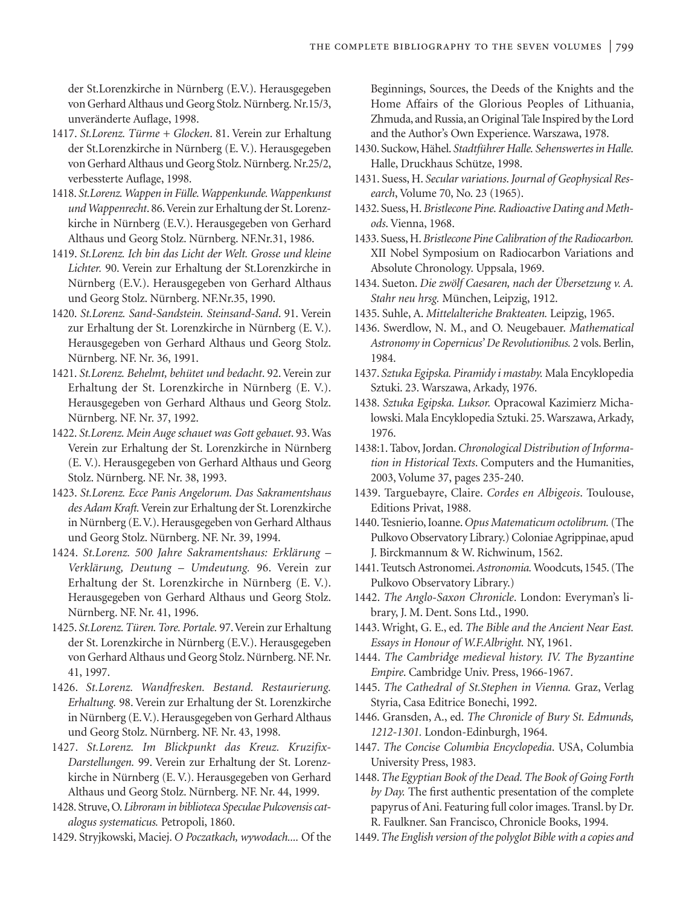der St.Lorenzkirche in Nürnberg (E.V.). Herausgegeben von Gerhard Althaus und Georg Stolz. Nürnberg. Nr.15/3, unveränderte Auflage, 1998.

1417. *St.Lorenz. Türme + Glocken*. 81. Verein zur Erhaltung der St.Lorenzkirche in Nürnberg (E. V.). Herausgegeben von Gerhard Althaus und Georg Stolz. Nürnberg. Nr.25/2, verbesserte Auflage, 1998.

1418. *St.Lorenz. Wappen in Fülle. Wappenkunde. Wappenkunst und Wappenrecht*. 86. Verein zur Erhaltung der St. Lorenzkirche in Nürnberg (E.V.). Herausgegeben von Gerhard Althaus und Georg Stolz. Nürnberg. NF.Nr.31, 1986.

1419. *St.Lorenz. Ich bin das Licht der Welt. Grosse und kleine Lichter.* 90. Verein zur Erhaltung der St.Lorenzkirche in Nürnberg (E.V.). Herausgegeben von Gerhard Althaus und Georg Stolz. Nürnberg. NF.Nr.35, 1990.

1420. *St.Lorenz. Sand-Sandstein. Steinsand-Sand*. 91. Verein zur Erhaltung der St. Lorenzkirche in Nürnberg (E. V.). Herausgegeben von Gerhard Althaus und Georg Stolz. Nürnberg. NF. Nr. 36, 1991.

1421. *St.Lorenz. Behelmt, behütet und bedacht*. 92. Verein zur Erhaltung der St. Lorenzkirche in Nürnberg (E. V.). Herausgegeben von Gerhard Althaus und Georg Stolz. Nürnberg. NF. Nr. 37, 1992.

1422. *St.Lorenz. Mein Auge schauet was Gott gebauet*. 93. Was Verein zur Erhaltung der St. Lorenzkirche in Nürnberg (E. V.). Herausgegeben von Gerhard Althaus und Georg Stolz. Nürnberg. NF. Nr. 38, 1993.

1423. *St.Lorenz. Ecce Panis Angelorum. Das Sakramentshaus des Adam Kraft.* Verein zur Erhaltung der St. Lorenzkirche in Nürnberg (E. V.). Herausgegeben von Gerhard Althaus und Georg Stolz. Nürnberg. NF. Nr. 39, 1994.

1424. *St.Lorenz. 500 Jahre Sakramentshaus: Erklärung – Verklärung, Deutung – Umdeutung.* 96. Verein zur Erhaltung der St. Lorenzkirche in Nürnberg (E. V.). Herausgegeben von Gerhard Althaus und Georg Stolz. Nürnberg. NF. Nr. 41, 1996.

1425. *St.Lorenz. Türen. Tore. Portale.* 97. Verein zur Erhaltung der St. Lorenzkirche in Nürnberg (E.V.). Herausgegeben von Gerhard Althaus und Georg Stolz. Nürnberg. NF. Nr. 41, 1997.

1426. *St.Lorenz. Wandfresken. Bestand. Restaurierung. Erhaltung.* 98. Verein zur Erhaltung der St. Lorenzkirche in Nürnberg (E. V.). Herausgegeben von Gerhard Althaus und Georg Stolz. Nürnberg. NF. Nr. 43, 1998.

1427. *St.Lorenz. Im Blickpunkt das Kreuz. Kruzifix-Darstellungen.* 99. Verein zur Erhaltung der St. Lorenzkirche in Nürnberg (E. V.). Herausgegeben von Gerhard Althaus und Georg Stolz. Nürnberg. NF. Nr. 44, 1999.

1428. Struve, O. *Libroram in biblioteca Speculae Pulcovensis catalogus systematicus.* Petropoli, 1860.

1429. Stryjkowski, Maciej. *O Poczatkach, wywodach....* Of the Beginnings, Sources, the Deeds of the Knights and the Home Affairs of the Glorious Peoples of Lithuania, Zhmuda, and Russia, an Original Tale Inspired by the Lord and the Author's Own Experience. Warszawa, 1978.

1430. Suckow, Hähel. *Stadtführer Halle. Sehenswertes in Halle.* Halle, Druckhaus Schütze, 1998.

1431. Suess, H. *Secular variations. Journal of Geophysical Research*, Volume 70, No. 23 (1965).

1432. Suess, H. *Bristlecone Pine. Radioactive Dating and Methods*. Vienna, 1968.

1433. Suess, H. *Bristlecone Pine Calibration of the Radiocarbon.* XII Nobel Symposium on Radiocarbon Variations and Absolute Chronology. Uppsala, 1969.

1434. Sueton. *Die zwölf Caesaren, nach der Übersetzung v. A. Stahr neu hrsg.* München, Leipzig, 1912.

1435. Suhle, A. *Mittelalteriche Brakteaten.* Leipzig, 1965.

1436. Swerdlow, N. M., and O. Neugebauer. *Mathematical Astronomy in Copernicus' De Revolutionibus.* 2 vols. Berlin, 1984.

1437. *Sztuka Egipska. Piramidy i mastaby.* Mala Encyklopedia Sztuki. 23. Warszawa, Arkady, 1976.

1438. *Sztuka Egipska. Luksor.* Opracowal Kazimierz Michalowski. Mala Encyklopedia Sztuki. 25. Warszawa, Arkady, 1976.

1438:1. Tabov, Jordan. *Chronological Distribution of Information in Historical Texts*. Computers and the Humanities, 2003, Volume 37, pages 235-240.

1439. Targuebayre, Claire. *Cordes en Albigeois*. Toulouse, Editions Privat, 1988.

1440. Tesnierio, Ioanne. *Opus Matematicum octolibrum.* (The Pulkovo Observatory Library.) Coloniae Agrippinae, apud J. Birckmannum & W. Richwinum, 1562.

1441. Teutsch Astronomei. *Astronomia.* Woodcuts, 1545. (The Pulkovo Observatory Library.)

1442. *The Anglo-Saxon Chronicle*. London: Everyman's library, J. M. Dent. Sons Ltd., 1990.

1443. Wright, G. E., ed. *The Bible and the Ancient Near East. Essays in Honour of W.F.Albright.* NY, 1961.

1444. *The Cambridge medieval history. IV. The Byzantine Empire*. Cambridge Univ. Press, 1966-1967.

1445. *The Cathedral of St.Stephen in Vienna.* Graz, Verlag Styria, Casa Editrice Bonechi, 1992.

1446. Gransden, A., ed. *The Chronicle of Bury St. Edmunds, 1212-1301.* London-Edinburgh, 1964.

1447. *The Concise Columbia Encyclopedia*. USA, Columbia University Press, 1983.

1448. *The Egyptian Book of the Dead. The Book of Going Forth by Day.* The first authentic presentation of the complete papyrus of Ani. Featuring full color images. Transl. by Dr. R. Faulkner. San Francisco, Chronicle Books, 1994.

1449. *The English version of the polyglot Bible with a copies and*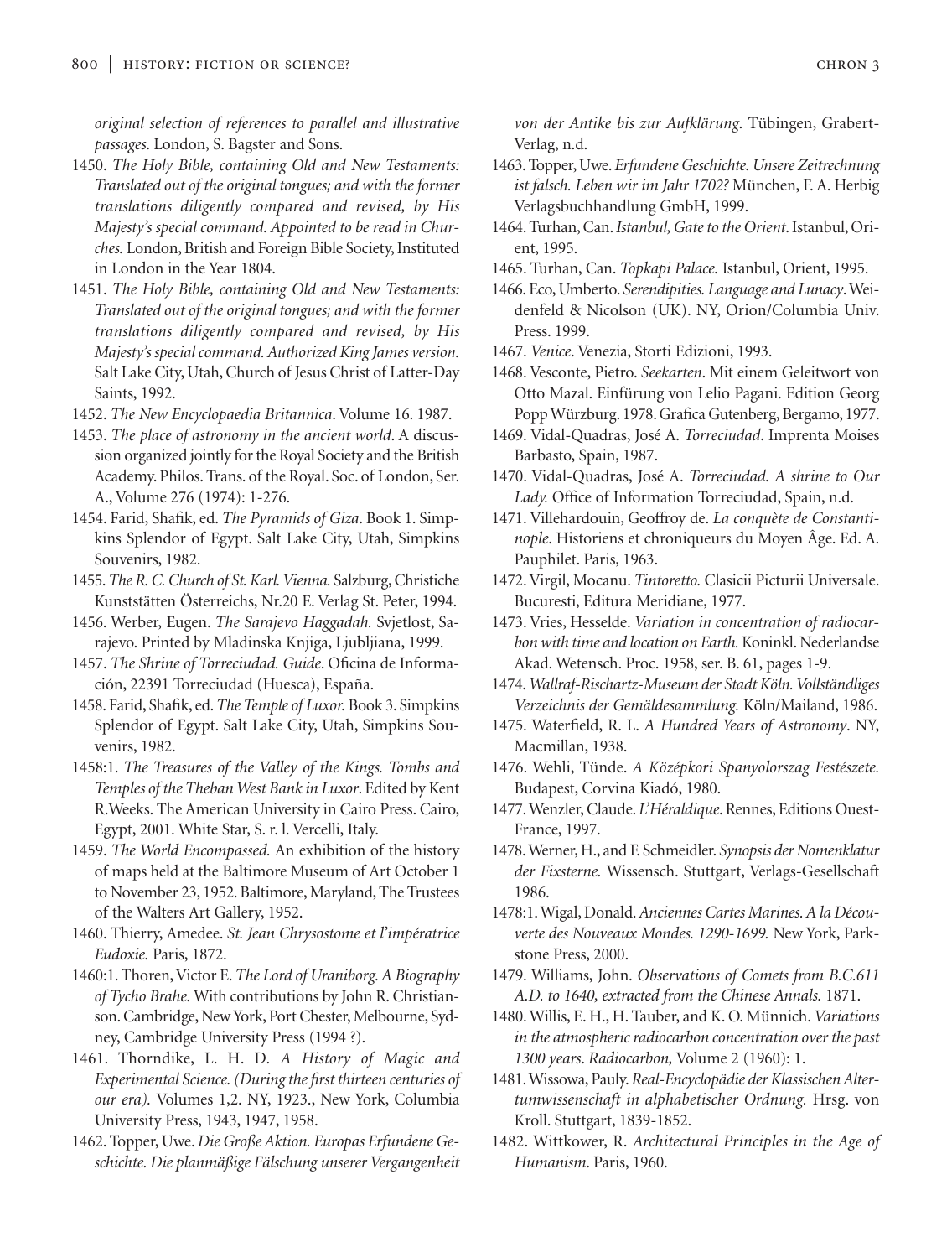*original selection of references to parallel and illustrative passages*. London, S. Bagster and Sons.

1450. *The Holy Bible, containing Old and New Testaments: Translated out of the original tongues; and with the former translations diligently compared and revised, by His Majesty's special command. Appointed to be read in Churches.* London, British and Foreign Bible Society, Instituted in London in the Year 1804.

1451. *The Holy Bible, containing Old and New Testaments: Translated out of the original tongues; and with the former translations diligently compared and revised, by His Majesty's special command. Authorized King James version.* Salt Lake City, Utah, Church of Jesus Christ of Latter-Day Saints, 1992.

1452. *The New Encyclopaedia Britannica*. Volume 16. 1987.

1453. *The place of astronomy in the ancient world*. A discussion organized jointly for the Royal Society and the British Academy. Philos. Trans. of the Royal. Soc. of London, Ser. A., Volume 276 (1974): 1-276.

1454. Farid, Shafik, ed. *The Pyramids of Giza*. Book 1. Simpkins Splendor of Egypt. Salt Lake City, Utah, Simpkins Souvenirs, 1982.

1455. *The R. C. Church of St. Karl. Vienna.* Salzburg, Christiche Kunststätten Österreichs, Nr.20 E. Verlag St. Peter, 1994.

1456. Werber, Eugen. *The Sarajevo Haggadah.* Svjetlost, Sarajevo. Printed by Mladinska Knjiga, Ljubljiana, 1999.

1457. *The Shrine of Torreciudad. Guide*. Oficina de Información, 22391 Torreciudad (Huesca), España.

1458. Farid, Shafik, ed. *The Temple of Luxor.* Book 3. Simpkins Splendor of Egypt. Salt Lake City, Utah, Simpkins Souvenirs, 1982.

1458:1. *The Treasures of the Valley of the Kings. Tombs and Temples of the Theban West Bank in Luxor*. Edited by Kent R.Weeks. The American University in Cairo Press. Cairo, Egypt, 2001. White Star, S. r. l. Vercelli, Italy.

1459. *The World Encompassed.* An exhibition of the history of maps held at the Baltimore Museum of Art October 1 to November 23, 1952. Baltimore, Maryland, The Trustees of the Walters Art Gallery, 1952.

1460. Thierry, Amedee. *St. Jean Chrysostome et l'impératrice Eudoxie.* Paris, 1872.

1460:1. Thoren, Victor E. *The Lord of Uraniborg. A Biography of Tycho Brahe.* With contributions by John R. Christianson. Cambridge, New York, Port Chester, Melbourne, Sydney, Cambridge University Press (1994 ?).

1461. Thorndike, L. H. D. *A History of Magic and Experimental Science. (During the first thirteen centuries of our era).* Volumes 1,2. NY, 1923., New York, Columbia University Press, 1943, 1947, 1958.

1462. Topper, Uwe. *Die Große Aktion. Europas Erfundene Geschichte. Die planmäßige Fälschung unserer Vergangenheit von der Antike bis zur Aufklärung*. Tübingen, Grabert-Verlag, n.d.

1463. Topper, Uwe. *Erfundene Geschichte. Unsere Zeitrechnung ist falsch. Leben wir im Jahr 1702?* München, F. A. Herbig Verlagsbuchhandlung GmbH, 1999.

1464. Turhan, Can. *Istanbul, Gate to the Orient*. Istanbul, Orient, 1995.

1465. Turhan, Can. *Topkapi Palace.* Istanbul, Orient, 1995.

1466. Eco, Umberto. *Serendipities. Language and Lunacy*. Weidenfeld & Nicolson (UK). NY, Orion/Columbia Univ. Press. 1999.

1467. *Venice*. Venezia, Storti Edizioni, 1993.

1468. Vesconte, Pietro. *Seekarten*. Mit einem Geleitwort von Otto Mazal. Einfürung von Lelio Pagani. Edition Georg Popp Würzburg. 1978. Grafica Gutenberg, Bergamo, 1977.

1469. Vidal-Quadras, José A. *Torreciudad*. Imprenta Moises Barbasto, Spain, 1987.

1470. Vidal-Quadras, José A. *Torreciudad. A shrine to Our Lady.* Office of Information Torreciudad, Spain, n.d.

1471. Villehardouin, Geoffroy de. *La conquète de Constantinople*. Historiens et chroniqueurs du Moyen Âge. Ed. A. Pauphilet. Paris, 1963.

1472. Virgil, Mocanu. *Tintoretto.* Clasicii Picturii Universale. Bucuresti, Editura Meridiane, 1977.

1473. Vries, Hesselde. *Variation in concentration of radiocarbon with time and location on Earth.* Koninkl. Nederlandse Akad. Wetensch. Proc. 1958, ser. B. 61, pages 1-9.

1474. *Wallraf-Rischartz-Museum der Stadt Köln. Vollständliges Verzeichnis der Gemäldesammlung.* Köln/Mailand, 1986.

1475. Waterfield, R. L. *A Hundred Years of Astronomy*. NY, Macmillan, 1938.

1476. Wehli, Tünde. *A Középkori Spanyolorszag Festészete.* Budapest, Corvina Kiadó, 1980.

1477. Wenzler, Claude. *L'Héraldique*. Rennes, Editions Ouest-France, 1997.

1478. Werner, H., and F. Schmeidler. *Synopsis der Nomenklatur der Fixsterne.* Wissensch. Stuttgart, Verlags-Gesellschaft 1986.

1478:1. Wigal, Donald. *Anciennes Cartes Marines. A la Découverte des Nouveaux Mondes. 1290-1699.* New York, Parkstone Press, 2000.

1479. Williams, John. *Observations of Comets from B.C.611 A.D. to 1640, extracted from the Chinese Annals.* 1871.

1480. Willis, E. H., H. Tauber, and K. O. Münnich. *Variations in the atmospheric radiocarbon concentration over the past 1300 years*. *Radiocarbon,* Volume 2 (1960): 1.

1481. Wissowa, Pauly. *Real-Encyclopädie der Klassischen Altertumwissenschaft in alphabetischer Ordnung.* Hrsg. von Kroll. Stuttgart, 1839-1852.

1482. Wittkower, R. *Architectural Principles in the Age of Humanism*. Paris, 1960.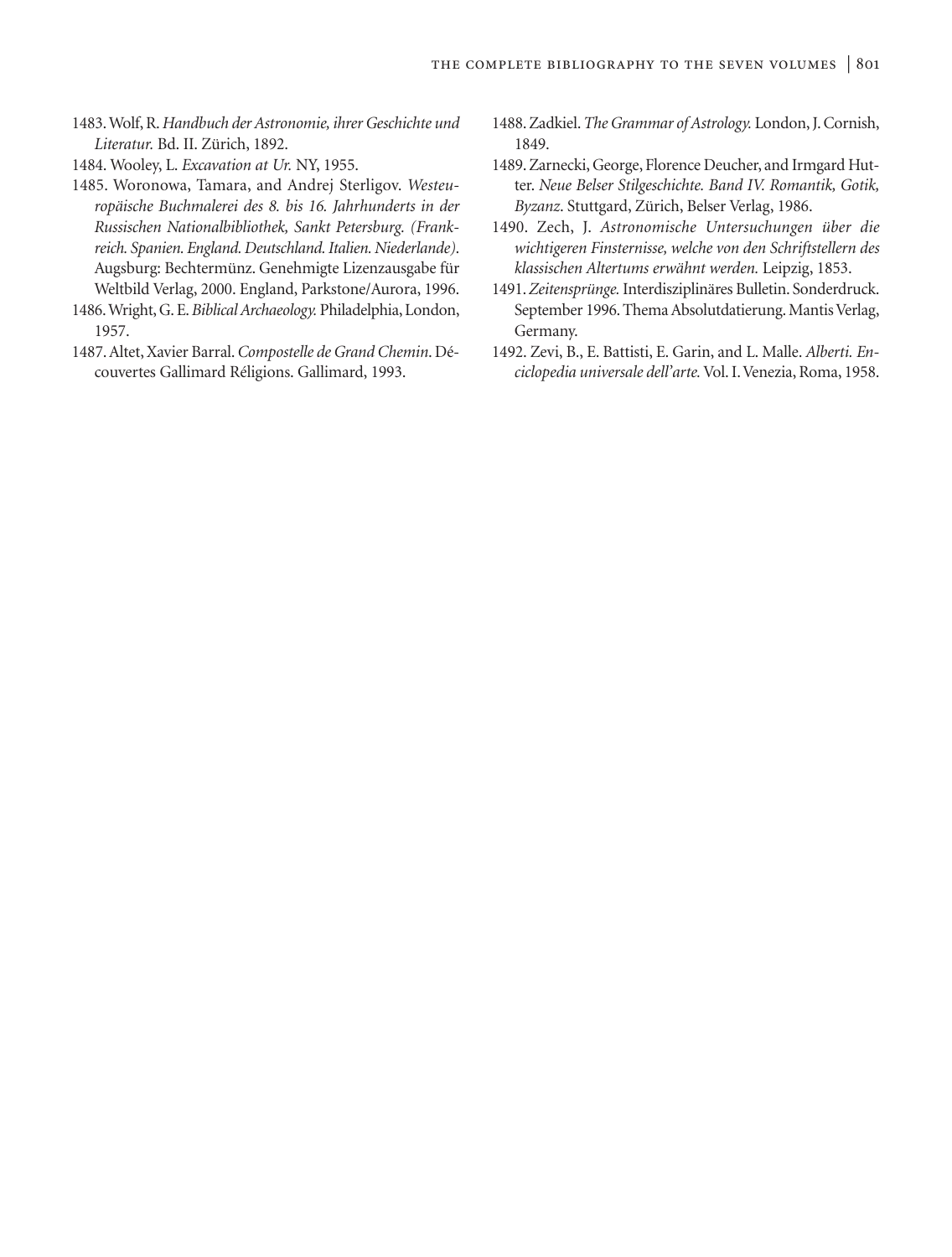1483. Wolf, R. *Handbuch der Astronomie, ihrer Geschichte und Literatur.* Bd. II. Zürich, 1892.

1484. Wooley, L. *Excavation at Ur.* NY, 1955.

1485. Woronowa, Tamara, and Andrej Sterligov. *Westeuropäische Buchmalerei des 8. bis 16. Jahrhunderts in der Russischen Nationalbibliothek, Sankt Petersburg. (Frankreich. Spanien. England. Deutschland. Italien. Niederlande).* Augsburg: Bechtermünz. Genehmigte Lizenzausgabe für Weltbild Verlag, 2000. England, Parkstone/Aurora, 1996.

1486. Wright, G. E. *Biblical Archaeology.* Philadelphia, London, 1957.

1487. Altet, Xavier Barral. *Compostelle de Grand Chemin*. Découvertes Gallimard Réligions. Gallimard, 1993.

1488. Zadkiel. *The Grammar of Astrology.* London, J. Cornish, 1849.

1489. Zarnecki, George, Florence Deucher, and Irmgard Hutter. *Neue Belser Stilgeschichte. Band IV. Romantik, Gotik, Byzanz*. Stuttgard, Zürich, Belser Verlag, 1986.

1490. Zech, J. *Astronomische Untersuchungen über die wichtigeren Finsternisse, welche von den Schriftstellern des klassischen Altertums erwähnt werden.* Leipzig, 1853.

1491. *Zeitensprünge.* Interdisziplinäres Bulletin. Sonderdruck. September 1996. Thema Absolutdatierung. Mantis Verlag, Germany.

1492. Zevi, B., E. Battisti, E. Garin, and L. Malle. *Alberti. Enciclopedia universale dell'arte.* Vol. I. Venezia, Roma, 1958.